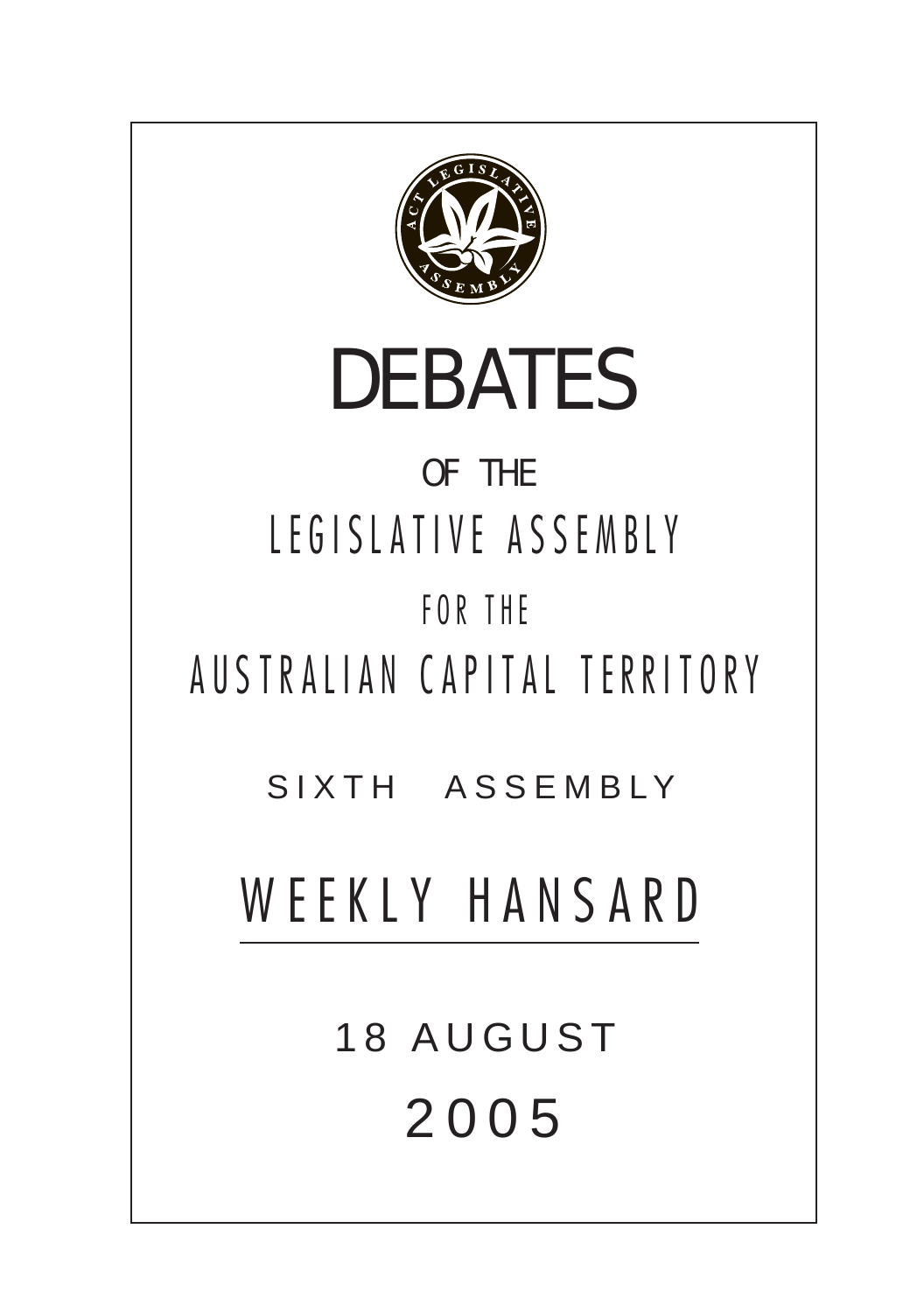# DEBATES

OF THE

LEGISLATIVE ASSEMBLY

FOR THE

AUSTRALIAN CAPITAL TERRITORY

SIXTH ASSEMBLY

## WEEKLY HANSARD

18 AUGUST

2005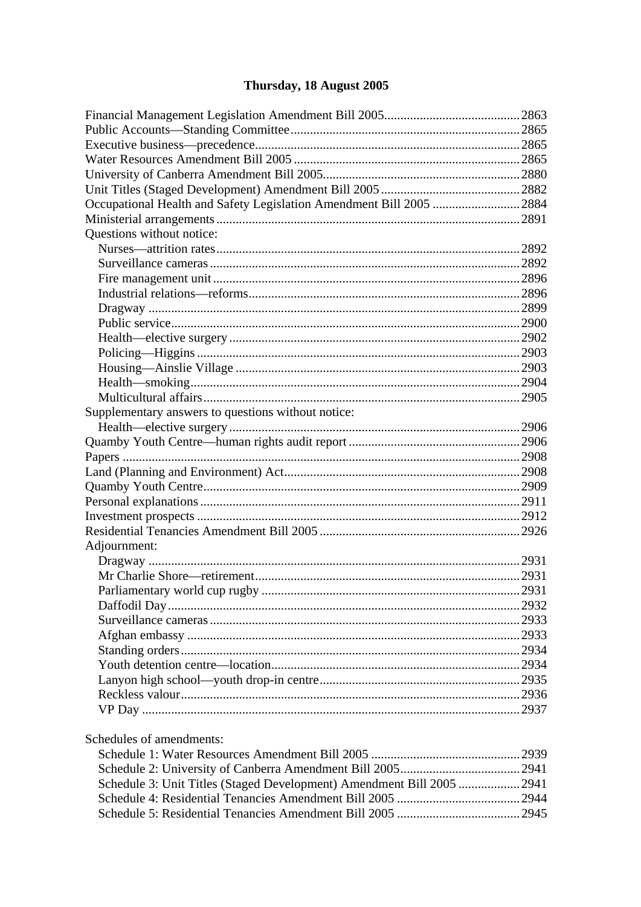# Thursday, 18 August 2005

Financial Management Legislation Amendment Bill 2005 ... 2863
Public Accounts—Standing Committee ... 2865
Executive business—precedence ... 2865
Water Resources Amendment Bill 2005 ... 2865
University of Canberra Amendment Bill 2005 ... 2880
Unit Titles (Staged Development) Amendment Bill 2005 ... 2882
Occupational Health and Safety Legislation Amendment Bill 2005 ... 2884
Ministerial arrangements ... 2891
Questions without notice:
- Nurses—attrition rates ... 2892
- Surveillance cameras ... 2892
- Fire management unit ... 2896
- Industrial relations—reforms ... 2896
- Dragway ... 2899
- Public service ... 2900
- Health—elective surgery ... 2902
- Policing—Higgins ... 2903
- Housing—Ainslie Village ... 2903
- Health—smoking ... 2904
- Multicultural affairs ... 2905

Supplementary answers to questions without notice:
- Health—elective surgery ... 2906

Quamby Youth Centre—human rights audit report ... 2906
Papers ... 2908
Land (Planning and Environment) Act ... 2908
Quamby Youth Centre ... 2909
Personal explanations ... 2911
Investment prospects ... 2912
Residential Tenancies Amendment Bill 2005 ... 2926
Adjournment:
- Dragway ... 2931
- Mr Charlie Shore—retirement ... 2931
- Parliamentary world cup rugby ... 2931
- Daffodil Day ... 2932
- Surveillance cameras ... 2933
- Afghan embassy ... 2933
- Standing orders ... 2934
- Youth detention centre—location ... 2934
- Lanyon high school—youth drop-in centre ... 2935
- Reckless valour ... 2936
- VP Day ... 2937

Schedules of amendments:
- Schedule 1: Water Resources Amendment Bill 2005 ... 2939
- Schedule 2: University of Canberra Amendment Bill 2005 ... 2941
- Schedule 3: Unit Titles (Staged Development) Amendment Bill 2005 ... 2941
- Schedule 4: Residential Tenancies Amendment Bill 2005 ... 2944
- Schedule 5: Residential Tenancies Amendment Bill 2005 ... 2945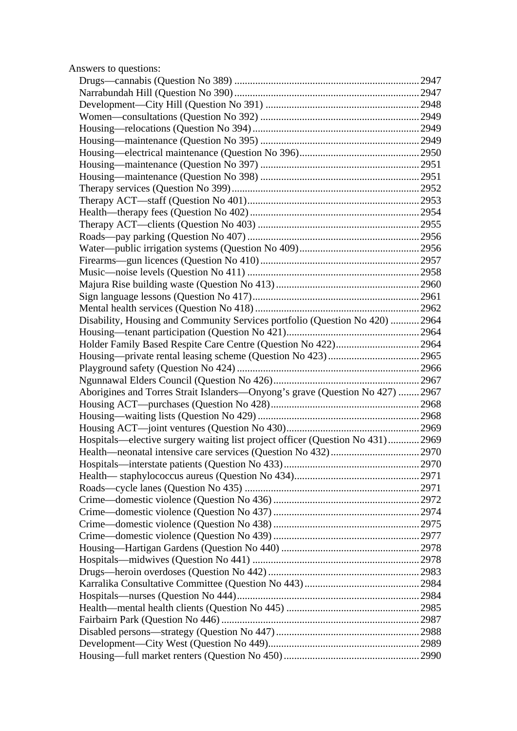Answers to questions:

- Drugs—cannabis (Question No 389) ....... 2947
- Narrabundah Hill (Question No 390) ....... 2947
- Development—City Hill (Question No 391) ....... 2948
- Women—consultations (Question No 392) ....... 2949
- Housing—relocations (Question No 394) ....... 2949
- Housing—maintenance (Question No 395) ....... 2949
- Housing—electrical maintenance (Question No 396) ....... 2950
- Housing—maintenance (Question No 397) ....... 2951
- Housing—maintenance (Question No 398) ....... 2951
- Therapy services (Question No 399) ....... 2952
- Therapy ACT—staff (Question No 401) ....... 2953
- Health—therapy fees (Question No 402) ....... 2954
- Therapy ACT—clients (Question No 403) ....... 2955
- Roads—pay parking (Question No 407) ....... 2956
- Water—public irrigation systems (Question No 409) ....... 2956
- Firearms—gun licences (Question No 410) ....... 2957
- Music—noise levels (Question No 411) ....... 2958
- Majura Rise building waste (Question No 413) ....... 2960
- Sign language lessons (Question No 417) ....... 2961
- Mental health services (Question No 418) ....... 2962
- Disability, Housing and Community Services portfolio (Question No 420) ....... 2964
- Housing—tenant participation (Question No 421) ....... 2964
- Holder Family Based Respite Care Centre (Question No 422) ....... 2964
- Housing—private rental leasing scheme (Question No 423) ....... 2965
- Playground safety (Question No 424) ....... 2966
- Ngunnawal Elders Council (Question No 426) ....... 2967
- Aborigines and Torres Strait Islanders—Onyong's grave (Question No 427) ....... 2967
- Housing ACT—purchases (Question No 428) ....... 2968
- Housing—waiting lists (Question No 429) ....... 2968
- Housing ACT—joint ventures (Question No 430) ....... 2969
- Hospitals—elective surgery waiting list project officer (Question No 431) ....... 2969
- Health—neonatal intensive care services (Question No 432) ....... 2970
- Hospitals—interstate patients (Question No 433) ....... 2970
- Health— staphylococcus aureus (Question No 434) ....... 2971
- Roads—cycle lanes (Question No 435) ....... 2971
- Crime—domestic violence (Question No 436) ....... 2972
- Crime—domestic violence (Question No 437) ....... 2974
- Crime—domestic violence (Question No 438) ....... 2975
- Crime—domestic violence (Question No 439) ....... 2977
- Housing—Hartigan Gardens (Question No 440) ....... 2978
- Hospitals—midwives (Question No 441) ....... 2978
- Drugs—heroin overdoses (Question No 442) ....... 2983
- Karralika Consultative Committee (Question No 443) ....... 2984
- Hospitals—nurses (Question No 444) ....... 2984
- Health—mental health clients (Question No 445) ....... 2985
- Fairbairn Park (Question No 446) ....... 2987
- Disabled persons—strategy (Question No 447) ....... 2988
- Development—City West (Question No 449) ....... 2989
- Housing—full market renters (Question No 450) ....... 2990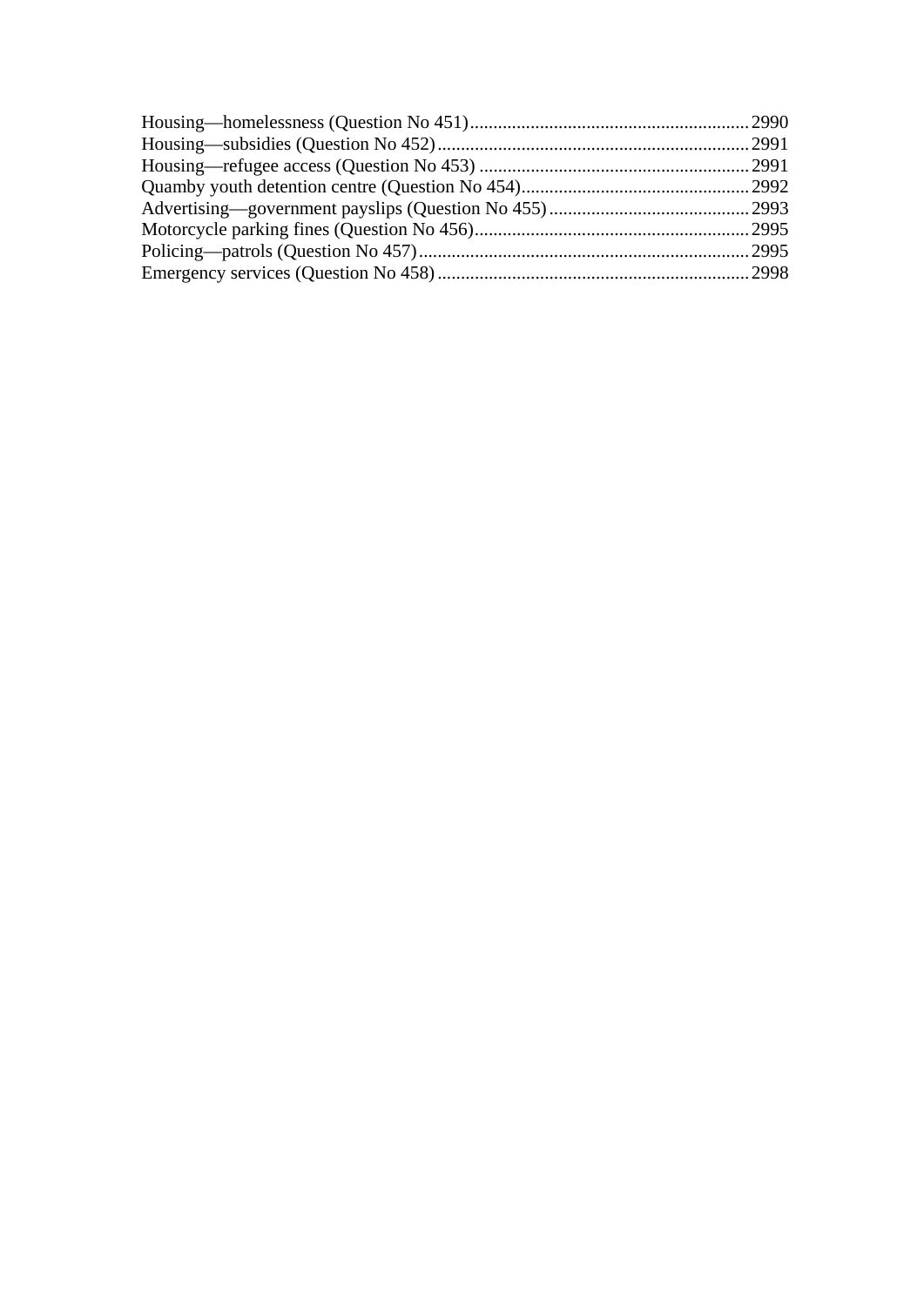Housing—homelessness (Question No 451)............................................................2990
Housing—subsidies (Question No 452)..................................................................2991
Housing—refugee access (Question No 453) ..........................................................2991
Quamby youth detention centre (Question No 454).................................................2992
Advertising—government payslips (Question No 455)...........................................2993
Motorcycle parking fines (Question No 456)...........................................................2995
Policing—patrols (Question No 457).......................................................................2995
Emergency services (Question No 458)...................................................................2998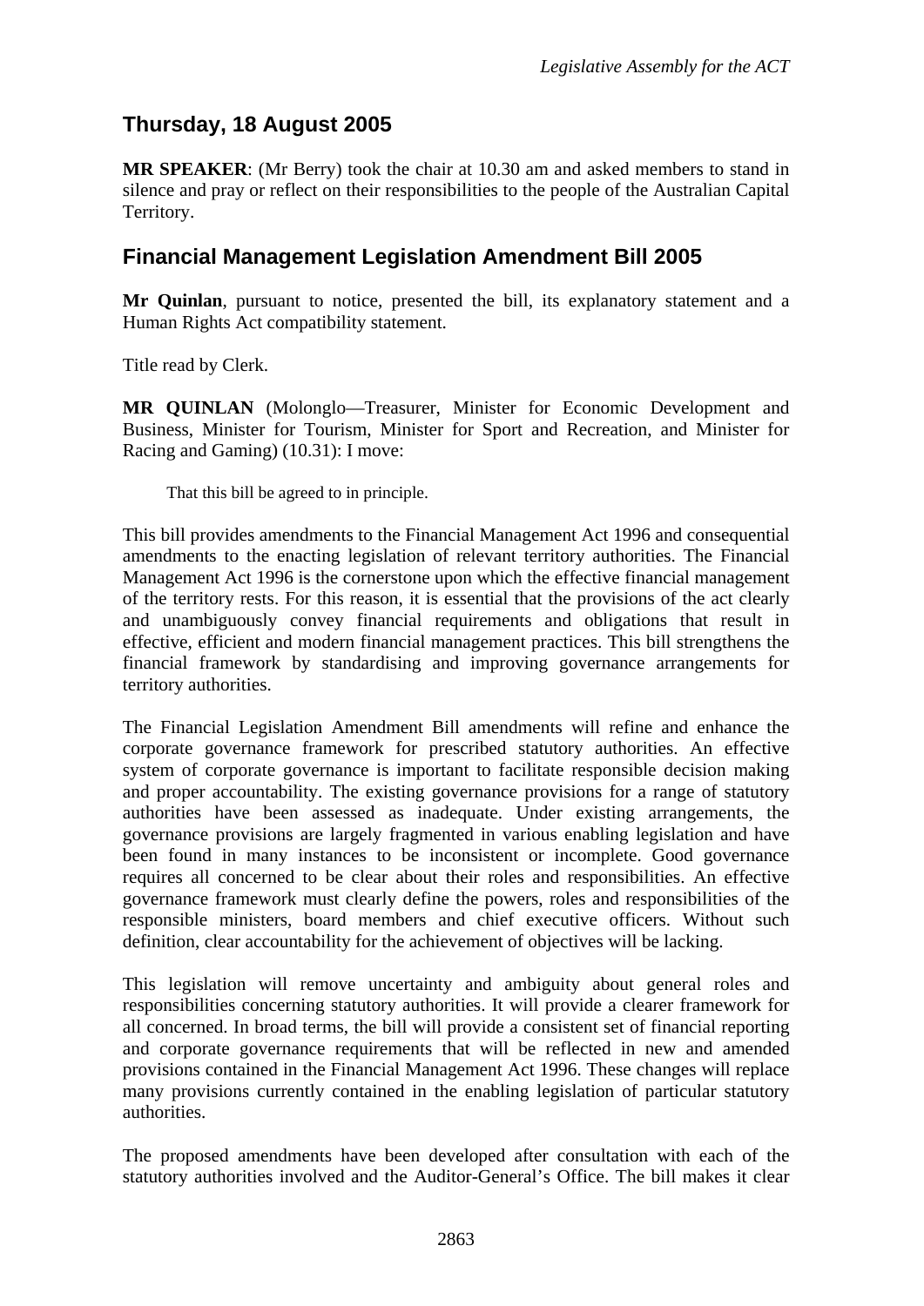## Thursday, 18 August 2005

**MR SPEAKER**: (Mr Berry) took the chair at 10.30 am and asked members to stand in silence and pray or reflect on their responsibilities to the people of the Australian Capital Territory.

## Financial Management Legislation Amendment Bill 2005

**Mr Quinlan**, pursuant to notice, presented the bill, its explanatory statement and a Human Rights Act compatibility statement.

Title read by Clerk.

**MR QUINLAN** (Molonglo—Treasurer, Minister for Economic Development and Business, Minister for Tourism, Minister for Sport and Recreation, and Minister for Racing and Gaming) (10.31): I move:

> That this bill be agreed to in principle.

This bill provides amendments to the Financial Management Act 1996 and consequential amendments to the enacting legislation of relevant territory authorities. The Financial Management Act 1996 is the cornerstone upon which the effective financial management of the territory rests. For this reason, it is essential that the provisions of the act clearly and unambiguously convey financial requirements and obligations that result in effective, efficient and modern financial management practices. This bill strengthens the financial framework by standardising and improving governance arrangements for territory authorities.

The Financial Legislation Amendment Bill amendments will refine and enhance the corporate governance framework for prescribed statutory authorities. An effective system of corporate governance is important to facilitate responsible decision making and proper accountability. The existing governance provisions for a range of statutory authorities have been assessed as inadequate. Under existing arrangements, the governance provisions are largely fragmented in various enabling legislation and have been found in many instances to be inconsistent or incomplete. Good governance requires all concerned to be clear about their roles and responsibilities. An effective governance framework must clearly define the powers, roles and responsibilities of the responsible ministers, board members and chief executive officers. Without such definition, clear accountability for the achievement of objectives will be lacking.

This legislation will remove uncertainty and ambiguity about general roles and responsibilities concerning statutory authorities. It will provide a clearer framework for all concerned. In broad terms, the bill will provide a consistent set of financial reporting and corporate governance requirements that will be reflected in new and amended provisions contained in the Financial Management Act 1996. These changes will replace many provisions currently contained in the enabling legislation of particular statutory authorities.

The proposed amendments have been developed after consultation with each of the statutory authorities involved and the Auditor-General's Office. The bill makes it clear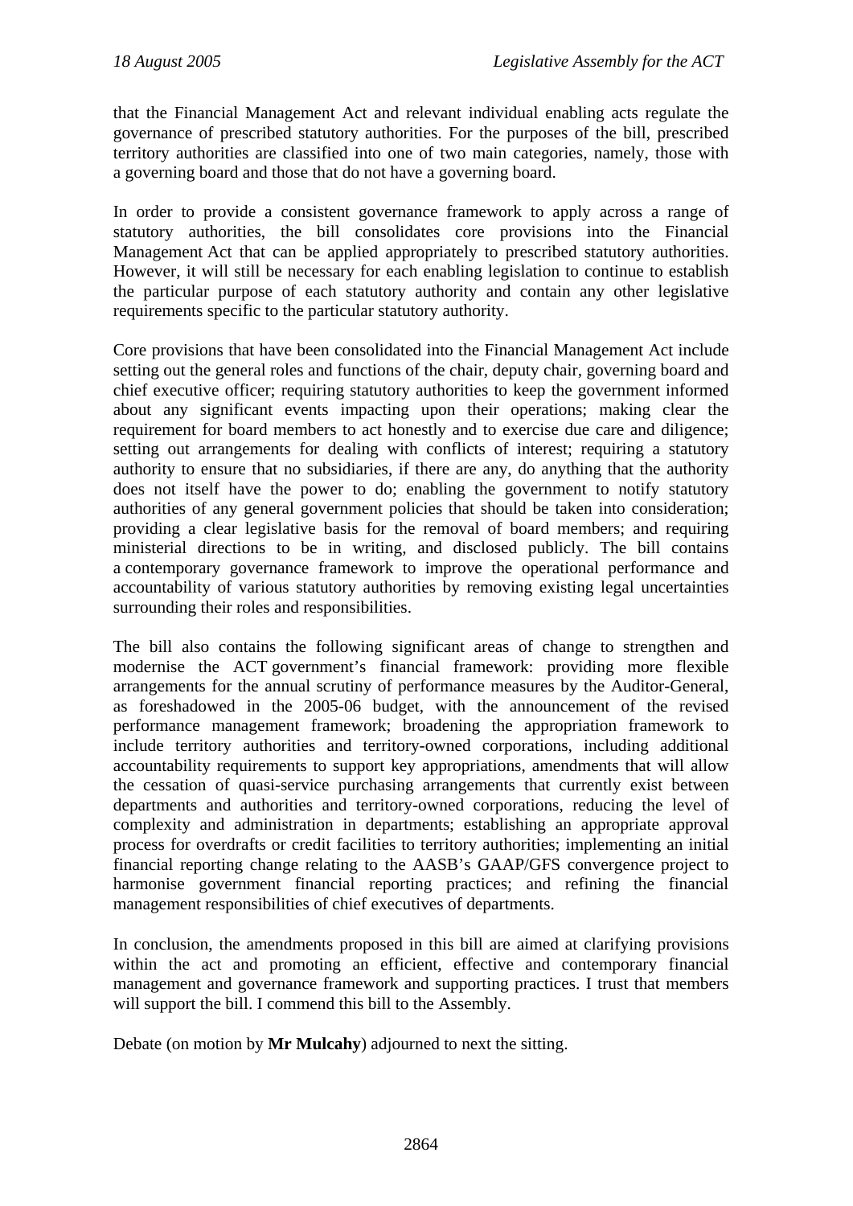that the Financial Management Act and relevant individual enabling acts regulate the governance of prescribed statutory authorities. For the purposes of the bill, prescribed territory authorities are classified into one of two main categories, namely, those with a governing board and those that do not have a governing board.

In order to provide a consistent governance framework to apply across a range of statutory authorities, the bill consolidates core provisions into the Financial Management Act that can be applied appropriately to prescribed statutory authorities. However, it will still be necessary for each enabling legislation to continue to establish the particular purpose of each statutory authority and contain any other legislative requirements specific to the particular statutory authority.

Core provisions that have been consolidated into the Financial Management Act include setting out the general roles and functions of the chair, deputy chair, governing board and chief executive officer; requiring statutory authorities to keep the government informed about any significant events impacting upon their operations; making clear the requirement for board members to act honestly and to exercise due care and diligence; setting out arrangements for dealing with conflicts of interest; requiring a statutory authority to ensure that no subsidiaries, if there are any, do anything that the authority does not itself have the power to do; enabling the government to notify statutory authorities of any general government policies that should be taken into consideration; providing a clear legislative basis for the removal of board members; and requiring ministerial directions to be in writing, and disclosed publicly. The bill contains a contemporary governance framework to improve the operational performance and accountability of various statutory authorities by removing existing legal uncertainties surrounding their roles and responsibilities.

The bill also contains the following significant areas of change to strengthen and modernise the ACT government's financial framework: providing more flexible arrangements for the annual scrutiny of performance measures by the Auditor-General, as foreshadowed in the 2005-06 budget, with the announcement of the revised performance management framework; broadening the appropriation framework to include territory authorities and territory-owned corporations, including additional accountability requirements to support key appropriations, amendments that will allow the cessation of quasi-service purchasing arrangements that currently exist between departments and authorities and territory-owned corporations, reducing the level of complexity and administration in departments; establishing an appropriate approval process for overdrafts or credit facilities to territory authorities; implementing an initial financial reporting change relating to the AASB's GAAP/GFS convergence project to harmonise government financial reporting practices; and refining the financial management responsibilities of chief executives of departments.

In conclusion, the amendments proposed in this bill are aimed at clarifying provisions within the act and promoting an efficient, effective and contemporary financial management and governance framework and supporting practices. I trust that members will support the bill. I commend this bill to the Assembly.

Debate (on motion by **Mr Mulcahy**) adjourned to next the sitting.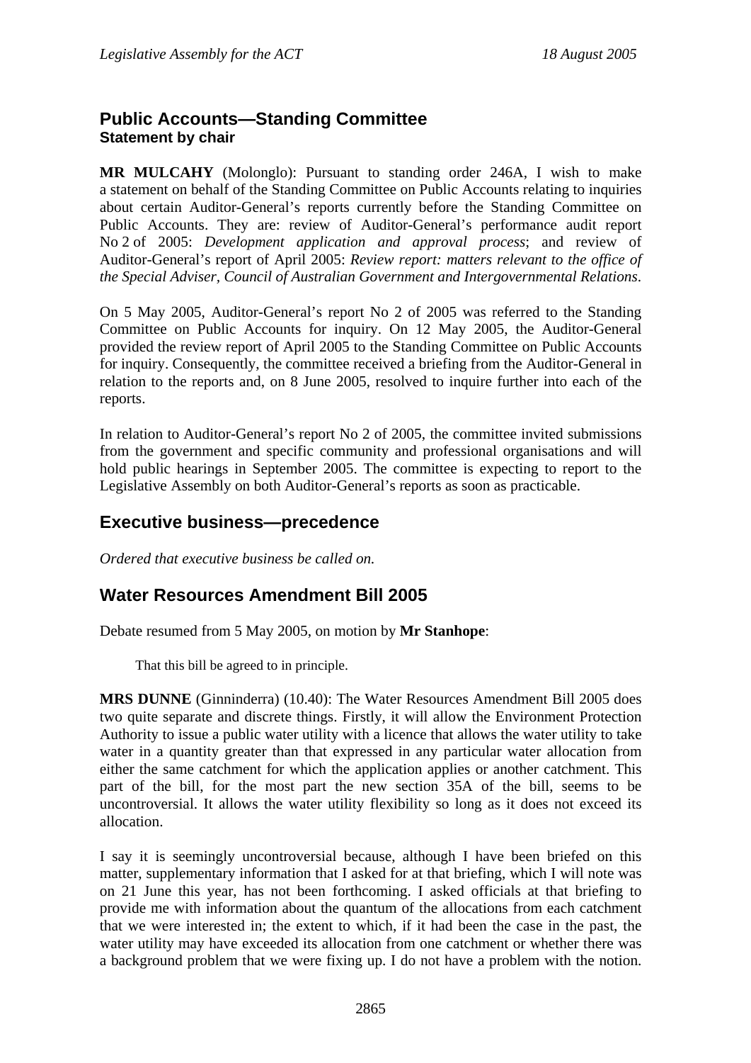## Public Accounts—Standing Committee
### Statement by chair

**MR MULCAHY** (Molonglo): Pursuant to standing order 246A, I wish to make a statement on behalf of the Standing Committee on Public Accounts relating to inquiries about certain Auditor-General's reports currently before the Standing Committee on Public Accounts. They are: review of Auditor-General's performance audit report No 2 of 2005: *Development application and approval process*; and review of Auditor-General's report of April 2005: *Review report: matters relevant to the office of the Special Adviser, Council of Australian Government and Intergovernmental Relations*.

On 5 May 2005, Auditor-General's report No 2 of 2005 was referred to the Standing Committee on Public Accounts for inquiry. On 12 May 2005, the Auditor-General provided the review report of April 2005 to the Standing Committee on Public Accounts for inquiry. Consequently, the committee received a briefing from the Auditor-General in relation to the reports and, on 8 June 2005, resolved to inquire further into each of the reports.

In relation to Auditor-General's report No 2 of 2005, the committee invited submissions from the government and specific community and professional organisations and will hold public hearings in September 2005. The committee is expecting to report to the Legislative Assembly on both Auditor-General's reports as soon as practicable.

## Executive business—precedence

*Ordered that executive business be called on.*

## Water Resources Amendment Bill 2005

Debate resumed from 5 May 2005, on motion by **Mr Stanhope**:

> That this bill be agreed to in principle.

**MRS DUNNE** (Ginninderra) (10.40): The Water Resources Amendment Bill 2005 does two quite separate and discrete things. Firstly, it will allow the Environment Protection Authority to issue a public water utility with a licence that allows the water utility to take water in a quantity greater than that expressed in any particular water allocation from either the same catchment for which the application applies or another catchment. This part of the bill, for the most part the new section 35A of the bill, seems to be uncontroversial. It allows the water utility flexibility so long as it does not exceed its allocation.

I say it is seemingly uncontroversial because, although I have been briefed on this matter, supplementary information that I asked for at that briefing, which I will note was on 21 June this year, has not been forthcoming. I asked officials at that briefing to provide me with information about the quantum of the allocations from each catchment that we were interested in; the extent to which, if it had been the case in the past, the water utility may have exceeded its allocation from one catchment or whether there was a background problem that we were fixing up. I do not have a problem with the notion.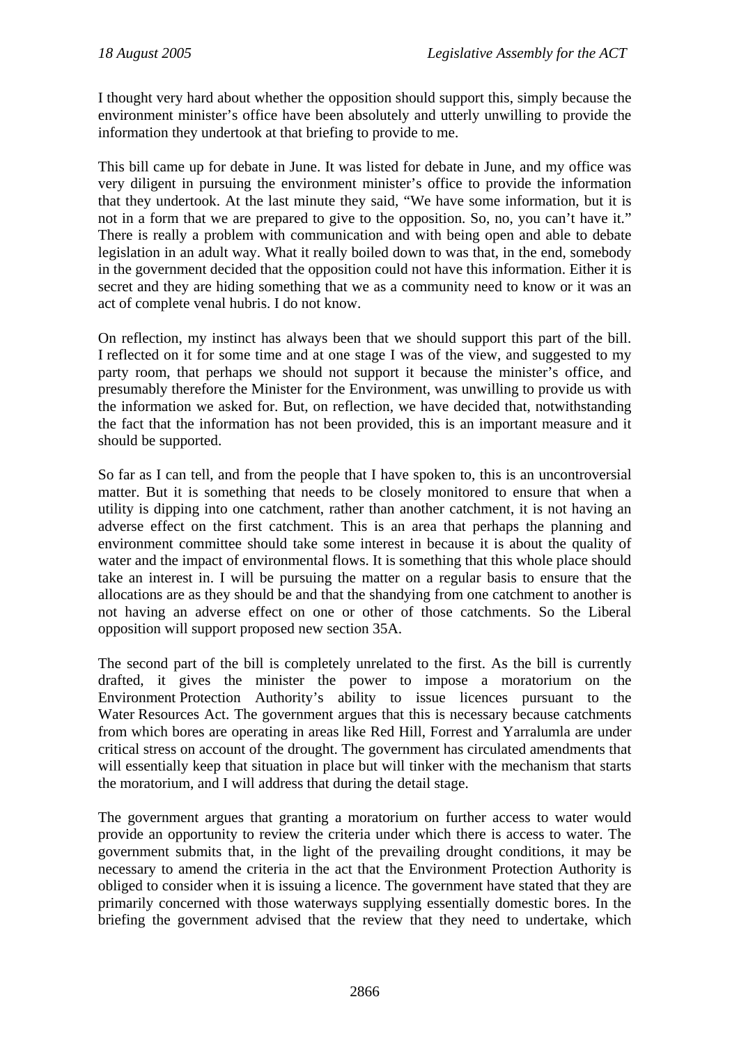I thought very hard about whether the opposition should support this, simply because the environment minister's office have been absolutely and utterly unwilling to provide the information they undertook at that briefing to provide to me.

This bill came up for debate in June. It was listed for debate in June, and my office was very diligent in pursuing the environment minister's office to provide the information that they undertook. At the last minute they said, "We have some information, but it is not in a form that we are prepared to give to the opposition. So, no, you can't have it." There is really a problem with communication and with being open and able to debate legislation in an adult way. What it really boiled down to was that, in the end, somebody in the government decided that the opposition could not have this information. Either it is secret and they are hiding something that we as a community need to know or it was an act of complete venal hubris. I do not know.

On reflection, my instinct has always been that we should support this part of the bill. I reflected on it for some time and at one stage I was of the view, and suggested to my party room, that perhaps we should not support it because the minister's office, and presumably therefore the Minister for the Environment, was unwilling to provide us with the information we asked for. But, on reflection, we have decided that, notwithstanding the fact that the information has not been provided, this is an important measure and it should be supported.

So far as I can tell, and from the people that I have spoken to, this is an uncontroversial matter. But it is something that needs to be closely monitored to ensure that when a utility is dipping into one catchment, rather than another catchment, it is not having an adverse effect on the first catchment. This is an area that perhaps the planning and environment committee should take some interest in because it is about the quality of water and the impact of environmental flows. It is something that this whole place should take an interest in. I will be pursuing the matter on a regular basis to ensure that the allocations are as they should be and that the shandying from one catchment to another is not having an adverse effect on one or other of those catchments. So the Liberal opposition will support proposed new section 35A.

The second part of the bill is completely unrelated to the first. As the bill is currently drafted, it gives the minister the power to impose a moratorium on the Environment Protection Authority's ability to issue licences pursuant to the Water Resources Act. The government argues that this is necessary because catchments from which bores are operating in areas like Red Hill, Forrest and Yarralumla are under critical stress on account of the drought. The government has circulated amendments that will essentially keep that situation in place but will tinker with the mechanism that starts the moratorium, and I will address that during the detail stage.

The government argues that granting a moratorium on further access to water would provide an opportunity to review the criteria under which there is access to water. The government submits that, in the light of the prevailing drought conditions, it may be necessary to amend the criteria in the act that the Environment Protection Authority is obliged to consider when it is issuing a licence. The government have stated that they are primarily concerned with those waterways supplying essentially domestic bores. In the briefing the government advised that the review that they need to undertake, which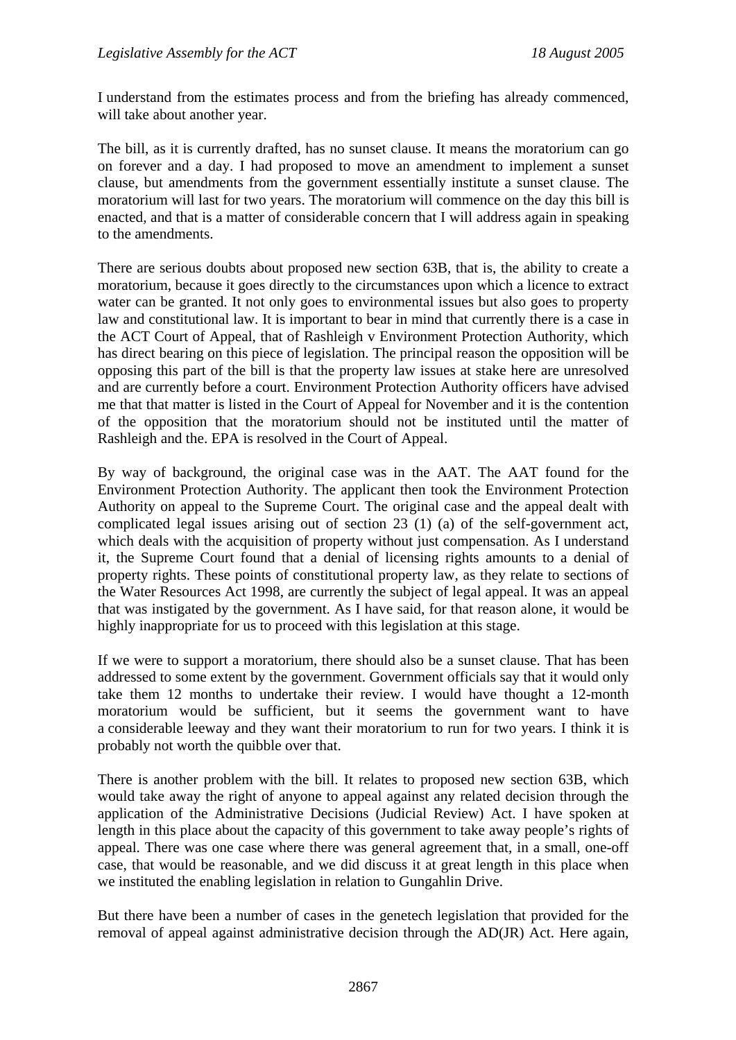I understand from the estimates process and from the briefing has already commenced, will take about another year.

The bill, as it is currently drafted, has no sunset clause. It means the moratorium can go on forever and a day. I had proposed to move an amendment to implement a sunset clause, but amendments from the government essentially institute a sunset clause. The moratorium will last for two years. The moratorium will commence on the day this bill is enacted, and that is a matter of considerable concern that I will address again in speaking to the amendments.

There are serious doubts about proposed new section 63B, that is, the ability to create a moratorium, because it goes directly to the circumstances upon which a licence to extract water can be granted. It not only goes to environmental issues but also goes to property law and constitutional law. It is important to bear in mind that currently there is a case in the ACT Court of Appeal, that of Rashleigh v Environment Protection Authority, which has direct bearing on this piece of legislation. The principal reason the opposition will be opposing this part of the bill is that the property law issues at stake here are unresolved and are currently before a court. Environment Protection Authority officers have advised me that that matter is listed in the Court of Appeal for November and it is the contention of the opposition that the moratorium should not be instituted until the matter of Rashleigh and the. EPA is resolved in the Court of Appeal.

By way of background, the original case was in the AAT. The AAT found for the Environment Protection Authority. The applicant then took the Environment Protection Authority on appeal to the Supreme Court. The original case and the appeal dealt with complicated legal issues arising out of section 23 (1) (a) of the self-government act, which deals with the acquisition of property without just compensation. As I understand it, the Supreme Court found that a denial of licensing rights amounts to a denial of property rights. These points of constitutional property law, as they relate to sections of the Water Resources Act 1998, are currently the subject of legal appeal. It was an appeal that was instigated by the government. As I have said, for that reason alone, it would be highly inappropriate for us to proceed with this legislation at this stage.

If we were to support a moratorium, there should also be a sunset clause. That has been addressed to some extent by the government. Government officials say that it would only take them 12 months to undertake their review. I would have thought a 12-month moratorium would be sufficient, but it seems the government want to have a considerable leeway and they want their moratorium to run for two years. I think it is probably not worth the quibble over that.

There is another problem with the bill. It relates to proposed new section 63B, which would take away the right of anyone to appeal against any related decision through the application of the Administrative Decisions (Judicial Review) Act. I have spoken at length in this place about the capacity of this government to take away people's rights of appeal. There was one case where there was general agreement that, in a small, one-off case, that would be reasonable, and we did discuss it at great length in this place when we instituted the enabling legislation in relation to Gungahlin Drive.

But there have been a number of cases in the genetech legislation that provided for the removal of appeal against administrative decision through the AD(JR) Act. Here again,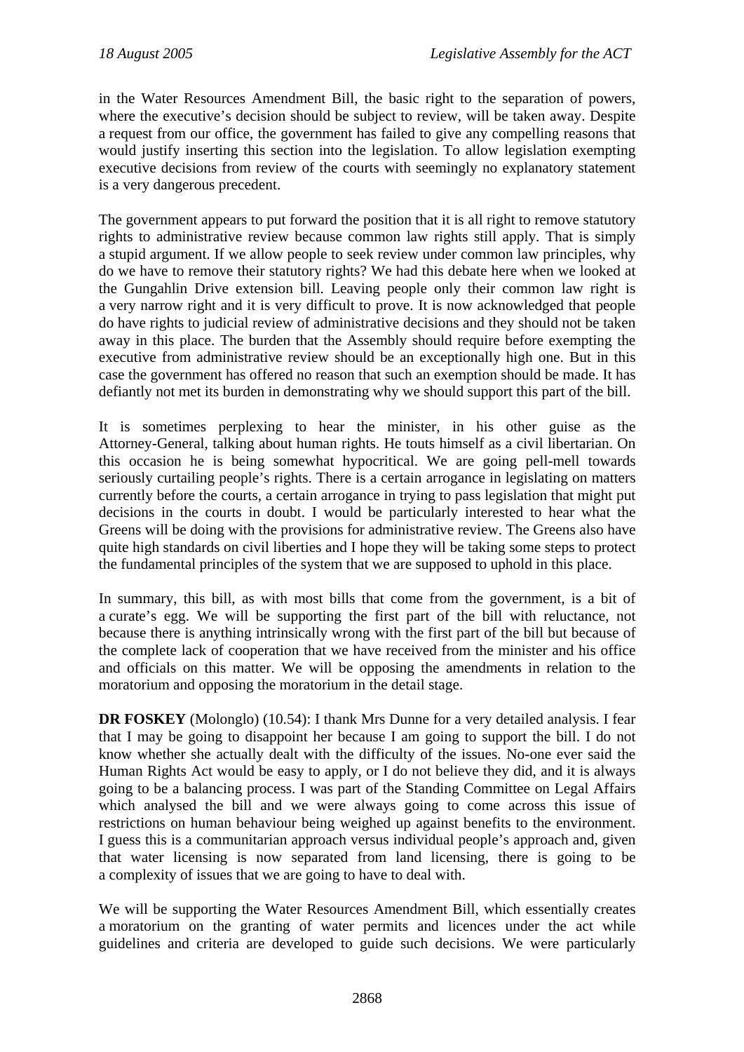in the Water Resources Amendment Bill, the basic right to the separation of powers, where the executive's decision should be subject to review, will be taken away. Despite a request from our office, the government has failed to give any compelling reasons that would justify inserting this section into the legislation. To allow legislation exempting executive decisions from review of the courts with seemingly no explanatory statement is a very dangerous precedent.

The government appears to put forward the position that it is all right to remove statutory rights to administrative review because common law rights still apply. That is simply a stupid argument. If we allow people to seek review under common law principles, why do we have to remove their statutory rights? We had this debate here when we looked at the Gungahlin Drive extension bill. Leaving people only their common law right is a very narrow right and it is very difficult to prove. It is now acknowledged that people do have rights to judicial review of administrative decisions and they should not be taken away in this place. The burden that the Assembly should require before exempting the executive from administrative review should be an exceptionally high one. But in this case the government has offered no reason that such an exemption should be made. It has defiantly not met its burden in demonstrating why we should support this part of the bill.

It is sometimes perplexing to hear the minister, in his other guise as the Attorney-General, talking about human rights. He touts himself as a civil libertarian. On this occasion he is being somewhat hypocritical. We are going pell-mell towards seriously curtailing people's rights. There is a certain arrogance in legislating on matters currently before the courts, a certain arrogance in trying to pass legislation that might put decisions in the courts in doubt. I would be particularly interested to hear what the Greens will be doing with the provisions for administrative review. The Greens also have quite high standards on civil liberties and I hope they will be taking some steps to protect the fundamental principles of the system that we are supposed to uphold in this place.

In summary, this bill, as with most bills that come from the government, is a bit of a curate's egg. We will be supporting the first part of the bill with reluctance, not because there is anything intrinsically wrong with the first part of the bill but because of the complete lack of cooperation that we have received from the minister and his office and officials on this matter. We will be opposing the amendments in relation to the moratorium and opposing the moratorium in the detail stage.

**DR FOSKEY** (Molonglo) (10.54): I thank Mrs Dunne for a very detailed analysis. I fear that I may be going to disappoint her because I am going to support the bill. I do not know whether she actually dealt with the difficulty of the issues. No-one ever said the Human Rights Act would be easy to apply, or I do not believe they did, and it is always going to be a balancing process. I was part of the Standing Committee on Legal Affairs which analysed the bill and we were always going to come across this issue of restrictions on human behaviour being weighed up against benefits to the environment. I guess this is a communitarian approach versus individual people's approach and, given that water licensing is now separated from land licensing, there is going to be a complexity of issues that we are going to have to deal with.

We will be supporting the Water Resources Amendment Bill, which essentially creates a moratorium on the granting of water permits and licences under the act while guidelines and criteria are developed to guide such decisions. We were particularly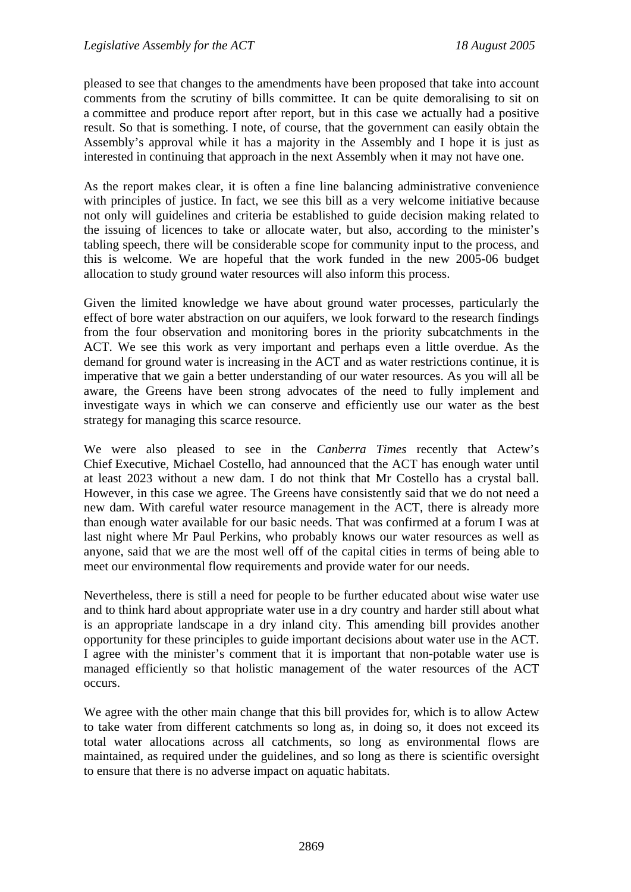pleased to see that changes to the amendments have been proposed that take into account comments from the scrutiny of bills committee. It can be quite demoralising to sit on a committee and produce report after report, but in this case we actually had a positive result. So that is something. I note, of course, that the government can easily obtain the Assembly's approval while it has a majority in the Assembly and I hope it is just as interested in continuing that approach in the next Assembly when it may not have one.

As the report makes clear, it is often a fine line balancing administrative convenience with principles of justice. In fact, we see this bill as a very welcome initiative because not only will guidelines and criteria be established to guide decision making related to the issuing of licences to take or allocate water, but also, according to the minister's tabling speech, there will be considerable scope for community input to the process, and this is welcome. We are hopeful that the work funded in the new 2005-06 budget allocation to study ground water resources will also inform this process.

Given the limited knowledge we have about ground water processes, particularly the effect of bore water abstraction on our aquifers, we look forward to the research findings from the four observation and monitoring bores in the priority subcatchments in the ACT. We see this work as very important and perhaps even a little overdue. As the demand for ground water is increasing in the ACT and as water restrictions continue, it is imperative that we gain a better understanding of our water resources. As you will all be aware, the Greens have been strong advocates of the need to fully implement and investigate ways in which we can conserve and efficiently use our water as the best strategy for managing this scarce resource.

We were also pleased to see in the *Canberra Times* recently that Actew's Chief Executive, Michael Costello, had announced that the ACT has enough water until at least 2023 without a new dam. I do not think that Mr Costello has a crystal ball. However, in this case we agree. The Greens have consistently said that we do not need a new dam. With careful water resource management in the ACT, there is already more than enough water available for our basic needs. That was confirmed at a forum I was at last night where Mr Paul Perkins, who probably knows our water resources as well as anyone, said that we are the most well off of the capital cities in terms of being able to meet our environmental flow requirements and provide water for our needs.

Nevertheless, there is still a need for people to be further educated about wise water use and to think hard about appropriate water use in a dry country and harder still about what is an appropriate landscape in a dry inland city. This amending bill provides another opportunity for these principles to guide important decisions about water use in the ACT. I agree with the minister's comment that it is important that non-potable water use is managed efficiently so that holistic management of the water resources of the ACT occurs.

We agree with the other main change that this bill provides for, which is to allow Actew to take water from different catchments so long as, in doing so, it does not exceed its total water allocations across all catchments, so long as environmental flows are maintained, as required under the guidelines, and so long as there is scientific oversight to ensure that there is no adverse impact on aquatic habitats.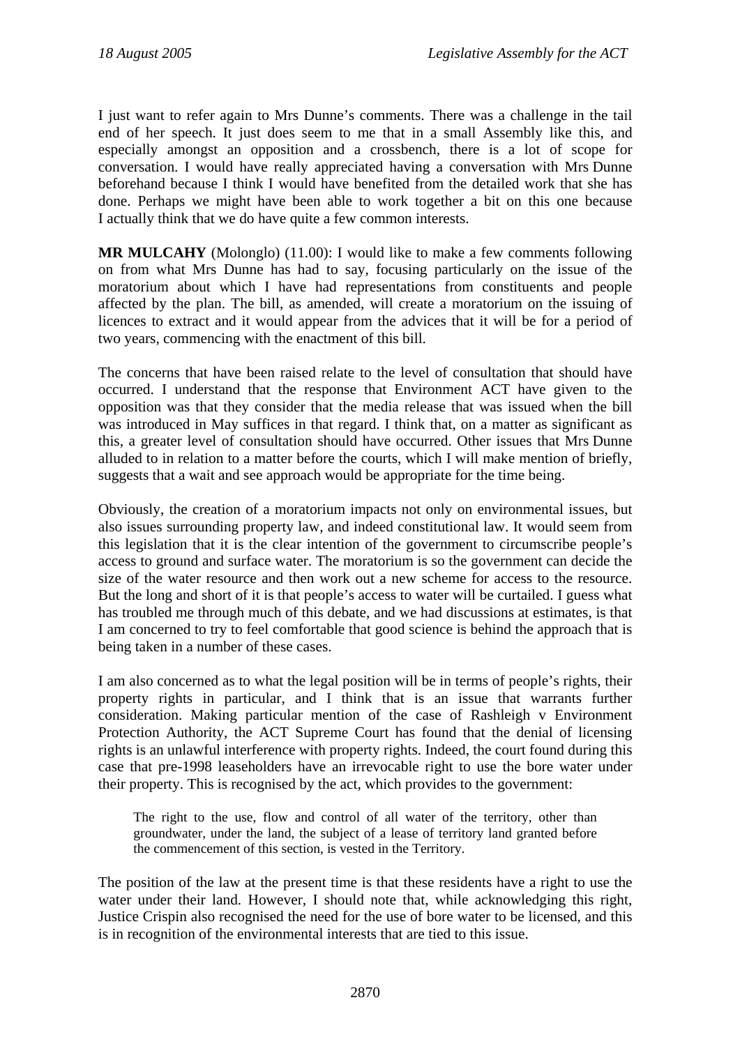I just want to refer again to Mrs Dunne's comments. There was a challenge in the tail end of her speech. It just does seem to me that in a small Assembly like this, and especially amongst an opposition and a crossbench, there is a lot of scope for conversation. I would have really appreciated having a conversation with Mrs Dunne beforehand because I think I would have benefited from the detailed work that she has done. Perhaps we might have been able to work together a bit on this one because I actually think that we do have quite a few common interests.

**MR MULCAHY** (Molonglo) (11.00): I would like to make a few comments following on from what Mrs Dunne has had to say, focusing particularly on the issue of the moratorium about which I have had representations from constituents and people affected by the plan. The bill, as amended, will create a moratorium on the issuing of licences to extract and it would appear from the advices that it will be for a period of two years, commencing with the enactment of this bill.

The concerns that have been raised relate to the level of consultation that should have occurred. I understand that the response that Environment ACT have given to the opposition was that they consider that the media release that was issued when the bill was introduced in May suffices in that regard. I think that, on a matter as significant as this, a greater level of consultation should have occurred. Other issues that Mrs Dunne alluded to in relation to a matter before the courts, which I will make mention of briefly, suggests that a wait and see approach would be appropriate for the time being.

Obviously, the creation of a moratorium impacts not only on environmental issues, but also issues surrounding property law, and indeed constitutional law. It would seem from this legislation that it is the clear intention of the government to circumscribe people's access to ground and surface water. The moratorium is so the government can decide the size of the water resource and then work out a new scheme for access to the resource. But the long and short of it is that people's access to water will be curtailed. I guess what has troubled me through much of this debate, and we had discussions at estimates, is that I am concerned to try to feel comfortable that good science is behind the approach that is being taken in a number of these cases.

I am also concerned as to what the legal position will be in terms of people's rights, their property rights in particular, and I think that is an issue that warrants further consideration. Making particular mention of the case of Rashleigh v Environment Protection Authority, the ACT Supreme Court has found that the denial of licensing rights is an unlawful interference with property rights. Indeed, the court found during this case that pre-1998 leaseholders have an irrevocable right to use the bore water under their property. This is recognised by the act, which provides to the government:

> The right to the use, flow and control of all water of the territory, other than groundwater, under the land, the subject of a lease of territory land granted before the commencement of this section, is vested in the Territory.

The position of the law at the present time is that these residents have a right to use the water under their land. However, I should note that, while acknowledging this right, Justice Crispin also recognised the need for the use of bore water to be licensed, and this is in recognition of the environmental interests that are tied to this issue.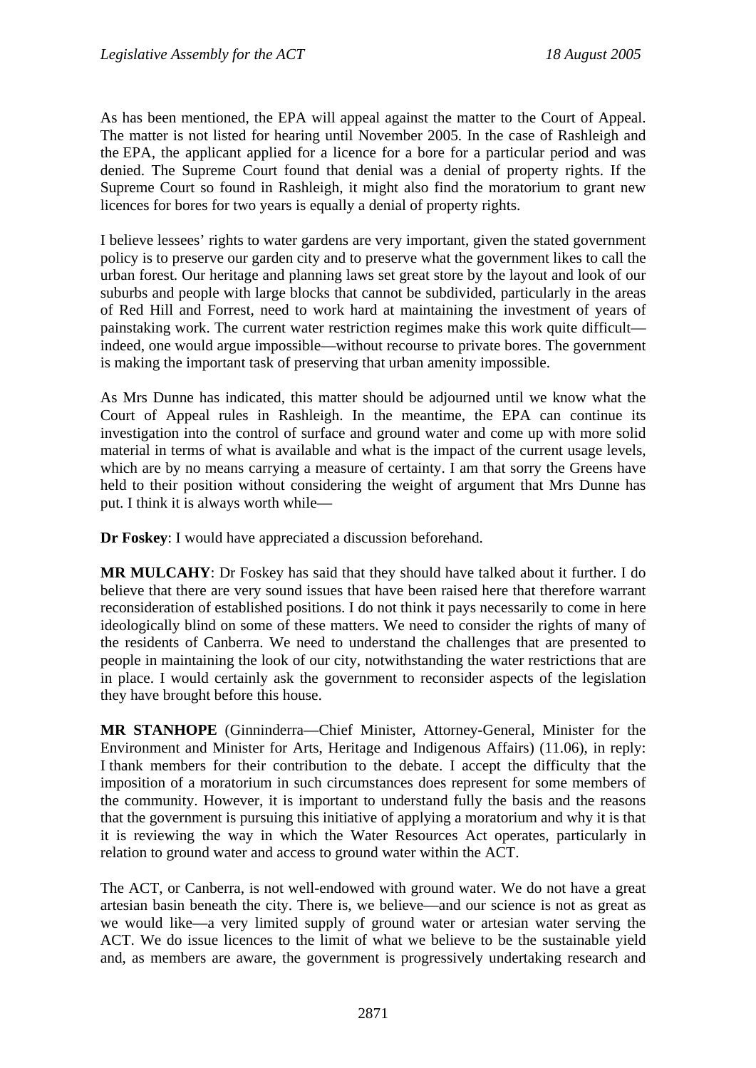As has been mentioned, the EPA will appeal against the matter to the Court of Appeal. The matter is not listed for hearing until November 2005. In the case of Rashleigh and the EPA, the applicant applied for a licence for a bore for a particular period and was denied. The Supreme Court found that denial was a denial of property rights. If the Supreme Court so found in Rashleigh, it might also find the moratorium to grant new licences for bores for two years is equally a denial of property rights.

I believe lessees' rights to water gardens are very important, given the stated government policy is to preserve our garden city and to preserve what the government likes to call the urban forest. Our heritage and planning laws set great store by the layout and look of our suburbs and people with large blocks that cannot be subdivided, particularly in the areas of Red Hill and Forrest, need to work hard at maintaining the investment of years of painstaking work. The current water restriction regimes make this work quite difficult—indeed, one would argue impossible—without recourse to private bores. The government is making the important task of preserving that urban amenity impossible.

As Mrs Dunne has indicated, this matter should be adjourned until we know what the Court of Appeal rules in Rashleigh. In the meantime, the EPA can continue its investigation into the control of surface and ground water and come up with more solid material in terms of what is available and what is the impact of the current usage levels, which are by no means carrying a measure of certainty. I am that sorry the Greens have held to their position without considering the weight of argument that Mrs Dunne has put. I think it is always worth while—

**Dr Foskey**: I would have appreciated a discussion beforehand.

**MR MULCAHY**: Dr Foskey has said that they should have talked about it further. I do believe that there are very sound issues that have been raised here that therefore warrant reconsideration of established positions. I do not think it pays necessarily to come in here ideologically blind on some of these matters. We need to consider the rights of many of the residents of Canberra. We need to understand the challenges that are presented to people in maintaining the look of our city, notwithstanding the water restrictions that are in place. I would certainly ask the government to reconsider aspects of the legislation they have brought before this house.

**MR STANHOPE** (Ginninderra—Chief Minister, Attorney-General, Minister for the Environment and Minister for Arts, Heritage and Indigenous Affairs) (11.06), in reply: I thank members for their contribution to the debate. I accept the difficulty that the imposition of a moratorium in such circumstances does represent for some members of the community. However, it is important to understand fully the basis and the reasons that the government is pursuing this initiative of applying a moratorium and why it is that it is reviewing the way in which the Water Resources Act operates, particularly in relation to ground water and access to ground water within the ACT.

The ACT, or Canberra, is not well-endowed with ground water. We do not have a great artesian basin beneath the city. There is, we believe—and our science is not as great as we would like—a very limited supply of ground water or artesian water serving the ACT. We do issue licences to the limit of what we believe to be the sustainable yield and, as members are aware, the government is progressively undertaking research and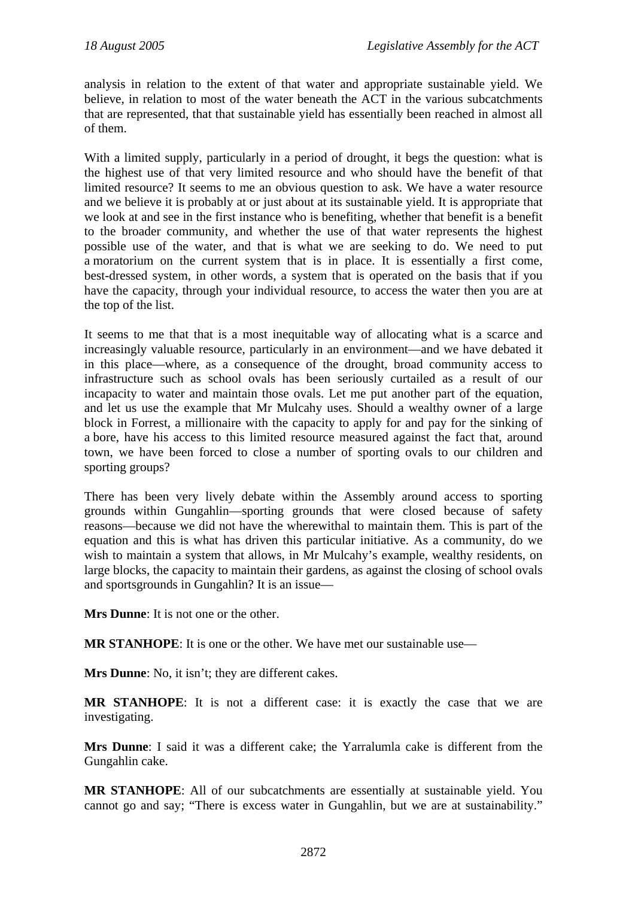analysis in relation to the extent of that water and appropriate sustainable yield. We believe, in relation to most of the water beneath the ACT in the various subcatchments that are represented, that that sustainable yield has essentially been reached in almost all of them.

With a limited supply, particularly in a period of drought, it begs the question: what is the highest use of that very limited resource and who should have the benefit of that limited resource? It seems to me an obvious question to ask. We have a water resource and we believe it is probably at or just about at its sustainable yield. It is appropriate that we look at and see in the first instance who is benefiting, whether that benefit is a benefit to the broader community, and whether the use of that water represents the highest possible use of the water, and that is what we are seeking to do. We need to put a moratorium on the current system that is in place. It is essentially a first come, best-dressed system, in other words, a system that is operated on the basis that if you have the capacity, through your individual resource, to access the water then you are at the top of the list.

It seems to me that that is a most inequitable way of allocating what is a scarce and increasingly valuable resource, particularly in an environment—and we have debated it in this place—where, as a consequence of the drought, broad community access to infrastructure such as school ovals has been seriously curtailed as a result of our incapacity to water and maintain those ovals. Let me put another part of the equation, and let us use the example that Mr Mulcahy uses. Should a wealthy owner of a large block in Forrest, a millionaire with the capacity to apply for and pay for the sinking of a bore, have his access to this limited resource measured against the fact that, around town, we have been forced to close a number of sporting ovals to our children and sporting groups?

There has been very lively debate within the Assembly around access to sporting grounds within Gungahlin—sporting grounds that were closed because of safety reasons—because we did not have the wherewithal to maintain them. This is part of the equation and this is what has driven this particular initiative. As a community, do we wish to maintain a system that allows, in Mr Mulcahy's example, wealthy residents, on large blocks, the capacity to maintain their gardens, as against the closing of school ovals and sportsgrounds in Gungahlin? It is an issue—

**Mrs Dunne**: It is not one or the other.

**MR STANHOPE**: It is one or the other. We have met our sustainable use—

**Mrs Dunne**: No, it isn't; they are different cakes.

**MR STANHOPE**: It is not a different case: it is exactly the case that we are investigating.

**Mrs Dunne**: I said it was a different cake; the Yarralumla cake is different from the Gungahlin cake.

**MR STANHOPE**: All of our subcatchments are essentially at sustainable yield. You cannot go and say; "There is excess water in Gungahlin, but we are at sustainability."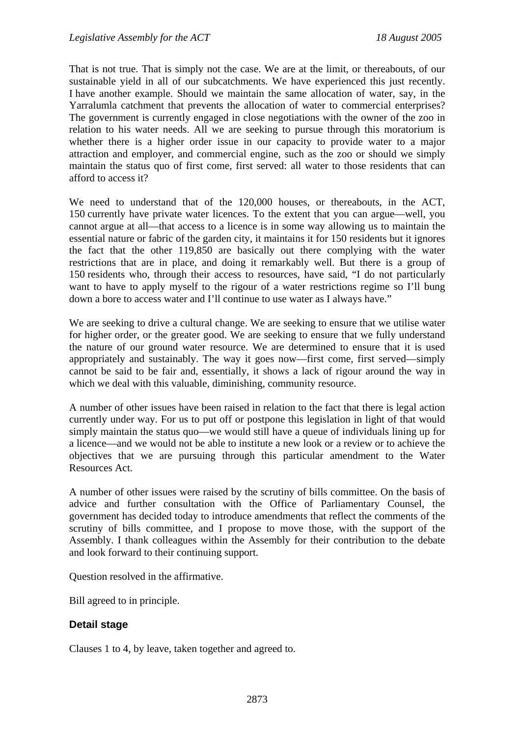That is not true. That is simply not the case. We are at the limit, or thereabouts, of our sustainable yield in all of our subcatchments. We have experienced this just recently. I have another example. Should we maintain the same allocation of water, say, in the Yarralumla catchment that prevents the allocation of water to commercial enterprises? The government is currently engaged in close negotiations with the owner of the zoo in relation to his water needs. All we are seeking to pursue through this moratorium is whether there is a higher order issue in our capacity to provide water to a major attraction and employer, and commercial engine, such as the zoo or should we simply maintain the status quo of first come, first served: all water to those residents that can afford to access it?

We need to understand that of the 120,000 houses, or thereabouts, in the ACT, 150 currently have private water licences. To the extent that you can argue—well, you cannot argue at all—that access to a licence is in some way allowing us to maintain the essential nature or fabric of the garden city, it maintains it for 150 residents but it ignores the fact that the other 119,850 are basically out there complying with the water restrictions that are in place, and doing it remarkably well. But there is a group of 150 residents who, through their access to resources, have said, "I do not particularly want to have to apply myself to the rigour of a water restrictions regime so I'll bung down a bore to access water and I'll continue to use water as I always have."

We are seeking to drive a cultural change. We are seeking to ensure that we utilise water for higher order, or the greater good. We are seeking to ensure that we fully understand the nature of our ground water resource. We are determined to ensure that it is used appropriately and sustainably. The way it goes now—first come, first served—simply cannot be said to be fair and, essentially, it shows a lack of rigour around the way in which we deal with this valuable, diminishing, community resource.

A number of other issues have been raised in relation to the fact that there is legal action currently under way. For us to put off or postpone this legislation in light of that would simply maintain the status quo—we would still have a queue of individuals lining up for a licence—and we would not be able to institute a new look or a review or to achieve the objectives that we are pursuing through this particular amendment to the Water Resources Act.

A number of other issues were raised by the scrutiny of bills committee. On the basis of advice and further consultation with the Office of Parliamentary Counsel, the government has decided today to introduce amendments that reflect the comments of the scrutiny of bills committee, and I propose to move those, with the support of the Assembly. I thank colleagues within the Assembly for their contribution to the debate and look forward to their continuing support.

Question resolved in the affirmative.

Bill agreed to in principle.

### Detail stage

Clauses 1 to 4, by leave, taken together and agreed to.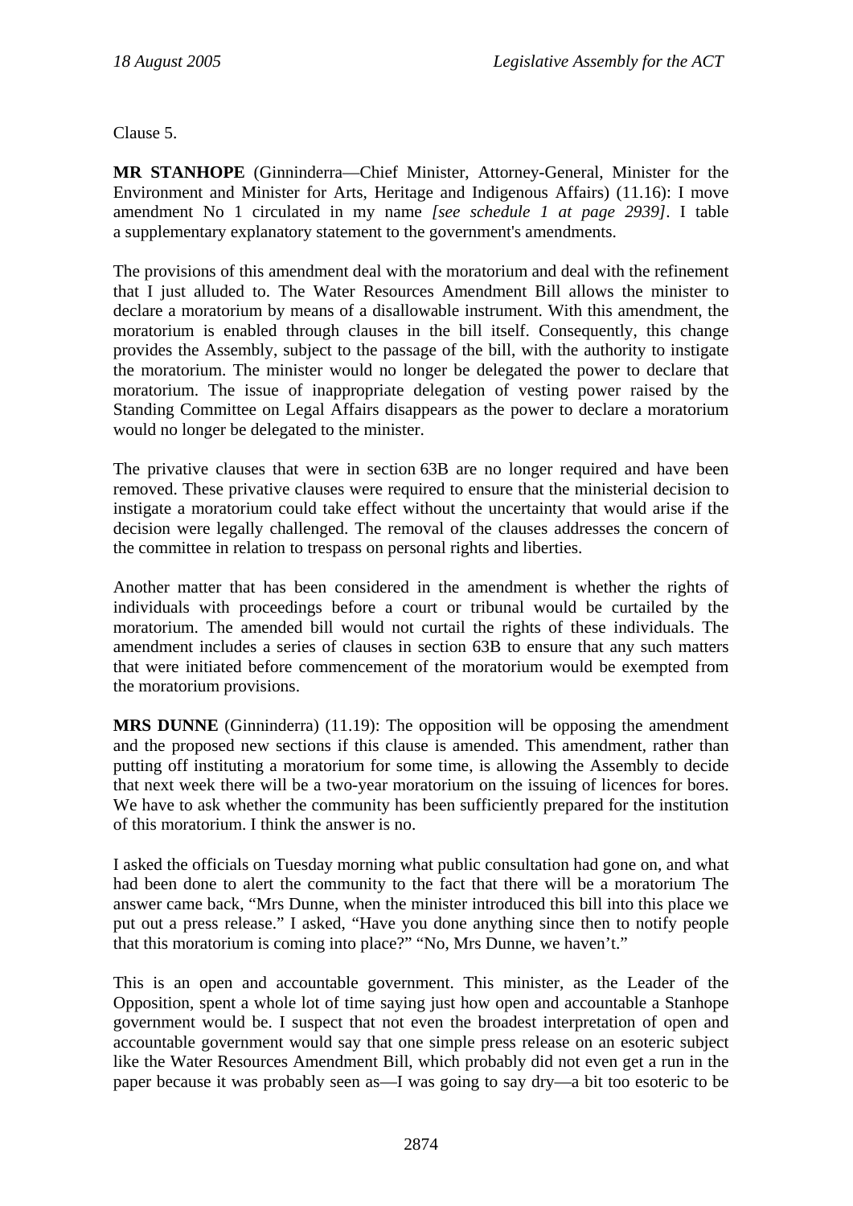Clause 5.

**MR STANHOPE** (Ginninderra—Chief Minister, Attorney-General, Minister for the Environment and Minister for Arts, Heritage and Indigenous Affairs) (11.16): I move amendment No 1 circulated in my name *[see schedule 1 at page 2939]*. I table a supplementary explanatory statement to the government's amendments.

The provisions of this amendment deal with the moratorium and deal with the refinement that I just alluded to. The Water Resources Amendment Bill allows the minister to declare a moratorium by means of a disallowable instrument. With this amendment, the moratorium is enabled through clauses in the bill itself. Consequently, this change provides the Assembly, subject to the passage of the bill, with the authority to instigate the moratorium. The minister would no longer be delegated the power to declare that moratorium. The issue of inappropriate delegation of vesting power raised by the Standing Committee on Legal Affairs disappears as the power to declare a moratorium would no longer be delegated to the minister.

The privative clauses that were in section 63B are no longer required and have been removed. These privative clauses were required to ensure that the ministerial decision to instigate a moratorium could take effect without the uncertainty that would arise if the decision were legally challenged. The removal of the clauses addresses the concern of the committee in relation to trespass on personal rights and liberties.

Another matter that has been considered in the amendment is whether the rights of individuals with proceedings before a court or tribunal would be curtailed by the moratorium. The amended bill would not curtail the rights of these individuals. The amendment includes a series of clauses in section 63B to ensure that any such matters that were initiated before commencement of the moratorium would be exempted from the moratorium provisions.

**MRS DUNNE** (Ginninderra) (11.19): The opposition will be opposing the amendment and the proposed new sections if this clause is amended. This amendment, rather than putting off instituting a moratorium for some time, is allowing the Assembly to decide that next week there will be a two-year moratorium on the issuing of licences for bores. We have to ask whether the community has been sufficiently prepared for the institution of this moratorium. I think the answer is no.

I asked the officials on Tuesday morning what public consultation had gone on, and what had been done to alert the community to the fact that there will be a moratorium The answer came back, "Mrs Dunne, when the minister introduced this bill into this place we put out a press release." I asked, "Have you done anything since then to notify people that this moratorium is coming into place?" "No, Mrs Dunne, we haven't."

This is an open and accountable government. This minister, as the Leader of the Opposition, spent a whole lot of time saying just how open and accountable a Stanhope government would be. I suspect that not even the broadest interpretation of open and accountable government would say that one simple press release on an esoteric subject like the Water Resources Amendment Bill, which probably did not even get a run in the paper because it was probably seen as—I was going to say dry—a bit too esoteric to be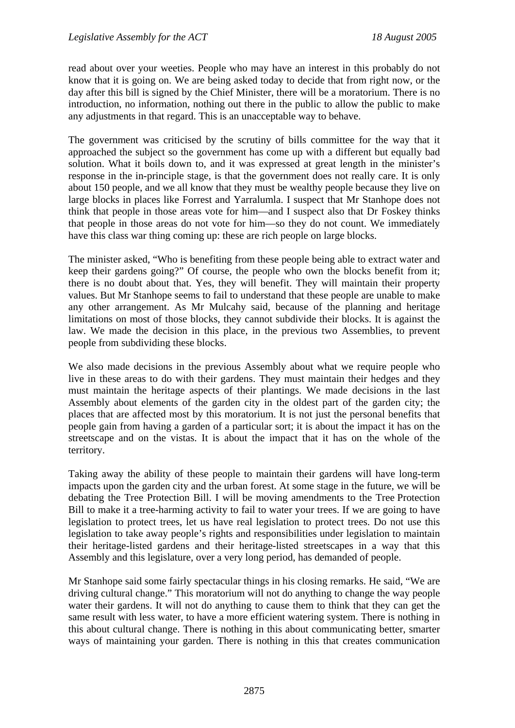read about over your weeties. People who may have an interest in this probably do not know that it is going on. We are being asked today to decide that from right now, or the day after this bill is signed by the Chief Minister, there will be a moratorium. There is no introduction, no information, nothing out there in the public to allow the public to make any adjustments in that regard. This is an unacceptable way to behave.

The government was criticised by the scrutiny of bills committee for the way that it approached the subject so the government has come up with a different but equally bad solution. What it boils down to, and it was expressed at great length in the minister's response in the in-principle stage, is that the government does not really care. It is only about 150 people, and we all know that they must be wealthy people because they live on large blocks in places like Forrest and Yarralumla. I suspect that Mr Stanhope does not think that people in those areas vote for him—and I suspect also that Dr Foskey thinks that people in those areas do not vote for him—so they do not count. We immediately have this class war thing coming up: these are rich people on large blocks.

The minister asked, "Who is benefiting from these people being able to extract water and keep their gardens going?" Of course, the people who own the blocks benefit from it; there is no doubt about that. Yes, they will benefit. They will maintain their property values. But Mr Stanhope seems to fail to understand that these people are unable to make any other arrangement. As Mr Mulcahy said, because of the planning and heritage limitations on most of those blocks, they cannot subdivide their blocks. It is against the law. We made the decision in this place, in the previous two Assemblies, to prevent people from subdividing these blocks.

We also made decisions in the previous Assembly about what we require people who live in these areas to do with their gardens. They must maintain their hedges and they must maintain the heritage aspects of their plantings. We made decisions in the last Assembly about elements of the garden city in the oldest part of the garden city; the places that are affected most by this moratorium. It is not just the personal benefits that people gain from having a garden of a particular sort; it is about the impact it has on the streetscape and on the vistas. It is about the impact that it has on the whole of the territory.

Taking away the ability of these people to maintain their gardens will have long-term impacts upon the garden city and the urban forest. At some stage in the future, we will be debating the Tree Protection Bill. I will be moving amendments to the Tree Protection Bill to make it a tree-harming activity to fail to water your trees. If we are going to have legislation to protect trees, let us have real legislation to protect trees. Do not use this legislation to take away people's rights and responsibilities under legislation to maintain their heritage-listed gardens and their heritage-listed streetscapes in a way that this Assembly and this legislature, over a very long period, has demanded of people.

Mr Stanhope said some fairly spectacular things in his closing remarks. He said, "We are driving cultural change." This moratorium will not do anything to change the way people water their gardens. It will not do anything to cause them to think that they can get the same result with less water, to have a more efficient watering system. There is nothing in this about cultural change. There is nothing in this about communicating better, smarter ways of maintaining your garden. There is nothing in this that creates communication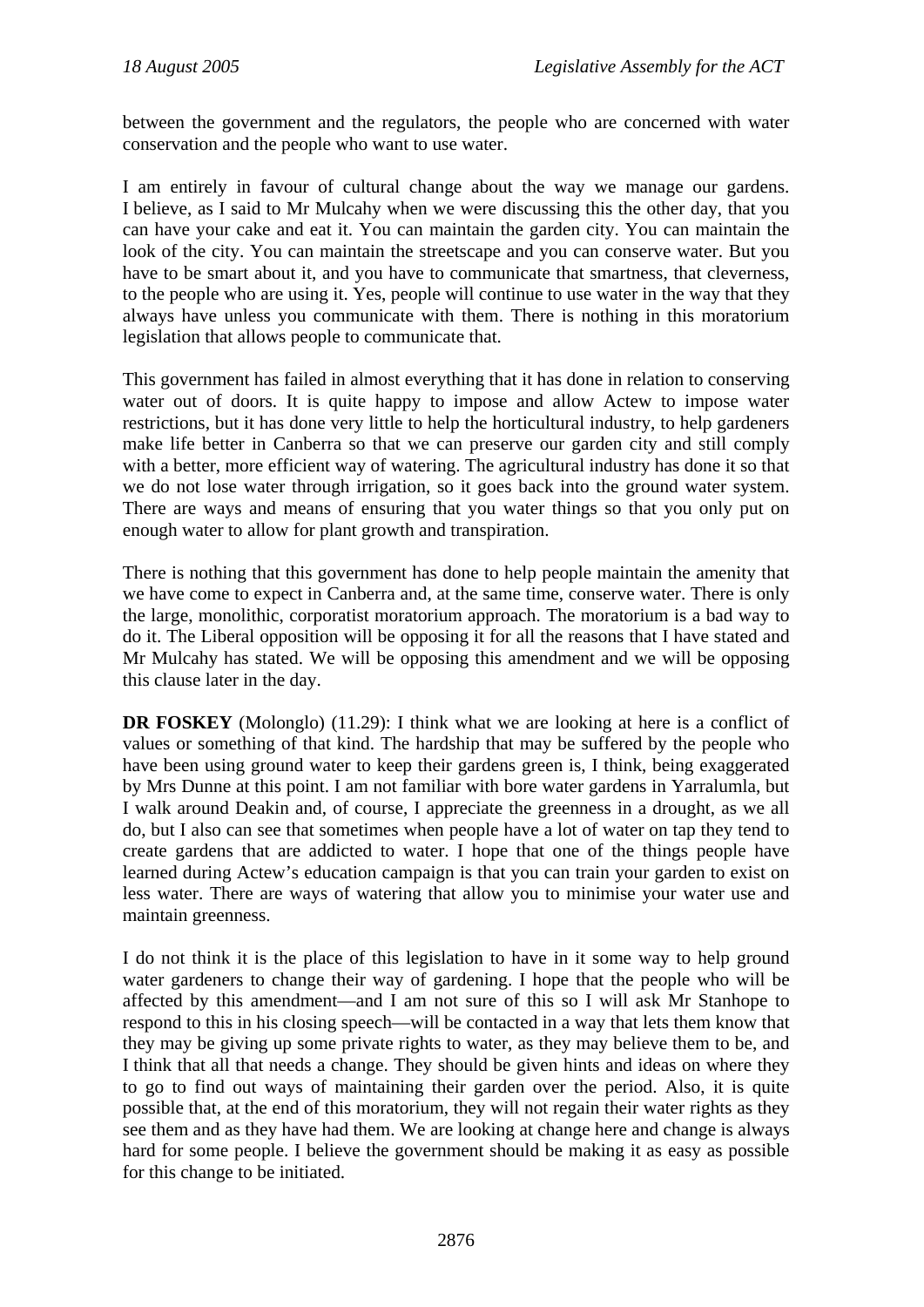between the government and the regulators, the people who are concerned with water conservation and the people who want to use water.

I am entirely in favour of cultural change about the way we manage our gardens. I believe, as I said to Mr Mulcahy when we were discussing this the other day, that you can have your cake and eat it. You can maintain the garden city. You can maintain the look of the city. You can maintain the streetscape and you can conserve water. But you have to be smart about it, and you have to communicate that smartness, that cleverness, to the people who are using it. Yes, people will continue to use water in the way that they always have unless you communicate with them. There is nothing in this moratorium legislation that allows people to communicate that.

This government has failed in almost everything that it has done in relation to conserving water out of doors. It is quite happy to impose and allow Actew to impose water restrictions, but it has done very little to help the horticultural industry, to help gardeners make life better in Canberra so that we can preserve our garden city and still comply with a better, more efficient way of watering. The agricultural industry has done it so that we do not lose water through irrigation, so it goes back into the ground water system. There are ways and means of ensuring that you water things so that you only put on enough water to allow for plant growth and transpiration.

There is nothing that this government has done to help people maintain the amenity that we have come to expect in Canberra and, at the same time, conserve water. There is only the large, monolithic, corporatist moratorium approach. The moratorium is a bad way to do it. The Liberal opposition will be opposing it for all the reasons that I have stated and Mr Mulcahy has stated. We will be opposing this amendment and we will be opposing this clause later in the day.

**DR FOSKEY** (Molonglo) (11.29): I think what we are looking at here is a conflict of values or something of that kind. The hardship that may be suffered by the people who have been using ground water to keep their gardens green is, I think, being exaggerated by Mrs Dunne at this point. I am not familiar with bore water gardens in Yarralumla, but I walk around Deakin and, of course, I appreciate the greenness in a drought, as we all do, but I also can see that sometimes when people have a lot of water on tap they tend to create gardens that are addicted to water. I hope that one of the things people have learned during Actew's education campaign is that you can train your garden to exist on less water. There are ways of watering that allow you to minimise your water use and maintain greenness.

I do not think it is the place of this legislation to have in it some way to help ground water gardeners to change their way of gardening. I hope that the people who will be affected by this amendment—and I am not sure of this so I will ask Mr Stanhope to respond to this in his closing speech—will be contacted in a way that lets them know that they may be giving up some private rights to water, as they may believe them to be, and I think that all that needs a change. They should be given hints and ideas on where they to go to find out ways of maintaining their garden over the period. Also, it is quite possible that, at the end of this moratorium, they will not regain their water rights as they see them and as they have had them. We are looking at change here and change is always hard for some people. I believe the government should be making it as easy as possible for this change to be initiated.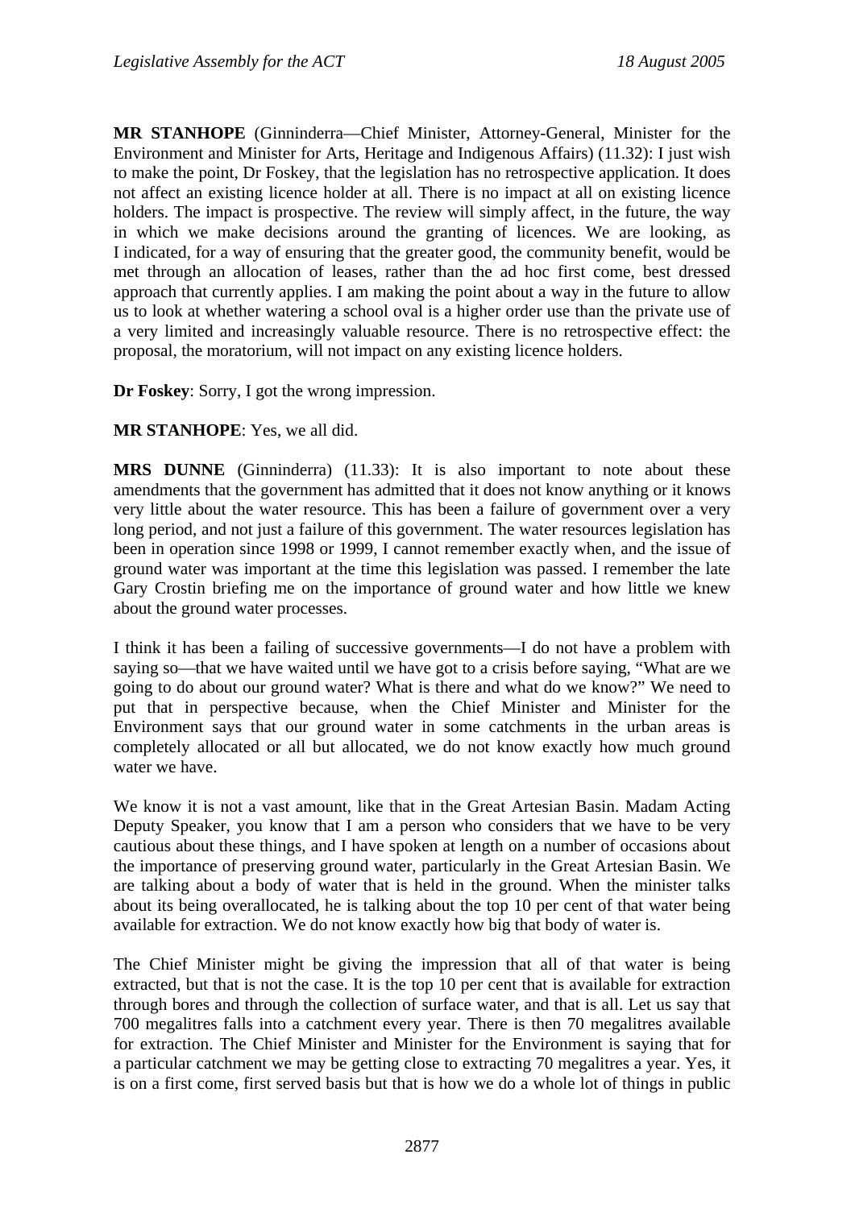**MR STANHOPE** (Ginninderra—Chief Minister, Attorney-General, Minister for the Environment and Minister for Arts, Heritage and Indigenous Affairs) (11.32): I just wish to make the point, Dr Foskey, that the legislation has no retrospective application. It does not affect an existing licence holder at all. There is no impact at all on existing licence holders. The impact is prospective. The review will simply affect, in the future, the way in which we make decisions around the granting of licences. We are looking, as I indicated, for a way of ensuring that the greater good, the community benefit, would be met through an allocation of leases, rather than the ad hoc first come, best dressed approach that currently applies. I am making the point about a way in the future to allow us to look at whether watering a school oval is a higher order use than the private use of a very limited and increasingly valuable resource. There is no retrospective effect: the proposal, the moratorium, will not impact on any existing licence holders.

**Dr Foskey**: Sorry, I got the wrong impression.

**MR STANHOPE**: Yes, we all did.

**MRS DUNNE** (Ginninderra) (11.33): It is also important to note about these amendments that the government has admitted that it does not know anything or it knows very little about the water resource. This has been a failure of government over a very long period, and not just a failure of this government. The water resources legislation has been in operation since 1998 or 1999, I cannot remember exactly when, and the issue of ground water was important at the time this legislation was passed. I remember the late Gary Crostin briefing me on the importance of ground water and how little we knew about the ground water processes.

I think it has been a failing of successive governments—I do not have a problem with saying so—that we have waited until we have got to a crisis before saying, "What are we going to do about our ground water? What is there and what do we know?" We need to put that in perspective because, when the Chief Minister and Minister for the Environment says that our ground water in some catchments in the urban areas is completely allocated or all but allocated, we do not know exactly how much ground water we have.

We know it is not a vast amount, like that in the Great Artesian Basin. Madam Acting Deputy Speaker, you know that I am a person who considers that we have to be very cautious about these things, and I have spoken at length on a number of occasions about the importance of preserving ground water, particularly in the Great Artesian Basin. We are talking about a body of water that is held in the ground. When the minister talks about its being overallocated, he is talking about the top 10 per cent of that water being available for extraction. We do not know exactly how big that body of water is.

The Chief Minister might be giving the impression that all of that water is being extracted, but that is not the case. It is the top 10 per cent that is available for extraction through bores and through the collection of surface water, and that is all. Let us say that 700 megalitres falls into a catchment every year. There is then 70 megalitres available for extraction. The Chief Minister and Minister for the Environment is saying that for a particular catchment we may be getting close to extracting 70 megalitres a year. Yes, it is on a first come, first served basis but that is how we do a whole lot of things in public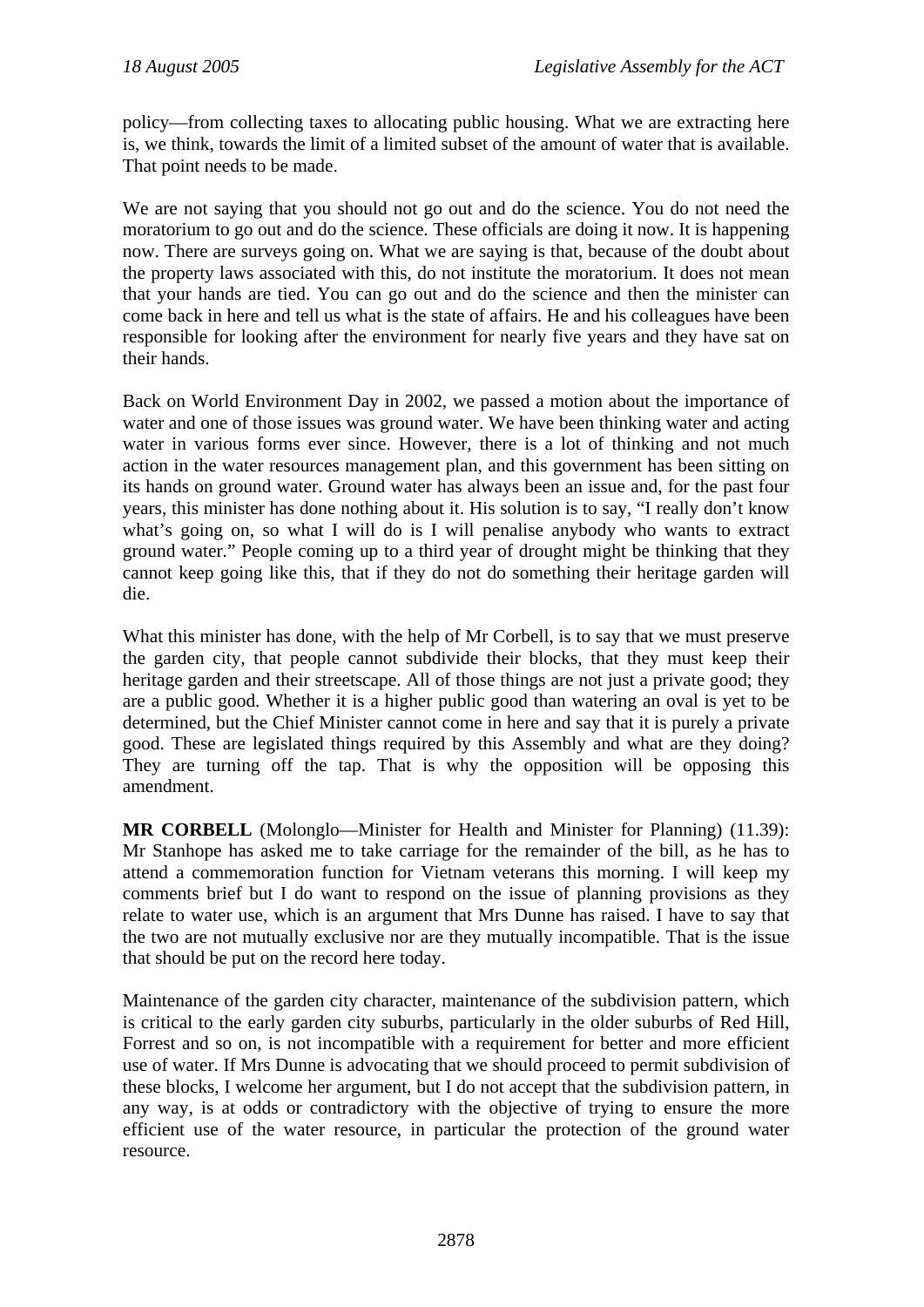policy—from collecting taxes to allocating public housing. What we are extracting here is, we think, towards the limit of a limited subset of the amount of water that is available. That point needs to be made.

We are not saying that you should not go out and do the science. You do not need the moratorium to go out and do the science. These officials are doing it now. It is happening now. There are surveys going on. What we are saying is that, because of the doubt about the property laws associated with this, do not institute the moratorium. It does not mean that your hands are tied. You can go out and do the science and then the minister can come back in here and tell us what is the state of affairs. He and his colleagues have been responsible for looking after the environment for nearly five years and they have sat on their hands.

Back on World Environment Day in 2002, we passed a motion about the importance of water and one of those issues was ground water. We have been thinking water and acting water in various forms ever since. However, there is a lot of thinking and not much action in the water resources management plan, and this government has been sitting on its hands on ground water. Ground water has always been an issue and, for the past four years, this minister has done nothing about it. His solution is to say, "I really don't know what's going on, so what I will do is I will penalise anybody who wants to extract ground water." People coming up to a third year of drought might be thinking that they cannot keep going like this, that if they do not do something their heritage garden will die.

What this minister has done, with the help of Mr Corbell, is to say that we must preserve the garden city, that people cannot subdivide their blocks, that they must keep their heritage garden and their streetscape. All of those things are not just a private good; they are a public good. Whether it is a higher public good than watering an oval is yet to be determined, but the Chief Minister cannot come in here and say that it is purely a private good. These are legislated things required by this Assembly and what are they doing? They are turning off the tap. That is why the opposition will be opposing this amendment.

**MR CORBELL** (Molonglo—Minister for Health and Minister for Planning) (11.39): Mr Stanhope has asked me to take carriage for the remainder of the bill, as he has to attend a commemoration function for Vietnam veterans this morning. I will keep my comments brief but I do want to respond on the issue of planning provisions as they relate to water use, which is an argument that Mrs Dunne has raised. I have to say that the two are not mutually exclusive nor are they mutually incompatible. That is the issue that should be put on the record here today.

Maintenance of the garden city character, maintenance of the subdivision pattern, which is critical to the early garden city suburbs, particularly in the older suburbs of Red Hill, Forrest and so on, is not incompatible with a requirement for better and more efficient use of water. If Mrs Dunne is advocating that we should proceed to permit subdivision of these blocks, I welcome her argument, but I do not accept that the subdivision pattern, in any way, is at odds or contradictory with the objective of trying to ensure the more efficient use of the water resource, in particular the protection of the ground water resource.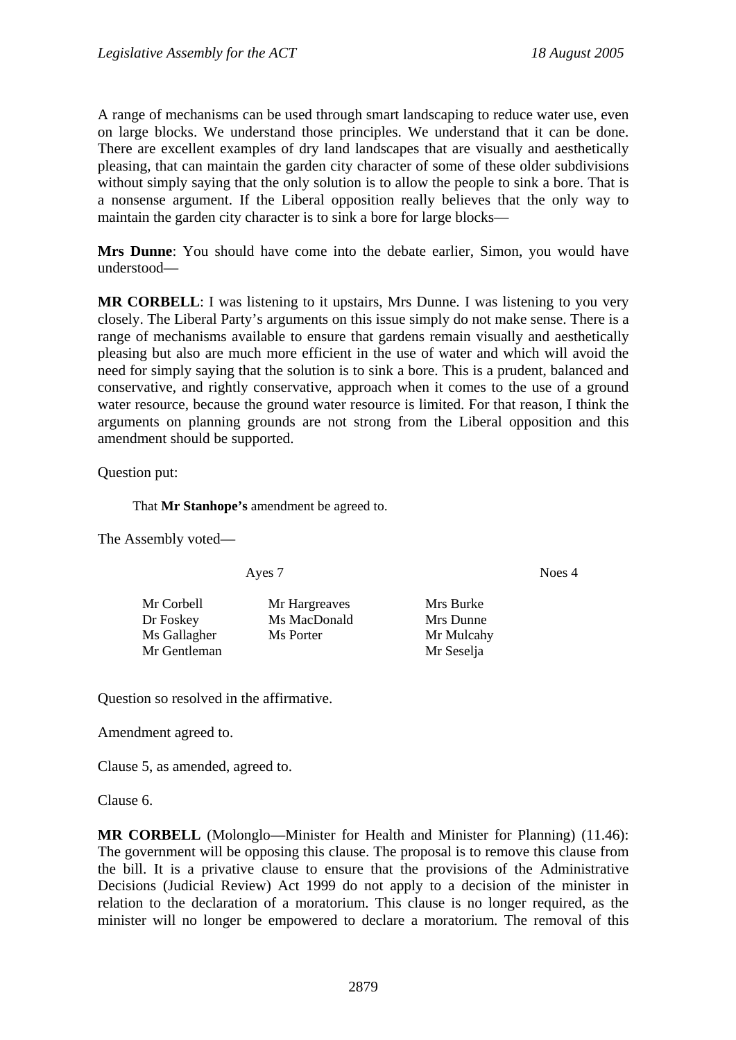A range of mechanisms can be used through smart landscaping to reduce water use, even on large blocks. We understand those principles. We understand that it can be done. There are excellent examples of dry land landscapes that are visually and aesthetically pleasing, that can maintain the garden city character of some of these older subdivisions without simply saying that the only solution is to allow the people to sink a bore. That is a nonsense argument. If the Liberal opposition really believes that the only way to maintain the garden city character is to sink a bore for large blocks—

**Mrs Dunne**: You should have come into the debate earlier, Simon, you would have understood—

**MR CORBELL**: I was listening to it upstairs, Mrs Dunne. I was listening to you very closely. The Liberal Party's arguments on this issue simply do not make sense. There is a range of mechanisms available to ensure that gardens remain visually and aesthetically pleasing but also are much more efficient in the use of water and which will avoid the need for simply saying that the solution is to sink a bore. This is a prudent, balanced and conservative, and rightly conservative, approach when it comes to the use of a ground water resource, because the ground water resource is limited. For that reason, I think the arguments on planning grounds are not strong from the Liberal opposition and this amendment should be supported.

Question put:

That **Mr Stanhope's** amendment be agreed to.

The Assembly voted—

| Ayes 7 | | Noes 4 |
|---|---|---|
| Mr Corbell | Mr Hargreaves | Mrs Burke |
| Dr Foskey | Ms MacDonald | Mrs Dunne |
| Ms Gallagher | Ms Porter | Mr Mulcahy |
| Mr Gentleman | | Mr Seselja |

Question so resolved in the affirmative.

Amendment agreed to.

Clause 5, as amended, agreed to.

Clause 6.

**MR CORBELL** (Molonglo—Minister for Health and Minister for Planning) (11.46): The government will be opposing this clause. The proposal is to remove this clause from the bill. It is a privative clause to ensure that the provisions of the Administrative Decisions (Judicial Review) Act 1999 do not apply to a decision of the minister in relation to the declaration of a moratorium. This clause is no longer required, as the minister will no longer be empowered to declare a moratorium. The removal of this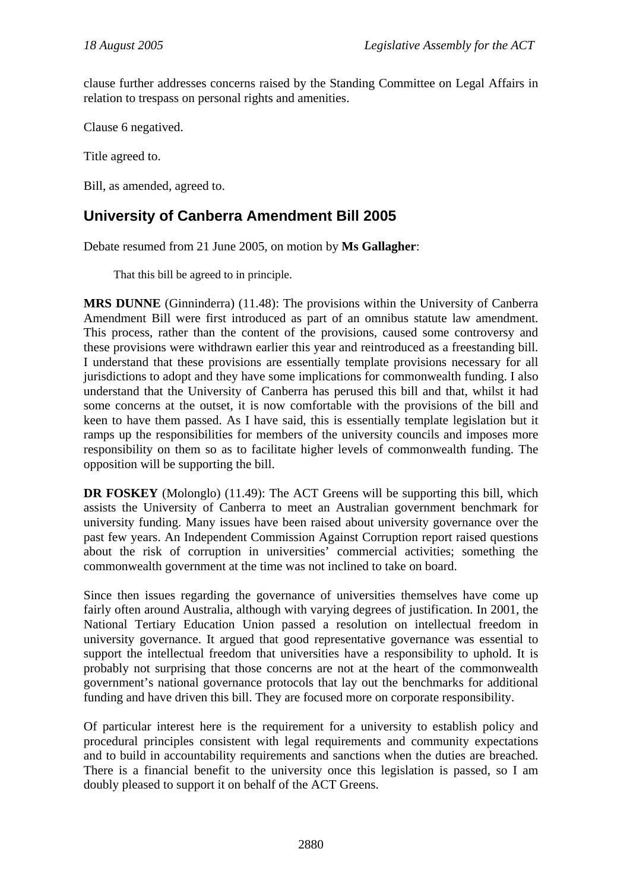clause further addresses concerns raised by the Standing Committee on Legal Affairs in relation to trespass on personal rights and amenities.

Clause 6 negatived.

Title agreed to.

Bill, as amended, agreed to.

## University of Canberra Amendment Bill 2005

Debate resumed from 21 June 2005, on motion by **Ms Gallagher**:

> That this bill be agreed to in principle.

**MRS DUNNE** (Ginninderra) (11.48): The provisions within the University of Canberra Amendment Bill were first introduced as part of an omnibus statute law amendment. This process, rather than the content of the provisions, caused some controversy and these provisions were withdrawn earlier this year and reintroduced as a freestanding bill. I understand that these provisions are essentially template provisions necessary for all jurisdictions to adopt and they have some implications for commonwealth funding. I also understand that the University of Canberra has perused this bill and that, whilst it had some concerns at the outset, it is now comfortable with the provisions of the bill and keen to have them passed. As I have said, this is essentially template legislation but it ramps up the responsibilities for members of the university councils and imposes more responsibility on them so as to facilitate higher levels of commonwealth funding. The opposition will be supporting the bill.

**DR FOSKEY** (Molonglo) (11.49): The ACT Greens will be supporting this bill, which assists the University of Canberra to meet an Australian government benchmark for university funding. Many issues have been raised about university governance over the past few years. An Independent Commission Against Corruption report raised questions about the risk of corruption in universities' commercial activities; something the commonwealth government at the time was not inclined to take on board.

Since then issues regarding the governance of universities themselves have come up fairly often around Australia, although with varying degrees of justification. In 2001, the National Tertiary Education Union passed a resolution on intellectual freedom in university governance. It argued that good representative governance was essential to support the intellectual freedom that universities have a responsibility to uphold. It is probably not surprising that those concerns are not at the heart of the commonwealth government's national governance protocols that lay out the benchmarks for additional funding and have driven this bill. They are focused more on corporate responsibility.

Of particular interest here is the requirement for a university to establish policy and procedural principles consistent with legal requirements and community expectations and to build in accountability requirements and sanctions when the duties are breached. There is a financial benefit to the university once this legislation is passed, so I am doubly pleased to support it on behalf of the ACT Greens.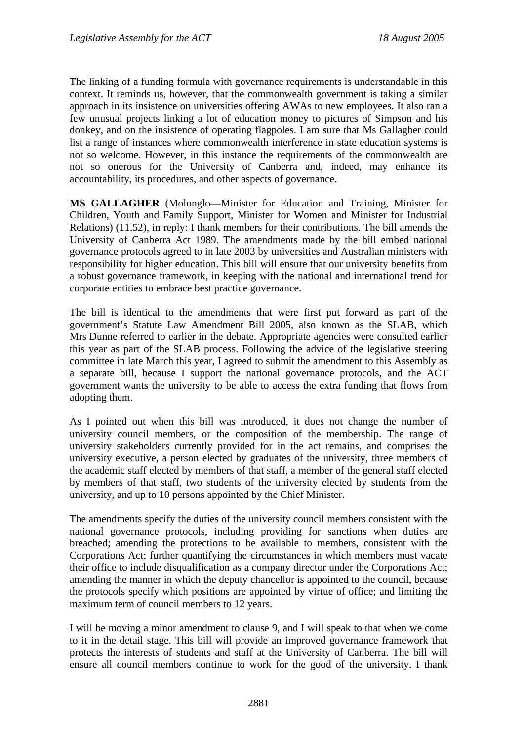The linking of a funding formula with governance requirements is understandable in this context. It reminds us, however, that the commonwealth government is taking a similar approach in its insistence on universities offering AWAs to new employees. It also ran a few unusual projects linking a lot of education money to pictures of Simpson and his donkey, and on the insistence of operating flagpoles. I am sure that Ms Gallagher could list a range of instances where commonwealth interference in state education systems is not so welcome. However, in this instance the requirements of the commonwealth are not so onerous for the University of Canberra and, indeed, may enhance its accountability, its procedures, and other aspects of governance.

**MS GALLAGHER** (Molonglo—Minister for Education and Training, Minister for Children, Youth and Family Support, Minister for Women and Minister for Industrial Relations) (11.52), in reply: I thank members for their contributions. The bill amends the University of Canberra Act 1989. The amendments made by the bill embed national governance protocols agreed to in late 2003 by universities and Australian ministers with responsibility for higher education. This bill will ensure that our university benefits from a robust governance framework, in keeping with the national and international trend for corporate entities to embrace best practice governance.

The bill is identical to the amendments that were first put forward as part of the government's Statute Law Amendment Bill 2005, also known as the SLAB, which Mrs Dunne referred to earlier in the debate. Appropriate agencies were consulted earlier this year as part of the SLAB process. Following the advice of the legislative steering committee in late March this year, I agreed to submit the amendment to this Assembly as a separate bill, because I support the national governance protocols, and the ACT government wants the university to be able to access the extra funding that flows from adopting them.

As I pointed out when this bill was introduced, it does not change the number of university council members, or the composition of the membership. The range of university stakeholders currently provided for in the act remains, and comprises the university executive, a person elected by graduates of the university, three members of the academic staff elected by members of that staff, a member of the general staff elected by members of that staff, two students of the university elected by students from the university, and up to 10 persons appointed by the Chief Minister.

The amendments specify the duties of the university council members consistent with the national governance protocols, including providing for sanctions when duties are breached; amending the protections to be available to members, consistent with the Corporations Act; further quantifying the circumstances in which members must vacate their office to include disqualification as a company director under the Corporations Act; amending the manner in which the deputy chancellor is appointed to the council, because the protocols specify which positions are appointed by virtue of office; and limiting the maximum term of council members to 12 years.

I will be moving a minor amendment to clause 9, and I will speak to that when we come to it in the detail stage. This bill will provide an improved governance framework that protects the interests of students and staff at the University of Canberra. The bill will ensure all council members continue to work for the good of the university. I thank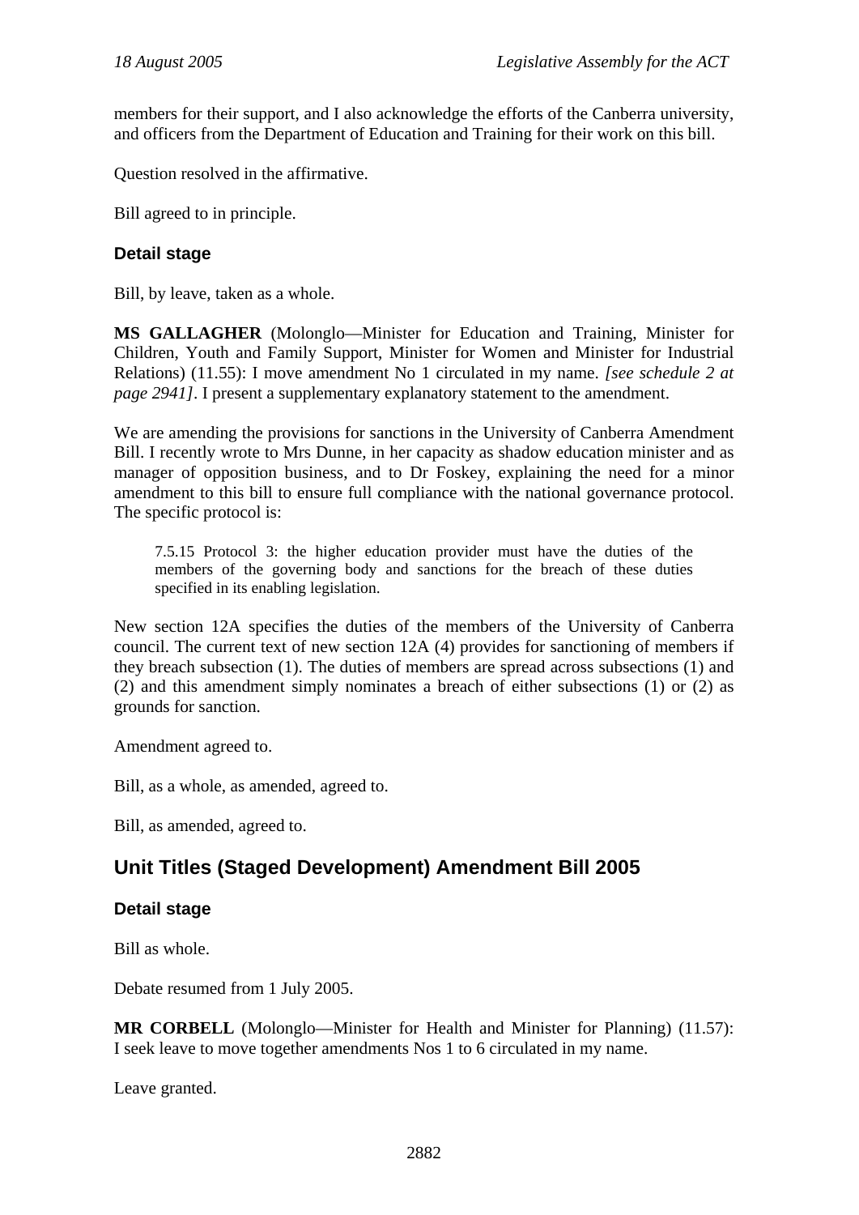members for their support, and I also acknowledge the efforts of the Canberra university, and officers from the Department of Education and Training for their work on this bill.

Question resolved in the affirmative.

Bill agreed to in principle.

### Detail stage

Bill, by leave, taken as a whole.

**MS GALLAGHER** (Molonglo—Minister for Education and Training, Minister for Children, Youth and Family Support, Minister for Women and Minister for Industrial Relations) (11.55): I move amendment No 1 circulated in my name. *[see schedule 2 at page 2941]*. I present a supplementary explanatory statement to the amendment.

We are amending the provisions for sanctions in the University of Canberra Amendment Bill. I recently wrote to Mrs Dunne, in her capacity as shadow education minister and as manager of opposition business, and to Dr Foskey, explaining the need for a minor amendment to this bill to ensure full compliance with the national governance protocol. The specific protocol is:

> 7.5.15 Protocol 3: the higher education provider must have the duties of the members of the governing body and sanctions for the breach of these duties specified in its enabling legislation.

New section 12A specifies the duties of the members of the University of Canberra council. The current text of new section 12A (4) provides for sanctioning of members if they breach subsection (1). The duties of members are spread across subsections (1) and (2) and this amendment simply nominates a breach of either subsections (1) or (2) as grounds for sanction.

Amendment agreed to.

Bill, as a whole, as amended, agreed to.

Bill, as amended, agreed to.

## Unit Titles (Staged Development) Amendment Bill 2005

### Detail stage

Bill as whole.

Debate resumed from 1 July 2005.

**MR CORBELL** (Molonglo—Minister for Health and Minister for Planning) (11.57): I seek leave to move together amendments Nos 1 to 6 circulated in my name.

Leave granted.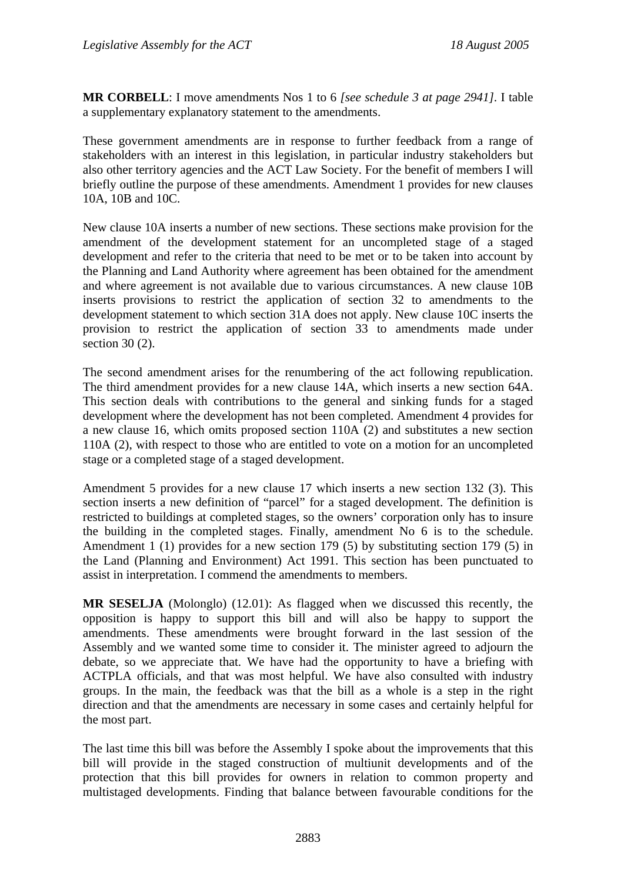**MR CORBELL**: I move amendments Nos 1 to 6 *[see schedule 3 at page 2941]*. I table a supplementary explanatory statement to the amendments.

These government amendments are in response to further feedback from a range of stakeholders with an interest in this legislation, in particular industry stakeholders but also other territory agencies and the ACT Law Society. For the benefit of members I will briefly outline the purpose of these amendments. Amendment 1 provides for new clauses 10A, 10B and 10C.

New clause 10A inserts a number of new sections. These sections make provision for the amendment of the development statement for an uncompleted stage of a staged development and refer to the criteria that need to be met or to be taken into account by the Planning and Land Authority where agreement has been obtained for the amendment and where agreement is not available due to various circumstances. A new clause 10B inserts provisions to restrict the application of section 32 to amendments to the development statement to which section 31A does not apply. New clause 10C inserts the provision to restrict the application of section 33 to amendments made under section 30 (2).

The second amendment arises for the renumbering of the act following republication. The third amendment provides for a new clause 14A, which inserts a new section 64A. This section deals with contributions to the general and sinking funds for a staged development where the development has not been completed. Amendment 4 provides for a new clause 16, which omits proposed section 110A (2) and substitutes a new section 110A (2), with respect to those who are entitled to vote on a motion for an uncompleted stage or a completed stage of a staged development.

Amendment 5 provides for a new clause 17 which inserts a new section 132 (3). This section inserts a new definition of "parcel" for a staged development. The definition is restricted to buildings at completed stages, so the owners' corporation only has to insure the building in the completed stages. Finally, amendment No 6 is to the schedule. Amendment 1 (1) provides for a new section 179 (5) by substituting section 179 (5) in the Land (Planning and Environment) Act 1991. This section has been punctuated to assist in interpretation. I commend the amendments to members.

**MR SESELJA** (Molonglo) (12.01): As flagged when we discussed this recently, the opposition is happy to support this bill and will also be happy to support the amendments. These amendments were brought forward in the last session of the Assembly and we wanted some time to consider it. The minister agreed to adjourn the debate, so we appreciate that. We have had the opportunity to have a briefing with ACTPLA officials, and that was most helpful. We have also consulted with industry groups. In the main, the feedback was that the bill as a whole is a step in the right direction and that the amendments are necessary in some cases and certainly helpful for the most part.

The last time this bill was before the Assembly I spoke about the improvements that this bill will provide in the staged construction of multiunit developments and of the protection that this bill provides for owners in relation to common property and multistaged developments. Finding that balance between favourable conditions for the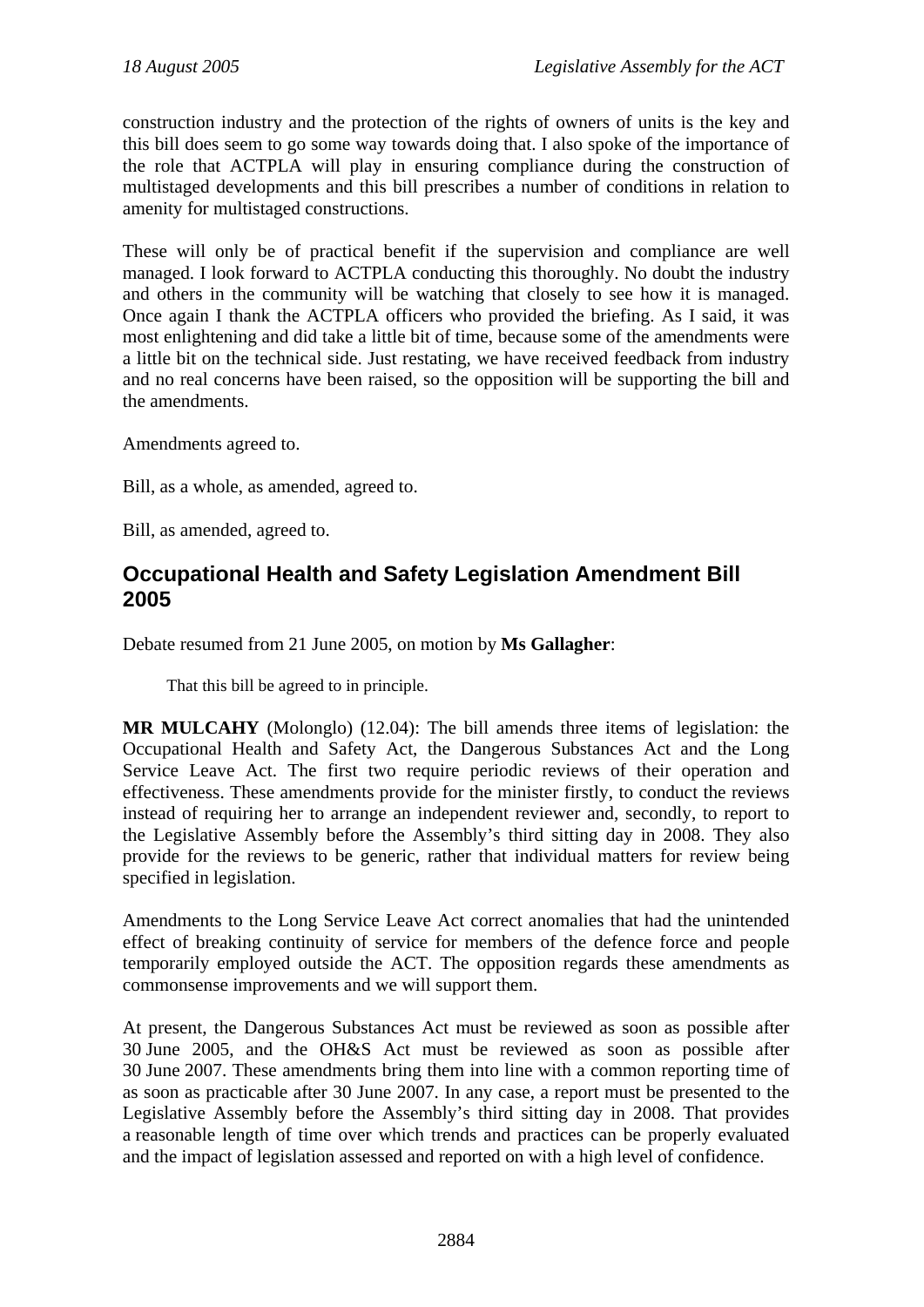construction industry and the protection of the rights of owners of units is the key and this bill does seem to go some way towards doing that. I also spoke of the importance of the role that ACTPLA will play in ensuring compliance during the construction of multistaged developments and this bill prescribes a number of conditions in relation to amenity for multistaged constructions.

These will only be of practical benefit if the supervision and compliance are well managed. I look forward to ACTPLA conducting this thoroughly. No doubt the industry and others in the community will be watching that closely to see how it is managed. Once again I thank the ACTPLA officers who provided the briefing. As I said, it was most enlightening and did take a little bit of time, because some of the amendments were a little bit on the technical side. Just restating, we have received feedback from industry and no real concerns have been raised, so the opposition will be supporting the bill and the amendments.

Amendments agreed to.

Bill, as a whole, as amended, agreed to.

Bill, as amended, agreed to.

## Occupational Health and Safety Legislation Amendment Bill 2005

Debate resumed from 21 June 2005, on motion by **Ms Gallagher**:

> That this bill be agreed to in principle.

**MR MULCAHY** (Molonglo) (12.04): The bill amends three items of legislation: the Occupational Health and Safety Act, the Dangerous Substances Act and the Long Service Leave Act. The first two require periodic reviews of their operation and effectiveness. These amendments provide for the minister firstly, to conduct the reviews instead of requiring her to arrange an independent reviewer and, secondly, to report to the Legislative Assembly before the Assembly's third sitting day in 2008. They also provide for the reviews to be generic, rather that individual matters for review being specified in legislation.

Amendments to the Long Service Leave Act correct anomalies that had the unintended effect of breaking continuity of service for members of the defence force and people temporarily employed outside the ACT. The opposition regards these amendments as commonsense improvements and we will support them.

At present, the Dangerous Substances Act must be reviewed as soon as possible after 30 June 2005, and the OH&S Act must be reviewed as soon as possible after 30 June 2007. These amendments bring them into line with a common reporting time of as soon as practicable after 30 June 2007. In any case, a report must be presented to the Legislative Assembly before the Assembly's third sitting day in 2008. That provides a reasonable length of time over which trends and practices can be properly evaluated and the impact of legislation assessed and reported on with a high level of confidence.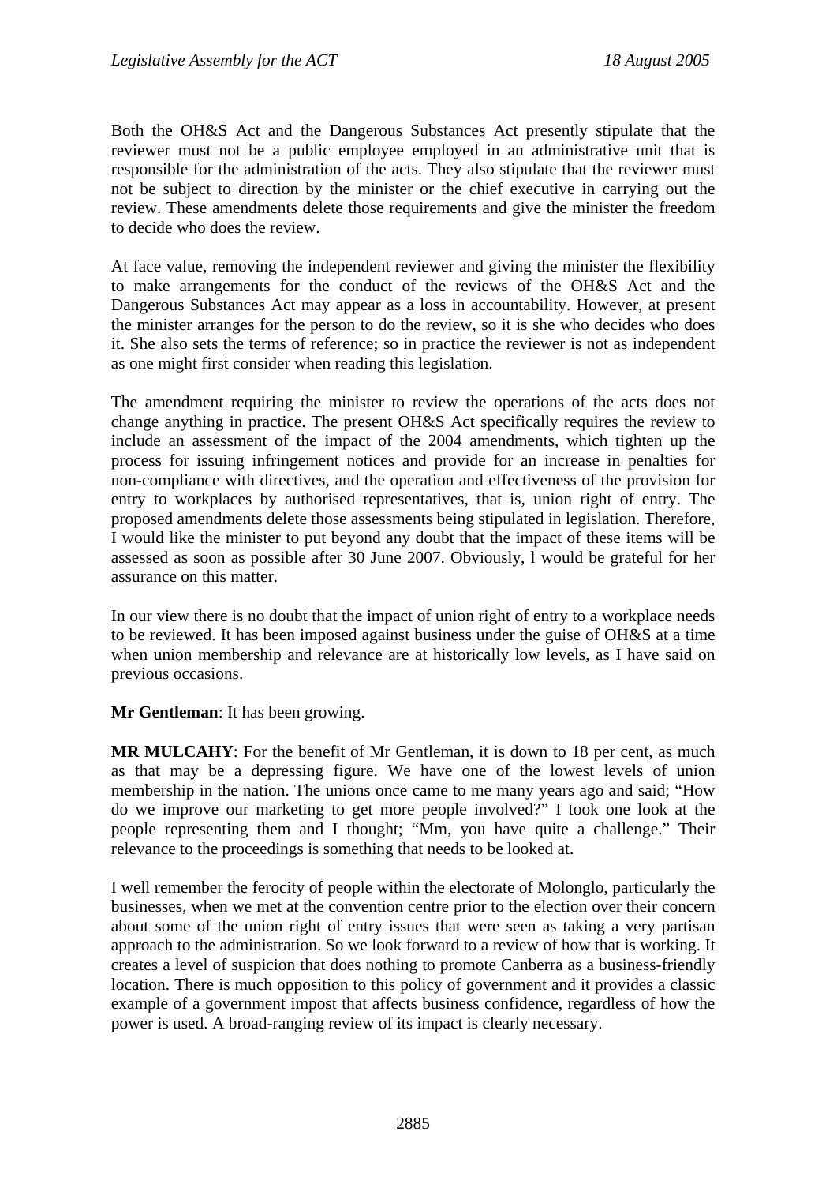Both the OH&S Act and the Dangerous Substances Act presently stipulate that the reviewer must not be a public employee employed in an administrative unit that is responsible for the administration of the acts. They also stipulate that the reviewer must not be subject to direction by the minister or the chief executive in carrying out the review. These amendments delete those requirements and give the minister the freedom to decide who does the review.

At face value, removing the independent reviewer and giving the minister the flexibility to make arrangements for the conduct of the reviews of the OH&S Act and the Dangerous Substances Act may appear as a loss in accountability. However, at present the minister arranges for the person to do the review, so it is she who decides who does it. She also sets the terms of reference; so in practice the reviewer is not as independent as one might first consider when reading this legislation.

The amendment requiring the minister to review the operations of the acts does not change anything in practice. The present OH&S Act specifically requires the review to include an assessment of the impact of the 2004 amendments, which tighten up the process for issuing infringement notices and provide for an increase in penalties for non-compliance with directives, and the operation and effectiveness of the provision for entry to workplaces by authorised representatives, that is, union right of entry. The proposed amendments delete those assessments being stipulated in legislation. Therefore, I would like the minister to put beyond any doubt that the impact of these items will be assessed as soon as possible after 30 June 2007. Obviously, l would be grateful for her assurance on this matter.

In our view there is no doubt that the impact of union right of entry to a workplace needs to be reviewed. It has been imposed against business under the guise of OH&S at a time when union membership and relevance are at historically low levels, as I have said on previous occasions.

**Mr Gentleman**: It has been growing.

**MR MULCAHY**: For the benefit of Mr Gentleman, it is down to 18 per cent, as much as that may be a depressing figure. We have one of the lowest levels of union membership in the nation. The unions once came to me many years ago and said; "How do we improve our marketing to get more people involved?" I took one look at the people representing them and I thought; "Mm, you have quite a challenge." Their relevance to the proceedings is something that needs to be looked at.

I well remember the ferocity of people within the electorate of Molonglo, particularly the businesses, when we met at the convention centre prior to the election over their concern about some of the union right of entry issues that were seen as taking a very partisan approach to the administration. So we look forward to a review of how that is working. It creates a level of suspicion that does nothing to promote Canberra as a business-friendly location. There is much opposition to this policy of government and it provides a classic example of a government impost that affects business confidence, regardless of how the power is used. A broad-ranging review of its impact is clearly necessary.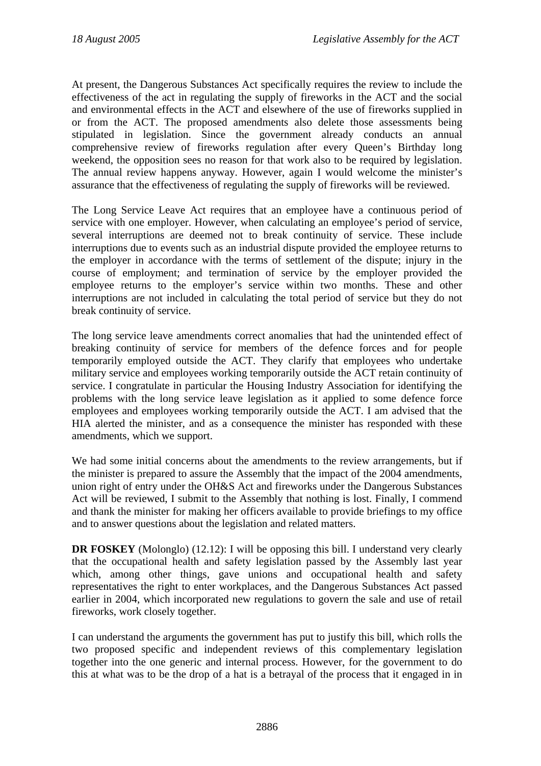At present, the Dangerous Substances Act specifically requires the review to include the effectiveness of the act in regulating the supply of fireworks in the ACT and the social and environmental effects in the ACT and elsewhere of the use of fireworks supplied in or from the ACT. The proposed amendments also delete those assessments being stipulated in legislation. Since the government already conducts an annual comprehensive review of fireworks regulation after every Queen's Birthday long weekend, the opposition sees no reason for that work also to be required by legislation. The annual review happens anyway. However, again I would welcome the minister's assurance that the effectiveness of regulating the supply of fireworks will be reviewed.

The Long Service Leave Act requires that an employee have a continuous period of service with one employer. However, when calculating an employee's period of service, several interruptions are deemed not to break continuity of service. These include interruptions due to events such as an industrial dispute provided the employee returns to the employer in accordance with the terms of settlement of the dispute; injury in the course of employment; and termination of service by the employer provided the employee returns to the employer's service within two months. These and other interruptions are not included in calculating the total period of service but they do not break continuity of service.

The long service leave amendments correct anomalies that had the unintended effect of breaking continuity of service for members of the defence forces and for people temporarily employed outside the ACT. They clarify that employees who undertake military service and employees working temporarily outside the ACT retain continuity of service. I congratulate in particular the Housing Industry Association for identifying the problems with the long service leave legislation as it applied to some defence force employees and employees working temporarily outside the ACT. I am advised that the HIA alerted the minister, and as a consequence the minister has responded with these amendments, which we support.

We had some initial concerns about the amendments to the review arrangements, but if the minister is prepared to assure the Assembly that the impact of the 2004 amendments, union right of entry under the OH&S Act and fireworks under the Dangerous Substances Act will be reviewed, I submit to the Assembly that nothing is lost. Finally, I commend and thank the minister for making her officers available to provide briefings to my office and to answer questions about the legislation and related matters.

**DR FOSKEY** (Molonglo) (12.12): I will be opposing this bill. I understand very clearly that the occupational health and safety legislation passed by the Assembly last year which, among other things, gave unions and occupational health and safety representatives the right to enter workplaces, and the Dangerous Substances Act passed earlier in 2004, which incorporated new regulations to govern the sale and use of retail fireworks, work closely together.

I can understand the arguments the government has put to justify this bill, which rolls the two proposed specific and independent reviews of this complementary legislation together into the one generic and internal process. However, for the government to do this at what was to be the drop of a hat is a betrayal of the process that it engaged in in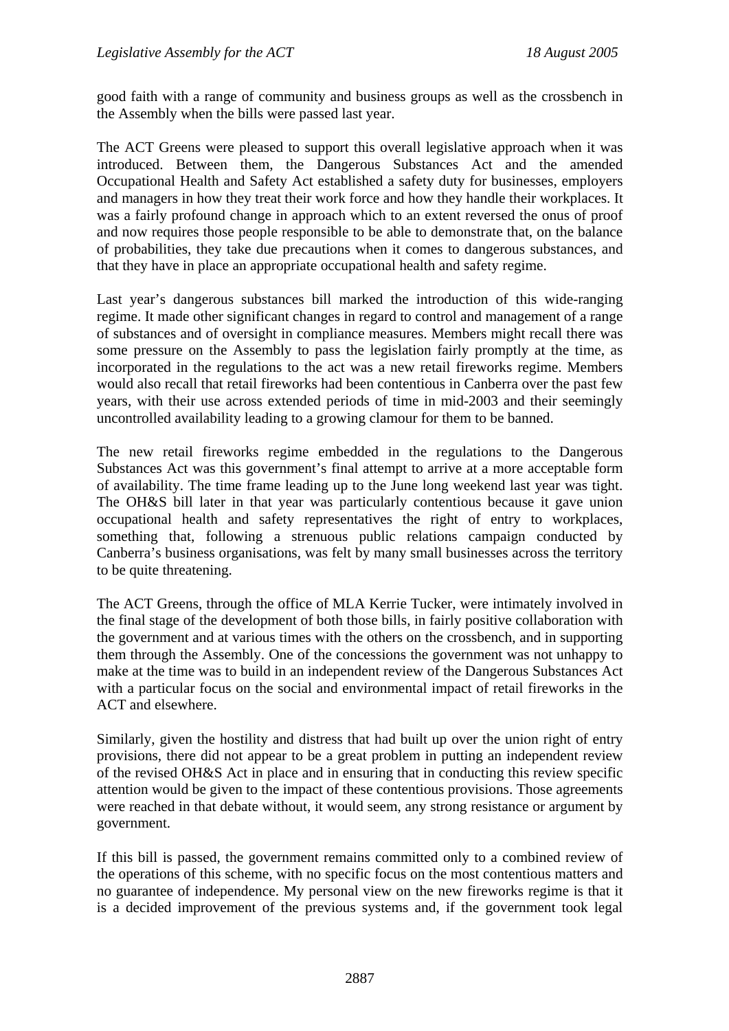good faith with a range of community and business groups as well as the crossbench in the Assembly when the bills were passed last year.

The ACT Greens were pleased to support this overall legislative approach when it was introduced. Between them, the Dangerous Substances Act and the amended Occupational Health and Safety Act established a safety duty for businesses, employers and managers in how they treat their work force and how they handle their workplaces. It was a fairly profound change in approach which to an extent reversed the onus of proof and now requires those people responsible to be able to demonstrate that, on the balance of probabilities, they take due precautions when it comes to dangerous substances, and that they have in place an appropriate occupational health and safety regime.

Last year's dangerous substances bill marked the introduction of this wide-ranging regime. It made other significant changes in regard to control and management of a range of substances and of oversight in compliance measures. Members might recall there was some pressure on the Assembly to pass the legislation fairly promptly at the time, as incorporated in the regulations to the act was a new retail fireworks regime. Members would also recall that retail fireworks had been contentious in Canberra over the past few years, with their use across extended periods of time in mid-2003 and their seemingly uncontrolled availability leading to a growing clamour for them to be banned.

The new retail fireworks regime embedded in the regulations to the Dangerous Substances Act was this government's final attempt to arrive at a more acceptable form of availability. The time frame leading up to the June long weekend last year was tight. The OH&S bill later in that year was particularly contentious because it gave union occupational health and safety representatives the right of entry to workplaces, something that, following a strenuous public relations campaign conducted by Canberra's business organisations, was felt by many small businesses across the territory to be quite threatening.

The ACT Greens, through the office of MLA Kerrie Tucker, were intimately involved in the final stage of the development of both those bills, in fairly positive collaboration with the government and at various times with the others on the crossbench, and in supporting them through the Assembly. One of the concessions the government was not unhappy to make at the time was to build in an independent review of the Dangerous Substances Act with a particular focus on the social and environmental impact of retail fireworks in the ACT and elsewhere.

Similarly, given the hostility and distress that had built up over the union right of entry provisions, there did not appear to be a great problem in putting an independent review of the revised OH&S Act in place and in ensuring that in conducting this review specific attention would be given to the impact of these contentious provisions. Those agreements were reached in that debate without, it would seem, any strong resistance or argument by government.

If this bill is passed, the government remains committed only to a combined review of the operations of this scheme, with no specific focus on the most contentious matters and no guarantee of independence. My personal view on the new fireworks regime is that it is a decided improvement of the previous systems and, if the government took legal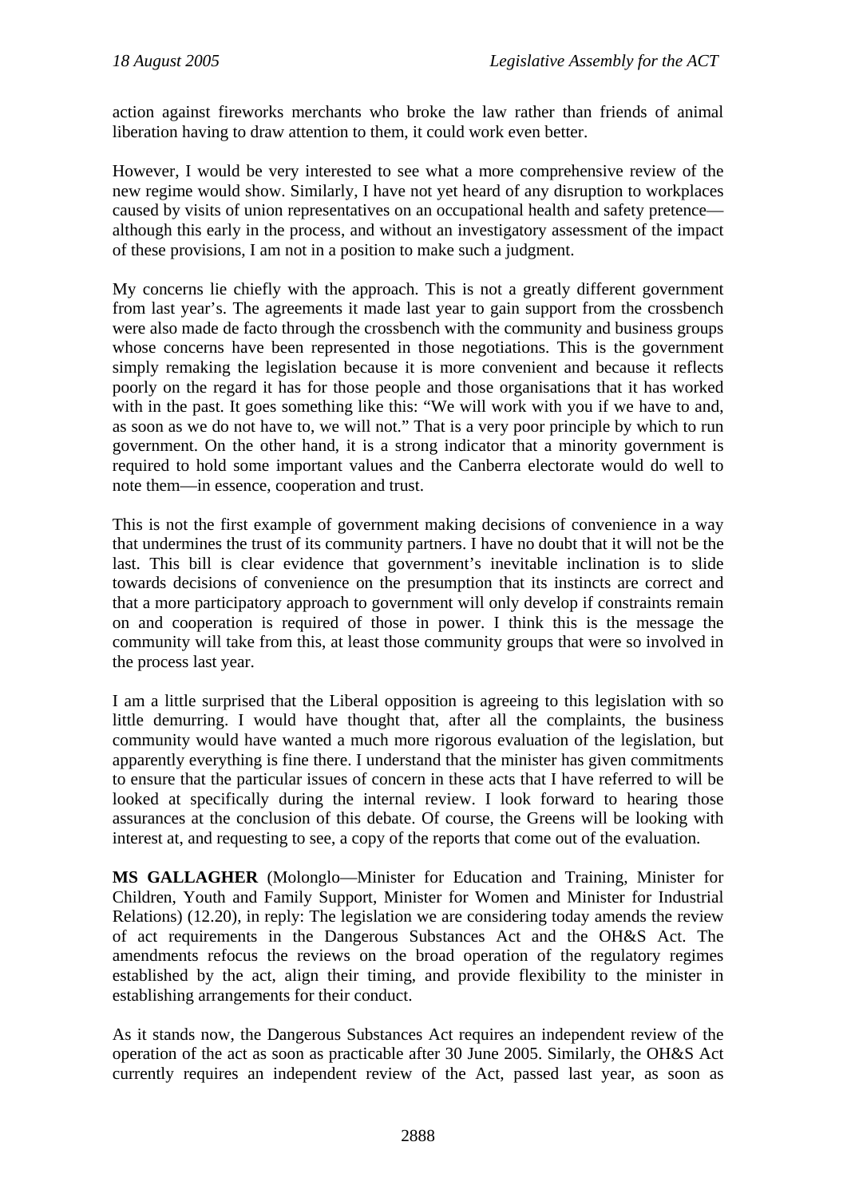action against fireworks merchants who broke the law rather than friends of animal liberation having to draw attention to them, it could work even better.

However, I would be very interested to see what a more comprehensive review of the new regime would show. Similarly, I have not yet heard of any disruption to workplaces caused by visits of union representatives on an occupational health and safety pretence—although this early in the process, and without an investigatory assessment of the impact of these provisions, I am not in a position to make such a judgment.

My concerns lie chiefly with the approach. This is not a greatly different government from last year's. The agreements it made last year to gain support from the crossbench were also made de facto through the crossbench with the community and business groups whose concerns have been represented in those negotiations. This is the government simply remaking the legislation because it is more convenient and because it reflects poorly on the regard it has for those people and those organisations that it has worked with in the past. It goes something like this: "We will work with you if we have to and, as soon as we do not have to, we will not." That is a very poor principle by which to run government. On the other hand, it is a strong indicator that a minority government is required to hold some important values and the Canberra electorate would do well to note them—in essence, cooperation and trust.

This is not the first example of government making decisions of convenience in a way that undermines the trust of its community partners. I have no doubt that it will not be the last. This bill is clear evidence that government's inevitable inclination is to slide towards decisions of convenience on the presumption that its instincts are correct and that a more participatory approach to government will only develop if constraints remain on and cooperation is required of those in power. I think this is the message the community will take from this, at least those community groups that were so involved in the process last year.

I am a little surprised that the Liberal opposition is agreeing to this legislation with so little demurring. I would have thought that, after all the complaints, the business community would have wanted a much more rigorous evaluation of the legislation, but apparently everything is fine there. I understand that the minister has given commitments to ensure that the particular issues of concern in these acts that I have referred to will be looked at specifically during the internal review. I look forward to hearing those assurances at the conclusion of this debate. Of course, the Greens will be looking with interest at, and requesting to see, a copy of the reports that come out of the evaluation.

**MS GALLAGHER** (Molonglo—Minister for Education and Training, Minister for Children, Youth and Family Support, Minister for Women and Minister for Industrial Relations) (12.20), in reply: The legislation we are considering today amends the review of act requirements in the Dangerous Substances Act and the OH&S Act. The amendments refocus the reviews on the broad operation of the regulatory regimes established by the act, align their timing, and provide flexibility to the minister in establishing arrangements for their conduct.

As it stands now, the Dangerous Substances Act requires an independent review of the operation of the act as soon as practicable after 30 June 2005. Similarly, the OH&S Act currently requires an independent review of the Act, passed last year, as soon as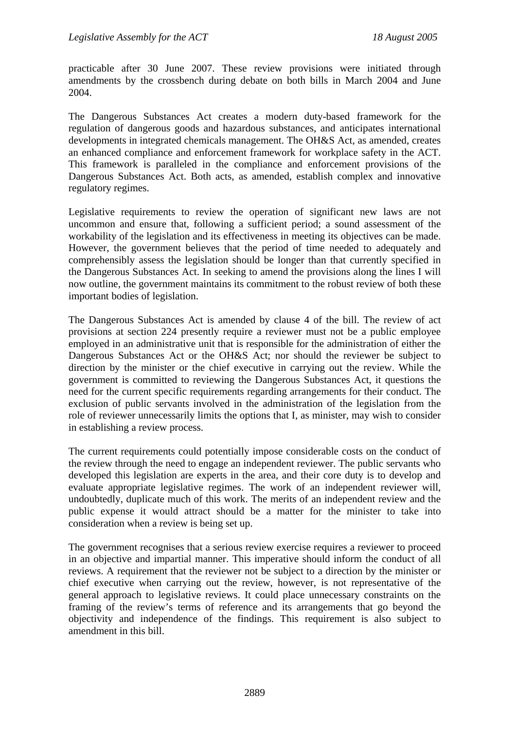practicable after 30 June 2007. These review provisions were initiated through amendments by the crossbench during debate on both bills in March 2004 and June 2004.

The Dangerous Substances Act creates a modern duty-based framework for the regulation of dangerous goods and hazardous substances, and anticipates international developments in integrated chemicals management. The OH&S Act, as amended, creates an enhanced compliance and enforcement framework for workplace safety in the ACT. This framework is paralleled in the compliance and enforcement provisions of the Dangerous Substances Act. Both acts, as amended, establish complex and innovative regulatory regimes.

Legislative requirements to review the operation of significant new laws are not uncommon and ensure that, following a sufficient period; a sound assessment of the workability of the legislation and its effectiveness in meeting its objectives can be made. However, the government believes that the period of time needed to adequately and comprehensibly assess the legislation should be longer than that currently specified in the Dangerous Substances Act. In seeking to amend the provisions along the lines I will now outline, the government maintains its commitment to the robust review of both these important bodies of legislation.

The Dangerous Substances Act is amended by clause 4 of the bill. The review of act provisions at section 224 presently require a reviewer must not be a public employee employed in an administrative unit that is responsible for the administration of either the Dangerous Substances Act or the OH&S Act; nor should the reviewer be subject to direction by the minister or the chief executive in carrying out the review. While the government is committed to reviewing the Dangerous Substances Act, it questions the need for the current specific requirements regarding arrangements for their conduct. The exclusion of public servants involved in the administration of the legislation from the role of reviewer unnecessarily limits the options that I, as minister, may wish to consider in establishing a review process.

The current requirements could potentially impose considerable costs on the conduct of the review through the need to engage an independent reviewer. The public servants who developed this legislation are experts in the area, and their core duty is to develop and evaluate appropriate legislative regimes. The work of an independent reviewer will, undoubtedly, duplicate much of this work. The merits of an independent review and the public expense it would attract should be a matter for the minister to take into consideration when a review is being set up.

The government recognises that a serious review exercise requires a reviewer to proceed in an objective and impartial manner. This imperative should inform the conduct of all reviews. A requirement that the reviewer not be subject to a direction by the minister or chief executive when carrying out the review, however, is not representative of the general approach to legislative reviews. It could place unnecessary constraints on the framing of the review's terms of reference and its arrangements that go beyond the objectivity and independence of the findings. This requirement is also subject to amendment in this bill.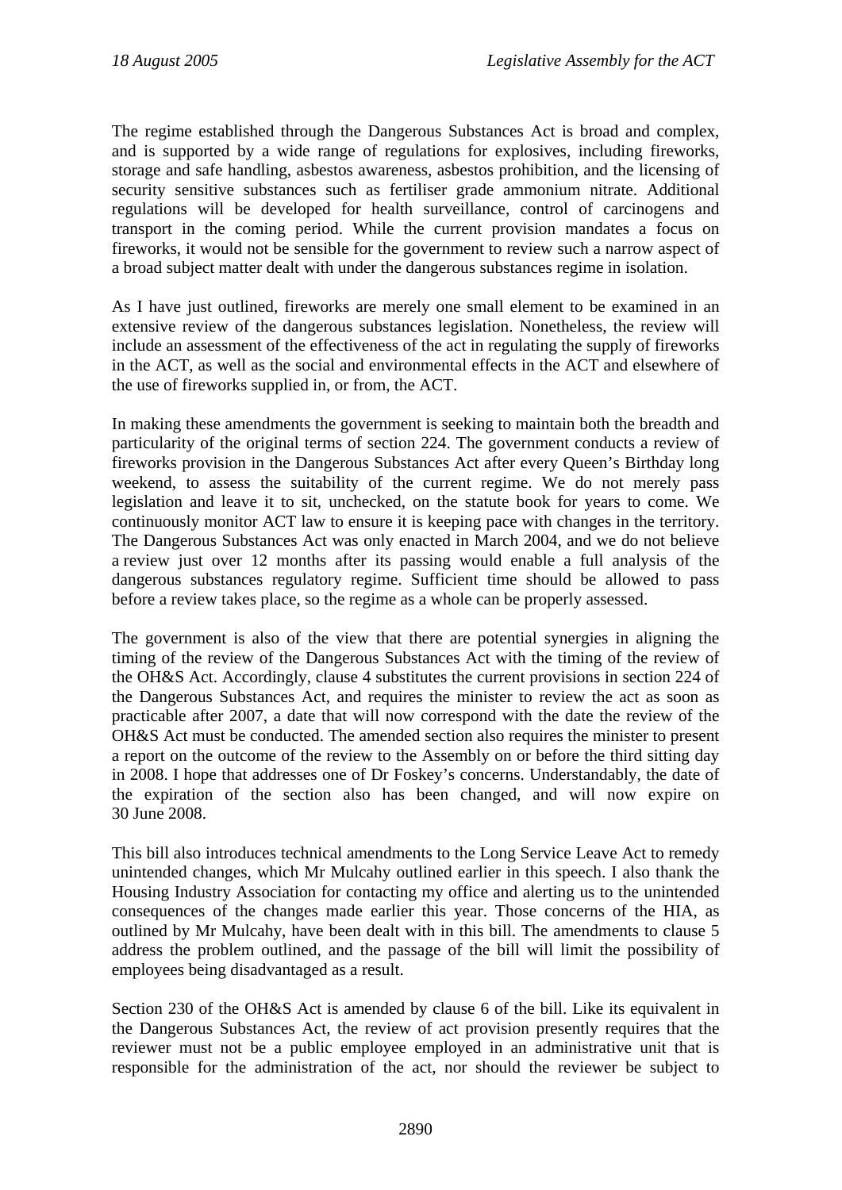The regime established through the Dangerous Substances Act is broad and complex, and is supported by a wide range of regulations for explosives, including fireworks, storage and safe handling, asbestos awareness, asbestos prohibition, and the licensing of security sensitive substances such as fertiliser grade ammonium nitrate. Additional regulations will be developed for health surveillance, control of carcinogens and transport in the coming period. While the current provision mandates a focus on fireworks, it would not be sensible for the government to review such a narrow aspect of a broad subject matter dealt with under the dangerous substances regime in isolation.

As I have just outlined, fireworks are merely one small element to be examined in an extensive review of the dangerous substances legislation. Nonetheless, the review will include an assessment of the effectiveness of the act in regulating the supply of fireworks in the ACT, as well as the social and environmental effects in the ACT and elsewhere of the use of fireworks supplied in, or from, the ACT.

In making these amendments the government is seeking to maintain both the breadth and particularity of the original terms of section 224. The government conducts a review of fireworks provision in the Dangerous Substances Act after every Queen's Birthday long weekend, to assess the suitability of the current regime. We do not merely pass legislation and leave it to sit, unchecked, on the statute book for years to come. We continuously monitor ACT law to ensure it is keeping pace with changes in the territory. The Dangerous Substances Act was only enacted in March 2004, and we do not believe a review just over 12 months after its passing would enable a full analysis of the dangerous substances regulatory regime. Sufficient time should be allowed to pass before a review takes place, so the regime as a whole can be properly assessed.

The government is also of the view that there are potential synergies in aligning the timing of the review of the Dangerous Substances Act with the timing of the review of the OH&S Act. Accordingly, clause 4 substitutes the current provisions in section 224 of the Dangerous Substances Act, and requires the minister to review the act as soon as practicable after 2007, a date that will now correspond with the date the review of the OH&S Act must be conducted. The amended section also requires the minister to present a report on the outcome of the review to the Assembly on or before the third sitting day in 2008. I hope that addresses one of Dr Foskey's concerns. Understandably, the date of the expiration of the section also has been changed, and will now expire on 30 June 2008.

This bill also introduces technical amendments to the Long Service Leave Act to remedy unintended changes, which Mr Mulcahy outlined earlier in this speech. I also thank the Housing Industry Association for contacting my office and alerting us to the unintended consequences of the changes made earlier this year. Those concerns of the HIA, as outlined by Mr Mulcahy, have been dealt with in this bill. The amendments to clause 5 address the problem outlined, and the passage of the bill will limit the possibility of employees being disadvantaged as a result.

Section 230 of the OH&S Act is amended by clause 6 of the bill. Like its equivalent in the Dangerous Substances Act, the review of act provision presently requires that the reviewer must not be a public employee employed in an administrative unit that is responsible for the administration of the act, nor should the reviewer be subject to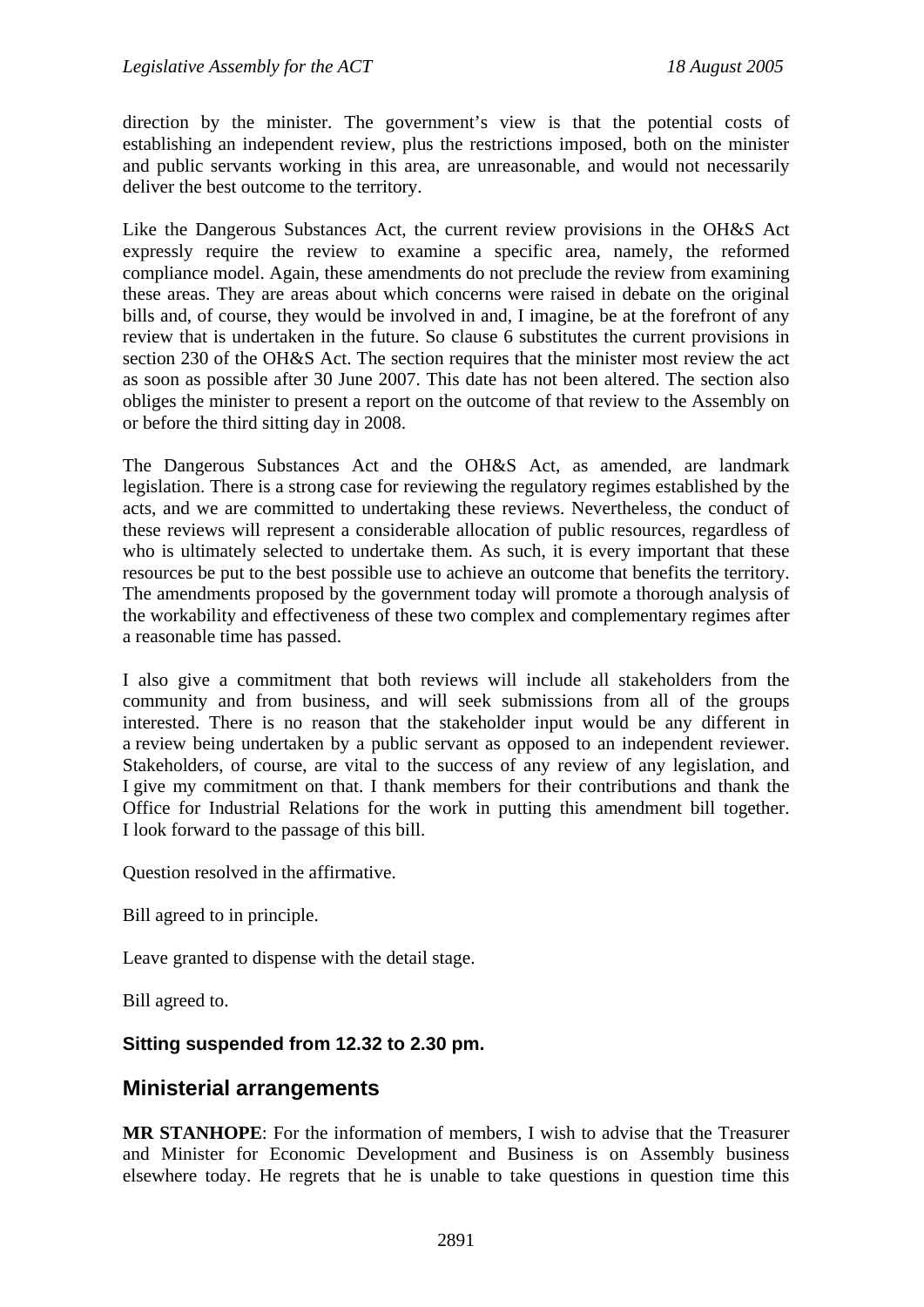direction by the minister. The government's view is that the potential costs of establishing an independent review, plus the restrictions imposed, both on the minister and public servants working in this area, are unreasonable, and would not necessarily deliver the best outcome to the territory.

Like the Dangerous Substances Act, the current review provisions in the OH&S Act expressly require the review to examine a specific area, namely, the reformed compliance model. Again, these amendments do not preclude the review from examining these areas. They are areas about which concerns were raised in debate on the original bills and, of course, they would be involved in and, I imagine, be at the forefront of any review that is undertaken in the future. So clause 6 substitutes the current provisions in section 230 of the OH&S Act. The section requires that the minister most review the act as soon as possible after 30 June 2007. This date has not been altered. The section also obliges the minister to present a report on the outcome of that review to the Assembly on or before the third sitting day in 2008.

The Dangerous Substances Act and the OH&S Act, as amended, are landmark legislation. There is a strong case for reviewing the regulatory regimes established by the acts, and we are committed to undertaking these reviews. Nevertheless, the conduct of these reviews will represent a considerable allocation of public resources, regardless of who is ultimately selected to undertake them. As such, it is every important that these resources be put to the best possible use to achieve an outcome that benefits the territory. The amendments proposed by the government today will promote a thorough analysis of the workability and effectiveness of these two complex and complementary regimes after a reasonable time has passed.

I also give a commitment that both reviews will include all stakeholders from the community and from business, and will seek submissions from all of the groups interested. There is no reason that the stakeholder input would be any different in a review being undertaken by a public servant as opposed to an independent reviewer. Stakeholders, of course, are vital to the success of any review of any legislation, and I give my commitment on that. I thank members for their contributions and thank the Office for Industrial Relations for the work in putting this amendment bill together. I look forward to the passage of this bill.

Question resolved in the affirmative.

Bill agreed to in principle.

Leave granted to dispense with the detail stage.

Bill agreed to.

**Sitting suspended from 12.32 to 2.30 pm.**

## Ministerial arrangements

**MR STANHOPE**: For the information of members, I wish to advise that the Treasurer and Minister for Economic Development and Business is on Assembly business elsewhere today. He regrets that he is unable to take questions in question time this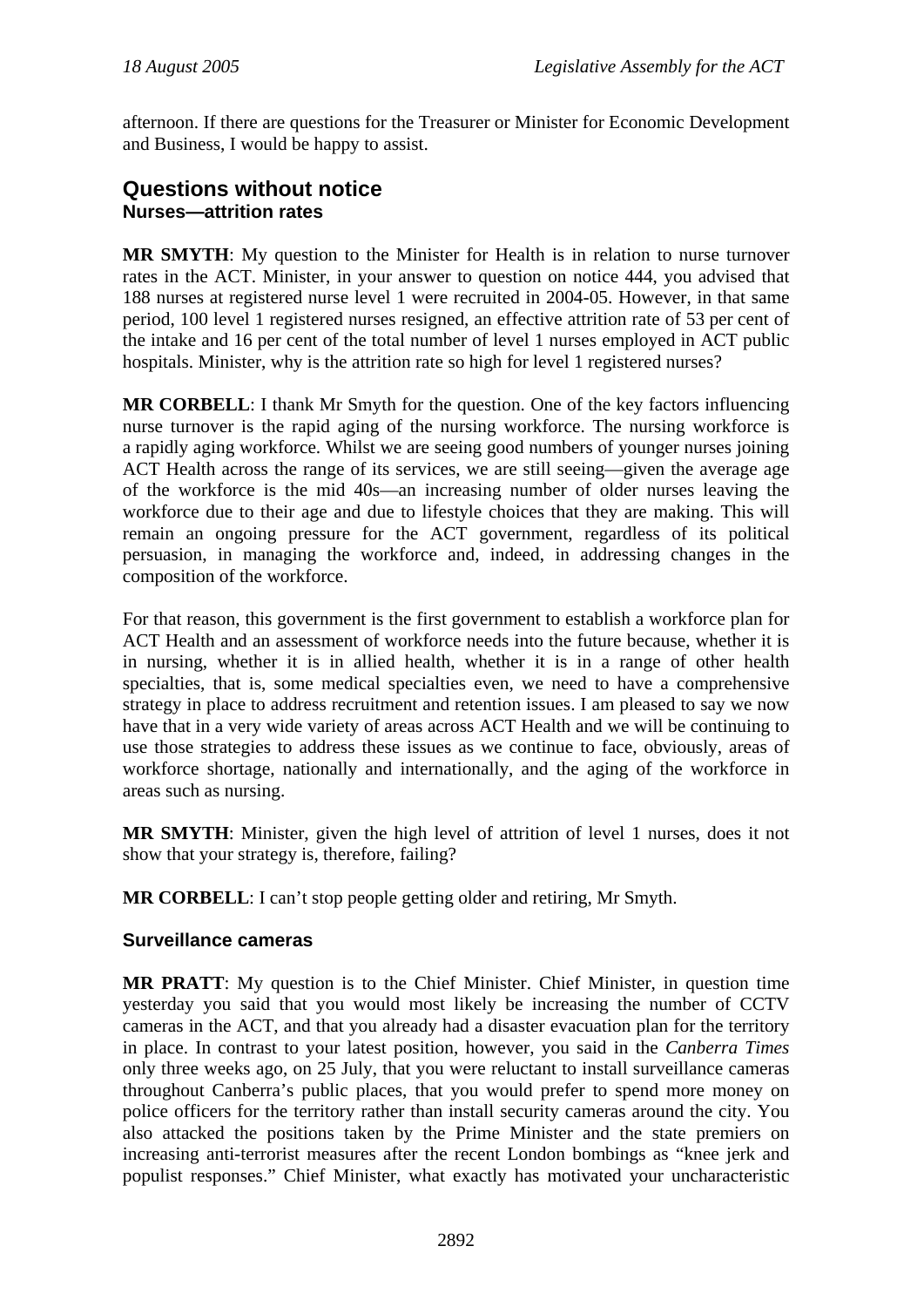afternoon. If there are questions for the Treasurer or Minister for Economic Development and Business, I would be happy to assist.

## Questions without notice

### Nurses—attrition rates

**MR SMYTH**: My question to the Minister for Health is in relation to nurse turnover rates in the ACT. Minister, in your answer to question on notice 444, you advised that 188 nurses at registered nurse level 1 were recruited in 2004-05. However, in that same period, 100 level 1 registered nurses resigned, an effective attrition rate of 53 per cent of the intake and 16 per cent of the total number of level 1 nurses employed in ACT public hospitals. Minister, why is the attrition rate so high for level 1 registered nurses?

**MR CORBELL**: I thank Mr Smyth for the question. One of the key factors influencing nurse turnover is the rapid aging of the nursing workforce. The nursing workforce is a rapidly aging workforce. Whilst we are seeing good numbers of younger nurses joining ACT Health across the range of its services, we are still seeing—given the average age of the workforce is the mid 40s—an increasing number of older nurses leaving the workforce due to their age and due to lifestyle choices that they are making. This will remain an ongoing pressure for the ACT government, regardless of its political persuasion, in managing the workforce and, indeed, in addressing changes in the composition of the workforce.

For that reason, this government is the first government to establish a workforce plan for ACT Health and an assessment of workforce needs into the future because, whether it is in nursing, whether it is in allied health, whether it is in a range of other health specialties, that is, some medical specialties even, we need to have a comprehensive strategy in place to address recruitment and retention issues. I am pleased to say we now have that in a very wide variety of areas across ACT Health and we will be continuing to use those strategies to address these issues as we continue to face, obviously, areas of workforce shortage, nationally and internationally, and the aging of the workforce in areas such as nursing.

**MR SMYTH**: Minister, given the high level of attrition of level 1 nurses, does it not show that your strategy is, therefore, failing?

**MR CORBELL**: I can't stop people getting older and retiring, Mr Smyth.

### Surveillance cameras

**MR PRATT**: My question is to the Chief Minister. Chief Minister, in question time yesterday you said that you would most likely be increasing the number of CCTV cameras in the ACT, and that you already had a disaster evacuation plan for the territory in place. In contrast to your latest position, however, you said in the *Canberra Times* only three weeks ago, on 25 July, that you were reluctant to install surveillance cameras throughout Canberra's public places, that you would prefer to spend more money on police officers for the territory rather than install security cameras around the city. You also attacked the positions taken by the Prime Minister and the state premiers on increasing anti-terrorist measures after the recent London bombings as "knee jerk and populist responses." Chief Minister, what exactly has motivated your uncharacteristic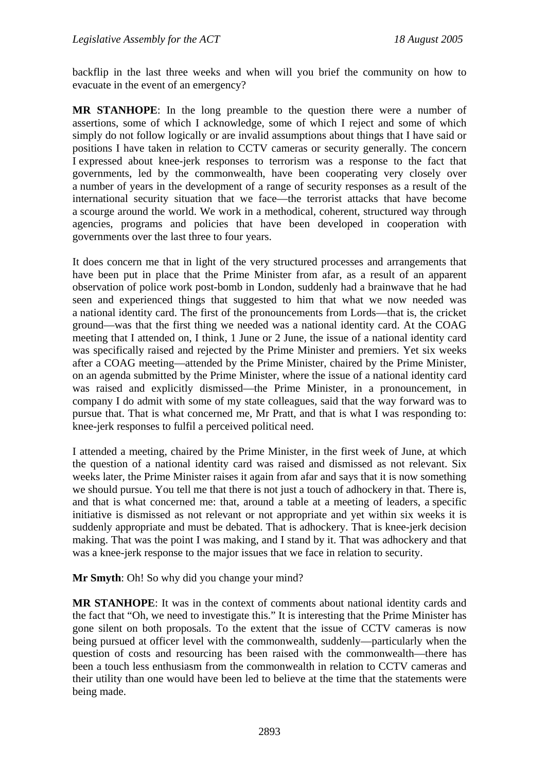backflip in the last three weeks and when will you brief the community on how to evacuate in the event of an emergency?

**MR STANHOPE**: In the long preamble to the question there were a number of assertions, some of which I acknowledge, some of which I reject and some of which simply do not follow logically or are invalid assumptions about things that I have said or positions I have taken in relation to CCTV cameras or security generally. The concern I expressed about knee-jerk responses to terrorism was a response to the fact that governments, led by the commonwealth, have been cooperating very closely over a number of years in the development of a range of security responses as a result of the international security situation that we face—the terrorist attacks that have become a scourge around the world. We work in a methodical, coherent, structured way through agencies, programs and policies that have been developed in cooperation with governments over the last three to four years.

It does concern me that in light of the very structured processes and arrangements that have been put in place that the Prime Minister from afar, as a result of an apparent observation of police work post-bomb in London, suddenly had a brainwave that he had seen and experienced things that suggested to him that what we now needed was a national identity card. The first of the pronouncements from Lords—that is, the cricket ground—was that the first thing we needed was a national identity card. At the COAG meeting that I attended on, I think, 1 June or 2 June, the issue of a national identity card was specifically raised and rejected by the Prime Minister and premiers. Yet six weeks after a COAG meeting—attended by the Prime Minister, chaired by the Prime Minister, on an agenda submitted by the Prime Minister, where the issue of a national identity card was raised and explicitly dismissed—the Prime Minister, in a pronouncement, in company I do admit with some of my state colleagues, said that the way forward was to pursue that. That is what concerned me, Mr Pratt, and that is what I was responding to: knee-jerk responses to fulfil a perceived political need.

I attended a meeting, chaired by the Prime Minister, in the first week of June, at which the question of a national identity card was raised and dismissed as not relevant. Six weeks later, the Prime Minister raises it again from afar and says that it is now something we should pursue. You tell me that there is not just a touch of adhockery in that. There is, and that is what concerned me: that, around a table at a meeting of leaders, a specific initiative is dismissed as not relevant or not appropriate and yet within six weeks it is suddenly appropriate and must be debated. That is adhockery. That is knee-jerk decision making. That was the point I was making, and I stand by it. That was adhockery and that was a knee-jerk response to the major issues that we face in relation to security.

**Mr Smyth**: Oh! So why did you change your mind?

**MR STANHOPE**: It was in the context of comments about national identity cards and the fact that "Oh, we need to investigate this." It is interesting that the Prime Minister has gone silent on both proposals. To the extent that the issue of CCTV cameras is now being pursued at officer level with the commonwealth, suddenly—particularly when the question of costs and resourcing has been raised with the commonwealth—there has been a touch less enthusiasm from the commonwealth in relation to CCTV cameras and their utility than one would have been led to believe at the time that the statements were being made.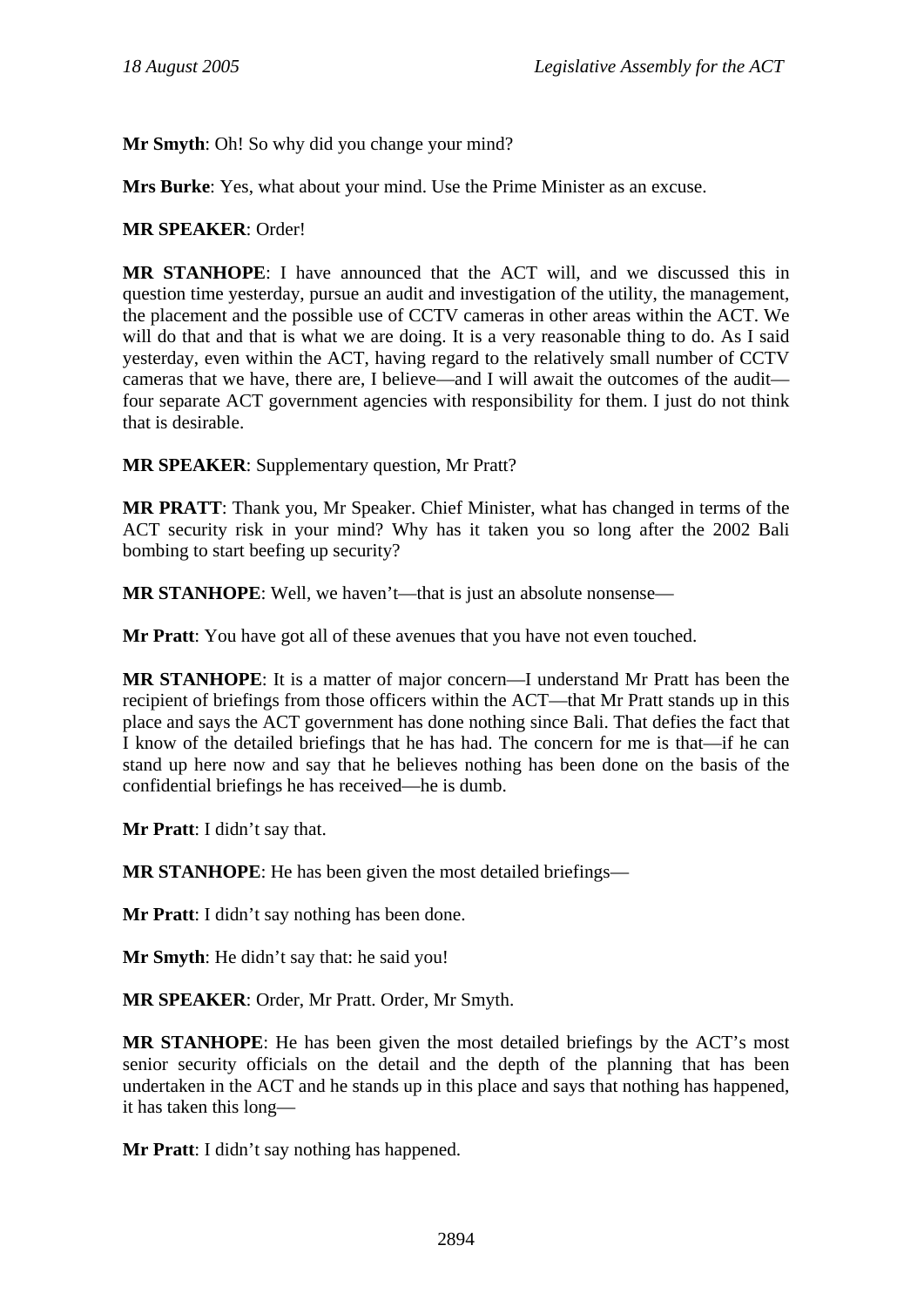**Mr Smyth**: Oh! So why did you change your mind?

**Mrs Burke**: Yes, what about your mind. Use the Prime Minister as an excuse.

**MR SPEAKER**: Order!

**MR STANHOPE**: I have announced that the ACT will, and we discussed this in question time yesterday, pursue an audit and investigation of the utility, the management, the placement and the possible use of CCTV cameras in other areas within the ACT. We will do that and that is what we are doing. It is a very reasonable thing to do. As I said yesterday, even within the ACT, having regard to the relatively small number of CCTV cameras that we have, there are, I believe—and I will await the outcomes of the audit—four separate ACT government agencies with responsibility for them. I just do not think that is desirable.

**MR SPEAKER**: Supplementary question, Mr Pratt?

**MR PRATT**: Thank you, Mr Speaker. Chief Minister, what has changed in terms of the ACT security risk in your mind? Why has it taken you so long after the 2002 Bali bombing to start beefing up security?

**MR STANHOPE**: Well, we haven't—that is just an absolute nonsense—

**Mr Pratt**: You have got all of these avenues that you have not even touched.

**MR STANHOPE**: It is a matter of major concern—I understand Mr Pratt has been the recipient of briefings from those officers within the ACT—that Mr Pratt stands up in this place and says the ACT government has done nothing since Bali. That defies the fact that I know of the detailed briefings that he has had. The concern for me is that—if he can stand up here now and say that he believes nothing has been done on the basis of the confidential briefings he has received—he is dumb.

**Mr Pratt**: I didn't say that.

**MR STANHOPE**: He has been given the most detailed briefings—

**Mr Pratt**: I didn't say nothing has been done.

**Mr Smyth**: He didn't say that: he said you!

**MR SPEAKER**: Order, Mr Pratt. Order, Mr Smyth.

**MR STANHOPE**: He has been given the most detailed briefings by the ACT's most senior security officials on the detail and the depth of the planning that has been undertaken in the ACT and he stands up in this place and says that nothing has happened, it has taken this long—

**Mr Pratt**: I didn't say nothing has happened.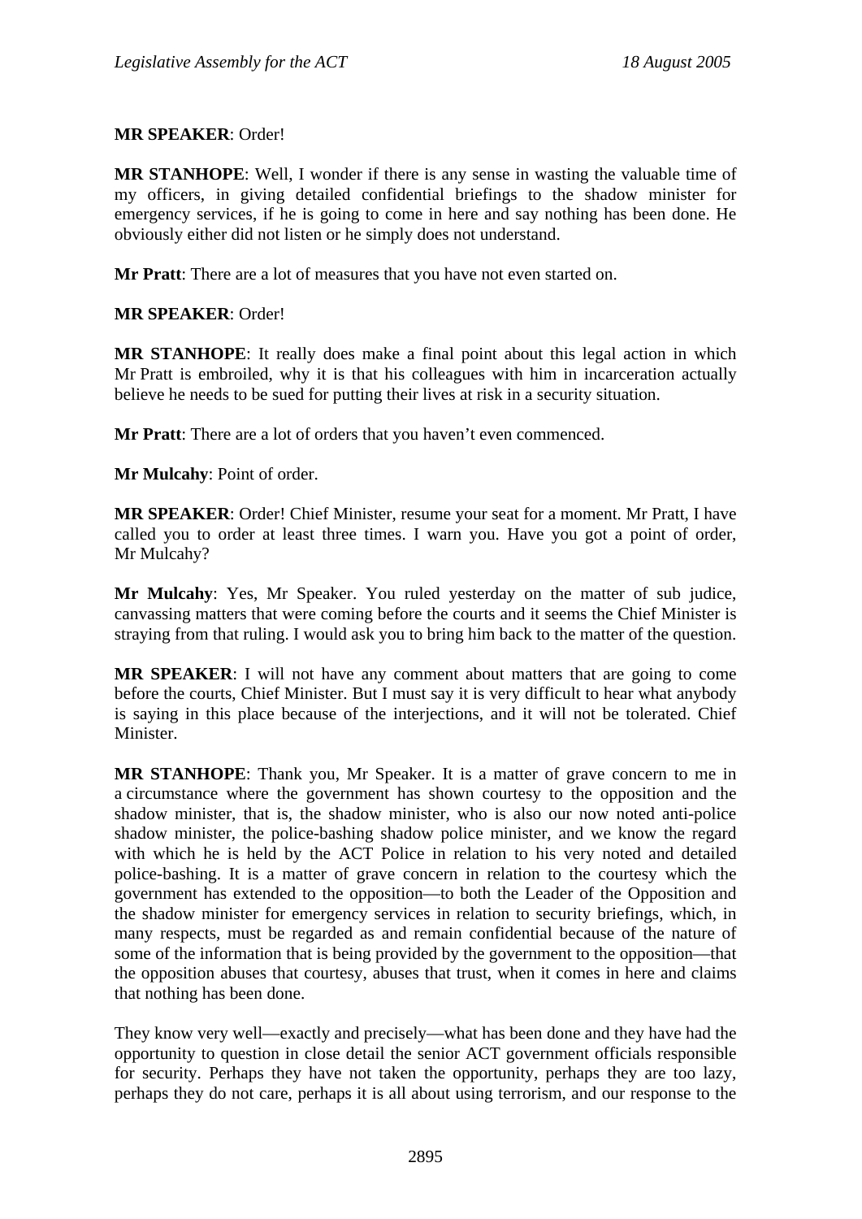**MR SPEAKER**: Order!

**MR STANHOPE**: Well, I wonder if there is any sense in wasting the valuable time of my officers, in giving detailed confidential briefings to the shadow minister for emergency services, if he is going to come in here and say nothing has been done. He obviously either did not listen or he simply does not understand.

**Mr Pratt**: There are a lot of measures that you have not even started on.

**MR SPEAKER**: Order!

**MR STANHOPE**: It really does make a final point about this legal action in which Mr Pratt is embroiled, why it is that his colleagues with him in incarceration actually believe he needs to be sued for putting their lives at risk in a security situation.

**Mr Pratt**: There are a lot of orders that you haven't even commenced.

**Mr Mulcahy**: Point of order.

**MR SPEAKER**: Order! Chief Minister, resume your seat for a moment. Mr Pratt, I have called you to order at least three times. I warn you. Have you got a point of order, Mr Mulcahy?

**Mr Mulcahy**: Yes, Mr Speaker. You ruled yesterday on the matter of sub judice, canvassing matters that were coming before the courts and it seems the Chief Minister is straying from that ruling. I would ask you to bring him back to the matter of the question.

**MR SPEAKER**: I will not have any comment about matters that are going to come before the courts, Chief Minister. But I must say it is very difficult to hear what anybody is saying in this place because of the interjections, and it will not be tolerated. Chief Minister.

**MR STANHOPE**: Thank you, Mr Speaker. It is a matter of grave concern to me in a circumstance where the government has shown courtesy to the opposition and the shadow minister, that is, the shadow minister, who is also our now noted anti-police shadow minister, the police-bashing shadow police minister, and we know the regard with which he is held by the ACT Police in relation to his very noted and detailed police-bashing. It is a matter of grave concern in relation to the courtesy which the government has extended to the opposition—to both the Leader of the Opposition and the shadow minister for emergency services in relation to security briefings, which, in many respects, must be regarded as and remain confidential because of the nature of some of the information that is being provided by the government to the opposition—that the opposition abuses that courtesy, abuses that trust, when it comes in here and claims that nothing has been done.

They know very well—exactly and precisely—what has been done and they have had the opportunity to question in close detail the senior ACT government officials responsible for security. Perhaps they have not taken the opportunity, perhaps they are too lazy, perhaps they do not care, perhaps it is all about using terrorism, and our response to the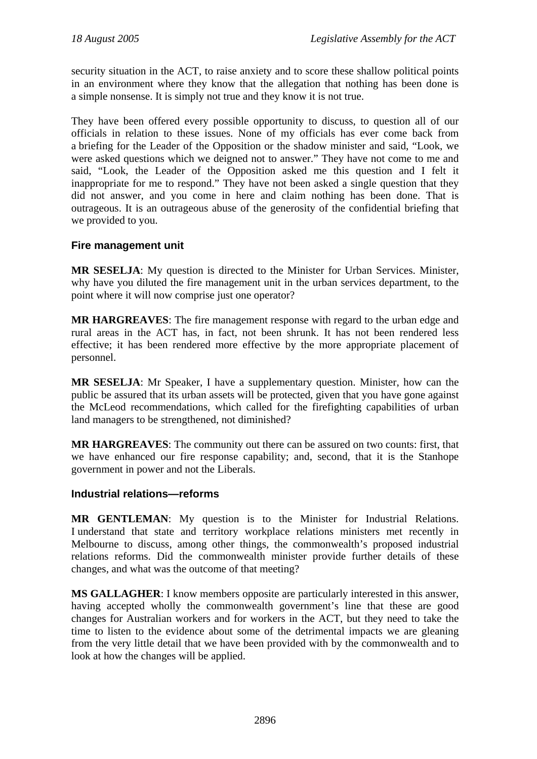security situation in the ACT, to raise anxiety and to score these shallow political points in an environment where they know that the allegation that nothing has been done is a simple nonsense. It is simply not true and they know it is not true.

They have been offered every possible opportunity to discuss, to question all of our officials in relation to these issues. None of my officials has ever come back from a briefing for the Leader of the Opposition or the shadow minister and said, "Look, we were asked questions which we deigned not to answer." They have not come to me and said, "Look, the Leader of the Opposition asked me this question and I felt it inappropriate for me to respond." They have not been asked a single question that they did not answer, and you come in here and claim nothing has been done. That is outrageous. It is an outrageous abuse of the generosity of the confidential briefing that we provided to you.

### Fire management unit

**MR SESELJA**: My question is directed to the Minister for Urban Services. Minister, why have you diluted the fire management unit in the urban services department, to the point where it will now comprise just one operator?

**MR HARGREAVES**: The fire management response with regard to the urban edge and rural areas in the ACT has, in fact, not been shrunk. It has not been rendered less effective; it has been rendered more effective by the more appropriate placement of personnel.

**MR SESELJA**: Mr Speaker, I have a supplementary question. Minister, how can the public be assured that its urban assets will be protected, given that you have gone against the McLeod recommendations, which called for the firefighting capabilities of urban land managers to be strengthened, not diminished?

**MR HARGREAVES**: The community out there can be assured on two counts: first, that we have enhanced our fire response capability; and, second, that it is the Stanhope government in power and not the Liberals.

### Industrial relations—reforms

**MR GENTLEMAN**: My question is to the Minister for Industrial Relations. I understand that state and territory workplace relations ministers met recently in Melbourne to discuss, among other things, the commonwealth's proposed industrial relations reforms. Did the commonwealth minister provide further details of these changes, and what was the outcome of that meeting?

**MS GALLAGHER**: I know members opposite are particularly interested in this answer, having accepted wholly the commonwealth government's line that these are good changes for Australian workers and for workers in the ACT, but they need to take the time to listen to the evidence about some of the detrimental impacts we are gleaning from the very little detail that we have been provided with by the commonwealth and to look at how the changes will be applied.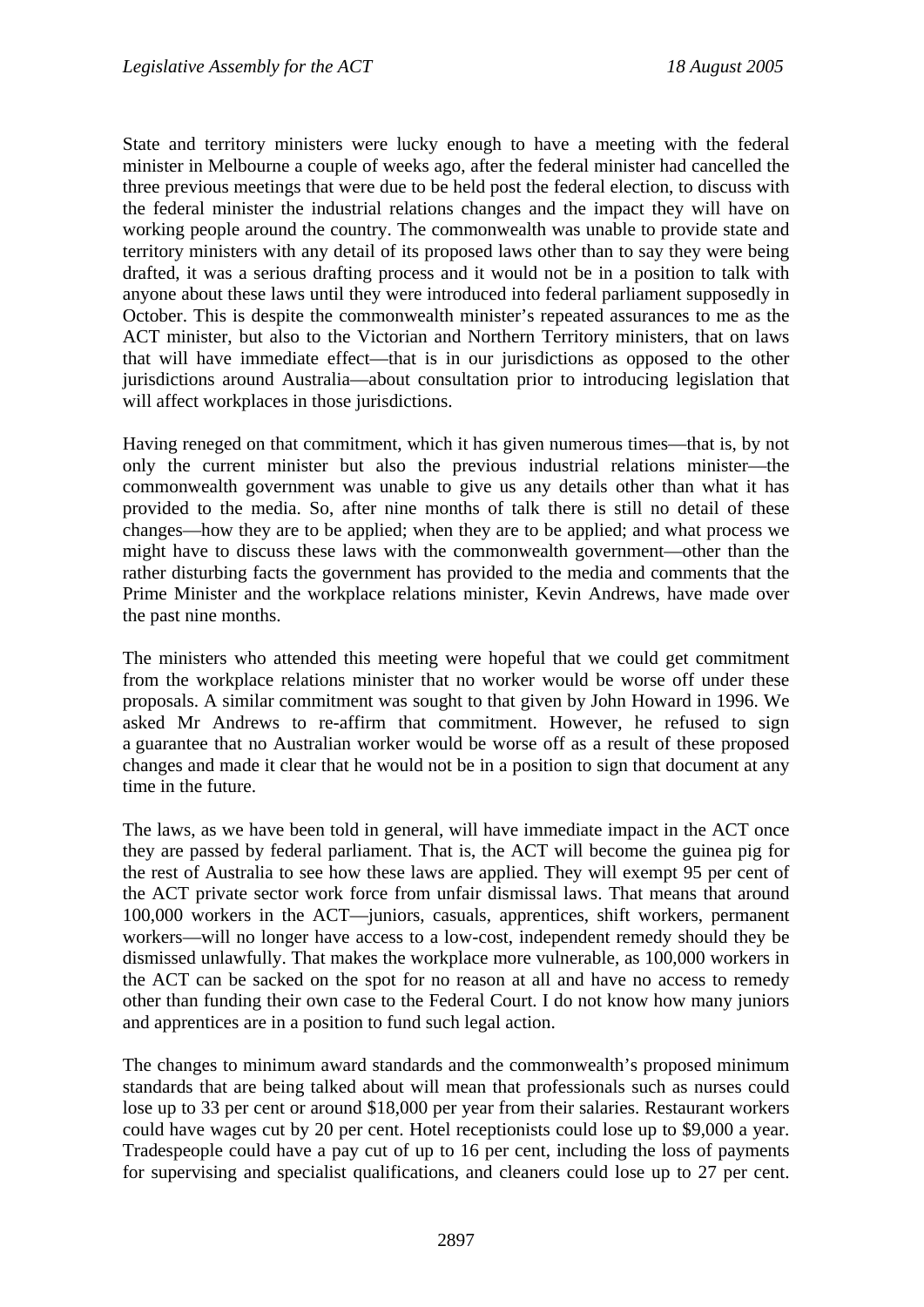State and territory ministers were lucky enough to have a meeting with the federal minister in Melbourne a couple of weeks ago, after the federal minister had cancelled the three previous meetings that were due to be held post the federal election, to discuss with the federal minister the industrial relations changes and the impact they will have on working people around the country. The commonwealth was unable to provide state and territory ministers with any detail of its proposed laws other than to say they were being drafted, it was a serious drafting process and it would not be in a position to talk with anyone about these laws until they were introduced into federal parliament supposedly in October. This is despite the commonwealth minister's repeated assurances to me as the ACT minister, but also to the Victorian and Northern Territory ministers, that on laws that will have immediate effect—that is in our jurisdictions as opposed to the other jurisdictions around Australia—about consultation prior to introducing legislation that will affect workplaces in those jurisdictions.

Having reneged on that commitment, which it has given numerous times—that is, by not only the current minister but also the previous industrial relations minister—the commonwealth government was unable to give us any details other than what it has provided to the media. So, after nine months of talk there is still no detail of these changes—how they are to be applied; when they are to be applied; and what process we might have to discuss these laws with the commonwealth government—other than the rather disturbing facts the government has provided to the media and comments that the Prime Minister and the workplace relations minister, Kevin Andrews, have made over the past nine months.

The ministers who attended this meeting were hopeful that we could get commitment from the workplace relations minister that no worker would be worse off under these proposals. A similar commitment was sought to that given by John Howard in 1996. We asked Mr Andrews to re-affirm that commitment. However, he refused to sign a guarantee that no Australian worker would be worse off as a result of these proposed changes and made it clear that he would not be in a position to sign that document at any time in the future.

The laws, as we have been told in general, will have immediate impact in the ACT once they are passed by federal parliament. That is, the ACT will become the guinea pig for the rest of Australia to see how these laws are applied. They will exempt 95 per cent of the ACT private sector work force from unfair dismissal laws. That means that around 100,000 workers in the ACT—juniors, casuals, apprentices, shift workers, permanent workers—will no longer have access to a low-cost, independent remedy should they be dismissed unlawfully. That makes the workplace more vulnerable, as 100,000 workers in the ACT can be sacked on the spot for no reason at all and have no access to remedy other than funding their own case to the Federal Court. I do not know how many juniors and apprentices are in a position to fund such legal action.

The changes to minimum award standards and the commonwealth's proposed minimum standards that are being talked about will mean that professionals such as nurses could lose up to 33 per cent or around $18,000 per year from their salaries. Restaurant workers could have wages cut by 20 per cent. Hotel receptionists could lose up to $9,000 a year. Tradespeople could have a pay cut of up to 16 per cent, including the loss of payments for supervising and specialist qualifications, and cleaners could lose up to 27 per cent.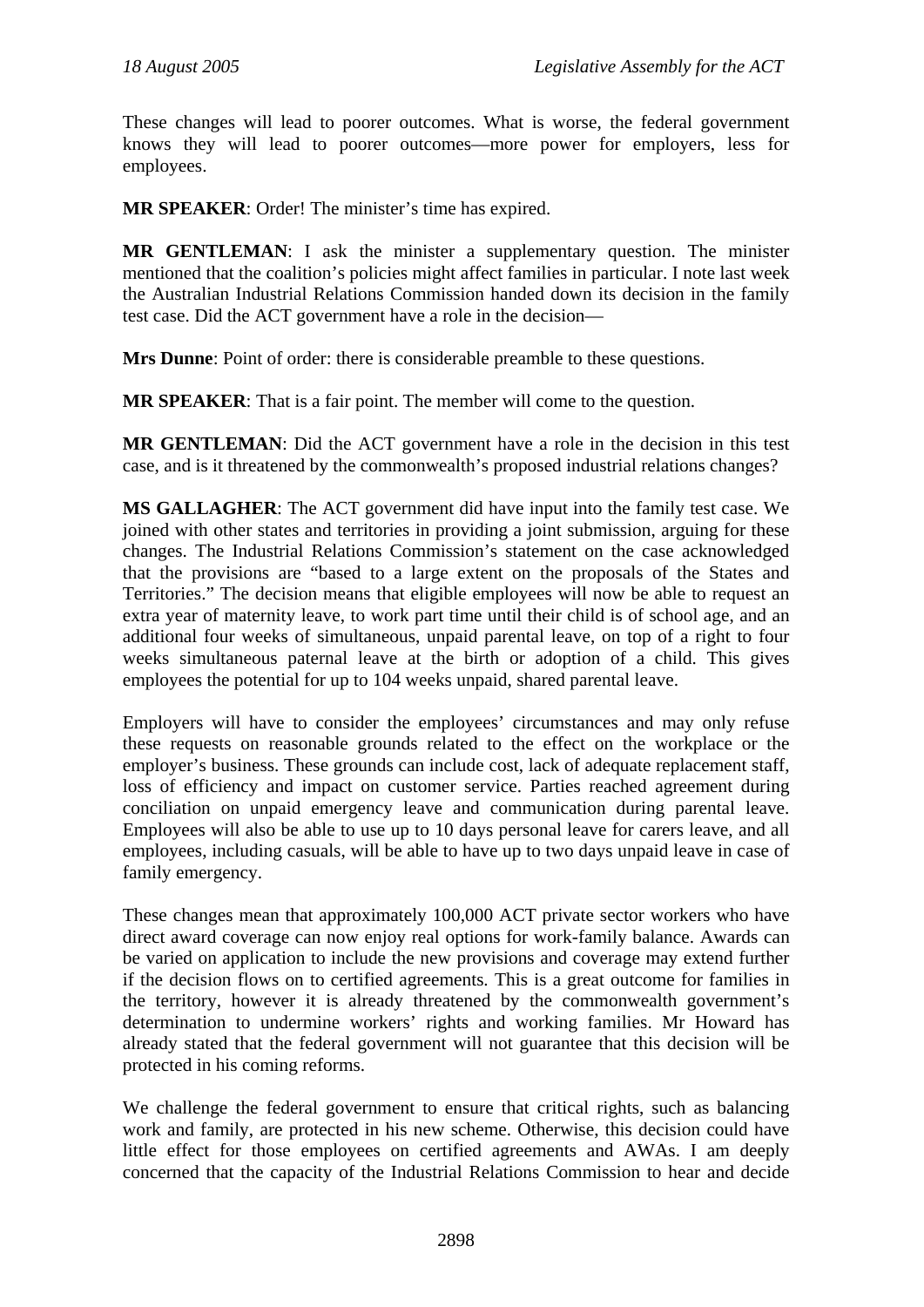These changes will lead to poorer outcomes. What is worse, the federal government knows they will lead to poorer outcomes—more power for employers, less for employees.

**MR SPEAKER**: Order! The minister's time has expired.

**MR GENTLEMAN**: I ask the minister a supplementary question. The minister mentioned that the coalition's policies might affect families in particular. I note last week the Australian Industrial Relations Commission handed down its decision in the family test case. Did the ACT government have a role in the decision—

**Mrs Dunne**: Point of order: there is considerable preamble to these questions.

**MR SPEAKER**: That is a fair point. The member will come to the question.

**MR GENTLEMAN**: Did the ACT government have a role in the decision in this test case, and is it threatened by the commonwealth's proposed industrial relations changes?

**MS GALLAGHER**: The ACT government did have input into the family test case. We joined with other states and territories in providing a joint submission, arguing for these changes. The Industrial Relations Commission's statement on the case acknowledged that the provisions are "based to a large extent on the proposals of the States and Territories." The decision means that eligible employees will now be able to request an extra year of maternity leave, to work part time until their child is of school age, and an additional four weeks of simultaneous, unpaid parental leave, on top of a right to four weeks simultaneous paternal leave at the birth or adoption of a child. This gives employees the potential for up to 104 weeks unpaid, shared parental leave.

Employers will have to consider the employees' circumstances and may only refuse these requests on reasonable grounds related to the effect on the workplace or the employer's business. These grounds can include cost, lack of adequate replacement staff, loss of efficiency and impact on customer service. Parties reached agreement during conciliation on unpaid emergency leave and communication during parental leave. Employees will also be able to use up to 10 days personal leave for carers leave, and all employees, including casuals, will be able to have up to two days unpaid leave in case of family emergency.

These changes mean that approximately 100,000 ACT private sector workers who have direct award coverage can now enjoy real options for work-family balance. Awards can be varied on application to include the new provisions and coverage may extend further if the decision flows on to certified agreements. This is a great outcome for families in the territory, however it is already threatened by the commonwealth government's determination to undermine workers' rights and working families. Mr Howard has already stated that the federal government will not guarantee that this decision will be protected in his coming reforms.

We challenge the federal government to ensure that critical rights, such as balancing work and family, are protected in his new scheme. Otherwise, this decision could have little effect for those employees on certified agreements and AWAs. I am deeply concerned that the capacity of the Industrial Relations Commission to hear and decide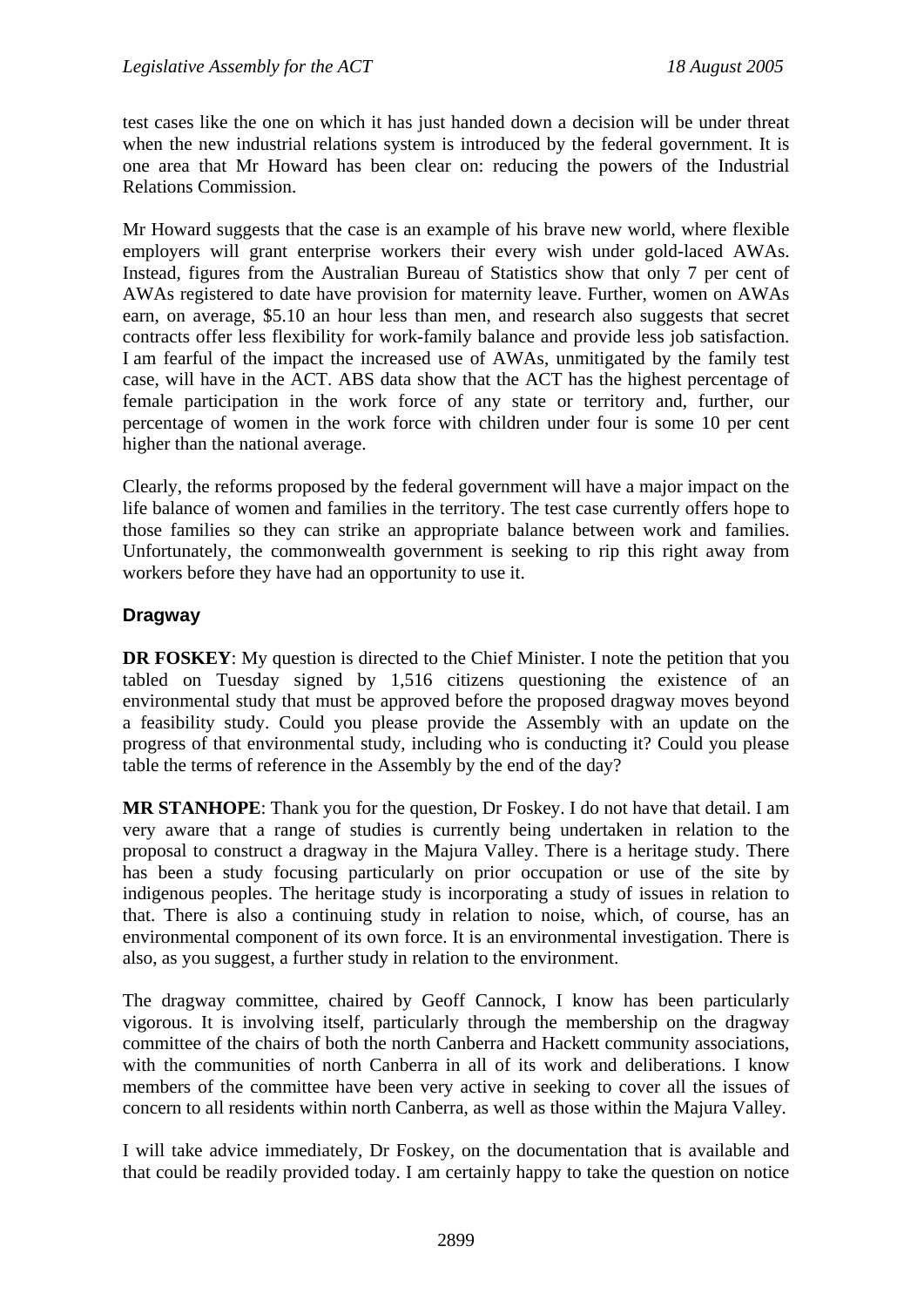test cases like the one on which it has just handed down a decision will be under threat when the new industrial relations system is introduced by the federal government. It is one area that Mr Howard has been clear on: reducing the powers of the Industrial Relations Commission.

Mr Howard suggests that the case is an example of his brave new world, where flexible employers will grant enterprise workers their every wish under gold-laced AWAs. Instead, figures from the Australian Bureau of Statistics show that only 7 per cent of AWAs registered to date have provision for maternity leave. Further, women on AWAs earn, on average, $5.10 an hour less than men, and research also suggests that secret contracts offer less flexibility for work-family balance and provide less job satisfaction. I am fearful of the impact the increased use of AWAs, unmitigated by the family test case, will have in the ACT. ABS data show that the ACT has the highest percentage of female participation in the work force of any state or territory and, further, our percentage of women in the work force with children under four is some 10 per cent higher than the national average.

Clearly, the reforms proposed by the federal government will have a major impact on the life balance of women and families in the territory. The test case currently offers hope to those families so they can strike an appropriate balance between work and families. Unfortunately, the commonwealth government is seeking to rip this right away from workers before they have had an opportunity to use it.

### Dragway

**DR FOSKEY**: My question is directed to the Chief Minister. I note the petition that you tabled on Tuesday signed by 1,516 citizens questioning the existence of an environmental study that must be approved before the proposed dragway moves beyond a feasibility study. Could you please provide the Assembly with an update on the progress of that environmental study, including who is conducting it? Could you please table the terms of reference in the Assembly by the end of the day?

**MR STANHOPE**: Thank you for the question, Dr Foskey. I do not have that detail. I am very aware that a range of studies is currently being undertaken in relation to the proposal to construct a dragway in the Majura Valley. There is a heritage study. There has been a study focusing particularly on prior occupation or use of the site by indigenous peoples. The heritage study is incorporating a study of issues in relation to that. There is also a continuing study in relation to noise, which, of course, has an environmental component of its own force. It is an environmental investigation. There is also, as you suggest, a further study in relation to the environment.

The dragway committee, chaired by Geoff Cannock, I know has been particularly vigorous. It is involving itself, particularly through the membership on the dragway committee of the chairs of both the north Canberra and Hackett community associations, with the communities of north Canberra in all of its work and deliberations. I know members of the committee have been very active in seeking to cover all the issues of concern to all residents within north Canberra, as well as those within the Majura Valley.

I will take advice immediately, Dr Foskey, on the documentation that is available and that could be readily provided today. I am certainly happy to take the question on notice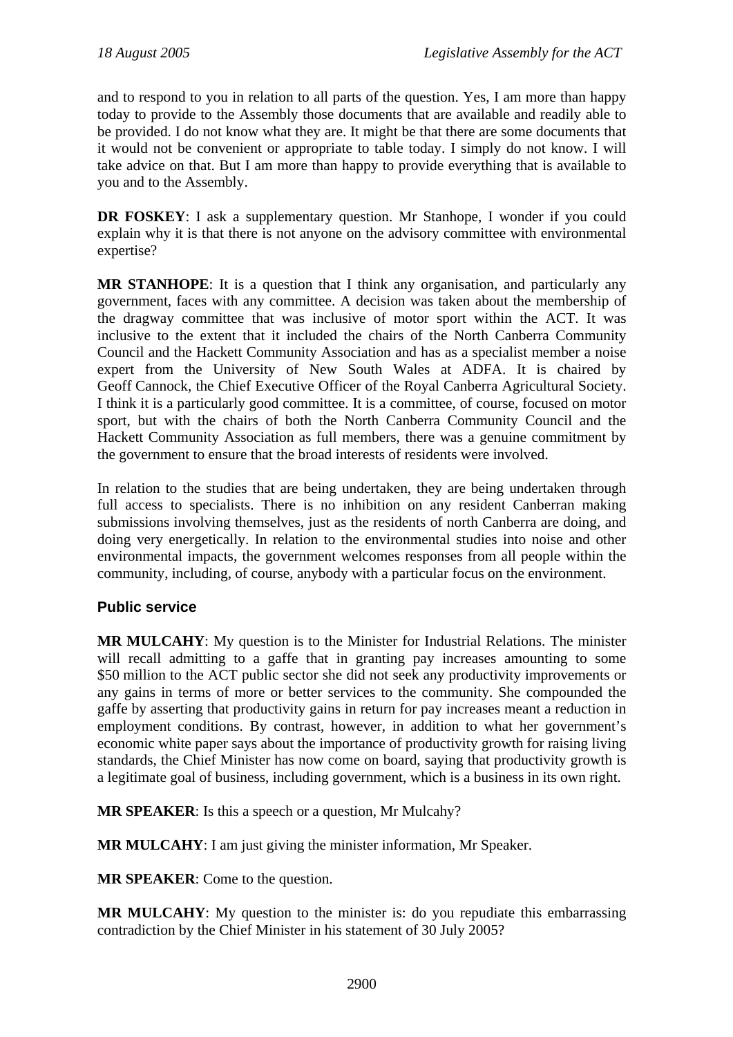and to respond to you in relation to all parts of the question. Yes, I am more than happy today to provide to the Assembly those documents that are available and readily able to be provided. I do not know what they are. It might be that there are some documents that it would not be convenient or appropriate to table today. I simply do not know. I will take advice on that. But I am more than happy to provide everything that is available to you and to the Assembly.

**DR FOSKEY**: I ask a supplementary question. Mr Stanhope, I wonder if you could explain why it is that there is not anyone on the advisory committee with environmental expertise?

**MR STANHOPE**: It is a question that I think any organisation, and particularly any government, faces with any committee. A decision was taken about the membership of the dragway committee that was inclusive of motor sport within the ACT. It was inclusive to the extent that it included the chairs of the North Canberra Community Council and the Hackett Community Association and has as a specialist member a noise expert from the University of New South Wales at ADFA. It is chaired by Geoff Cannock, the Chief Executive Officer of the Royal Canberra Agricultural Society. I think it is a particularly good committee. It is a committee, of course, focused on motor sport, but with the chairs of both the North Canberra Community Council and the Hackett Community Association as full members, there was a genuine commitment by the government to ensure that the broad interests of residents were involved.

In relation to the studies that are being undertaken, they are being undertaken through full access to specialists. There is no inhibition on any resident Canberran making submissions involving themselves, just as the residents of north Canberra are doing, and doing very energetically. In relation to the environmental studies into noise and other environmental impacts, the government welcomes responses from all people within the community, including, of course, anybody with a particular focus on the environment.

## Public service

**MR MULCAHY**: My question is to the Minister for Industrial Relations. The minister will recall admitting to a gaffe that in granting pay increases amounting to some $50 million to the ACT public sector she did not seek any productivity improvements or any gains in terms of more or better services to the community. She compounded the gaffe by asserting that productivity gains in return for pay increases meant a reduction in employment conditions. By contrast, however, in addition to what her government's economic white paper says about the importance of productivity growth for raising living standards, the Chief Minister has now come on board, saying that productivity growth is a legitimate goal of business, including government, which is a business in its own right.

**MR SPEAKER**: Is this a speech or a question, Mr Mulcahy?

**MR MULCAHY**: I am just giving the minister information, Mr Speaker.

**MR SPEAKER**: Come to the question.

**MR MULCAHY**: My question to the minister is: do you repudiate this embarrassing contradiction by the Chief Minister in his statement of 30 July 2005?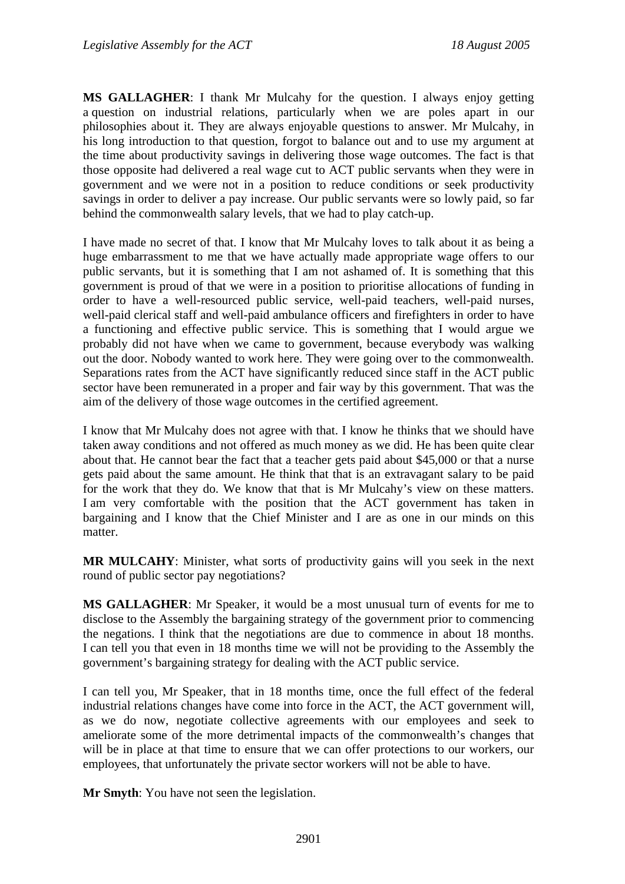**MS GALLAGHER**: I thank Mr Mulcahy for the question. I always enjoy getting a question on industrial relations, particularly when we are poles apart in our philosophies about it. They are always enjoyable questions to answer. Mr Mulcahy, in his long introduction to that question, forgot to balance out and to use my argument at the time about productivity savings in delivering those wage outcomes. The fact is that those opposite had delivered a real wage cut to ACT public servants when they were in government and we were not in a position to reduce conditions or seek productivity savings in order to deliver a pay increase. Our public servants were so lowly paid, so far behind the commonwealth salary levels, that we had to play catch-up.

I have made no secret of that. I know that Mr Mulcahy loves to talk about it as being a huge embarrassment to me that we have actually made appropriate wage offers to our public servants, but it is something that I am not ashamed of. It is something that this government is proud of that we were in a position to prioritise allocations of funding in order to have a well-resourced public service, well-paid teachers, well-paid nurses, well-paid clerical staff and well-paid ambulance officers and firefighters in order to have a functioning and effective public service. This is something that I would argue we probably did not have when we came to government, because everybody was walking out the door. Nobody wanted to work here. They were going over to the commonwealth. Separations rates from the ACT have significantly reduced since staff in the ACT public sector have been remunerated in a proper and fair way by this government. That was the aim of the delivery of those wage outcomes in the certified agreement.

I know that Mr Mulcahy does not agree with that. I know he thinks that we should have taken away conditions and not offered as much money as we did. He has been quite clear about that. He cannot bear the fact that a teacher gets paid about $45,000 or that a nurse gets paid about the same amount. He think that that is an extravagant salary to be paid for the work that they do. We know that that is Mr Mulcahy's view on these matters. I am very comfortable with the position that the ACT government has taken in bargaining and I know that the Chief Minister and I are as one in our minds on this matter.

**MR MULCAHY**: Minister, what sorts of productivity gains will you seek in the next round of public sector pay negotiations?

**MS GALLAGHER**: Mr Speaker, it would be a most unusual turn of events for me to disclose to the Assembly the bargaining strategy of the government prior to commencing the negations. I think that the negotiations are due to commence in about 18 months. I can tell you that even in 18 months time we will not be providing to the Assembly the government's bargaining strategy for dealing with the ACT public service.

I can tell you, Mr Speaker, that in 18 months time, once the full effect of the federal industrial relations changes have come into force in the ACT, the ACT government will, as we do now, negotiate collective agreements with our employees and seek to ameliorate some of the more detrimental impacts of the commonwealth's changes that will be in place at that time to ensure that we can offer protections to our workers, our employees, that unfortunately the private sector workers will not be able to have.

**Mr Smyth**: You have not seen the legislation.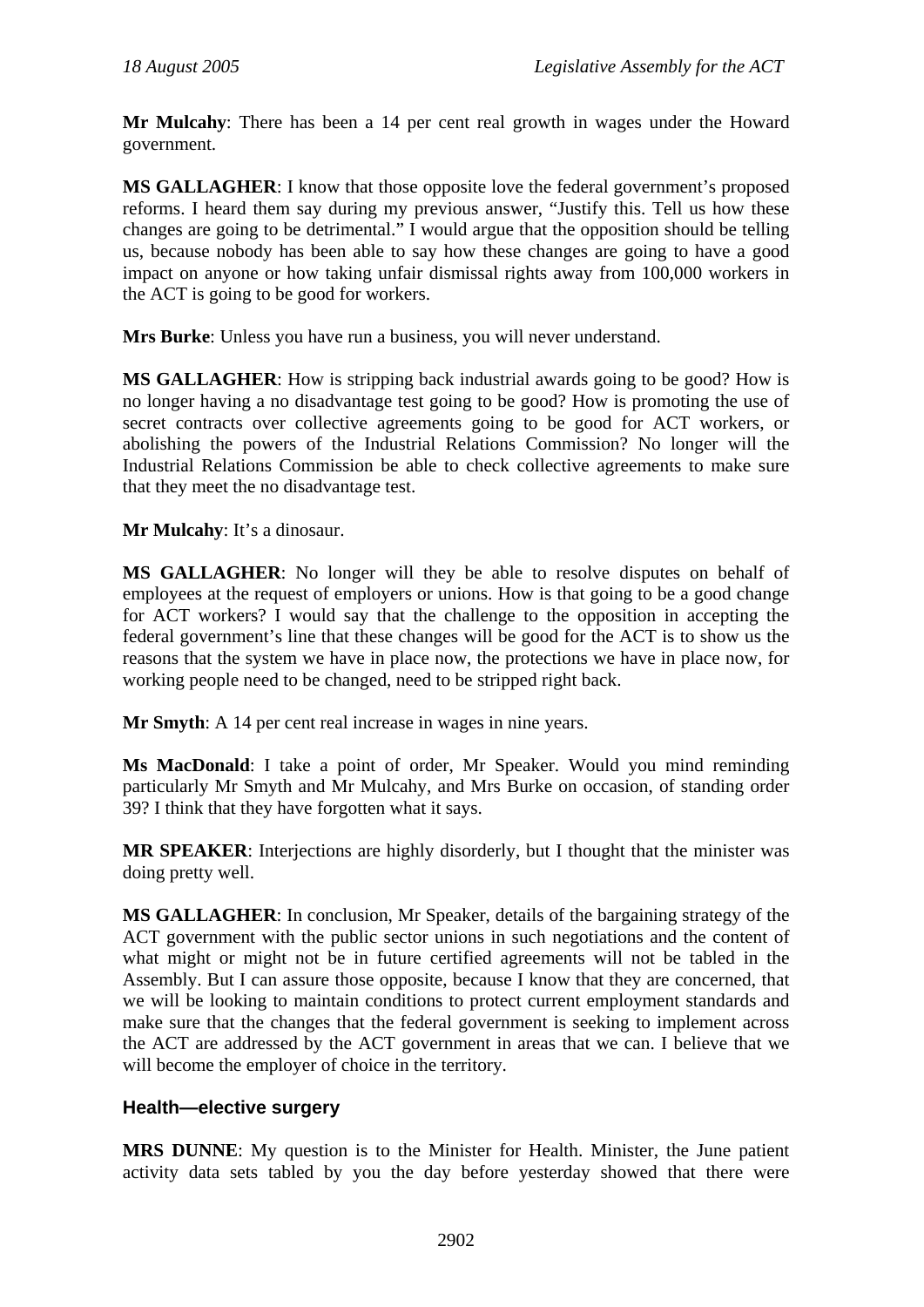**Mr Mulcahy**: There has been a 14 per cent real growth in wages under the Howard government.

**MS GALLAGHER**: I know that those opposite love the federal government's proposed reforms. I heard them say during my previous answer, "Justify this. Tell us how these changes are going to be detrimental." I would argue that the opposition should be telling us, because nobody has been able to say how these changes are going to have a good impact on anyone or how taking unfair dismissal rights away from 100,000 workers in the ACT is going to be good for workers.

**Mrs Burke**: Unless you have run a business, you will never understand.

**MS GALLAGHER**: How is stripping back industrial awards going to be good? How is no longer having a no disadvantage test going to be good? How is promoting the use of secret contracts over collective agreements going to be good for ACT workers, or abolishing the powers of the Industrial Relations Commission? No longer will the Industrial Relations Commission be able to check collective agreements to make sure that they meet the no disadvantage test.

**Mr Mulcahy**: It's a dinosaur.

**MS GALLAGHER**: No longer will they be able to resolve disputes on behalf of employees at the request of employers or unions. How is that going to be a good change for ACT workers? I would say that the challenge to the opposition in accepting the federal government's line that these changes will be good for the ACT is to show us the reasons that the system we have in place now, the protections we have in place now, for working people need to be changed, need to be stripped right back.

**Mr Smyth**: A 14 per cent real increase in wages in nine years.

**Ms MacDonald**: I take a point of order, Mr Speaker. Would you mind reminding particularly Mr Smyth and Mr Mulcahy, and Mrs Burke on occasion, of standing order 39? I think that they have forgotten what it says.

**MR SPEAKER**: Interjections are highly disorderly, but I thought that the minister was doing pretty well.

**MS GALLAGHER**: In conclusion, Mr Speaker, details of the bargaining strategy of the ACT government with the public sector unions in such negotiations and the content of what might or might not be in future certified agreements will not be tabled in the Assembly. But I can assure those opposite, because I know that they are concerned, that we will be looking to maintain conditions to protect current employment standards and make sure that the changes that the federal government is seeking to implement across the ACT are addressed by the ACT government in areas that we can. I believe that we will become the employer of choice in the territory.

### Health—elective surgery

**MRS DUNNE**: My question is to the Minister for Health. Minister, the June patient activity data sets tabled by you the day before yesterday showed that there were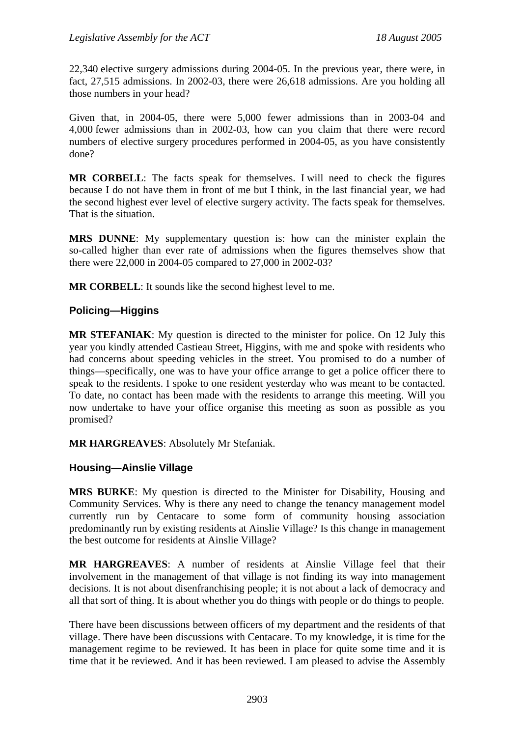22,340 elective surgery admissions during 2004-05. In the previous year, there were, in fact, 27,515 admissions. In 2002-03, there were 26,618 admissions. Are you holding all those numbers in your head?

Given that, in 2004-05, there were 5,000 fewer admissions than in 2003-04 and 4,000 fewer admissions than in 2002-03, how can you claim that there were record numbers of elective surgery procedures performed in 2004-05, as you have consistently done?

**MR CORBELL**: The facts speak for themselves. I will need to check the figures because I do not have them in front of me but I think, in the last financial year, we had the second highest ever level of elective surgery activity. The facts speak for themselves. That is the situation.

**MRS DUNNE**: My supplementary question is: how can the minister explain the so-called higher than ever rate of admissions when the figures themselves show that there were 22,000 in 2004-05 compared to 27,000 in 2002-03?

**MR CORBELL**: It sounds like the second highest level to me.

## Policing—Higgins

**MR STEFANIAK**: My question is directed to the minister for police. On 12 July this year you kindly attended Castieau Street, Higgins, with me and spoke with residents who had concerns about speeding vehicles in the street. You promised to do a number of things—specifically, one was to have your office arrange to get a police officer there to speak to the residents. I spoke to one resident yesterday who was meant to be contacted. To date, no contact has been made with the residents to arrange this meeting. Will you now undertake to have your office organise this meeting as soon as possible as you promised?

**MR HARGREAVES**: Absolutely Mr Stefaniak.

## Housing—Ainslie Village

**MRS BURKE**: My question is directed to the Minister for Disability, Housing and Community Services. Why is there any need to change the tenancy management model currently run by Centacare to some form of community housing association predominantly run by existing residents at Ainslie Village? Is this change in management the best outcome for residents at Ainslie Village?

**MR HARGREAVES**: A number of residents at Ainslie Village feel that their involvement in the management of that village is not finding its way into management decisions. It is not about disenfranchising people; it is not about a lack of democracy and all that sort of thing. It is about whether you do things with people or do things to people.

There have been discussions between officers of my department and the residents of that village. There have been discussions with Centacare. To my knowledge, it is time for the management regime to be reviewed. It has been in place for quite some time and it is time that it be reviewed. And it has been reviewed. I am pleased to advise the Assembly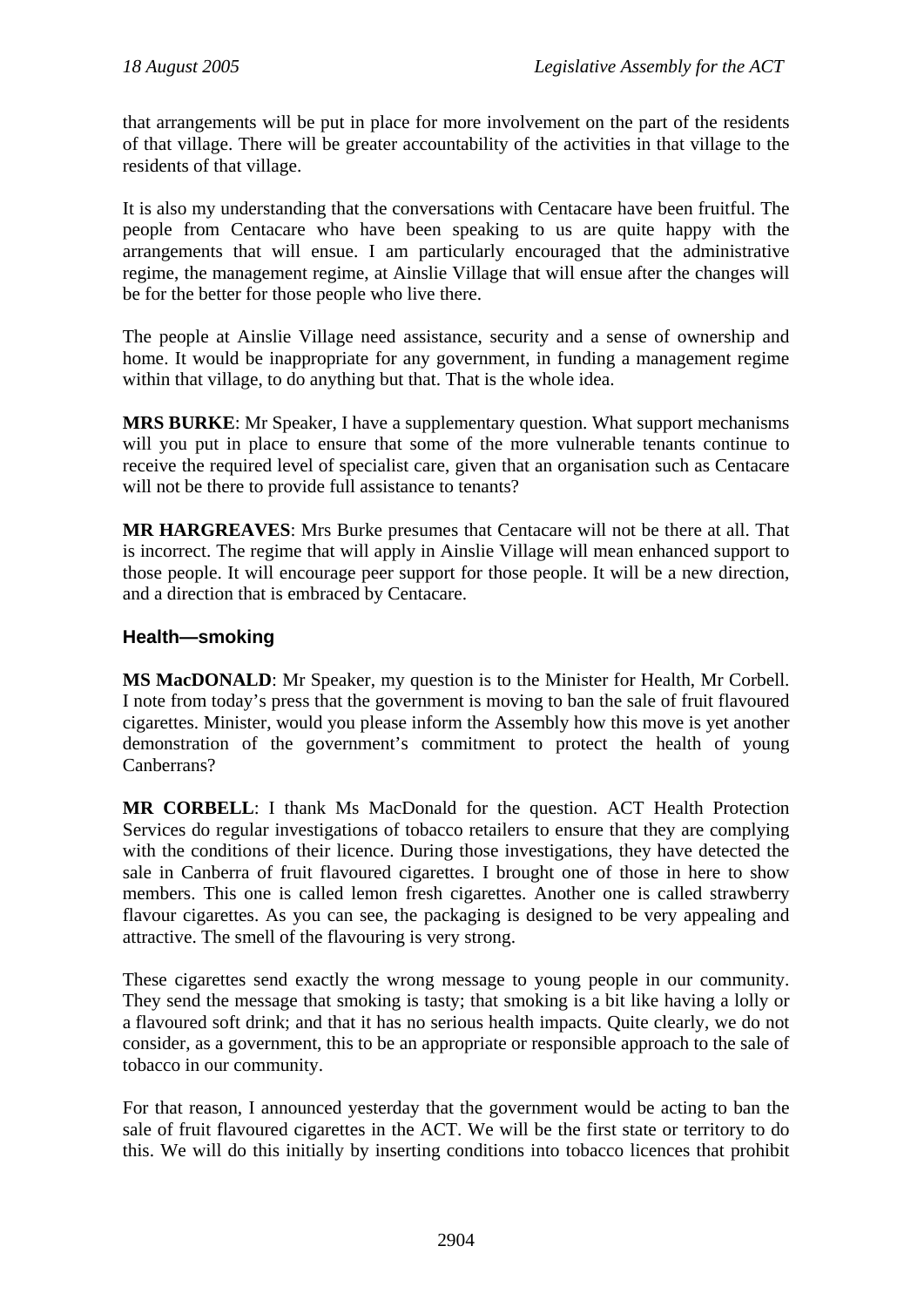that arrangements will be put in place for more involvement on the part of the residents of that village. There will be greater accountability of the activities in that village to the residents of that village.

It is also my understanding that the conversations with Centacare have been fruitful. The people from Centacare who have been speaking to us are quite happy with the arrangements that will ensue. I am particularly encouraged that the administrative regime, the management regime, at Ainslie Village that will ensue after the changes will be for the better for those people who live there.

The people at Ainslie Village need assistance, security and a sense of ownership and home. It would be inappropriate for any government, in funding a management regime within that village, to do anything but that. That is the whole idea.

**MRS BURKE**: Mr Speaker, I have a supplementary question. What support mechanisms will you put in place to ensure that some of the more vulnerable tenants continue to receive the required level of specialist care, given that an organisation such as Centacare will not be there to provide full assistance to tenants?

**MR HARGREAVES**: Mrs Burke presumes that Centacare will not be there at all. That is incorrect. The regime that will apply in Ainslie Village will mean enhanced support to those people. It will encourage peer support for those people. It will be a new direction, and a direction that is embraced by Centacare.

### Health—smoking

**MS MacDONALD**: Mr Speaker, my question is to the Minister for Health, Mr Corbell. I note from today's press that the government is moving to ban the sale of fruit flavoured cigarettes. Minister, would you please inform the Assembly how this move is yet another demonstration of the government's commitment to protect the health of young Canberrans?

**MR CORBELL**: I thank Ms MacDonald for the question. ACT Health Protection Services do regular investigations of tobacco retailers to ensure that they are complying with the conditions of their licence. During those investigations, they have detected the sale in Canberra of fruit flavoured cigarettes. I brought one of those in here to show members. This one is called lemon fresh cigarettes. Another one is called strawberry flavour cigarettes. As you can see, the packaging is designed to be very appealing and attractive. The smell of the flavouring is very strong.

These cigarettes send exactly the wrong message to young people in our community. They send the message that smoking is tasty; that smoking is a bit like having a lolly or a flavoured soft drink; and that it has no serious health impacts. Quite clearly, we do not consider, as a government, this to be an appropriate or responsible approach to the sale of tobacco in our community.

For that reason, I announced yesterday that the government would be acting to ban the sale of fruit flavoured cigarettes in the ACT. We will be the first state or territory to do this. We will do this initially by inserting conditions into tobacco licences that prohibit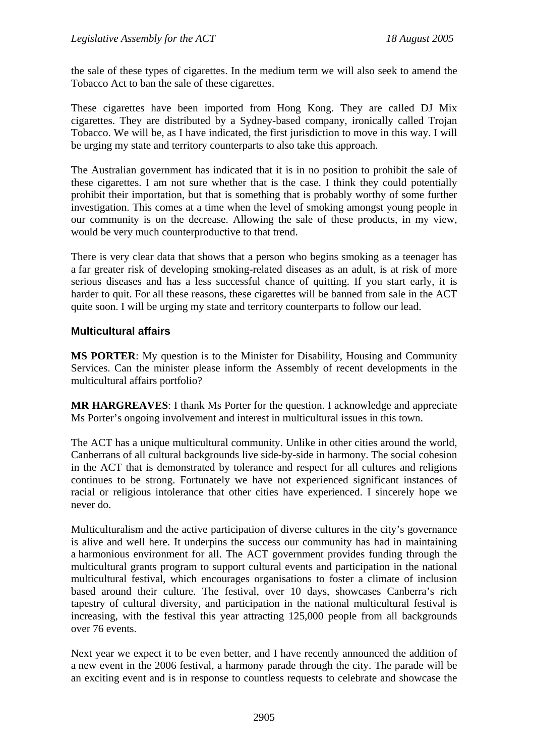the sale of these types of cigarettes. In the medium term we will also seek to amend the Tobacco Act to ban the sale of these cigarettes.

These cigarettes have been imported from Hong Kong. They are called DJ Mix cigarettes. They are distributed by a Sydney-based company, ironically called Trojan Tobacco. We will be, as I have indicated, the first jurisdiction to move in this way. I will be urging my state and territory counterparts to also take this approach.

The Australian government has indicated that it is in no position to prohibit the sale of these cigarettes. I am not sure whether that is the case. I think they could potentially prohibit their importation, but that is something that is probably worthy of some further investigation. This comes at a time when the level of smoking amongst young people in our community is on the decrease. Allowing the sale of these products, in my view, would be very much counterproductive to that trend.

There is very clear data that shows that a person who begins smoking as a teenager has a far greater risk of developing smoking-related diseases as an adult, is at risk of more serious diseases and has a less successful chance of quitting. If you start early, it is harder to quit. For all these reasons, these cigarettes will be banned from sale in the ACT quite soon. I will be urging my state and territory counterparts to follow our lead.

### Multicultural affairs

**MS PORTER**: My question is to the Minister for Disability, Housing and Community Services. Can the minister please inform the Assembly of recent developments in the multicultural affairs portfolio?

**MR HARGREAVES**: I thank Ms Porter for the question. I acknowledge and appreciate Ms Porter's ongoing involvement and interest in multicultural issues in this town.

The ACT has a unique multicultural community. Unlike in other cities around the world, Canberrans of all cultural backgrounds live side-by-side in harmony. The social cohesion in the ACT that is demonstrated by tolerance and respect for all cultures and religions continues to be strong. Fortunately we have not experienced significant instances of racial or religious intolerance that other cities have experienced. I sincerely hope we never do.

Multiculturalism and the active participation of diverse cultures in the city's governance is alive and well here. It underpins the success our community has had in maintaining a harmonious environment for all. The ACT government provides funding through the multicultural grants program to support cultural events and participation in the national multicultural festival, which encourages organisations to foster a climate of inclusion based around their culture. The festival, over 10 days, showcases Canberra's rich tapestry of cultural diversity, and participation in the national multicultural festival is increasing, with the festival this year attracting 125,000 people from all backgrounds over 76 events.

Next year we expect it to be even better, and I have recently announced the addition of a new event in the 2006 festival, a harmony parade through the city. The parade will be an exciting event and is in response to countless requests to celebrate and showcase the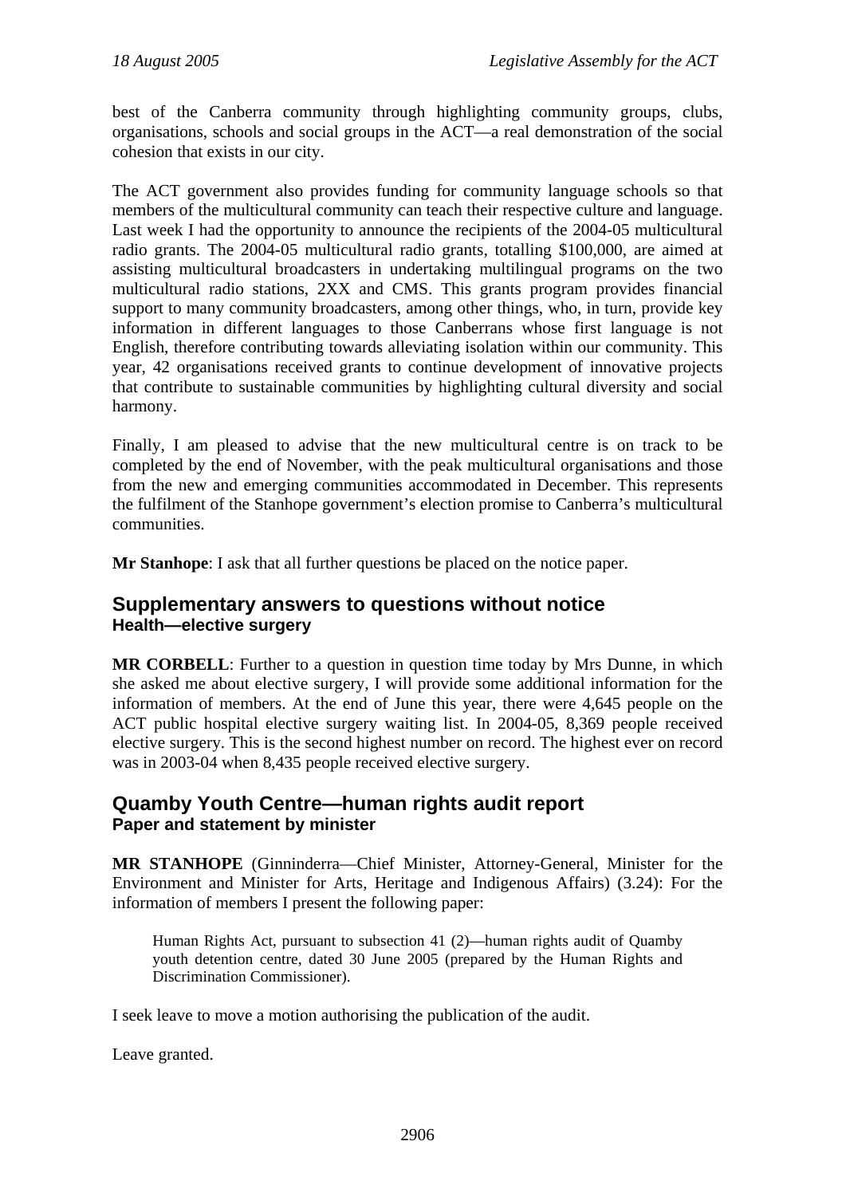best of the Canberra community through highlighting community groups, clubs, organisations, schools and social groups in the ACT—a real demonstration of the social cohesion that exists in our city.

The ACT government also provides funding for community language schools so that members of the multicultural community can teach their respective culture and language. Last week I had the opportunity to announce the recipients of the 2004-05 multicultural radio grants. The 2004-05 multicultural radio grants, totalling $100,000, are aimed at assisting multicultural broadcasters in undertaking multilingual programs on the two multicultural radio stations, 2XX and CMS. This grants program provides financial support to many community broadcasters, among other things, who, in turn, provide key information in different languages to those Canberrans whose first language is not English, therefore contributing towards alleviating isolation within our community. This year, 42 organisations received grants to continue development of innovative projects that contribute to sustainable communities by highlighting cultural diversity and social harmony.

Finally, I am pleased to advise that the new multicultural centre is on track to be completed by the end of November, with the peak multicultural organisations and those from the new and emerging communities accommodated in December. This represents the fulfilment of the Stanhope government's election promise to Canberra's multicultural communities.

**Mr Stanhope**: I ask that all further questions be placed on the notice paper.

## Supplementary answers to questions without notice
### Health—elective surgery

**MR CORBELL**: Further to a question in question time today by Mrs Dunne, in which she asked me about elective surgery, I will provide some additional information for the information of members. At the end of June this year, there were 4,645 people on the ACT public hospital elective surgery waiting list. In 2004-05, 8,369 people received elective surgery. This is the second highest number on record. The highest ever on record was in 2003-04 when 8,435 people received elective surgery.

## Quamby Youth Centre—human rights audit report
### Paper and statement by minister

**MR STANHOPE** (Ginninderra—Chief Minister, Attorney-General, Minister for the Environment and Minister for Arts, Heritage and Indigenous Affairs) (3.24): For the information of members I present the following paper:

> Human Rights Act, pursuant to subsection 41 (2)—human rights audit of Quamby youth detention centre, dated 30 June 2005 (prepared by the Human Rights and Discrimination Commissioner).

I seek leave to move a motion authorising the publication of the audit.

Leave granted.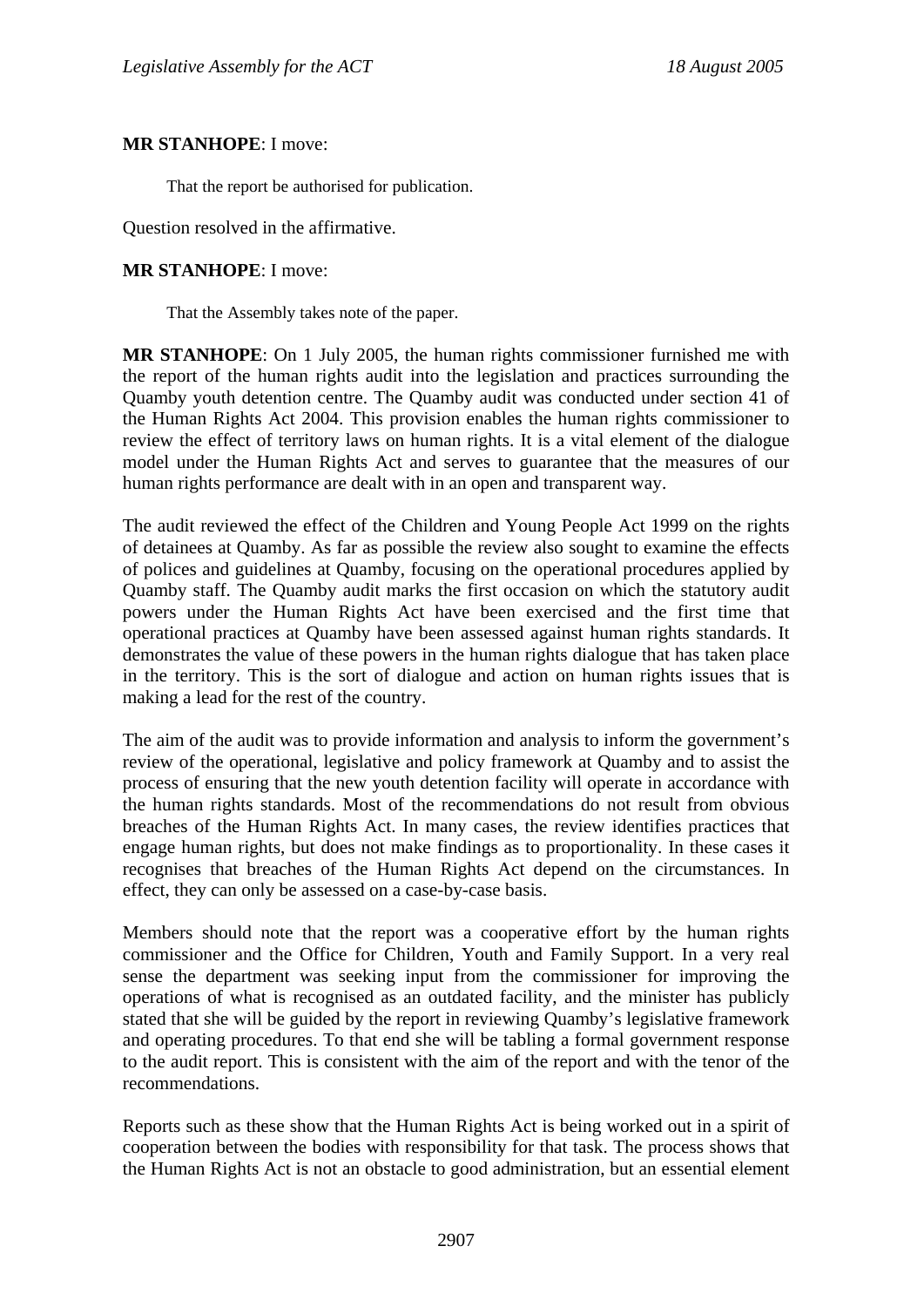**MR STANHOPE**: I move:

> That the report be authorised for publication.

Question resolved in the affirmative.

**MR STANHOPE**: I move:

> That the Assembly takes note of the paper.

**MR STANHOPE**: On 1 July 2005, the human rights commissioner furnished me with the report of the human rights audit into the legislation and practices surrounding the Quamby youth detention centre. The Quamby audit was conducted under section 41 of the Human Rights Act 2004. This provision enables the human rights commissioner to review the effect of territory laws on human rights. It is a vital element of the dialogue model under the Human Rights Act and serves to guarantee that the measures of our human rights performance are dealt with in an open and transparent way.

The audit reviewed the effect of the Children and Young People Act 1999 on the rights of detainees at Quamby. As far as possible the review also sought to examine the effects of polices and guidelines at Quamby, focusing on the operational procedures applied by Quamby staff. The Quamby audit marks the first occasion on which the statutory audit powers under the Human Rights Act have been exercised and the first time that operational practices at Quamby have been assessed against human rights standards. It demonstrates the value of these powers in the human rights dialogue that has taken place in the territory. This is the sort of dialogue and action on human rights issues that is making a lead for the rest of the country.

The aim of the audit was to provide information and analysis to inform the government's review of the operational, legislative and policy framework at Quamby and to assist the process of ensuring that the new youth detention facility will operate in accordance with the human rights standards. Most of the recommendations do not result from obvious breaches of the Human Rights Act. In many cases, the review identifies practices that engage human rights, but does not make findings as to proportionality. In these cases it recognises that breaches of the Human Rights Act depend on the circumstances. In effect, they can only be assessed on a case-by-case basis.

Members should note that the report was a cooperative effort by the human rights commissioner and the Office for Children, Youth and Family Support. In a very real sense the department was seeking input from the commissioner for improving the operations of what is recognised as an outdated facility, and the minister has publicly stated that she will be guided by the report in reviewing Quamby's legislative framework and operating procedures. To that end she will be tabling a formal government response to the audit report. This is consistent with the aim of the report and with the tenor of the recommendations.

Reports such as these show that the Human Rights Act is being worked out in a spirit of cooperation between the bodies with responsibility for that task. The process shows that the Human Rights Act is not an obstacle to good administration, but an essential element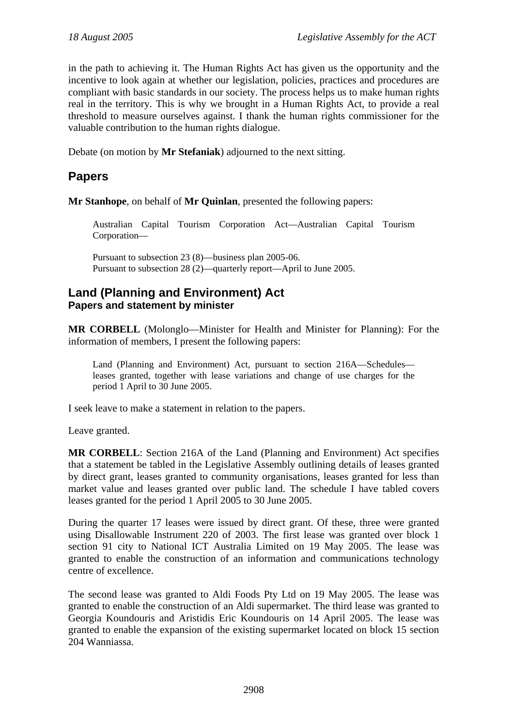in the path to achieving it. The Human Rights Act has given us the opportunity and the incentive to look again at whether our legislation, policies, practices and procedures are compliant with basic standards in our society. The process helps us to make human rights real in the territory. This is why we brought in a Human Rights Act, to provide a real threshold to measure ourselves against. I thank the human rights commissioner for the valuable contribution to the human rights dialogue.

Debate (on motion by **Mr Stefaniak**) adjourned to the next sitting.

## Papers

**Mr Stanhope**, on behalf of **Mr Quinlan**, presented the following papers:

> Australian Capital Tourism Corporation Act—Australian Capital Tourism Corporation—
>
> Pursuant to subsection 23 (8)—business plan 2005-06.
> Pursuant to subsection 28 (2)—quarterly report—April to June 2005.

## Land (Planning and Environment) Act
### Papers and statement by minister

**MR CORBELL** (Molonglo—Minister for Health and Minister for Planning): For the information of members, I present the following papers:

> Land (Planning and Environment) Act, pursuant to section 216A—Schedules—leases granted, together with lease variations and change of use charges for the period 1 April to 30 June 2005.

I seek leave to make a statement in relation to the papers.

Leave granted.

**MR CORBELL**: Section 216A of the Land (Planning and Environment) Act specifies that a statement be tabled in the Legislative Assembly outlining details of leases granted by direct grant, leases granted to community organisations, leases granted for less than market value and leases granted over public land. The schedule I have tabled covers leases granted for the period 1 April 2005 to 30 June 2005.

During the quarter 17 leases were issued by direct grant. Of these, three were granted using Disallowable Instrument 220 of 2003. The first lease was granted over block 1 section 91 city to National ICT Australia Limited on 19 May 2005. The lease was granted to enable the construction of an information and communications technology centre of excellence.

The second lease was granted to Aldi Foods Pty Ltd on 19 May 2005. The lease was granted to enable the construction of an Aldi supermarket. The third lease was granted to Georgia Koundouris and Aristidis Eric Koundouris on 14 April 2005. The lease was granted to enable the expansion of the existing supermarket located on block 15 section 204 Wanniassa.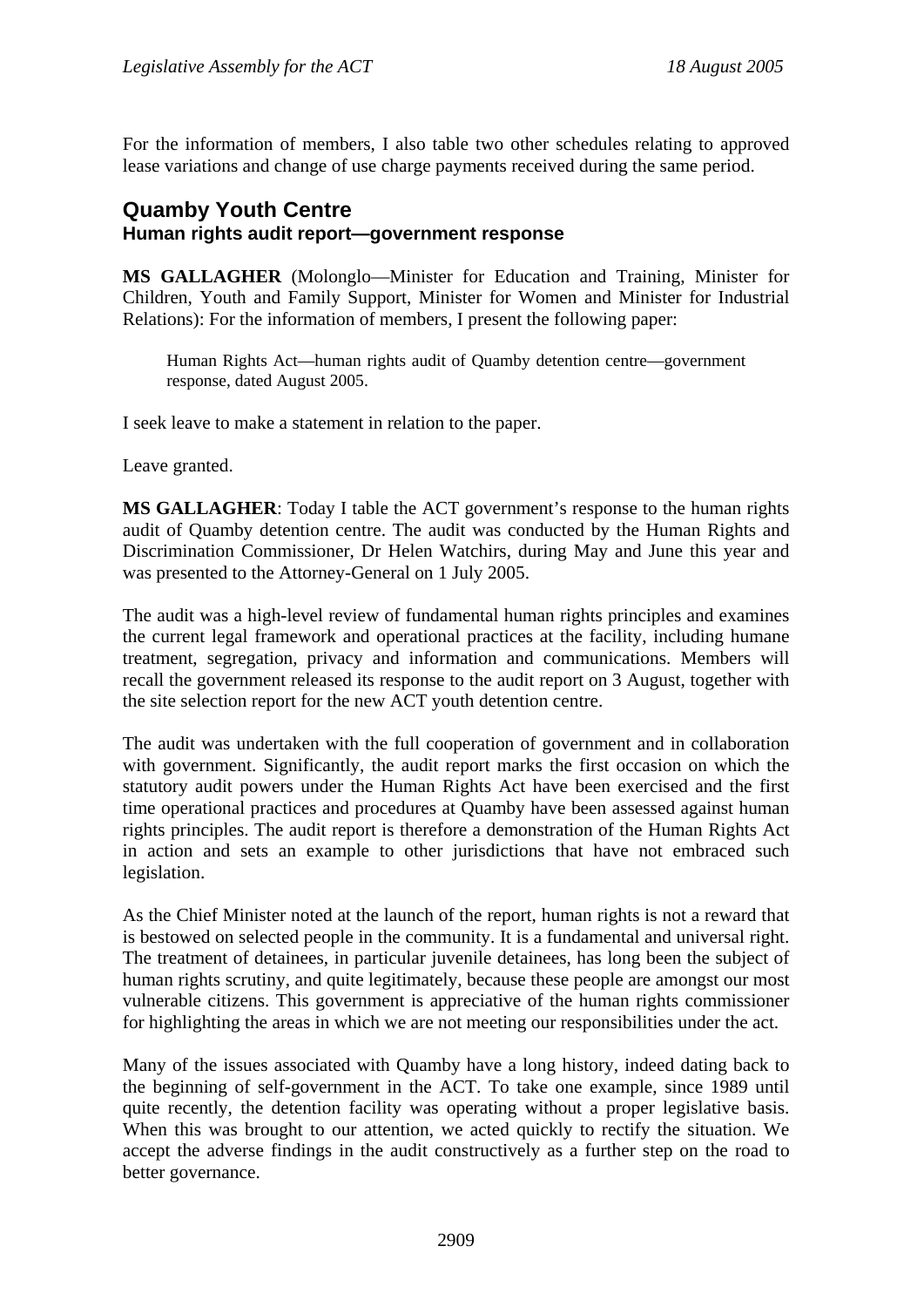For the information of members, I also table two other schedules relating to approved lease variations and change of use charge payments received during the same period.

## Quamby Youth Centre
### Human rights audit report—government response

**MS GALLAGHER** (Molonglo—Minister for Education and Training, Minister for Children, Youth and Family Support, Minister for Women and Minister for Industrial Relations): For the information of members, I present the following paper:

> Human Rights Act—human rights audit of Quamby detention centre—government response, dated August 2005.

I seek leave to make a statement in relation to the paper.

Leave granted.

**MS GALLAGHER**: Today I table the ACT government's response to the human rights audit of Quamby detention centre. The audit was conducted by the Human Rights and Discrimination Commissioner, Dr Helen Watchirs, during May and June this year and was presented to the Attorney-General on 1 July 2005.

The audit was a high-level review of fundamental human rights principles and examines the current legal framework and operational practices at the facility, including humane treatment, segregation, privacy and information and communications. Members will recall the government released its response to the audit report on 3 August, together with the site selection report for the new ACT youth detention centre.

The audit was undertaken with the full cooperation of government and in collaboration with government. Significantly, the audit report marks the first occasion on which the statutory audit powers under the Human Rights Act have been exercised and the first time operational practices and procedures at Quamby have been assessed against human rights principles. The audit report is therefore a demonstration of the Human Rights Act in action and sets an example to other jurisdictions that have not embraced such legislation.

As the Chief Minister noted at the launch of the report, human rights is not a reward that is bestowed on selected people in the community. It is a fundamental and universal right. The treatment of detainees, in particular juvenile detainees, has long been the subject of human rights scrutiny, and quite legitimately, because these people are amongst our most vulnerable citizens. This government is appreciative of the human rights commissioner for highlighting the areas in which we are not meeting our responsibilities under the act.

Many of the issues associated with Quamby have a long history, indeed dating back to the beginning of self-government in the ACT. To take one example, since 1989 until quite recently, the detention facility was operating without a proper legislative basis. When this was brought to our attention, we acted quickly to rectify the situation. We accept the adverse findings in the audit constructively as a further step on the road to better governance.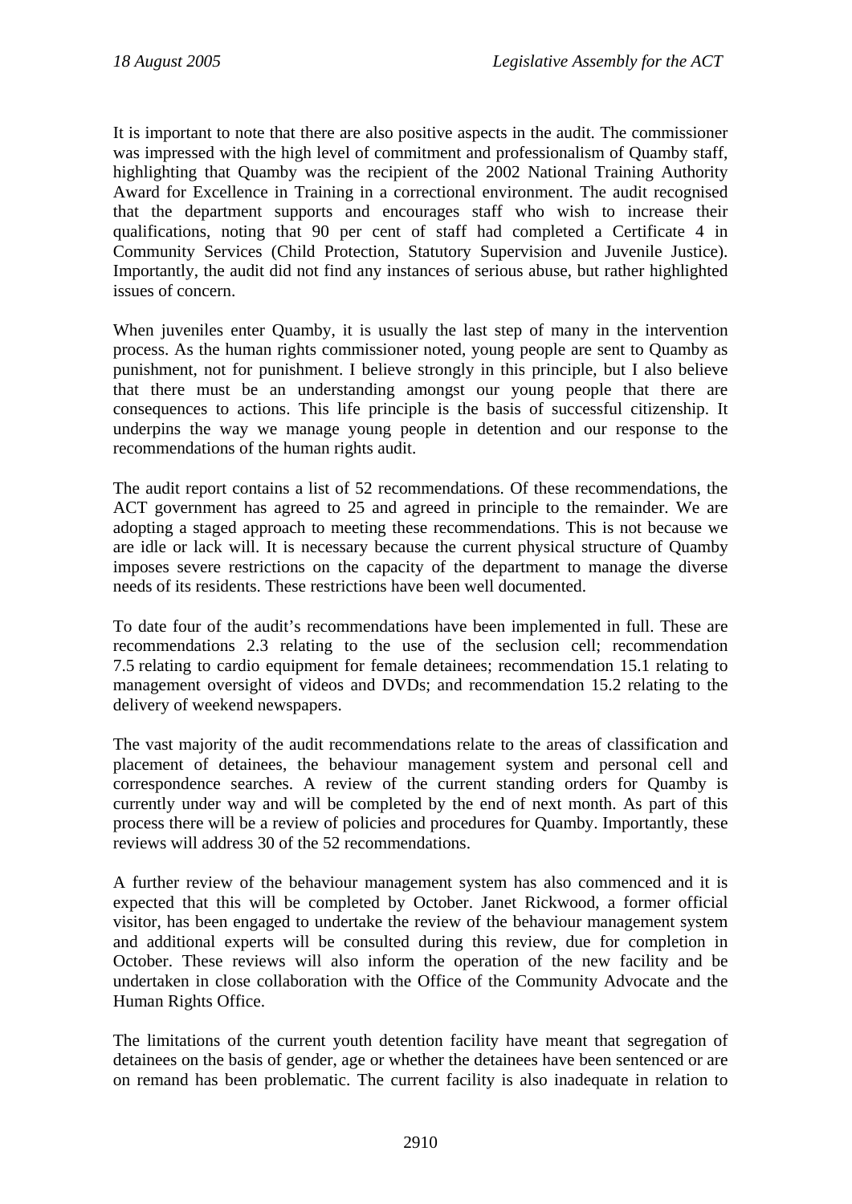It is important to note that there are also positive aspects in the audit. The commissioner was impressed with the high level of commitment and professionalism of Quamby staff, highlighting that Quamby was the recipient of the 2002 National Training Authority Award for Excellence in Training in a correctional environment. The audit recognised that the department supports and encourages staff who wish to increase their qualifications, noting that 90 per cent of staff had completed a Certificate 4 in Community Services (Child Protection, Statutory Supervision and Juvenile Justice). Importantly, the audit did not find any instances of serious abuse, but rather highlighted issues of concern.

When juveniles enter Quamby, it is usually the last step of many in the intervention process. As the human rights commissioner noted, young people are sent to Quamby as punishment, not for punishment. I believe strongly in this principle, but I also believe that there must be an understanding amongst our young people that there are consequences to actions. This life principle is the basis of successful citizenship. It underpins the way we manage young people in detention and our response to the recommendations of the human rights audit.

The audit report contains a list of 52 recommendations. Of these recommendations, the ACT government has agreed to 25 and agreed in principle to the remainder. We are adopting a staged approach to meeting these recommendations. This is not because we are idle or lack will. It is necessary because the current physical structure of Quamby imposes severe restrictions on the capacity of the department to manage the diverse needs of its residents. These restrictions have been well documented.

To date four of the audit's recommendations have been implemented in full. These are recommendations 2.3 relating to the use of the seclusion cell; recommendation 7.5 relating to cardio equipment for female detainees; recommendation 15.1 relating to management oversight of videos and DVDs; and recommendation 15.2 relating to the delivery of weekend newspapers.

The vast majority of the audit recommendations relate to the areas of classification and placement of detainees, the behaviour management system and personal cell and correspondence searches. A review of the current standing orders for Quamby is currently under way and will be completed by the end of next month. As part of this process there will be a review of policies and procedures for Quamby. Importantly, these reviews will address 30 of the 52 recommendations.

A further review of the behaviour management system has also commenced and it is expected that this will be completed by October. Janet Rickwood, a former official visitor, has been engaged to undertake the review of the behaviour management system and additional experts will be consulted during this review, due for completion in October. These reviews will also inform the operation of the new facility and be undertaken in close collaboration with the Office of the Community Advocate and the Human Rights Office.

The limitations of the current youth detention facility have meant that segregation of detainees on the basis of gender, age or whether the detainees have been sentenced or are on remand has been problematic. The current facility is also inadequate in relation to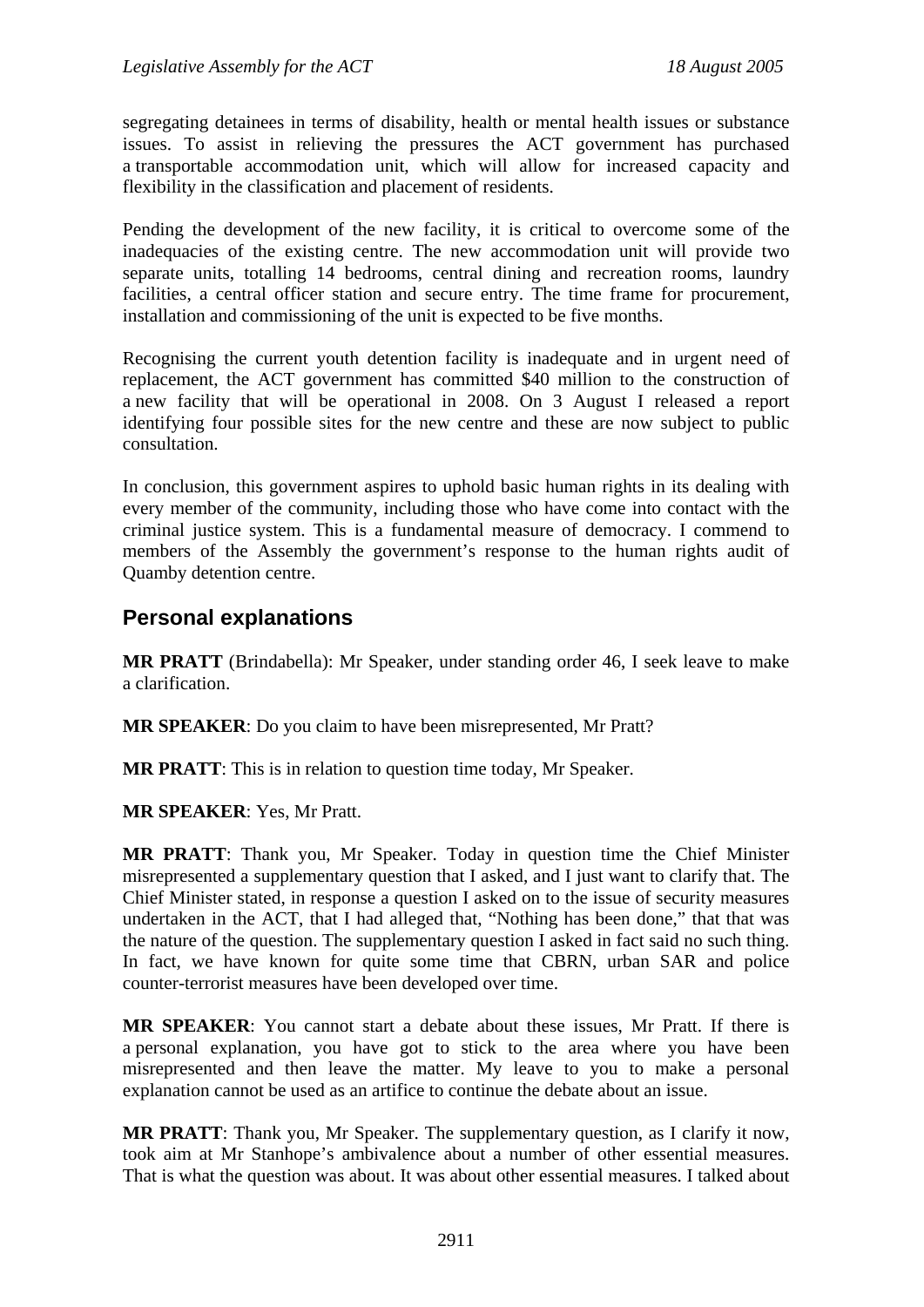segregating detainees in terms of disability, health or mental health issues or substance issues. To assist in relieving the pressures the ACT government has purchased a transportable accommodation unit, which will allow for increased capacity and flexibility in the classification and placement of residents.

Pending the development of the new facility, it is critical to overcome some of the inadequacies of the existing centre. The new accommodation unit will provide two separate units, totalling 14 bedrooms, central dining and recreation rooms, laundry facilities, a central officer station and secure entry. The time frame for procurement, installation and commissioning of the unit is expected to be five months.

Recognising the current youth detention facility is inadequate and in urgent need of replacement, the ACT government has committed $40 million to the construction of a new facility that will be operational in 2008. On 3 August I released a report identifying four possible sites for the new centre and these are now subject to public consultation.

In conclusion, this government aspires to uphold basic human rights in its dealing with every member of the community, including those who have come into contact with the criminal justice system. This is a fundamental measure of democracy. I commend to members of the Assembly the government's response to the human rights audit of Quamby detention centre.

## Personal explanations

**MR PRATT** (Brindabella): Mr Speaker, under standing order 46, I seek leave to make a clarification.

**MR SPEAKER**: Do you claim to have been misrepresented, Mr Pratt?

**MR PRATT**: This is in relation to question time today, Mr Speaker.

**MR SPEAKER**: Yes, Mr Pratt.

**MR PRATT**: Thank you, Mr Speaker. Today in question time the Chief Minister misrepresented a supplementary question that I asked, and I just want to clarify that. The Chief Minister stated, in response a question I asked on to the issue of security measures undertaken in the ACT, that I had alleged that, "Nothing has been done," that that was the nature of the question. The supplementary question I asked in fact said no such thing. In fact, we have known for quite some time that CBRN, urban SAR and police counter-terrorist measures have been developed over time.

**MR SPEAKER**: You cannot start a debate about these issues, Mr Pratt. If there is a personal explanation, you have got to stick to the area where you have been misrepresented and then leave the matter. My leave to you to make a personal explanation cannot be used as an artifice to continue the debate about an issue.

**MR PRATT**: Thank you, Mr Speaker. The supplementary question, as I clarify it now, took aim at Mr Stanhope's ambivalence about a number of other essential measures. That is what the question was about. It was about other essential measures. I talked about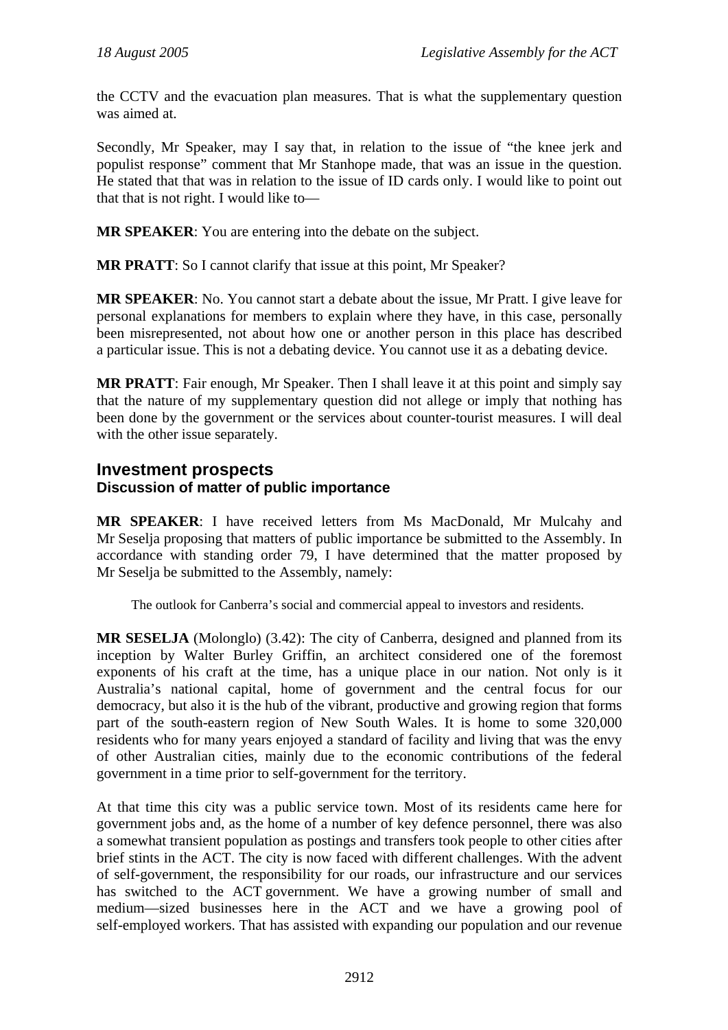the CCTV and the evacuation plan measures. That is what the supplementary question was aimed at.

Secondly, Mr Speaker, may I say that, in relation to the issue of "the knee jerk and populist response" comment that Mr Stanhope made, that was an issue in the question. He stated that that was in relation to the issue of ID cards only. I would like to point out that that is not right. I would like to—

**MR SPEAKER**: You are entering into the debate on the subject.

**MR PRATT**: So I cannot clarify that issue at this point, Mr Speaker?

**MR SPEAKER**: No. You cannot start a debate about the issue, Mr Pratt. I give leave for personal explanations for members to explain where they have, in this case, personally been misrepresented, not about how one or another person in this place has described a particular issue. This is not a debating device. You cannot use it as a debating device.

**MR PRATT**: Fair enough, Mr Speaker. Then I shall leave it at this point and simply say that the nature of my supplementary question did not allege or imply that nothing has been done by the government or the services about counter-tourist measures. I will deal with the other issue separately.

## Investment prospects
### Discussion of matter of public importance

**MR SPEAKER**: I have received letters from Ms MacDonald, Mr Mulcahy and Mr Seselja proposing that matters of public importance be submitted to the Assembly. In accordance with standing order 79, I have determined that the matter proposed by Mr Seselja be submitted to the Assembly, namely:

> The outlook for Canberra's social and commercial appeal to investors and residents.

**MR SESELJA** (Molonglo) (3.42): The city of Canberra, designed and planned from its inception by Walter Burley Griffin, an architect considered one of the foremost exponents of his craft at the time, has a unique place in our nation. Not only is it Australia's national capital, home of government and the central focus for our democracy, but also it is the hub of the vibrant, productive and growing region that forms part of the south-eastern region of New South Wales. It is home to some 320,000 residents who for many years enjoyed a standard of facility and living that was the envy of other Australian cities, mainly due to the economic contributions of the federal government in a time prior to self-government for the territory.

At that time this city was a public service town. Most of its residents came here for government jobs and, as the home of a number of key defence personnel, there was also a somewhat transient population as postings and transfers took people to other cities after brief stints in the ACT. The city is now faced with different challenges. With the advent of self-government, the responsibility for our roads, our infrastructure and our services has switched to the ACT government. We have a growing number of small and medium—sized businesses here in the ACT and we have a growing pool of self-employed workers. That has assisted with expanding our population and our revenue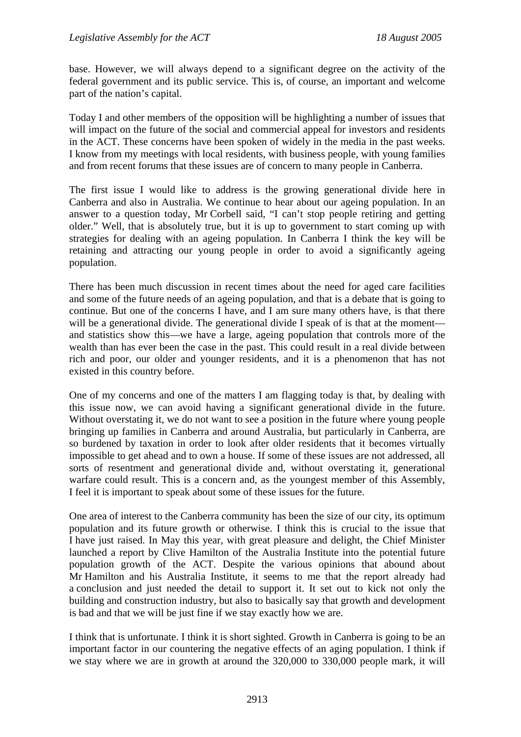base. However, we will always depend to a significant degree on the activity of the federal government and its public service. This is, of course, an important and welcome part of the nation's capital.

Today I and other members of the opposition will be highlighting a number of issues that will impact on the future of the social and commercial appeal for investors and residents in the ACT. These concerns have been spoken of widely in the media in the past weeks. I know from my meetings with local residents, with business people, with young families and from recent forums that these issues are of concern to many people in Canberra.

The first issue I would like to address is the growing generational divide here in Canberra and also in Australia. We continue to hear about our ageing population. In an answer to a question today, Mr Corbell said, "I can't stop people retiring and getting older." Well, that is absolutely true, but it is up to government to start coming up with strategies for dealing with an ageing population. In Canberra I think the key will be retaining and attracting our young people in order to avoid a significantly ageing population.

There has been much discussion in recent times about the need for aged care facilities and some of the future needs of an ageing population, and that is a debate that is going to continue. But one of the concerns I have, and I am sure many others have, is that there will be a generational divide. The generational divide I speak of is that at the moment—and statistics show this—we have a large, ageing population that controls more of the wealth than has ever been the case in the past. This could result in a real divide between rich and poor, our older and younger residents, and it is a phenomenon that has not existed in this country before.

One of my concerns and one of the matters I am flagging today is that, by dealing with this issue now, we can avoid having a significant generational divide in the future. Without overstating it, we do not want to see a position in the future where young people bringing up families in Canberra and around Australia, but particularly in Canberra, are so burdened by taxation in order to look after older residents that it becomes virtually impossible to get ahead and to own a house. If some of these issues are not addressed, all sorts of resentment and generational divide and, without overstating it, generational warfare could result. This is a concern and, as the youngest member of this Assembly, I feel it is important to speak about some of these issues for the future.

One area of interest to the Canberra community has been the size of our city, its optimum population and its future growth or otherwise. I think this is crucial to the issue that I have just raised. In May this year, with great pleasure and delight, the Chief Minister launched a report by Clive Hamilton of the Australia Institute into the potential future population growth of the ACT. Despite the various opinions that abound about Mr Hamilton and his Australia Institute, it seems to me that the report already had a conclusion and just needed the detail to support it. It set out to kick not only the building and construction industry, but also to basically say that growth and development is bad and that we will be just fine if we stay exactly how we are.

I think that is unfortunate. I think it is short sighted. Growth in Canberra is going to be an important factor in our countering the negative effects of an aging population. I think if we stay where we are in growth at around the 320,000 to 330,000 people mark, it will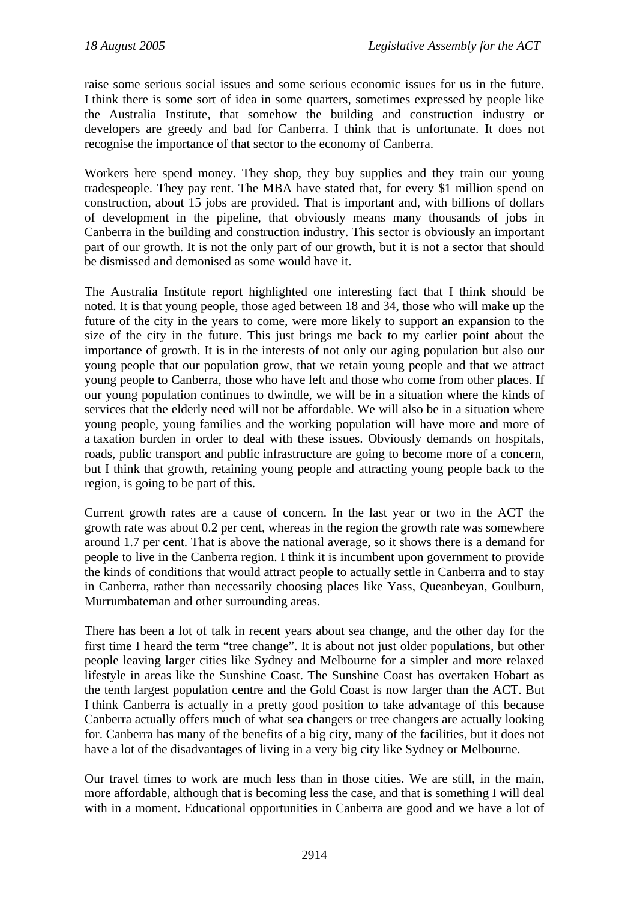raise some serious social issues and some serious economic issues for us in the future. I think there is some sort of idea in some quarters, sometimes expressed by people like the Australia Institute, that somehow the building and construction industry or developers are greedy and bad for Canberra. I think that is unfortunate. It does not recognise the importance of that sector to the economy of Canberra.

Workers here spend money. They shop, they buy supplies and they train our young tradespeople. They pay rent. The MBA have stated that, for every $1 million spend on construction, about 15 jobs are provided. That is important and, with billions of dollars of development in the pipeline, that obviously means many thousands of jobs in Canberra in the building and construction industry. This sector is obviously an important part of our growth. It is not the only part of our growth, but it is not a sector that should be dismissed and demonised as some would have it.

The Australia Institute report highlighted one interesting fact that I think should be noted. It is that young people, those aged between 18 and 34, those who will make up the future of the city in the years to come, were more likely to support an expansion to the size of the city in the future. This just brings me back to my earlier point about the importance of growth. It is in the interests of not only our aging population but also our young people that our population grow, that we retain young people and that we attract young people to Canberra, those who have left and those who come from other places. If our young population continues to dwindle, we will be in a situation where the kinds of services that the elderly need will not be affordable. We will also be in a situation where young people, young families and the working population will have more and more of a taxation burden in order to deal with these issues. Obviously demands on hospitals, roads, public transport and public infrastructure are going to become more of a concern, but I think that growth, retaining young people and attracting young people back to the region, is going to be part of this.

Current growth rates are a cause of concern. In the last year or two in the ACT the growth rate was about 0.2 per cent, whereas in the region the growth rate was somewhere around 1.7 per cent. That is above the national average, so it shows there is a demand for people to live in the Canberra region. I think it is incumbent upon government to provide the kinds of conditions that would attract people to actually settle in Canberra and to stay in Canberra, rather than necessarily choosing places like Yass, Queanbeyan, Goulburn, Murrumbateman and other surrounding areas.

There has been a lot of talk in recent years about sea change, and the other day for the first time I heard the term "tree change". It is about not just older populations, but other people leaving larger cities like Sydney and Melbourne for a simpler and more relaxed lifestyle in areas like the Sunshine Coast. The Sunshine Coast has overtaken Hobart as the tenth largest population centre and the Gold Coast is now larger than the ACT. But I think Canberra is actually in a pretty good position to take advantage of this because Canberra actually offers much of what sea changers or tree changers are actually looking for. Canberra has many of the benefits of a big city, many of the facilities, but it does not have a lot of the disadvantages of living in a very big city like Sydney or Melbourne.

Our travel times to work are much less than in those cities. We are still, in the main, more affordable, although that is becoming less the case, and that is something I will deal with in a moment. Educational opportunities in Canberra are good and we have a lot of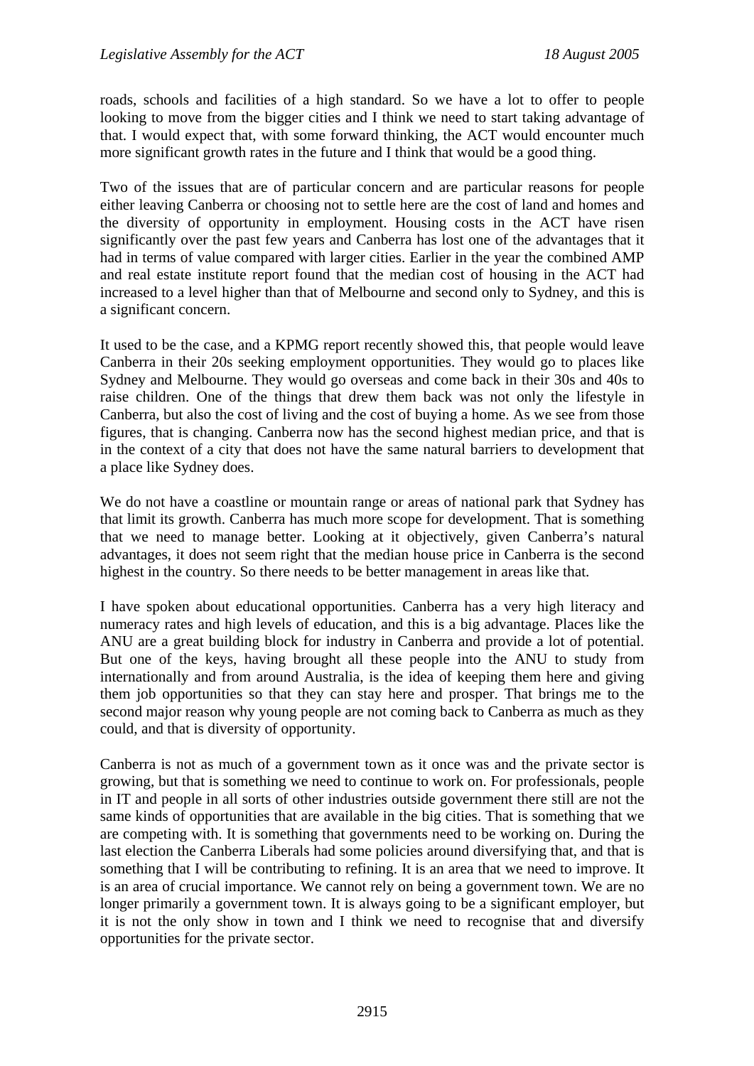roads, schools and facilities of a high standard. So we have a lot to offer to people looking to move from the bigger cities and I think we need to start taking advantage of that. I would expect that, with some forward thinking, the ACT would encounter much more significant growth rates in the future and I think that would be a good thing.

Two of the issues that are of particular concern and are particular reasons for people either leaving Canberra or choosing not to settle here are the cost of land and homes and the diversity of opportunity in employment. Housing costs in the ACT have risen significantly over the past few years and Canberra has lost one of the advantages that it had in terms of value compared with larger cities. Earlier in the year the combined AMP and real estate institute report found that the median cost of housing in the ACT had increased to a level higher than that of Melbourne and second only to Sydney, and this is a significant concern.

It used to be the case, and a KPMG report recently showed this, that people would leave Canberra in their 20s seeking employment opportunities. They would go to places like Sydney and Melbourne. They would go overseas and come back in their 30s and 40s to raise children. One of the things that drew them back was not only the lifestyle in Canberra, but also the cost of living and the cost of buying a home. As we see from those figures, that is changing. Canberra now has the second highest median price, and that is in the context of a city that does not have the same natural barriers to development that a place like Sydney does.

We do not have a coastline or mountain range or areas of national park that Sydney has that limit its growth. Canberra has much more scope for development. That is something that we need to manage better. Looking at it objectively, given Canberra's natural advantages, it does not seem right that the median house price in Canberra is the second highest in the country. So there needs to be better management in areas like that.

I have spoken about educational opportunities. Canberra has a very high literacy and numeracy rates and high levels of education, and this is a big advantage. Places like the ANU are a great building block for industry in Canberra and provide a lot of potential. But one of the keys, having brought all these people into the ANU to study from internationally and from around Australia, is the idea of keeping them here and giving them job opportunities so that they can stay here and prosper. That brings me to the second major reason why young people are not coming back to Canberra as much as they could, and that is diversity of opportunity.

Canberra is not as much of a government town as it once was and the private sector is growing, but that is something we need to continue to work on. For professionals, people in IT and people in all sorts of other industries outside government there still are not the same kinds of opportunities that are available in the big cities. That is something that we are competing with. It is something that governments need to be working on. During the last election the Canberra Liberals had some policies around diversifying that, and that is something that I will be contributing to refining. It is an area that we need to improve. It is an area of crucial importance. We cannot rely on being a government town. We are no longer primarily a government town. It is always going to be a significant employer, but it is not the only show in town and I think we need to recognise that and diversify opportunities for the private sector.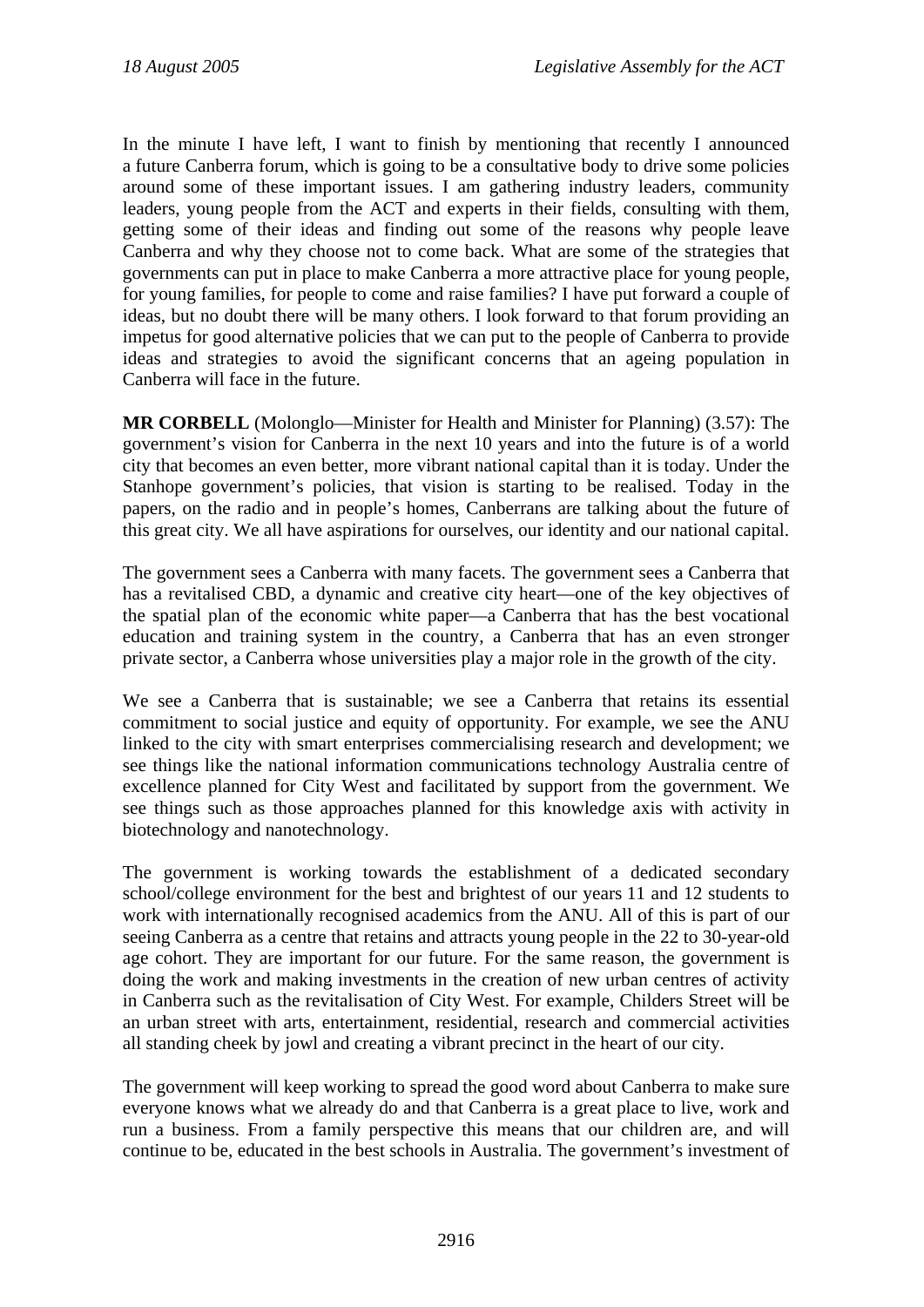In the minute I have left, I want to finish by mentioning that recently I announced a future Canberra forum, which is going to be a consultative body to drive some policies around some of these important issues. I am gathering industry leaders, community leaders, young people from the ACT and experts in their fields, consulting with them, getting some of their ideas and finding out some of the reasons why people leave Canberra and why they choose not to come back. What are some of the strategies that governments can put in place to make Canberra a more attractive place for young people, for young families, for people to come and raise families? I have put forward a couple of ideas, but no doubt there will be many others. I look forward to that forum providing an impetus for good alternative policies that we can put to the people of Canberra to provide ideas and strategies to avoid the significant concerns that an ageing population in Canberra will face in the future.

**MR CORBELL** (Molonglo—Minister for Health and Minister for Planning) (3.57): The government's vision for Canberra in the next 10 years and into the future is of a world city that becomes an even better, more vibrant national capital than it is today. Under the Stanhope government's policies, that vision is starting to be realised. Today in the papers, on the radio and in people's homes, Canberrans are talking about the future of this great city. We all have aspirations for ourselves, our identity and our national capital.

The government sees a Canberra with many facets. The government sees a Canberra that has a revitalised CBD, a dynamic and creative city heart—one of the key objectives of the spatial plan of the economic white paper—a Canberra that has the best vocational education and training system in the country, a Canberra that has an even stronger private sector, a Canberra whose universities play a major role in the growth of the city.

We see a Canberra that is sustainable; we see a Canberra that retains its essential commitment to social justice and equity of opportunity. For example, we see the ANU linked to the city with smart enterprises commercialising research and development; we see things like the national information communications technology Australia centre of excellence planned for City West and facilitated by support from the government. We see things such as those approaches planned for this knowledge axis with activity in biotechnology and nanotechnology.

The government is working towards the establishment of a dedicated secondary school/college environment for the best and brightest of our years 11 and 12 students to work with internationally recognised academics from the ANU. All of this is part of our seeing Canberra as a centre that retains and attracts young people in the 22 to 30-year-old age cohort. They are important for our future. For the same reason, the government is doing the work and making investments in the creation of new urban centres of activity in Canberra such as the revitalisation of City West. For example, Childers Street will be an urban street with arts, entertainment, residential, research and commercial activities all standing cheek by jowl and creating a vibrant precinct in the heart of our city.

The government will keep working to spread the good word about Canberra to make sure everyone knows what we already do and that Canberra is a great place to live, work and run a business. From a family perspective this means that our children are, and will continue to be, educated in the best schools in Australia. The government's investment of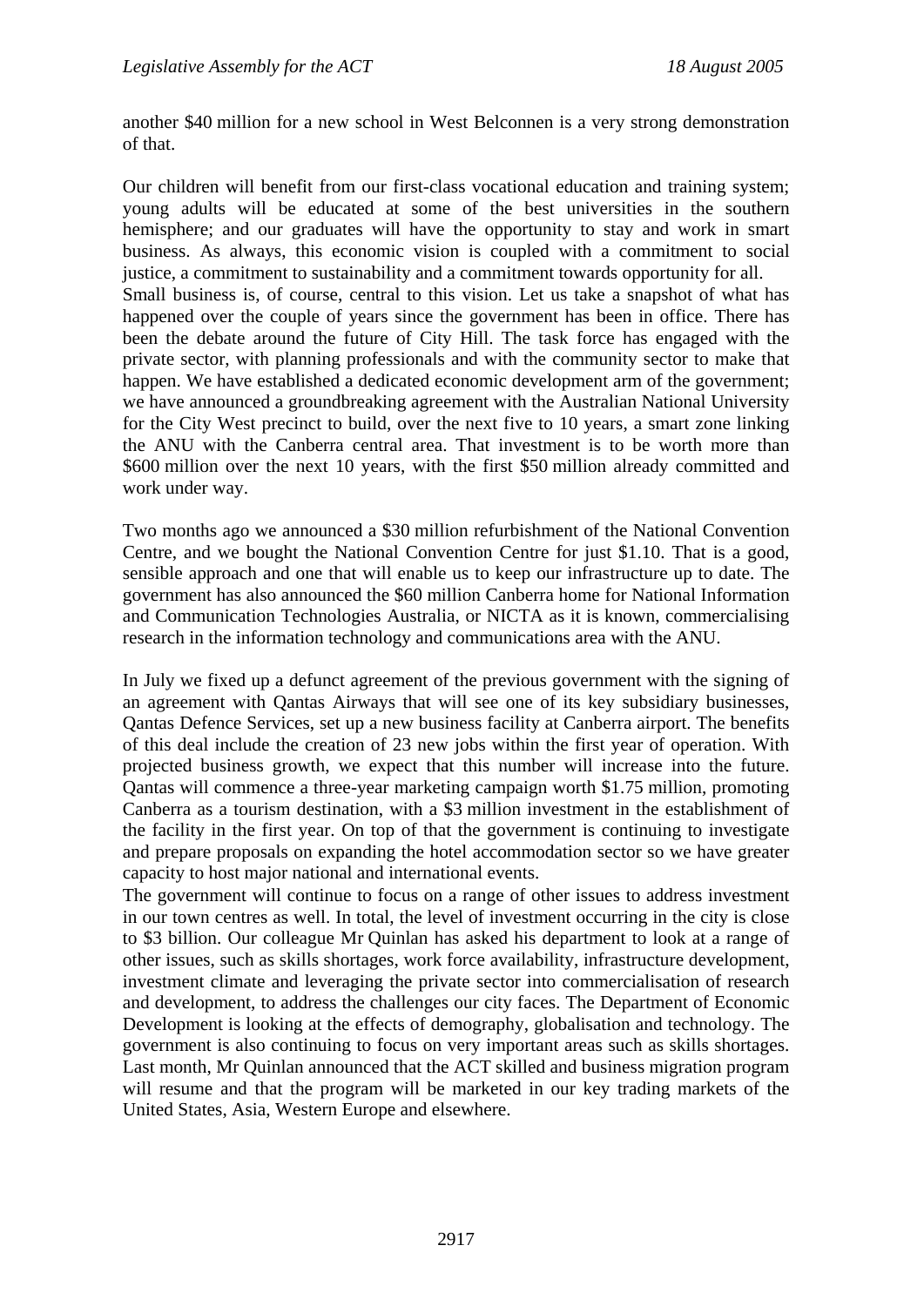another $40 million for a new school in West Belconnen is a very strong demonstration of that.

Our children will benefit from our first-class vocational education and training system; young adults will be educated at some of the best universities in the southern hemisphere; and our graduates will have the opportunity to stay and work in smart business. As always, this economic vision is coupled with a commitment to social justice, a commitment to sustainability and a commitment towards opportunity for all.

Small business is, of course, central to this vision. Let us take a snapshot of what has happened over the couple of years since the government has been in office. There has been the debate around the future of City Hill. The task force has engaged with the private sector, with planning professionals and with the community sector to make that happen. We have established a dedicated economic development arm of the government; we have announced a groundbreaking agreement with the Australian National University for the City West precinct to build, over the next five to 10 years, a smart zone linking the ANU with the Canberra central area. That investment is to be worth more than $600 million over the next 10 years, with the first $50 million already committed and work under way.

Two months ago we announced a $30 million refurbishment of the National Convention Centre, and we bought the National Convention Centre for just $1.10. That is a good, sensible approach and one that will enable us to keep our infrastructure up to date. The government has also announced the $60 million Canberra home for National Information and Communication Technologies Australia, or NICTA as it is known, commercialising research in the information technology and communications area with the ANU.

In July we fixed up a defunct agreement of the previous government with the signing of an agreement with Qantas Airways that will see one of its key subsidiary businesses, Qantas Defence Services, set up a new business facility at Canberra airport. The benefits of this deal include the creation of 23 new jobs within the first year of operation. With projected business growth, we expect that this number will increase into the future. Qantas will commence a three-year marketing campaign worth $1.75 million, promoting Canberra as a tourism destination, with a $3 million investment in the establishment of the facility in the first year. On top of that the government is continuing to investigate and prepare proposals on expanding the hotel accommodation sector so we have greater capacity to host major national and international events.

The government will continue to focus on a range of other issues to address investment in our town centres as well. In total, the level of investment occurring in the city is close to $3 billion. Our colleague Mr Quinlan has asked his department to look at a range of other issues, such as skills shortages, work force availability, infrastructure development, investment climate and leveraging the private sector into commercialisation of research and development, to address the challenges our city faces. The Department of Economic Development is looking at the effects of demography, globalisation and technology. The government is also continuing to focus on very important areas such as skills shortages. Last month, Mr Quinlan announced that the ACT skilled and business migration program will resume and that the program will be marketed in our key trading markets of the United States, Asia, Western Europe and elsewhere.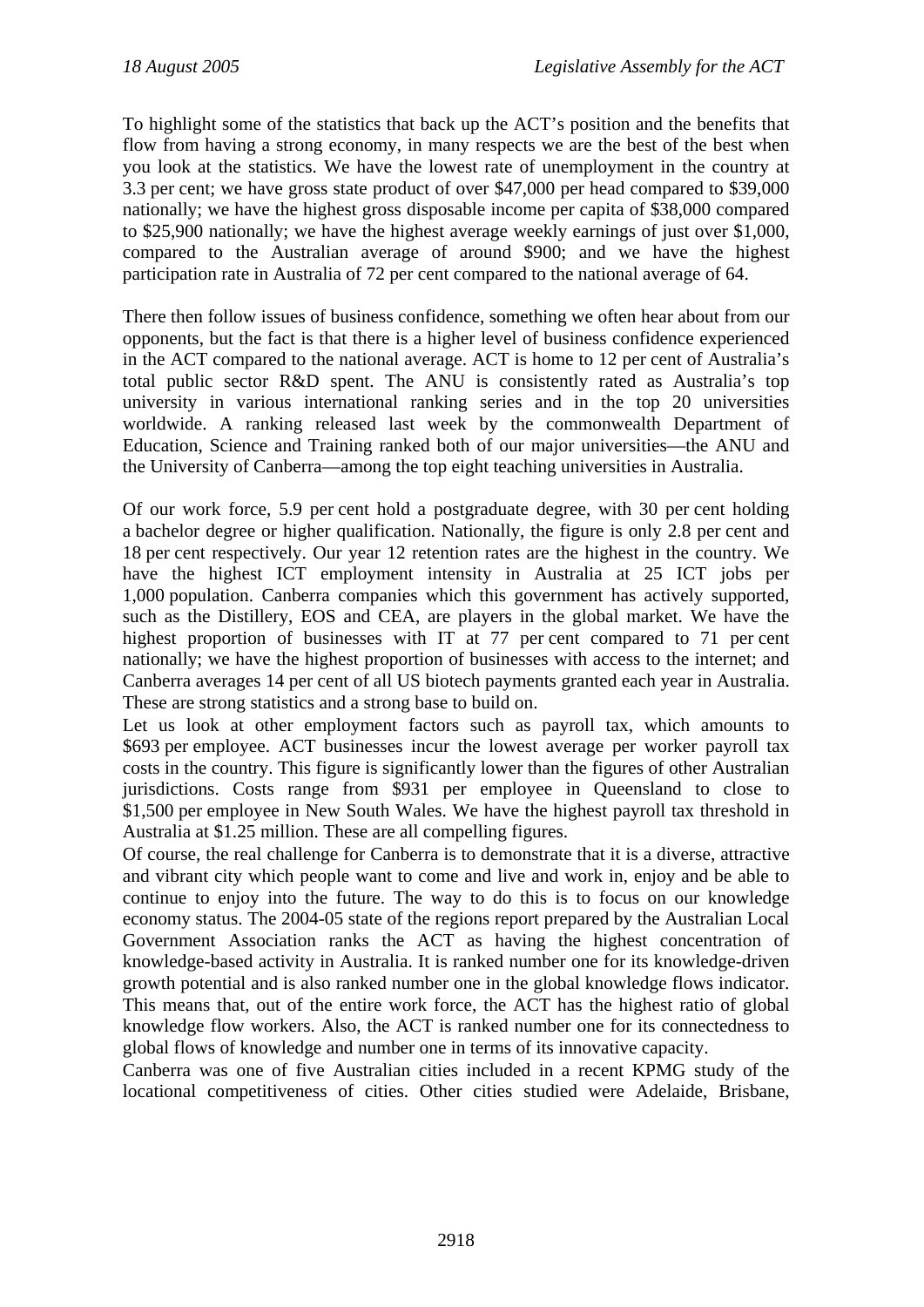To highlight some of the statistics that back up the ACT's position and the benefits that flow from having a strong economy, in many respects we are the best of the best when you look at the statistics. We have the lowest rate of unemployment in the country at 3.3 per cent; we have gross state product of over $47,000 per head compared to $39,000 nationally; we have the highest gross disposable income per capita of $38,000 compared to $25,900 nationally; we have the highest average weekly earnings of just over $1,000, compared to the Australian average of around $900; and we have the highest participation rate in Australia of 72 per cent compared to the national average of 64.

There then follow issues of business confidence, something we often hear about from our opponents, but the fact is that there is a higher level of business confidence experienced in the ACT compared to the national average. ACT is home to 12 per cent of Australia's total public sector R&D spent. The ANU is consistently rated as Australia's top university in various international ranking series and in the top 20 universities worldwide. A ranking released last week by the commonwealth Department of Education, Science and Training ranked both of our major universities—the ANU and the University of Canberra—among the top eight teaching universities in Australia.

Of our work force, 5.9 per cent hold a postgraduate degree, with 30 per cent holding a bachelor degree or higher qualification. Nationally, the figure is only 2.8 per cent and 18 per cent respectively. Our year 12 retention rates are the highest in the country. We have the highest ICT employment intensity in Australia at 25 ICT jobs per 1,000 population. Canberra companies which this government has actively supported, such as the Distillery, EOS and CEA, are players in the global market. We have the highest proportion of businesses with IT at 77 per cent compared to 71 per cent nationally; we have the highest proportion of businesses with access to the internet; and Canberra averages 14 per cent of all US biotech payments granted each year in Australia. These are strong statistics and a strong base to build on.

Let us look at other employment factors such as payroll tax, which amounts to $693 per employee. ACT businesses incur the lowest average per worker payroll tax costs in the country. This figure is significantly lower than the figures of other Australian jurisdictions. Costs range from $931 per employee in Queensland to close to $1,500 per employee in New South Wales. We have the highest payroll tax threshold in Australia at $1.25 million. These are all compelling figures.

Of course, the real challenge for Canberra is to demonstrate that it is a diverse, attractive and vibrant city which people want to come and live and work in, enjoy and be able to continue to enjoy into the future. The way to do this is to focus on our knowledge economy status. The 2004-05 state of the regions report prepared by the Australian Local Government Association ranks the ACT as having the highest concentration of knowledge-based activity in Australia. It is ranked number one for its knowledge-driven growth potential and is also ranked number one in the global knowledge flows indicator. This means that, out of the entire work force, the ACT has the highest ratio of global knowledge flow workers. Also, the ACT is ranked number one for its connectedness to global flows of knowledge and number one in terms of its innovative capacity.

Canberra was one of five Australian cities included in a recent KPMG study of the locational competitiveness of cities. Other cities studied were Adelaide, Brisbane,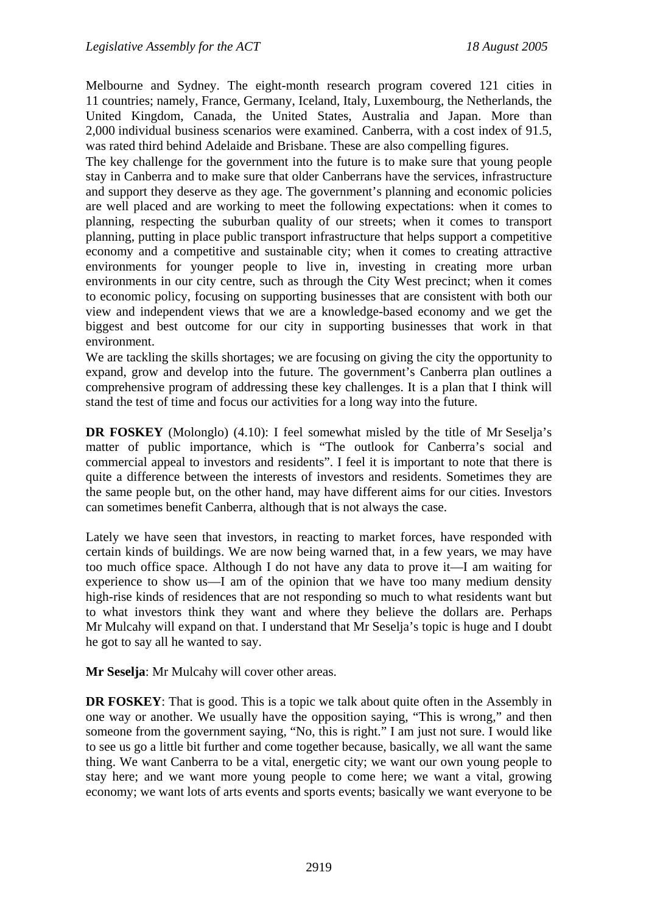Melbourne and Sydney. The eight-month research program covered 121 cities in 11 countries; namely, France, Germany, Iceland, Italy, Luxembourg, the Netherlands, the United Kingdom, Canada, the United States, Australia and Japan. More than 2,000 individual business scenarios were examined. Canberra, with a cost index of 91.5, was rated third behind Adelaide and Brisbane. These are also compelling figures.

The key challenge for the government into the future is to make sure that young people stay in Canberra and to make sure that older Canberrans have the services, infrastructure and support they deserve as they age. The government's planning and economic policies are well placed and are working to meet the following expectations: when it comes to planning, respecting the suburban quality of our streets; when it comes to transport planning, putting in place public transport infrastructure that helps support a competitive economy and a competitive and sustainable city; when it comes to creating attractive environments for younger people to live in, investing in creating more urban environments in our city centre, such as through the City West precinct; when it comes to economic policy, focusing on supporting businesses that are consistent with both our view and independent views that we are a knowledge-based economy and we get the biggest and best outcome for our city in supporting businesses that work in that environment.

We are tackling the skills shortages; we are focusing on giving the city the opportunity to expand, grow and develop into the future. The government's Canberra plan outlines a comprehensive program of addressing these key challenges. It is a plan that I think will stand the test of time and focus our activities for a long way into the future.

**DR FOSKEY** (Molonglo) (4.10): I feel somewhat misled by the title of Mr Seselja's matter of public importance, which is "The outlook for Canberra's social and commercial appeal to investors and residents". I feel it is important to note that there is quite a difference between the interests of investors and residents. Sometimes they are the same people but, on the other hand, may have different aims for our cities. Investors can sometimes benefit Canberra, although that is not always the case.

Lately we have seen that investors, in reacting to market forces, have responded with certain kinds of buildings. We are now being warned that, in a few years, we may have too much office space. Although I do not have any data to prove it—I am waiting for experience to show us—I am of the opinion that we have too many medium density high-rise kinds of residences that are not responding so much to what residents want but to what investors think they want and where they believe the dollars are. Perhaps Mr Mulcahy will expand on that. I understand that Mr Seselja's topic is huge and I doubt he got to say all he wanted to say.

**Mr Seselja**: Mr Mulcahy will cover other areas.

**DR FOSKEY**: That is good. This is a topic we talk about quite often in the Assembly in one way or another. We usually have the opposition saying, "This is wrong," and then someone from the government saying, "No, this is right." I am just not sure. I would like to see us go a little bit further and come together because, basically, we all want the same thing. We want Canberra to be a vital, energetic city; we want our own young people to stay here; and we want more young people to come here; we want a vital, growing economy; we want lots of arts events and sports events; basically we want everyone to be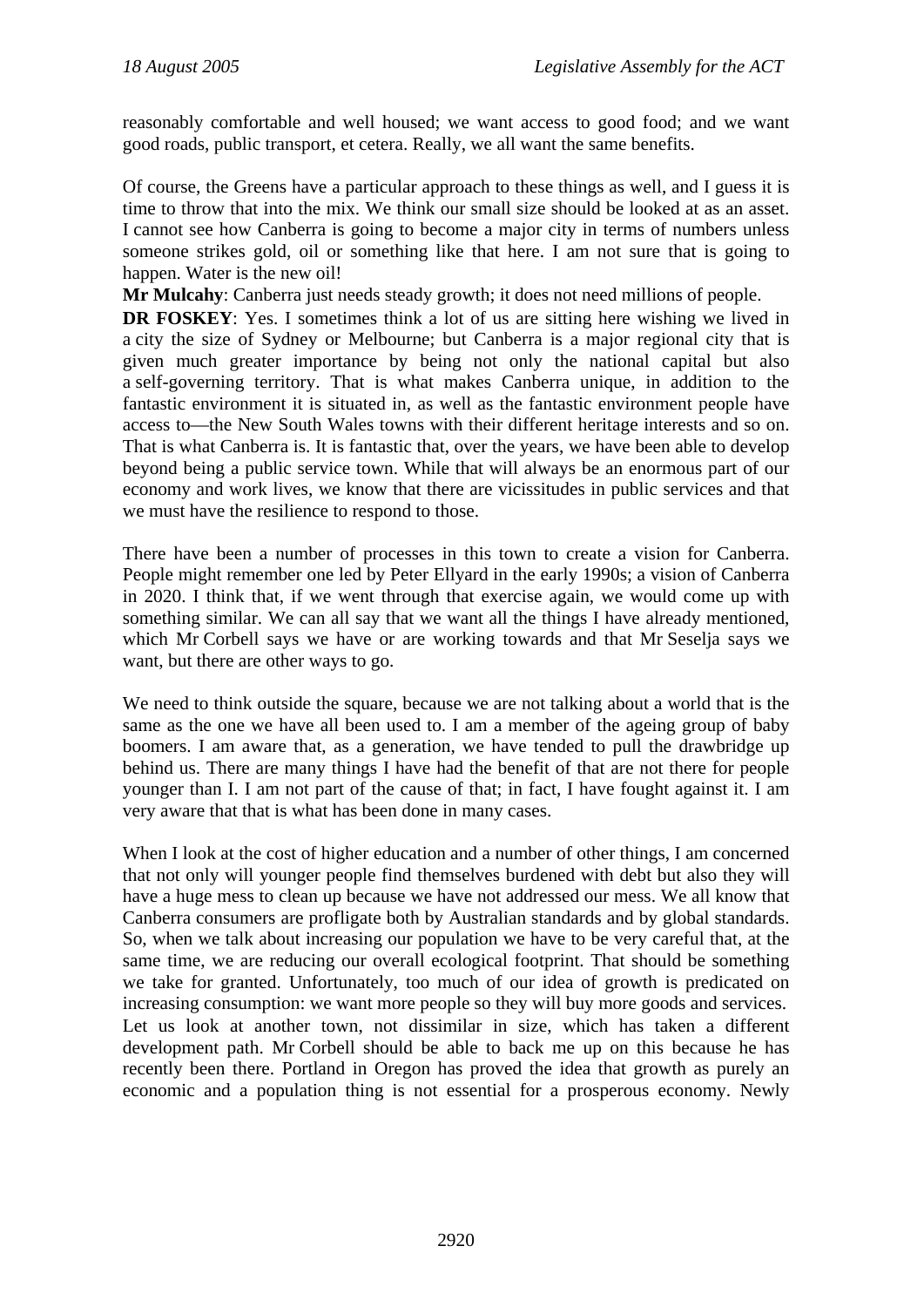reasonably comfortable and well housed; we want access to good food; and we want good roads, public transport, et cetera. Really, we all want the same benefits.

Of course, the Greens have a particular approach to these things as well, and I guess it is time to throw that into the mix. We think our small size should be looked at as an asset. I cannot see how Canberra is going to become a major city in terms of numbers unless someone strikes gold, oil or something like that here. I am not sure that is going to happen. Water is the new oil!

**Mr Mulcahy**: Canberra just needs steady growth; it does not need millions of people.

**DR FOSKEY**: Yes. I sometimes think a lot of us are sitting here wishing we lived in a city the size of Sydney or Melbourne; but Canberra is a major regional city that is given much greater importance by being not only the national capital but also a self-governing territory. That is what makes Canberra unique, in addition to the fantastic environment it is situated in, as well as the fantastic environment people have access to—the New South Wales towns with their different heritage interests and so on. That is what Canberra is. It is fantastic that, over the years, we have been able to develop beyond being a public service town. While that will always be an enormous part of our economy and work lives, we know that there are vicissitudes in public services and that we must have the resilience to respond to those.

There have been a number of processes in this town to create a vision for Canberra. People might remember one led by Peter Ellyard in the early 1990s; a vision of Canberra in 2020. I think that, if we went through that exercise again, we would come up with something similar. We can all say that we want all the things I have already mentioned, which Mr Corbell says we have or are working towards and that Mr Seselja says we want, but there are other ways to go.

We need to think outside the square, because we are not talking about a world that is the same as the one we have all been used to. I am a member of the ageing group of baby boomers. I am aware that, as a generation, we have tended to pull the drawbridge up behind us. There are many things I have had the benefit of that are not there for people younger than I. I am not part of the cause of that; in fact, I have fought against it. I am very aware that that is what has been done in many cases.

When I look at the cost of higher education and a number of other things, I am concerned that not only will younger people find themselves burdened with debt but also they will have a huge mess to clean up because we have not addressed our mess. We all know that Canberra consumers are profligate both by Australian standards and by global standards. So, when we talk about increasing our population we have to be very careful that, at the same time, we are reducing our overall ecological footprint. That should be something we take for granted. Unfortunately, too much of our idea of growth is predicated on increasing consumption: we want more people so they will buy more goods and services. Let us look at another town, not dissimilar in size, which has taken a different development path. Mr Corbell should be able to back me up on this because he has recently been there. Portland in Oregon has proved the idea that growth as purely an economic and a population thing is not essential for a prosperous economy. Newly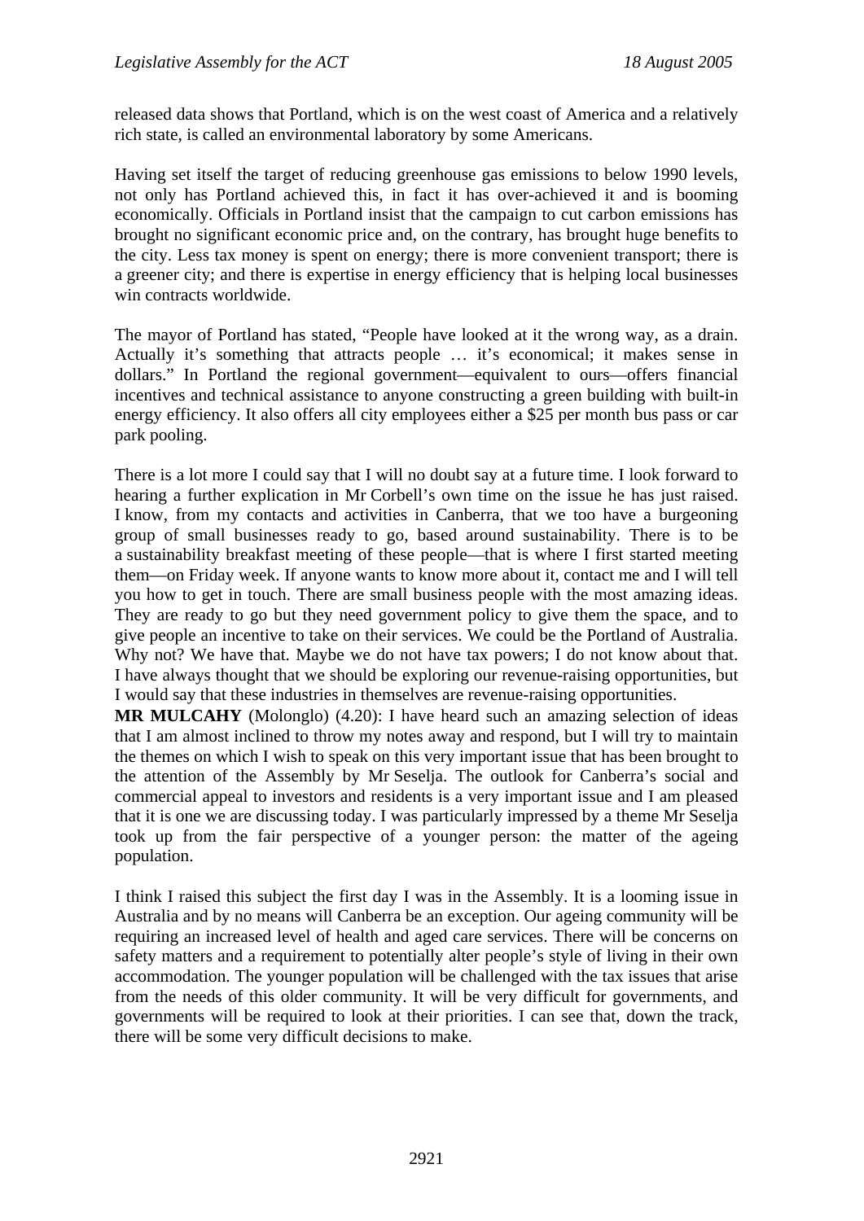released data shows that Portland, which is on the west coast of America and a relatively rich state, is called an environmental laboratory by some Americans.

Having set itself the target of reducing greenhouse gas emissions to below 1990 levels, not only has Portland achieved this, in fact it has over-achieved it and is booming economically. Officials in Portland insist that the campaign to cut carbon emissions has brought no significant economic price and, on the contrary, has brought huge benefits to the city. Less tax money is spent on energy; there is more convenient transport; there is a greener city; and there is expertise in energy efficiency that is helping local businesses win contracts worldwide.

The mayor of Portland has stated, "People have looked at it the wrong way, as a drain. Actually it's something that attracts people … it's economical; it makes sense in dollars." In Portland the regional government—equivalent to ours—offers financial incentives and technical assistance to anyone constructing a green building with built-in energy efficiency. It also offers all city employees either a $25 per month bus pass or car park pooling.

There is a lot more I could say that I will no doubt say at a future time. I look forward to hearing a further explication in Mr Corbell's own time on the issue he has just raised. I know, from my contacts and activities in Canberra, that we too have a burgeoning group of small businesses ready to go, based around sustainability. There is to be a sustainability breakfast meeting of these people—that is where I first started meeting them—on Friday week. If anyone wants to know more about it, contact me and I will tell you how to get in touch. There are small business people with the most amazing ideas. They are ready to go but they need government policy to give them the space, and to give people an incentive to take on their services. We could be the Portland of Australia. Why not? We have that. Maybe we do not have tax powers; I do not know about that. I have always thought that we should be exploring our revenue-raising opportunities, but I would say that these industries in themselves are revenue-raising opportunities.

**MR MULCAHY** (Molonglo) (4.20): I have heard such an amazing selection of ideas that I am almost inclined to throw my notes away and respond, but I will try to maintain the themes on which I wish to speak on this very important issue that has been brought to the attention of the Assembly by Mr Seselja. The outlook for Canberra's social and commercial appeal to investors and residents is a very important issue and I am pleased that it is one we are discussing today. I was particularly impressed by a theme Mr Seselja took up from the fair perspective of a younger person: the matter of the ageing population.

I think I raised this subject the first day I was in the Assembly. It is a looming issue in Australia and by no means will Canberra be an exception. Our ageing community will be requiring an increased level of health and aged care services. There will be concerns on safety matters and a requirement to potentially alter people's style of living in their own accommodation. The younger population will be challenged with the tax issues that arise from the needs of this older community. It will be very difficult for governments, and governments will be required to look at their priorities. I can see that, down the track, there will be some very difficult decisions to make.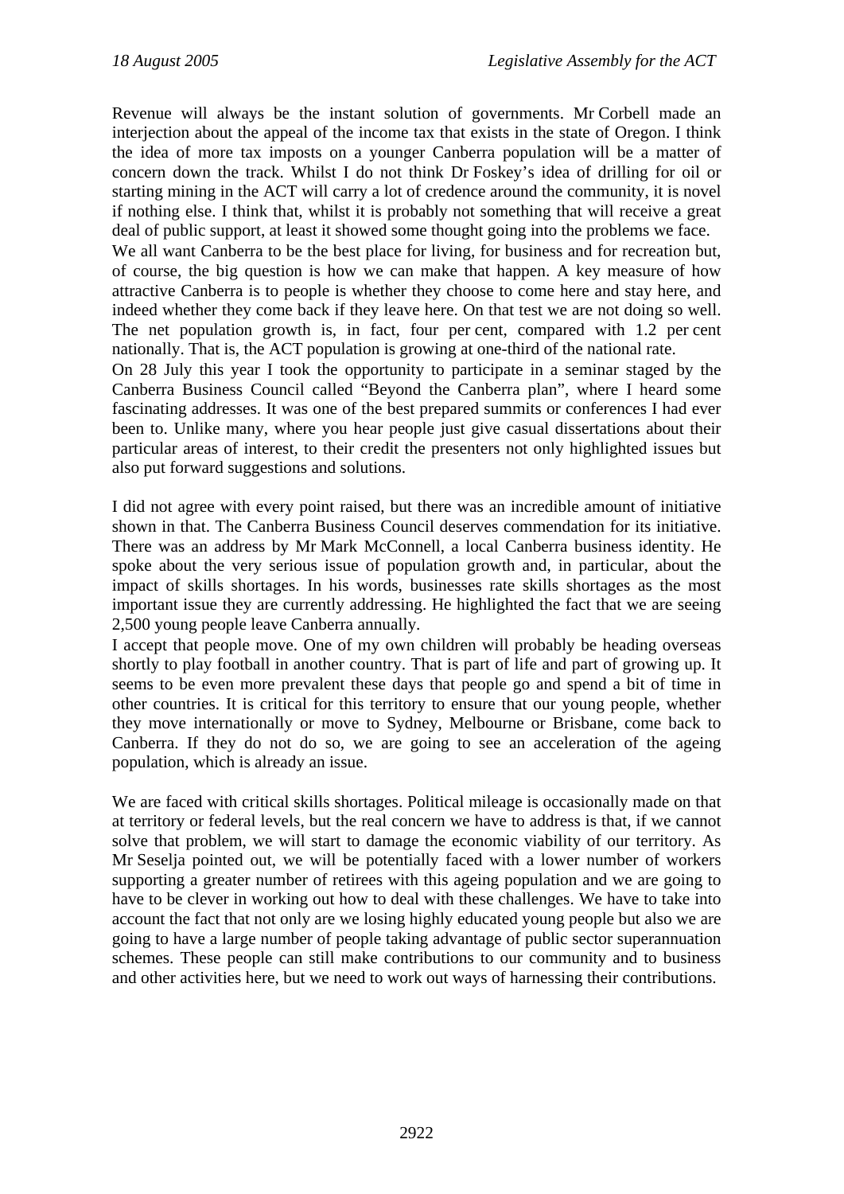Revenue will always be the instant solution of governments. Mr Corbell made an interjection about the appeal of the income tax that exists in the state of Oregon. I think the idea of more tax imposts on a younger Canberra population will be a matter of concern down the track. Whilst I do not think Dr Foskey's idea of drilling for oil or starting mining in the ACT will carry a lot of credence around the community, it is novel if nothing else. I think that, whilst it is probably not something that will receive a great deal of public support, at least it showed some thought going into the problems we face.

We all want Canberra to be the best place for living, for business and for recreation but, of course, the big question is how we can make that happen. A key measure of how attractive Canberra is to people is whether they choose to come here and stay here, and indeed whether they come back if they leave here. On that test we are not doing so well. The net population growth is, in fact, four per cent, compared with 1.2 per cent nationally. That is, the ACT population is growing at one-third of the national rate.

On 28 July this year I took the opportunity to participate in a seminar staged by the Canberra Business Council called "Beyond the Canberra plan", where I heard some fascinating addresses. It was one of the best prepared summits or conferences I had ever been to. Unlike many, where you hear people just give casual dissertations about their particular areas of interest, to their credit the presenters not only highlighted issues but also put forward suggestions and solutions.

I did not agree with every point raised, but there was an incredible amount of initiative shown in that. The Canberra Business Council deserves commendation for its initiative. There was an address by Mr Mark McConnell, a local Canberra business identity. He spoke about the very serious issue of population growth and, in particular, about the impact of skills shortages. In his words, businesses rate skills shortages as the most important issue they are currently addressing. He highlighted the fact that we are seeing 2,500 young people leave Canberra annually.

I accept that people move. One of my own children will probably be heading overseas shortly to play football in another country. That is part of life and part of growing up. It seems to be even more prevalent these days that people go and spend a bit of time in other countries. It is critical for this territory to ensure that our young people, whether they move internationally or move to Sydney, Melbourne or Brisbane, come back to Canberra. If they do not do so, we are going to see an acceleration of the ageing population, which is already an issue.

We are faced with critical skills shortages. Political mileage is occasionally made on that at territory or federal levels, but the real concern we have to address is that, if we cannot solve that problem, we will start to damage the economic viability of our territory. As Mr Seselja pointed out, we will be potentially faced with a lower number of workers supporting a greater number of retirees with this ageing population and we are going to have to be clever in working out how to deal with these challenges. We have to take into account the fact that not only are we losing highly educated young people but also we are going to have a large number of people taking advantage of public sector superannuation schemes. These people can still make contributions to our community and to business and other activities here, but we need to work out ways of harnessing their contributions.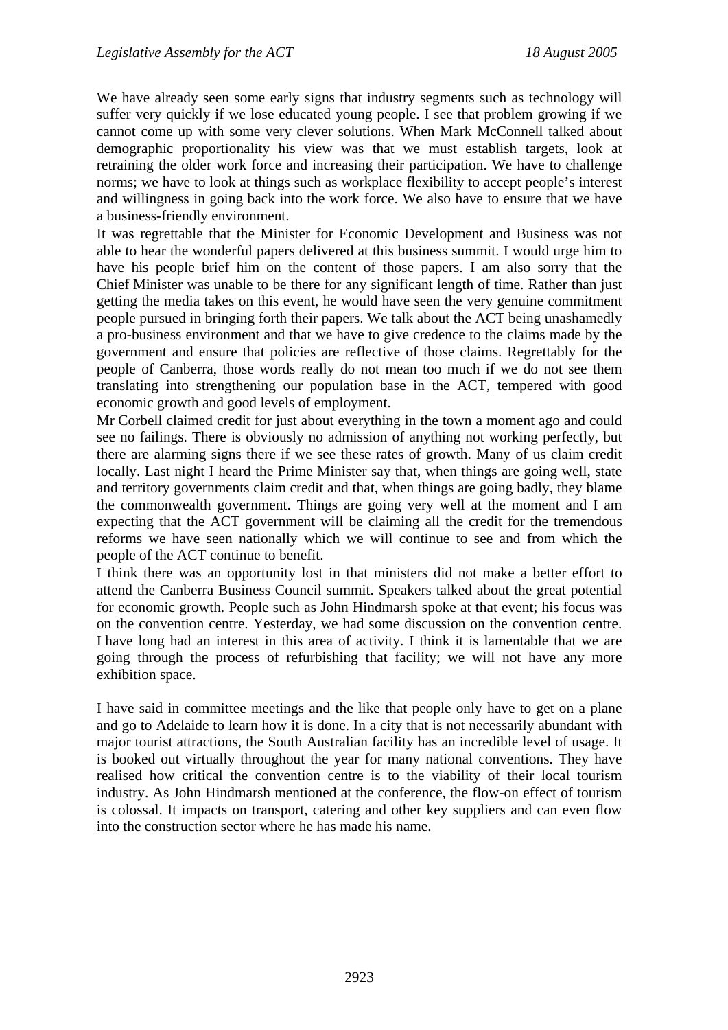We have already seen some early signs that industry segments such as technology will suffer very quickly if we lose educated young people. I see that problem growing if we cannot come up with some very clever solutions. When Mark McConnell talked about demographic proportionality his view was that we must establish targets, look at retraining the older work force and increasing their participation. We have to challenge norms; we have to look at things such as workplace flexibility to accept people's interest and willingness in going back into the work force. We also have to ensure that we have a business-friendly environment.

It was regrettable that the Minister for Economic Development and Business was not able to hear the wonderful papers delivered at this business summit. I would urge him to have his people brief him on the content of those papers. I am also sorry that the Chief Minister was unable to be there for any significant length of time. Rather than just getting the media takes on this event, he would have seen the very genuine commitment people pursued in bringing forth their papers. We talk about the ACT being unashamedly a pro-business environment and that we have to give credence to the claims made by the government and ensure that policies are reflective of those claims. Regrettably for the people of Canberra, those words really do not mean too much if we do not see them translating into strengthening our population base in the ACT, tempered with good economic growth and good levels of employment.

Mr Corbell claimed credit for just about everything in the town a moment ago and could see no failings. There is obviously no admission of anything not working perfectly, but there are alarming signs there if we see these rates of growth. Many of us claim credit locally. Last night I heard the Prime Minister say that, when things are going well, state and territory governments claim credit and that, when things are going badly, they blame the commonwealth government. Things are going very well at the moment and I am expecting that the ACT government will be claiming all the credit for the tremendous reforms we have seen nationally which we will continue to see and from which the people of the ACT continue to benefit.

I think there was an opportunity lost in that ministers did not make a better effort to attend the Canberra Business Council summit. Speakers talked about the great potential for economic growth. People such as John Hindmarsh spoke at that event; his focus was on the convention centre. Yesterday, we had some discussion on the convention centre. I have long had an interest in this area of activity. I think it is lamentable that we are going through the process of refurbishing that facility; we will not have any more exhibition space.

I have said in committee meetings and the like that people only have to get on a plane and go to Adelaide to learn how it is done. In a city that is not necessarily abundant with major tourist attractions, the South Australian facility has an incredible level of usage. It is booked out virtually throughout the year for many national conventions. They have realised how critical the convention centre is to the viability of their local tourism industry. As John Hindmarsh mentioned at the conference, the flow-on effect of tourism is colossal. It impacts on transport, catering and other key suppliers and can even flow into the construction sector where he has made his name.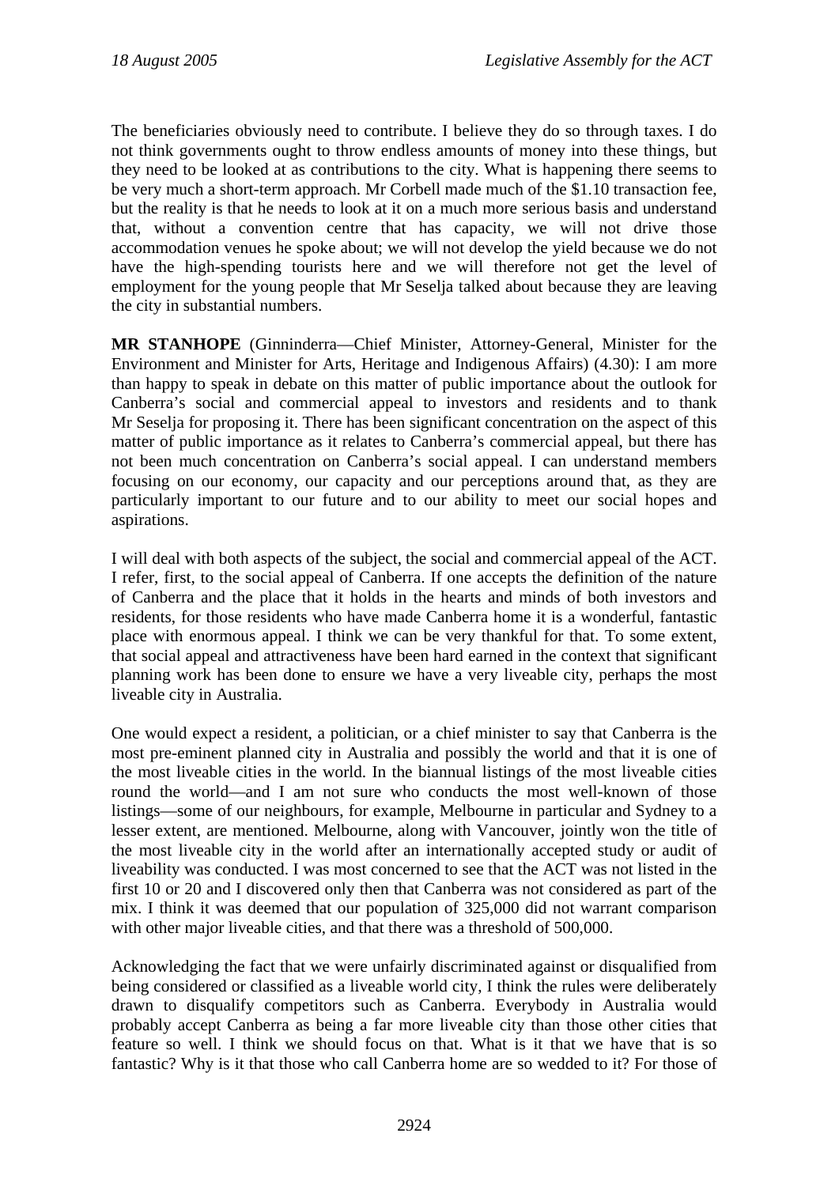The beneficiaries obviously need to contribute. I believe they do so through taxes. I do not think governments ought to throw endless amounts of money into these things, but they need to be looked at as contributions to the city. What is happening there seems to be very much a short-term approach. Mr Corbell made much of the $1.10 transaction fee, but the reality is that he needs to look at it on a much more serious basis and understand that, without a convention centre that has capacity, we will not drive those accommodation venues he spoke about; we will not develop the yield because we do not have the high-spending tourists here and we will therefore not get the level of employment for the young people that Mr Seselja talked about because they are leaving the city in substantial numbers.

**MR STANHOPE** (Ginninderra—Chief Minister, Attorney-General, Minister for the Environment and Minister for Arts, Heritage and Indigenous Affairs) (4.30): I am more than happy to speak in debate on this matter of public importance about the outlook for Canberra's social and commercial appeal to investors and residents and to thank Mr Seselja for proposing it. There has been significant concentration on the aspect of this matter of public importance as it relates to Canberra's commercial appeal, but there has not been much concentration on Canberra's social appeal. I can understand members focusing on our economy, our capacity and our perceptions around that, as they are particularly important to our future and to our ability to meet our social hopes and aspirations.

I will deal with both aspects of the subject, the social and commercial appeal of the ACT. I refer, first, to the social appeal of Canberra. If one accepts the definition of the nature of Canberra and the place that it holds in the hearts and minds of both investors and residents, for those residents who have made Canberra home it is a wonderful, fantastic place with enormous appeal. I think we can be very thankful for that. To some extent, that social appeal and attractiveness have been hard earned in the context that significant planning work has been done to ensure we have a very liveable city, perhaps the most liveable city in Australia.

One would expect a resident, a politician, or a chief minister to say that Canberra is the most pre-eminent planned city in Australia and possibly the world and that it is one of the most liveable cities in the world. In the biannual listings of the most liveable cities round the world—and I am not sure who conducts the most well-known of those listings—some of our neighbours, for example, Melbourne in particular and Sydney to a lesser extent, are mentioned. Melbourne, along with Vancouver, jointly won the title of the most liveable city in the world after an internationally accepted study or audit of liveability was conducted. I was most concerned to see that the ACT was not listed in the first 10 or 20 and I discovered only then that Canberra was not considered as part of the mix. I think it was deemed that our population of 325,000 did not warrant comparison with other major liveable cities, and that there was a threshold of 500,000.

Acknowledging the fact that we were unfairly discriminated against or disqualified from being considered or classified as a liveable world city, I think the rules were deliberately drawn to disqualify competitors such as Canberra. Everybody in Australia would probably accept Canberra as being a far more liveable city than those other cities that feature so well. I think we should focus on that. What is it that we have that is so fantastic? Why is it that those who call Canberra home are so wedded to it? For those of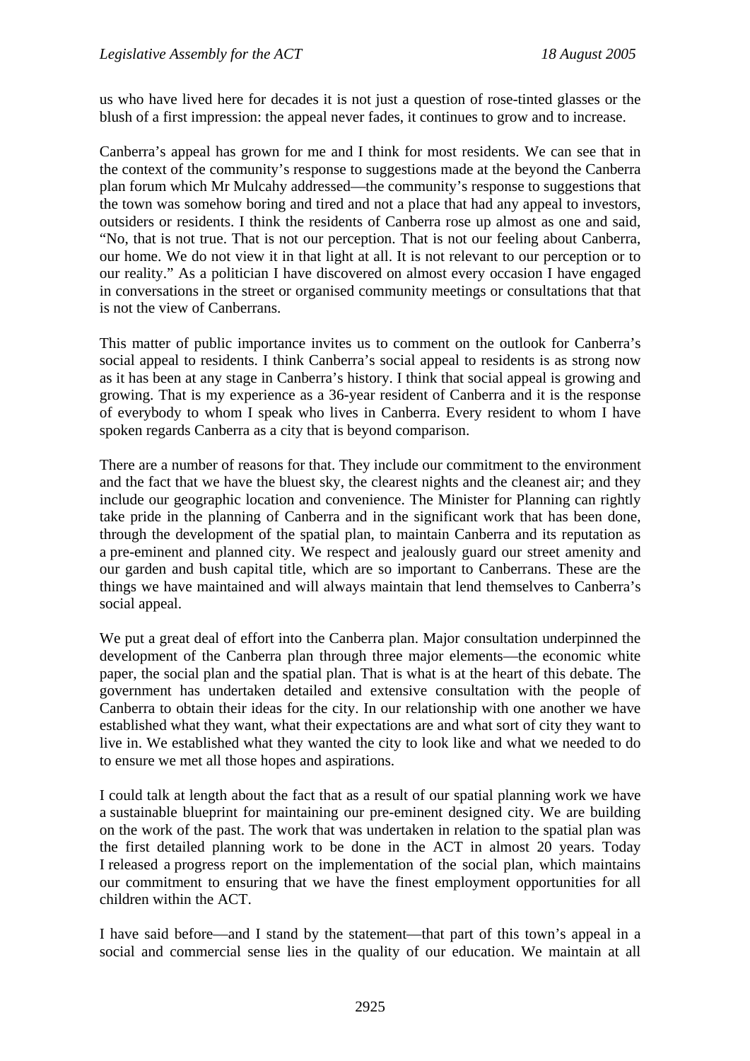us who have lived here for decades it is not just a question of rose-tinted glasses or the blush of a first impression: the appeal never fades, it continues to grow and to increase.

Canberra's appeal has grown for me and I think for most residents. We can see that in the context of the community's response to suggestions made at the beyond the Canberra plan forum which Mr Mulcahy addressed—the community's response to suggestions that the town was somehow boring and tired and not a place that had any appeal to investors, outsiders or residents. I think the residents of Canberra rose up almost as one and said, "No, that is not true. That is not our perception. That is not our feeling about Canberra, our home. We do not view it in that light at all. It is not relevant to our perception or to our reality." As a politician I have discovered on almost every occasion I have engaged in conversations in the street or organised community meetings or consultations that that is not the view of Canberrans.

This matter of public importance invites us to comment on the outlook for Canberra's social appeal to residents. I think Canberra's social appeal to residents is as strong now as it has been at any stage in Canberra's history. I think that social appeal is growing and growing. That is my experience as a 36-year resident of Canberra and it is the response of everybody to whom I speak who lives in Canberra. Every resident to whom I have spoken regards Canberra as a city that is beyond comparison.

There are a number of reasons for that. They include our commitment to the environment and the fact that we have the bluest sky, the clearest nights and the cleanest air; and they include our geographic location and convenience. The Minister for Planning can rightly take pride in the planning of Canberra and in the significant work that has been done, through the development of the spatial plan, to maintain Canberra and its reputation as a pre-eminent and planned city. We respect and jealously guard our street amenity and our garden and bush capital title, which are so important to Canberrans. These are the things we have maintained and will always maintain that lend themselves to Canberra's social appeal.

We put a great deal of effort into the Canberra plan. Major consultation underpinned the development of the Canberra plan through three major elements—the economic white paper, the social plan and the spatial plan. That is what is at the heart of this debate. The government has undertaken detailed and extensive consultation with the people of Canberra to obtain their ideas for the city. In our relationship with one another we have established what they want, what their expectations are and what sort of city they want to live in. We established what they wanted the city to look like and what we needed to do to ensure we met all those hopes and aspirations.

I could talk at length about the fact that as a result of our spatial planning work we have a sustainable blueprint for maintaining our pre-eminent designed city. We are building on the work of the past. The work that was undertaken in relation to the spatial plan was the first detailed planning work to be done in the ACT in almost 20 years. Today I released a progress report on the implementation of the social plan, which maintains our commitment to ensuring that we have the finest employment opportunities for all children within the ACT.

I have said before—and I stand by the statement—that part of this town's appeal in a social and commercial sense lies in the quality of our education. We maintain at all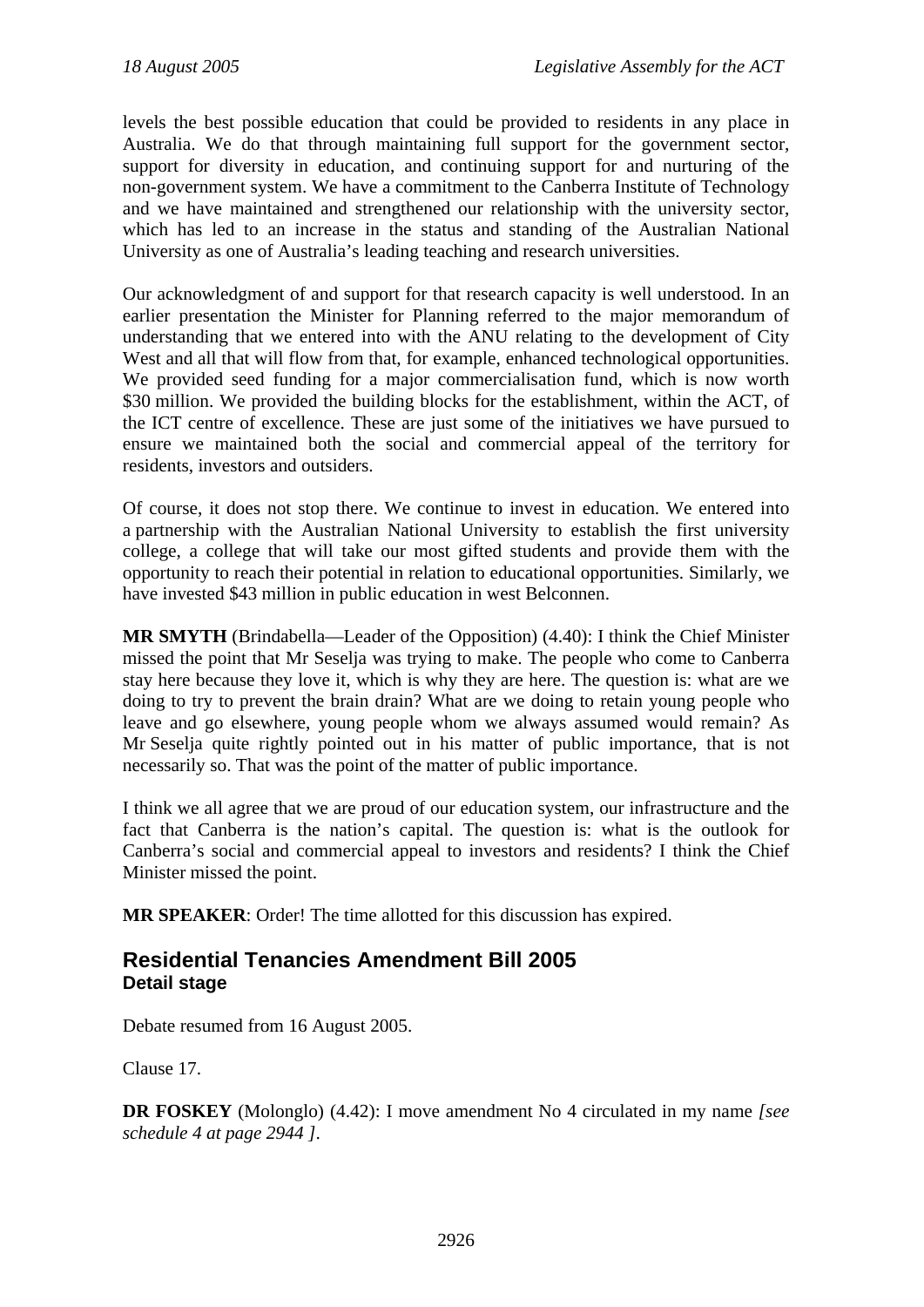levels the best possible education that could be provided to residents in any place in Australia. We do that through maintaining full support for the government sector, support for diversity in education, and continuing support for and nurturing of the non-government system. We have a commitment to the Canberra Institute of Technology and we have maintained and strengthened our relationship with the university sector, which has led to an increase in the status and standing of the Australian National University as one of Australia's leading teaching and research universities.

Our acknowledgment of and support for that research capacity is well understood. In an earlier presentation the Minister for Planning referred to the major memorandum of understanding that we entered into with the ANU relating to the development of City West and all that will flow from that, for example, enhanced technological opportunities. We provided seed funding for a major commercialisation fund, which is now worth $30 million. We provided the building blocks for the establishment, within the ACT, of the ICT centre of excellence. These are just some of the initiatives we have pursued to ensure we maintained both the social and commercial appeal of the territory for residents, investors and outsiders.

Of course, it does not stop there. We continue to invest in education. We entered into a partnership with the Australian National University to establish the first university college, a college that will take our most gifted students and provide them with the opportunity to reach their potential in relation to educational opportunities. Similarly, we have invested $43 million in public education in west Belconnen.

**MR SMYTH** (Brindabella—Leader of the Opposition) (4.40): I think the Chief Minister missed the point that Mr Seselja was trying to make. The people who come to Canberra stay here because they love it, which is why they are here. The question is: what are we doing to try to prevent the brain drain? What are we doing to retain young people who leave and go elsewhere, young people whom we always assumed would remain? As Mr Seselja quite rightly pointed out in his matter of public importance, that is not necessarily so. That was the point of the matter of public importance.

I think we all agree that we are proud of our education system, our infrastructure and the fact that Canberra is the nation's capital. The question is: what is the outlook for Canberra's social and commercial appeal to investors and residents? I think the Chief Minister missed the point.

**MR SPEAKER**: Order! The time allotted for this discussion has expired.

## Residential Tenancies Amendment Bill 2005
### Detail stage

Debate resumed from 16 August 2005.

Clause 17.

**DR FOSKEY** (Molonglo) (4.42): I move amendment No 4 circulated in my name *[see schedule 4 at page 2944 ]*.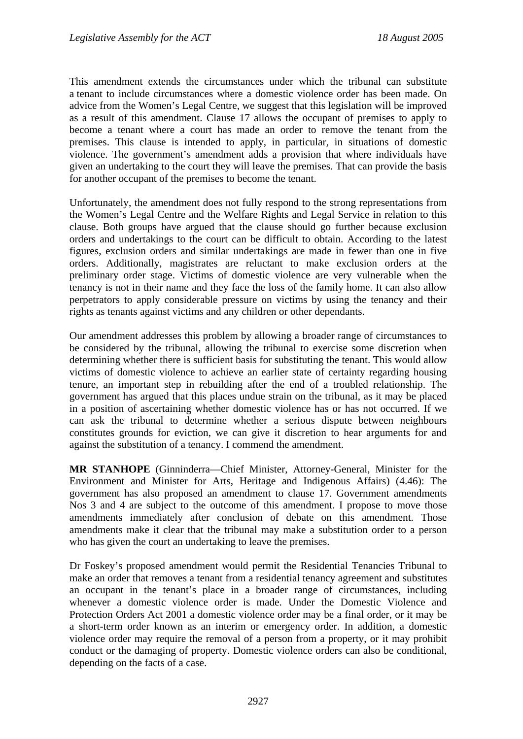This amendment extends the circumstances under which the tribunal can substitute a tenant to include circumstances where a domestic violence order has been made. On advice from the Women's Legal Centre, we suggest that this legislation will be improved as a result of this amendment. Clause 17 allows the occupant of premises to apply to become a tenant where a court has made an order to remove the tenant from the premises. This clause is intended to apply, in particular, in situations of domestic violence. The government's amendment adds a provision that where individuals have given an undertaking to the court they will leave the premises. That can provide the basis for another occupant of the premises to become the tenant.

Unfortunately, the amendment does not fully respond to the strong representations from the Women's Legal Centre and the Welfare Rights and Legal Service in relation to this clause. Both groups have argued that the clause should go further because exclusion orders and undertakings to the court can be difficult to obtain. According to the latest figures, exclusion orders and similar undertakings are made in fewer than one in five orders. Additionally, magistrates are reluctant to make exclusion orders at the preliminary order stage. Victims of domestic violence are very vulnerable when the tenancy is not in their name and they face the loss of the family home. It can also allow perpetrators to apply considerable pressure on victims by using the tenancy and their rights as tenants against victims and any children or other dependants.

Our amendment addresses this problem by allowing a broader range of circumstances to be considered by the tribunal, allowing the tribunal to exercise some discretion when determining whether there is sufficient basis for substituting the tenant. This would allow victims of domestic violence to achieve an earlier state of certainty regarding housing tenure, an important step in rebuilding after the end of a troubled relationship. The government has argued that this places undue strain on the tribunal, as it may be placed in a position of ascertaining whether domestic violence has or has not occurred. If we can ask the tribunal to determine whether a serious dispute between neighbours constitutes grounds for eviction, we can give it discretion to hear arguments for and against the substitution of a tenancy. I commend the amendment.

**MR STANHOPE** (Ginninderra—Chief Minister, Attorney-General, Minister for the Environment and Minister for Arts, Heritage and Indigenous Affairs) (4.46): The government has also proposed an amendment to clause 17. Government amendments Nos 3 and 4 are subject to the outcome of this amendment. I propose to move those amendments immediately after conclusion of debate on this amendment. Those amendments make it clear that the tribunal may make a substitution order to a person who has given the court an undertaking to leave the premises.

Dr Foskey's proposed amendment would permit the Residential Tenancies Tribunal to make an order that removes a tenant from a residential tenancy agreement and substitutes an occupant in the tenant's place in a broader range of circumstances, including whenever a domestic violence order is made. Under the Domestic Violence and Protection Orders Act 2001 a domestic violence order may be a final order, or it may be a short-term order known as an interim or emergency order. In addition, a domestic violence order may require the removal of a person from a property, or it may prohibit conduct or the damaging of property. Domestic violence orders can also be conditional, depending on the facts of a case.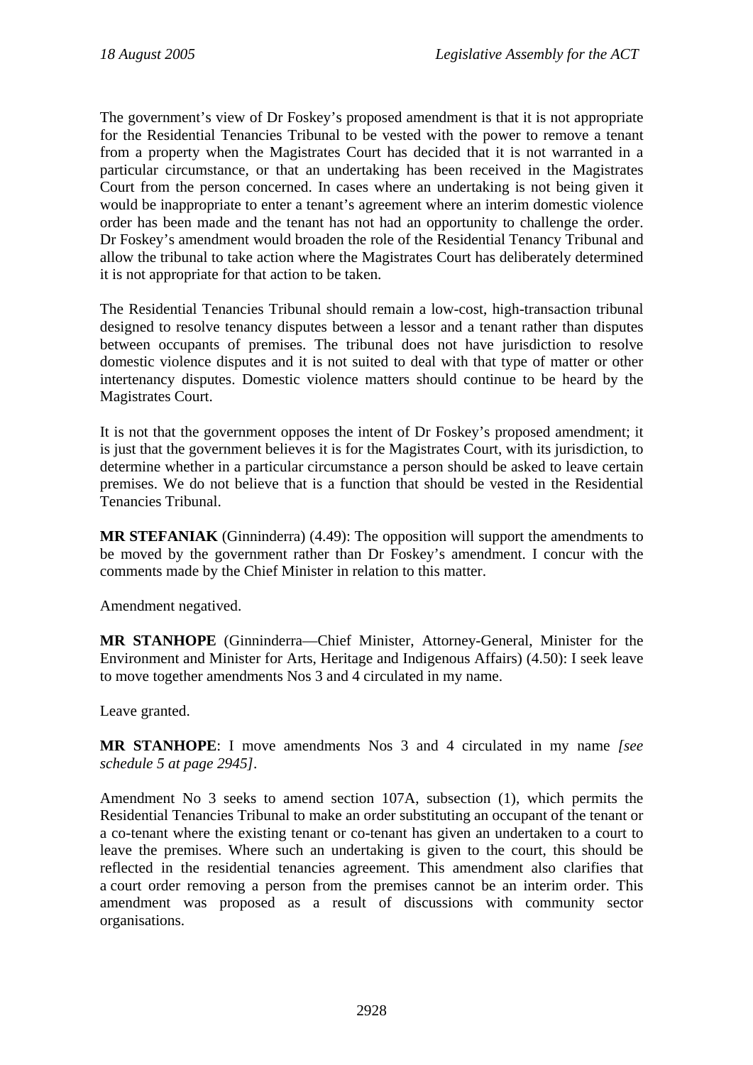The government's view of Dr Foskey's proposed amendment is that it is not appropriate for the Residential Tenancies Tribunal to be vested with the power to remove a tenant from a property when the Magistrates Court has decided that it is not warranted in a particular circumstance, or that an undertaking has been received in the Magistrates Court from the person concerned. In cases where an undertaking is not being given it would be inappropriate to enter a tenant's agreement where an interim domestic violence order has been made and the tenant has not had an opportunity to challenge the order. Dr Foskey's amendment would broaden the role of the Residential Tenancy Tribunal and allow the tribunal to take action where the Magistrates Court has deliberately determined it is not appropriate for that action to be taken.

The Residential Tenancies Tribunal should remain a low-cost, high-transaction tribunal designed to resolve tenancy disputes between a lessor and a tenant rather than disputes between occupants of premises. The tribunal does not have jurisdiction to resolve domestic violence disputes and it is not suited to deal with that type of matter or other intertenancy disputes. Domestic violence matters should continue to be heard by the Magistrates Court.

It is not that the government opposes the intent of Dr Foskey's proposed amendment; it is just that the government believes it is for the Magistrates Court, with its jurisdiction, to determine whether in a particular circumstance a person should be asked to leave certain premises. We do not believe that is a function that should be vested in the Residential Tenancies Tribunal.

**MR STEFANIAK** (Ginninderra) (4.49): The opposition will support the amendments to be moved by the government rather than Dr Foskey's amendment. I concur with the comments made by the Chief Minister in relation to this matter.

Amendment negatived.

**MR STANHOPE** (Ginninderra—Chief Minister, Attorney-General, Minister for the Environment and Minister for Arts, Heritage and Indigenous Affairs) (4.50): I seek leave to move together amendments Nos 3 and 4 circulated in my name.

Leave granted.

**MR STANHOPE**: I move amendments Nos 3 and 4 circulated in my name *[see schedule 5 at page 2945]*.

Amendment No 3 seeks to amend section 107A, subsection (1), which permits the Residential Tenancies Tribunal to make an order substituting an occupant of the tenant or a co-tenant where the existing tenant or co-tenant has given an undertaken to a court to leave the premises. Where such an undertaking is given to the court, this should be reflected in the residential tenancies agreement. This amendment also clarifies that a court order removing a person from the premises cannot be an interim order. This amendment was proposed as a result of discussions with community sector organisations.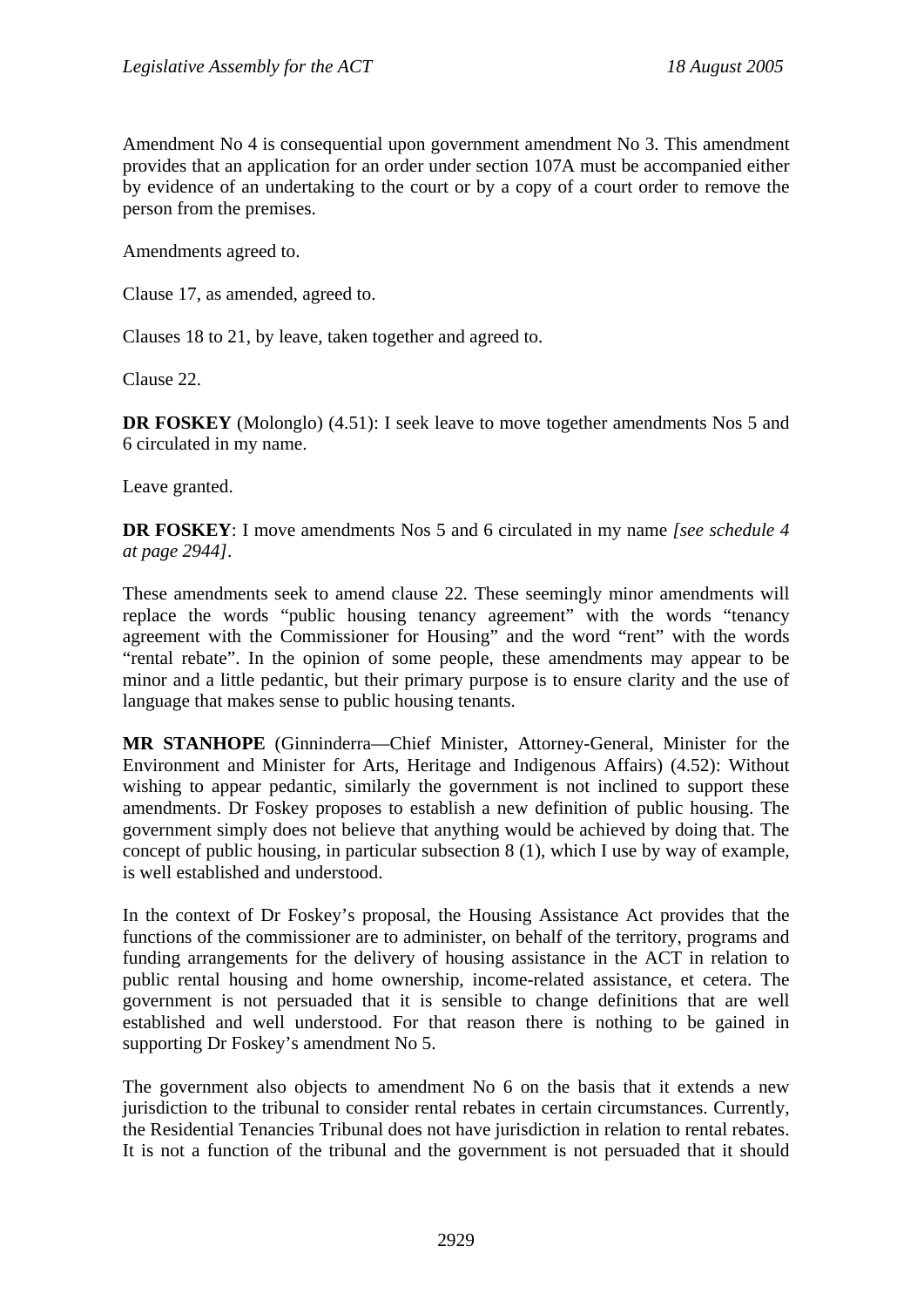Amendment No 4 is consequential upon government amendment No 3. This amendment provides that an application for an order under section 107A must be accompanied either by evidence of an undertaking to the court or by a copy of a court order to remove the person from the premises.

Amendments agreed to.

Clause 17, as amended, agreed to.

Clauses 18 to 21, by leave, taken together and agreed to.

Clause 22.

**DR FOSKEY** (Molonglo) (4.51): I seek leave to move together amendments Nos 5 and 6 circulated in my name.

Leave granted.

**DR FOSKEY**: I move amendments Nos 5 and 6 circulated in my name *[see schedule 4 at page 2944]*.

These amendments seek to amend clause 22. These seemingly minor amendments will replace the words "public housing tenancy agreement" with the words "tenancy agreement with the Commissioner for Housing" and the word "rent" with the words "rental rebate". In the opinion of some people, these amendments may appear to be minor and a little pedantic, but their primary purpose is to ensure clarity and the use of language that makes sense to public housing tenants.

**MR STANHOPE** (Ginninderra—Chief Minister, Attorney-General, Minister for the Environment and Minister for Arts, Heritage and Indigenous Affairs) (4.52): Without wishing to appear pedantic, similarly the government is not inclined to support these amendments. Dr Foskey proposes to establish a new definition of public housing. The government simply does not believe that anything would be achieved by doing that. The concept of public housing, in particular subsection 8 (1), which I use by way of example, is well established and understood.

In the context of Dr Foskey's proposal, the Housing Assistance Act provides that the functions of the commissioner are to administer, on behalf of the territory, programs and funding arrangements for the delivery of housing assistance in the ACT in relation to public rental housing and home ownership, income-related assistance, et cetera. The government is not persuaded that it is sensible to change definitions that are well established and well understood. For that reason there is nothing to be gained in supporting Dr Foskey's amendment No 5.

The government also objects to amendment No 6 on the basis that it extends a new jurisdiction to the tribunal to consider rental rebates in certain circumstances. Currently, the Residential Tenancies Tribunal does not have jurisdiction in relation to rental rebates. It is not a function of the tribunal and the government is not persuaded that it should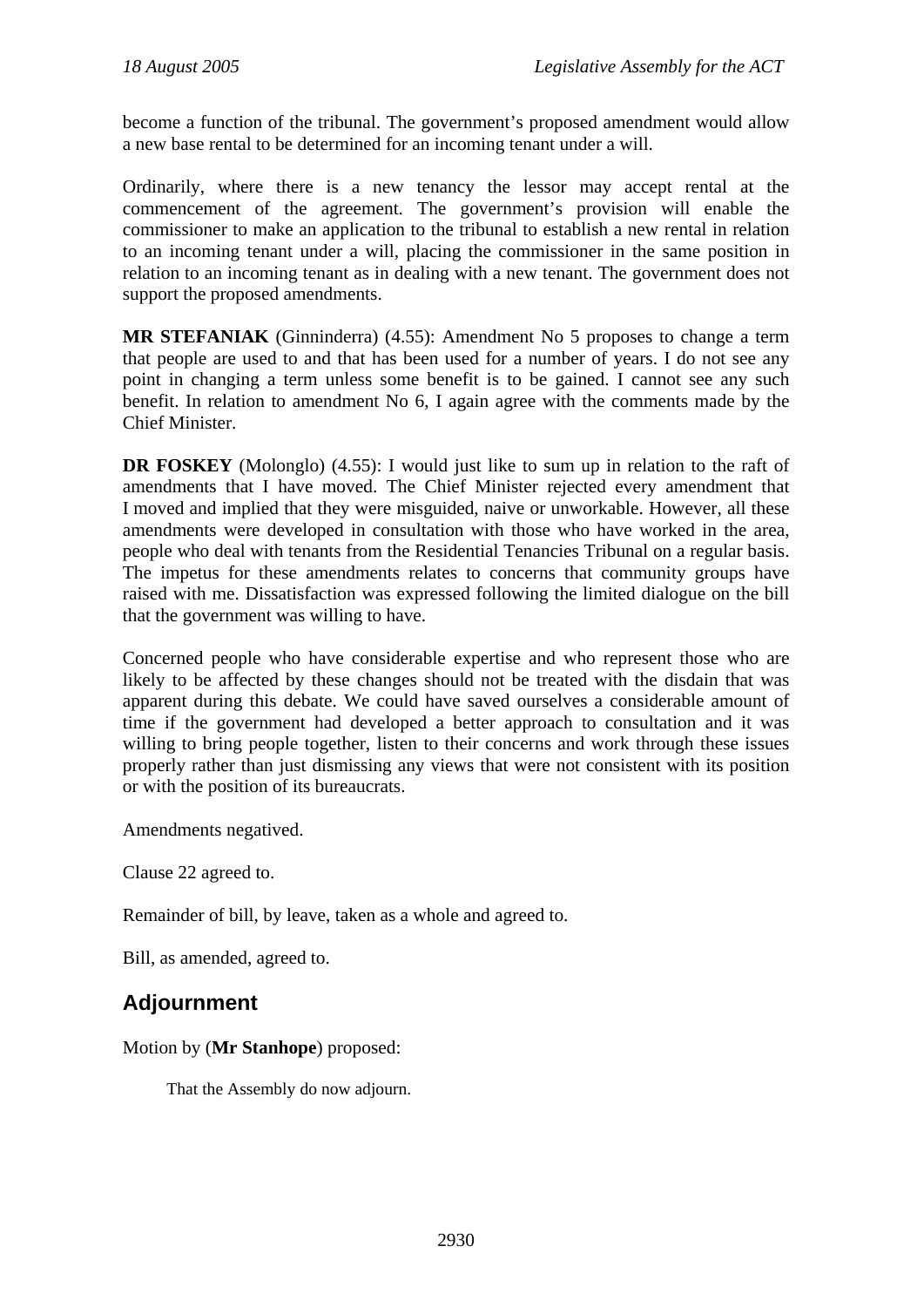become a function of the tribunal. The government's proposed amendment would allow a new base rental to be determined for an incoming tenant under a will.

Ordinarily, where there is a new tenancy the lessor may accept rental at the commencement of the agreement. The government's provision will enable the commissioner to make an application to the tribunal to establish a new rental in relation to an incoming tenant under a will, placing the commissioner in the same position in relation to an incoming tenant as in dealing with a new tenant. The government does not support the proposed amendments.

**MR STEFANIAK** (Ginninderra) (4.55): Amendment No 5 proposes to change a term that people are used to and that has been used for a number of years. I do not see any point in changing a term unless some benefit is to be gained. I cannot see any such benefit. In relation to amendment No 6, I again agree with the comments made by the Chief Minister.

**DR FOSKEY** (Molonglo) (4.55): I would just like to sum up in relation to the raft of amendments that I have moved. The Chief Minister rejected every amendment that I moved and implied that they were misguided, naive or unworkable. However, all these amendments were developed in consultation with those who have worked in the area, people who deal with tenants from the Residential Tenancies Tribunal on a regular basis. The impetus for these amendments relates to concerns that community groups have raised with me. Dissatisfaction was expressed following the limited dialogue on the bill that the government was willing to have.

Concerned people who have considerable expertise and who represent those who are likely to be affected by these changes should not be treated with the disdain that was apparent during this debate. We could have saved ourselves a considerable amount of time if the government had developed a better approach to consultation and it was willing to bring people together, listen to their concerns and work through these issues properly rather than just dismissing any views that were not consistent with its position or with the position of its bureaucrats.

Amendments negatived.

Clause 22 agreed to.

Remainder of bill, by leave, taken as a whole and agreed to.

Bill, as amended, agreed to.

## Adjournment

Motion by (**Mr Stanhope**) proposed:

> That the Assembly do now adjourn.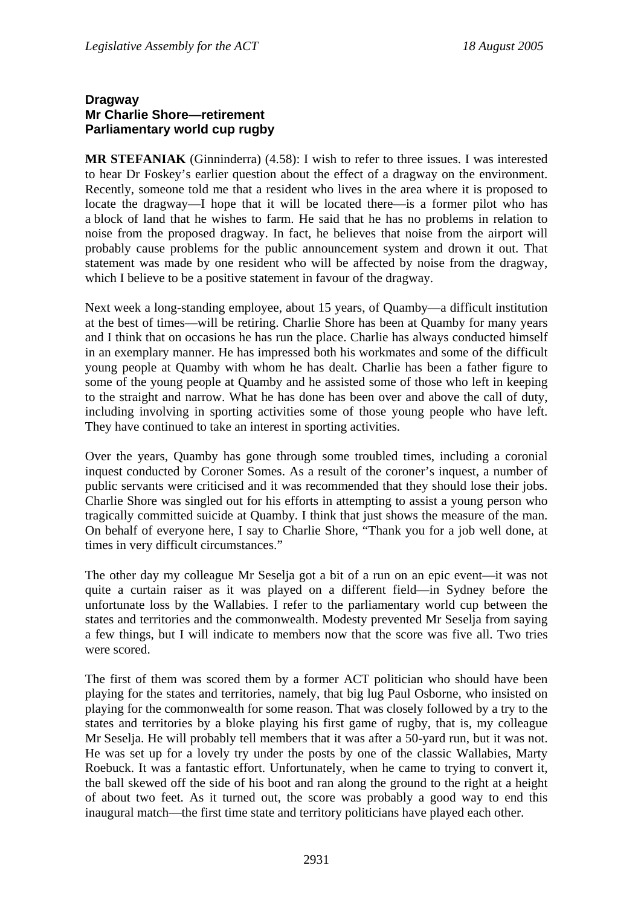**Dragway**
**Mr Charlie Shore—retirement**
**Parliamentary world cup rugby**

**MR STEFANIAK** (Ginninderra) (4.58): I wish to refer to three issues. I was interested to hear Dr Foskey's earlier question about the effect of a dragway on the environment. Recently, someone told me that a resident who lives in the area where it is proposed to locate the dragway—I hope that it will be located there—is a former pilot who has a block of land that he wishes to farm. He said that he has no problems in relation to noise from the proposed dragway. In fact, he believes that noise from the airport will probably cause problems for the public announcement system and drown it out. That statement was made by one resident who will be affected by noise from the dragway, which I believe to be a positive statement in favour of the dragway.

Next week a long-standing employee, about 15 years, of Quamby—a difficult institution at the best of times—will be retiring. Charlie Shore has been at Quamby for many years and I think that on occasions he has run the place. Charlie has always conducted himself in an exemplary manner. He has impressed both his workmates and some of the difficult young people at Quamby with whom he has dealt. Charlie has been a father figure to some of the young people at Quamby and he assisted some of those who left in keeping to the straight and narrow. What he has done has been over and above the call of duty, including involving in sporting activities some of those young people who have left. They have continued to take an interest in sporting activities.

Over the years, Quamby has gone through some troubled times, including a coronial inquest conducted by Coroner Somes. As a result of the coroner's inquest, a number of public servants were criticised and it was recommended that they should lose their jobs. Charlie Shore was singled out for his efforts in attempting to assist a young person who tragically committed suicide at Quamby. I think that just shows the measure of the man. On behalf of everyone here, I say to Charlie Shore, "Thank you for a job well done, at times in very difficult circumstances."

The other day my colleague Mr Seselja got a bit of a run on an epic event—it was not quite a curtain raiser as it was played on a different field—in Sydney before the unfortunate loss by the Wallabies. I refer to the parliamentary world cup between the states and territories and the commonwealth. Modesty prevented Mr Seselja from saying a few things, but I will indicate to members now that the score was five all. Two tries were scored.

The first of them was scored them by a former ACT politician who should have been playing for the states and territories, namely, that big lug Paul Osborne, who insisted on playing for the commonwealth for some reason. That was closely followed by a try to the states and territories by a bloke playing his first game of rugby, that is, my colleague Mr Seselja. He will probably tell members that it was after a 50-yard run, but it was not. He was set up for a lovely try under the posts by one of the classic Wallabies, Marty Roebuck. It was a fantastic effort. Unfortunately, when he came to trying to convert it, the ball skewed off the side of his boot and ran along the ground to the right at a height of about two feet. As it turned out, the score was probably a good way to end this inaugural match—the first time state and territory politicians have played each other.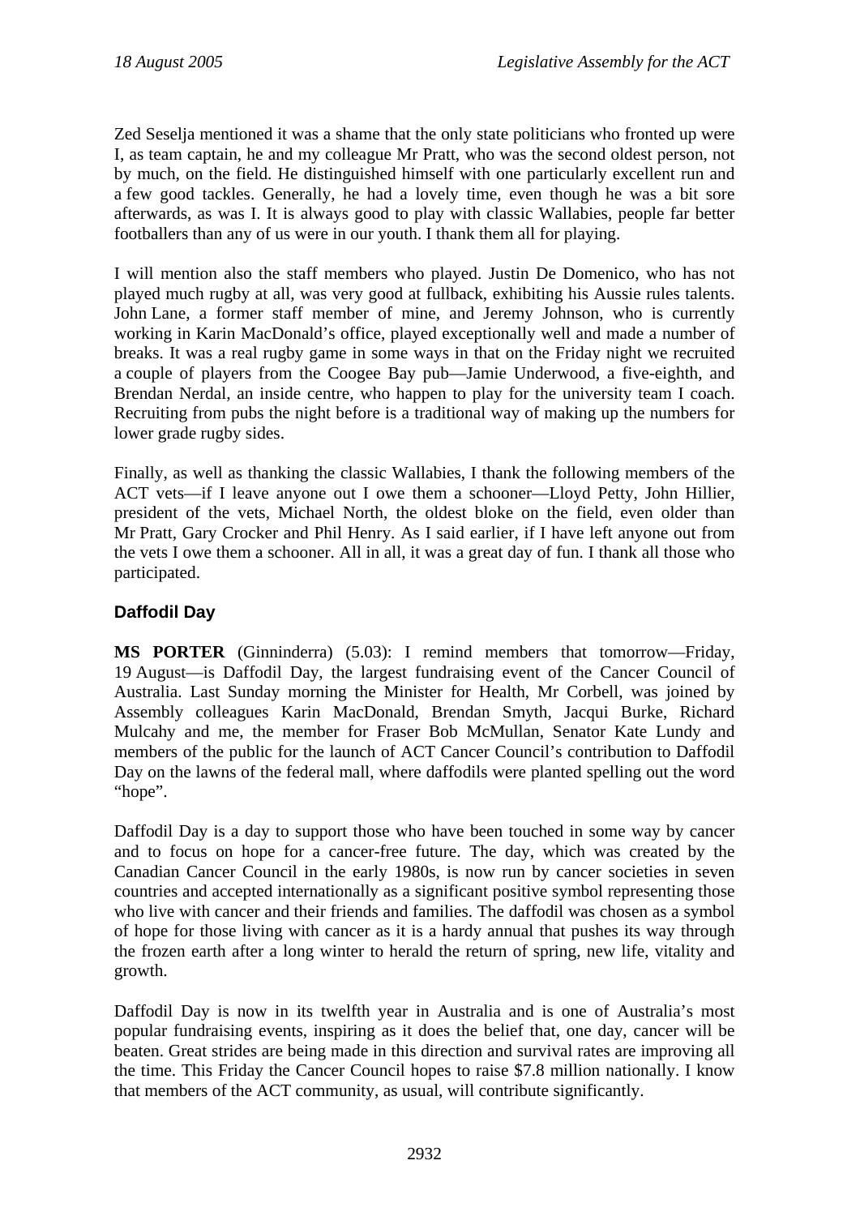Zed Seselja mentioned it was a shame that the only state politicians who fronted up were I, as team captain, he and my colleague Mr Pratt, who was the second oldest person, not by much, on the field. He distinguished himself with one particularly excellent run and a few good tackles. Generally, he had a lovely time, even though he was a bit sore afterwards, as was I. It is always good to play with classic Wallabies, people far better footballers than any of us were in our youth. I thank them all for playing.

I will mention also the staff members who played. Justin De Domenico, who has not played much rugby at all, was very good at fullback, exhibiting his Aussie rules talents. John Lane, a former staff member of mine, and Jeremy Johnson, who is currently working in Karin MacDonald's office, played exceptionally well and made a number of breaks. It was a real rugby game in some ways in that on the Friday night we recruited a couple of players from the Coogee Bay pub—Jamie Underwood, a five-eighth, and Brendan Nerdal, an inside centre, who happen to play for the university team I coach. Recruiting from pubs the night before is a traditional way of making up the numbers for lower grade rugby sides.

Finally, as well as thanking the classic Wallabies, I thank the following members of the ACT vets—if I leave anyone out I owe them a schooner—Lloyd Petty, John Hillier, president of the vets, Michael North, the oldest bloke on the field, even older than Mr Pratt, Gary Crocker and Phil Henry. As I said earlier, if I have left anyone out from the vets I owe them a schooner. All in all, it was a great day of fun. I thank all those who participated.

### Daffodil Day

**MS PORTER** (Ginninderra) (5.03): I remind members that tomorrow—Friday, 19 August—is Daffodil Day, the largest fundraising event of the Cancer Council of Australia. Last Sunday morning the Minister for Health, Mr Corbell, was joined by Assembly colleagues Karin MacDonald, Brendan Smyth, Jacqui Burke, Richard Mulcahy and me, the member for Fraser Bob McMullan, Senator Kate Lundy and members of the public for the launch of ACT Cancer Council's contribution to Daffodil Day on the lawns of the federal mall, where daffodils were planted spelling out the word "hope".

Daffodil Day is a day to support those who have been touched in some way by cancer and to focus on hope for a cancer-free future. The day, which was created by the Canadian Cancer Council in the early 1980s, is now run by cancer societies in seven countries and accepted internationally as a significant positive symbol representing those who live with cancer and their friends and families. The daffodil was chosen as a symbol of hope for those living with cancer as it is a hardy annual that pushes its way through the frozen earth after a long winter to herald the return of spring, new life, vitality and growth.

Daffodil Day is now in its twelfth year in Australia and is one of Australia's most popular fundraising events, inspiring as it does the belief that, one day, cancer will be beaten. Great strides are being made in this direction and survival rates are improving all the time. This Friday the Cancer Council hopes to raise $7.8 million nationally. I know that members of the ACT community, as usual, will contribute significantly.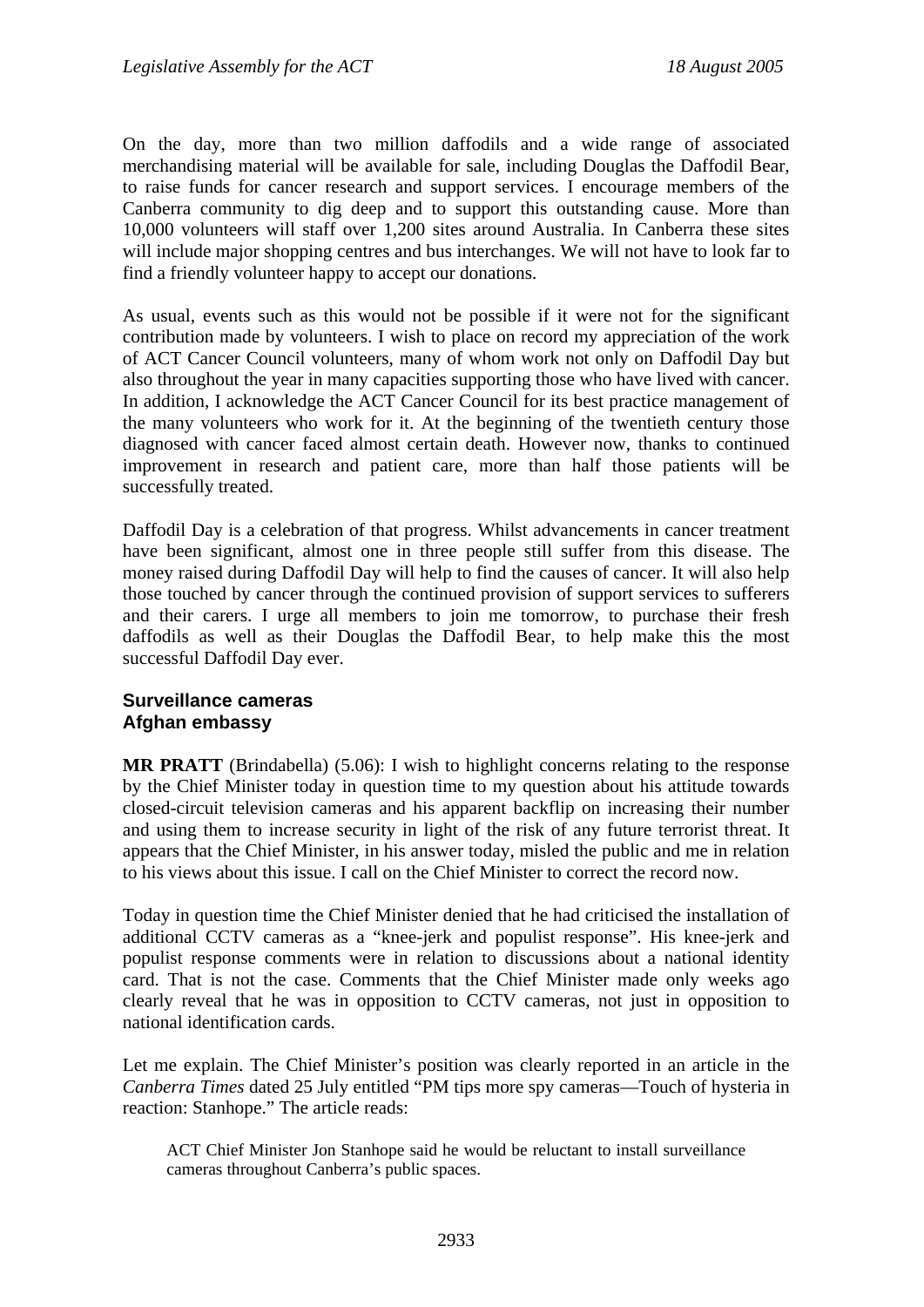On the day, more than two million daffodils and a wide range of associated merchandising material will be available for sale, including Douglas the Daffodil Bear, to raise funds for cancer research and support services. I encourage members of the Canberra community to dig deep and to support this outstanding cause. More than 10,000 volunteers will staff over 1,200 sites around Australia. In Canberra these sites will include major shopping centres and bus interchanges. We will not have to look far to find a friendly volunteer happy to accept our donations.

As usual, events such as this would not be possible if it were not for the significant contribution made by volunteers. I wish to place on record my appreciation of the work of ACT Cancer Council volunteers, many of whom work not only on Daffodil Day but also throughout the year in many capacities supporting those who have lived with cancer. In addition, I acknowledge the ACT Cancer Council for its best practice management of the many volunteers who work for it. At the beginning of the twentieth century those diagnosed with cancer faced almost certain death. However now, thanks to continued improvement in research and patient care, more than half those patients will be successfully treated.

Daffodil Day is a celebration of that progress. Whilst advancements in cancer treatment have been significant, almost one in three people still suffer from this disease. The money raised during Daffodil Day will help to find the causes of cancer. It will also help those touched by cancer through the continued provision of support services to sufferers and their carers. I urge all members to join me tomorrow, to purchase their fresh daffodils as well as their Douglas the Daffodil Bear, to help make this the most successful Daffodil Day ever.

### Surveillance cameras
### Afghan embassy

**MR PRATT** (Brindabella) (5.06): I wish to highlight concerns relating to the response by the Chief Minister today in question time to my question about his attitude towards closed-circuit television cameras and his apparent backflip on increasing their number and using them to increase security in light of the risk of any future terrorist threat. It appears that the Chief Minister, in his answer today, misled the public and me in relation to his views about this issue. I call on the Chief Minister to correct the record now.

Today in question time the Chief Minister denied that he had criticised the installation of additional CCTV cameras as a "knee-jerk and populist response". His knee-jerk and populist response comments were in relation to discussions about a national identity card. That is not the case. Comments that the Chief Minister made only weeks ago clearly reveal that he was in opposition to CCTV cameras, not just in opposition to national identification cards.

Let me explain. The Chief Minister's position was clearly reported in an article in the *Canberra Times* dated 25 July entitled "PM tips more spy cameras—Touch of hysteria in reaction: Stanhope." The article reads:

> ACT Chief Minister Jon Stanhope said he would be reluctant to install surveillance cameras throughout Canberra's public spaces.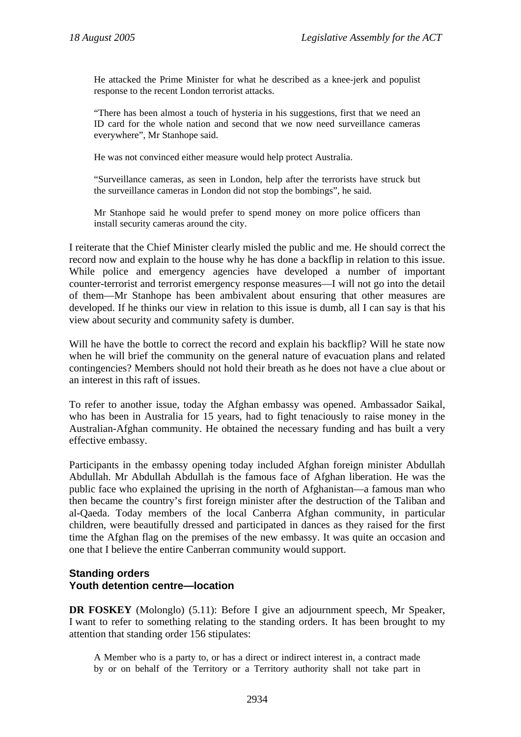> He attacked the Prime Minister for what he described as a knee-jerk and populist response to the recent London terrorist attacks.
>
> "There has been almost a touch of hysteria in his suggestions, first that we need an ID card for the whole nation and second that we now need surveillance cameras everywhere", Mr Stanhope said.
>
> He was not convinced either measure would help protect Australia.
>
> "Surveillance cameras, as seen in London, help after the terrorists have struck but the surveillance cameras in London did not stop the bombings", he said.
>
> Mr Stanhope said he would prefer to spend money on more police officers than install security cameras around the city.

I reiterate that the Chief Minister clearly misled the public and me. He should correct the record now and explain to the house why he has done a backflip in relation to this issue. While police and emergency agencies have developed a number of important counter-terrorist and terrorist emergency response measures—I will not go into the detail of them—Mr Stanhope has been ambivalent about ensuring that other measures are developed. If he thinks our view in relation to this issue is dumb, all I can say is that his view about security and community safety is dumber.

Will he have the bottle to correct the record and explain his backflip? Will he state now when he will brief the community on the general nature of evacuation plans and related contingencies? Members should not hold their breath as he does not have a clue about or an interest in this raft of issues.

To refer to another issue, today the Afghan embassy was opened. Ambassador Saikal, who has been in Australia for 15 years, had to fight tenaciously to raise money in the Australian-Afghan community. He obtained the necessary funding and has built a very effective embassy.

Participants in the embassy opening today included Afghan foreign minister Abdullah Abdullah. Mr Abdullah Abdullah is the famous face of Afghan liberation. He was the public face who explained the uprising in the north of Afghanistan—a famous man who then became the country's first foreign minister after the destruction of the Taliban and al-Qaeda. Today members of the local Canberra Afghan community, in particular children, were beautifully dressed and participated in dances as they raised for the first time the Afghan flag on the premises of the new embassy. It was quite an occasion and one that I believe the entire Canberran community would support.

### Standing orders
### Youth detention centre—location

**DR FOSKEY** (Molonglo) (5.11): Before I give an adjournment speech, Mr Speaker, I want to refer to something relating to the standing orders. It has been brought to my attention that standing order 156 stipulates:

> A Member who is a party to, or has a direct or indirect interest in, a contract made by or on behalf of the Territory or a Territory authority shall not take part in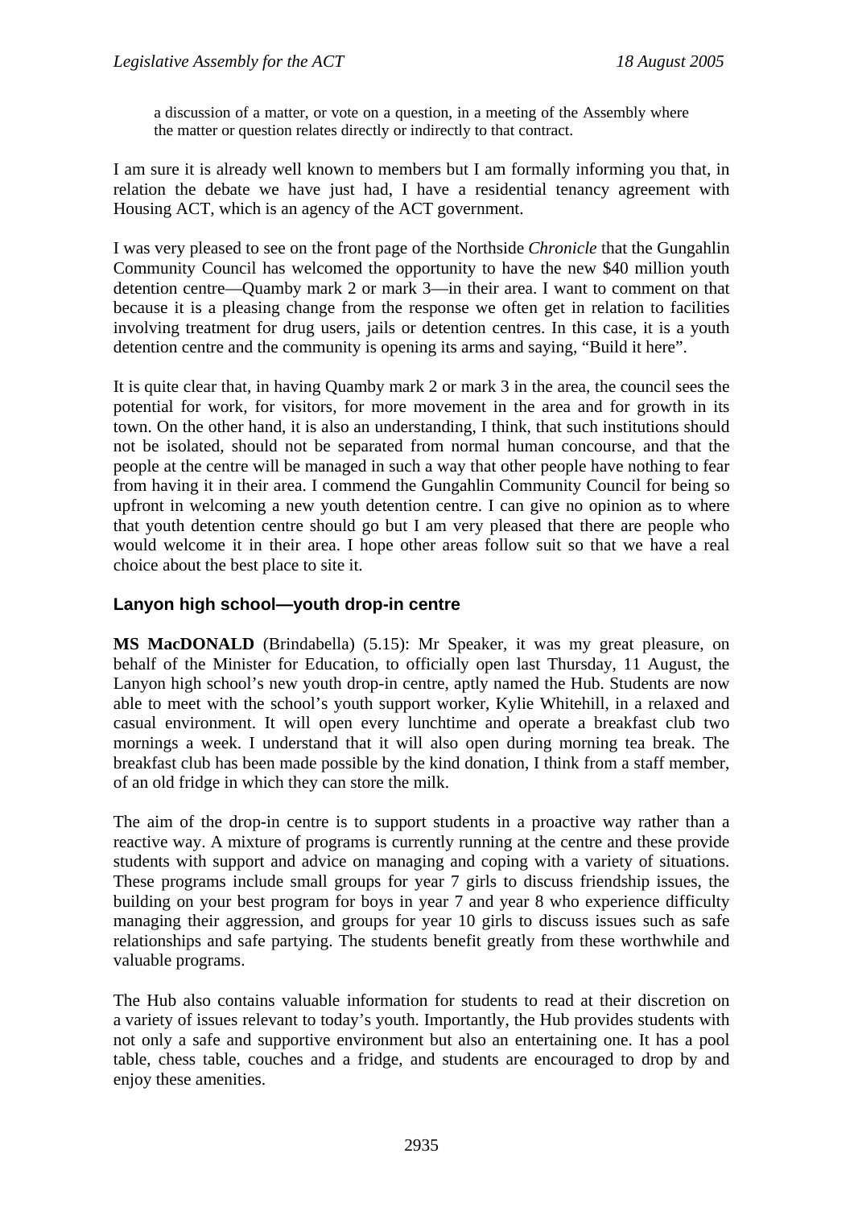> a discussion of a matter, or vote on a question, in a meeting of the Assembly where the matter or question relates directly or indirectly to that contract.

I am sure it is already well known to members but I am formally informing you that, in relation the debate we have just had, I have a residential tenancy agreement with Housing ACT, which is an agency of the ACT government.

I was very pleased to see on the front page of the Northside *Chronicle* that the Gungahlin Community Council has welcomed the opportunity to have the new $40 million youth detention centre—Quamby mark 2 or mark 3—in their area. I want to comment on that because it is a pleasing change from the response we often get in relation to facilities involving treatment for drug users, jails or detention centres. In this case, it is a youth detention centre and the community is opening its arms and saying, "Build it here".

It is quite clear that, in having Quamby mark 2 or mark 3 in the area, the council sees the potential for work, for visitors, for more movement in the area and for growth in its town. On the other hand, it is also an understanding, I think, that such institutions should not be isolated, should not be separated from normal human concourse, and that the people at the centre will be managed in such a way that other people have nothing to fear from having it in their area. I commend the Gungahlin Community Council for being so upfront in welcoming a new youth detention centre. I can give no opinion as to where that youth detention centre should go but I am very pleased that there are people who would welcome it in their area. I hope other areas follow suit so that we have a real choice about the best place to site it.

### Lanyon high school—youth drop-in centre

**MS MacDONALD** (Brindabella) (5.15): Mr Speaker, it was my great pleasure, on behalf of the Minister for Education, to officially open last Thursday, 11 August, the Lanyon high school's new youth drop-in centre, aptly named the Hub. Students are now able to meet with the school's youth support worker, Kylie Whitehill, in a relaxed and casual environment. It will open every lunchtime and operate a breakfast club two mornings a week. I understand that it will also open during morning tea break. The breakfast club has been made possible by the kind donation, I think from a staff member, of an old fridge in which they can store the milk.

The aim of the drop-in centre is to support students in a proactive way rather than a reactive way. A mixture of programs is currently running at the centre and these provide students with support and advice on managing and coping with a variety of situations. These programs include small groups for year 7 girls to discuss friendship issues, the building on your best program for boys in year 7 and year 8 who experience difficulty managing their aggression, and groups for year 10 girls to discuss issues such as safe relationships and safe partying. The students benefit greatly from these worthwhile and valuable programs.

The Hub also contains valuable information for students to read at their discretion on a variety of issues relevant to today's youth. Importantly, the Hub provides students with not only a safe and supportive environment but also an entertaining one. It has a pool table, chess table, couches and a fridge, and students are encouraged to drop by and enjoy these amenities.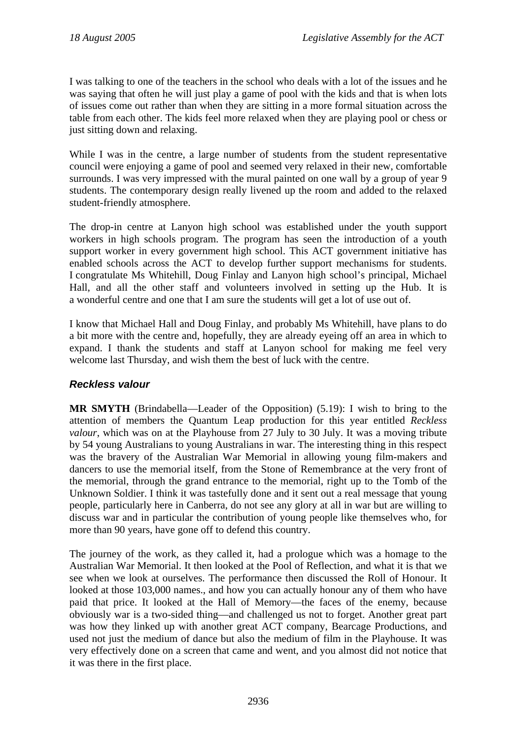I was talking to one of the teachers in the school who deals with a lot of the issues and he was saying that often he will just play a game of pool with the kids and that is when lots of issues come out rather than when they are sitting in a more formal situation across the table from each other. The kids feel more relaxed when they are playing pool or chess or just sitting down and relaxing.

While I was in the centre, a large number of students from the student representative council were enjoying a game of pool and seemed very relaxed in their new, comfortable surrounds. I was very impressed with the mural painted on one wall by a group of year 9 students. The contemporary design really livened up the room and added to the relaxed student-friendly atmosphere.

The drop-in centre at Lanyon high school was established under the youth support workers in high schools program. The program has seen the introduction of a youth support worker in every government high school. This ACT government initiative has enabled schools across the ACT to develop further support mechanisms for students. I congratulate Ms Whitehill, Doug Finlay and Lanyon high school's principal, Michael Hall, and all the other staff and volunteers involved in setting up the Hub. It is a wonderful centre and one that I am sure the students will get a lot of use out of.

I know that Michael Hall and Doug Finlay, and probably Ms Whitehill, have plans to do a bit more with the centre and, hopefully, they are already eyeing off an area in which to expand. I thank the students and staff at Lanyon school for making me feel very welcome last Thursday, and wish them the best of luck with the centre.

### *Reckless valour*

**MR SMYTH** (Brindabella—Leader of the Opposition) (5.19): I wish to bring to the attention of members the Quantum Leap production for this year entitled *Reckless valour*, which was on at the Playhouse from 27 July to 30 July. It was a moving tribute by 54 young Australians to young Australians in war. The interesting thing in this respect was the bravery of the Australian War Memorial in allowing young film-makers and dancers to use the memorial itself, from the Stone of Remembrance at the very front of the memorial, through the grand entrance to the memorial, right up to the Tomb of the Unknown Soldier. I think it was tastefully done and it sent out a real message that young people, particularly here in Canberra, do not see any glory at all in war but are willing to discuss war and in particular the contribution of young people like themselves who, for more than 90 years, have gone off to defend this country.

The journey of the work, as they called it, had a prologue which was a homage to the Australian War Memorial. It then looked at the Pool of Reflection, and what it is that we see when we look at ourselves. The performance then discussed the Roll of Honour. It looked at those 103,000 names., and how you can actually honour any of them who have paid that price. It looked at the Hall of Memory—the faces of the enemy, because obviously war is a two-sided thing—and challenged us not to forget. Another great part was how they linked up with another great ACT company, Bearcage Productions, and used not just the medium of dance but also the medium of film in the Playhouse. It was very effectively done on a screen that came and went, and you almost did not notice that it was there in the first place.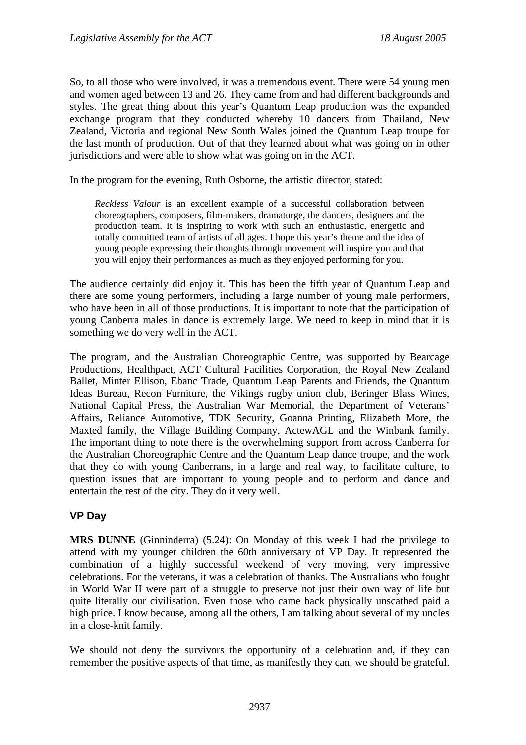So, to all those who were involved, it was a tremendous event. There were 54 young men and women aged between 13 and 26. They came from and had different backgrounds and styles. The great thing about this year's Quantum Leap production was the expanded exchange program that they conducted whereby 10 dancers from Thailand, New Zealand, Victoria and regional New South Wales joined the Quantum Leap troupe for the last month of production. Out of that they learned about what was going on in other jurisdictions and were able to show what was going on in the ACT.

In the program for the evening, Ruth Osborne, the artistic director, stated:

> *Reckless Valour* is an excellent example of a successful collaboration between choreographers, composers, film-makers, dramaturge, the dancers, designers and the production team. It is inspiring to work with such an enthusiastic, energetic and totally committed team of artists of all ages. I hope this year's theme and the idea of young people expressing their thoughts through movement will inspire you and that you will enjoy their performances as much as they enjoyed performing for you.

The audience certainly did enjoy it. This has been the fifth year of Quantum Leap and there are some young performers, including a large number of young male performers, who have been in all of those productions. It is important to note that the participation of young Canberra males in dance is extremely large. We need to keep in mind that it is something we do very well in the ACT.

The program, and the Australian Choreographic Centre, was supported by Bearcage Productions, Healthpact, ACT Cultural Facilities Corporation, the Royal New Zealand Ballet, Minter Ellison, Ebanc Trade, Quantum Leap Parents and Friends, the Quantum Ideas Bureau, Recon Furniture, the Vikings rugby union club, Beringer Blass Wines, National Capital Press, the Australian War Memorial, the Department of Veterans' Affairs, Reliance Automotive, TDK Security, Goanna Printing, Elizabeth More, the Maxted family, the Village Building Company, ActewAGL and the Winbank family. The important thing to note there is the overwhelming support from across Canberra for the Australian Choreographic Centre and the Quantum Leap dance troupe, and the work that they do with young Canberrans, in a large and real way, to facilitate culture, to question issues that are important to young people and to perform and dance and entertain the rest of the city. They do it very well.

## VP Day

**MRS DUNNE** (Ginninderra) (5.24): On Monday of this week I had the privilege to attend with my younger children the 60th anniversary of VP Day. It represented the combination of a highly successful weekend of very moving, very impressive celebrations. For the veterans, it was a celebration of thanks. The Australians who fought in World War II were part of a struggle to preserve not just their own way of life but quite literally our civilisation. Even those who came back physically unscathed paid a high price. I know because, among all the others, I am talking about several of my uncles in a close-knit family.

We should not deny the survivors the opportunity of a celebration and, if they can remember the positive aspects of that time, as manifestly they can, we should be grateful.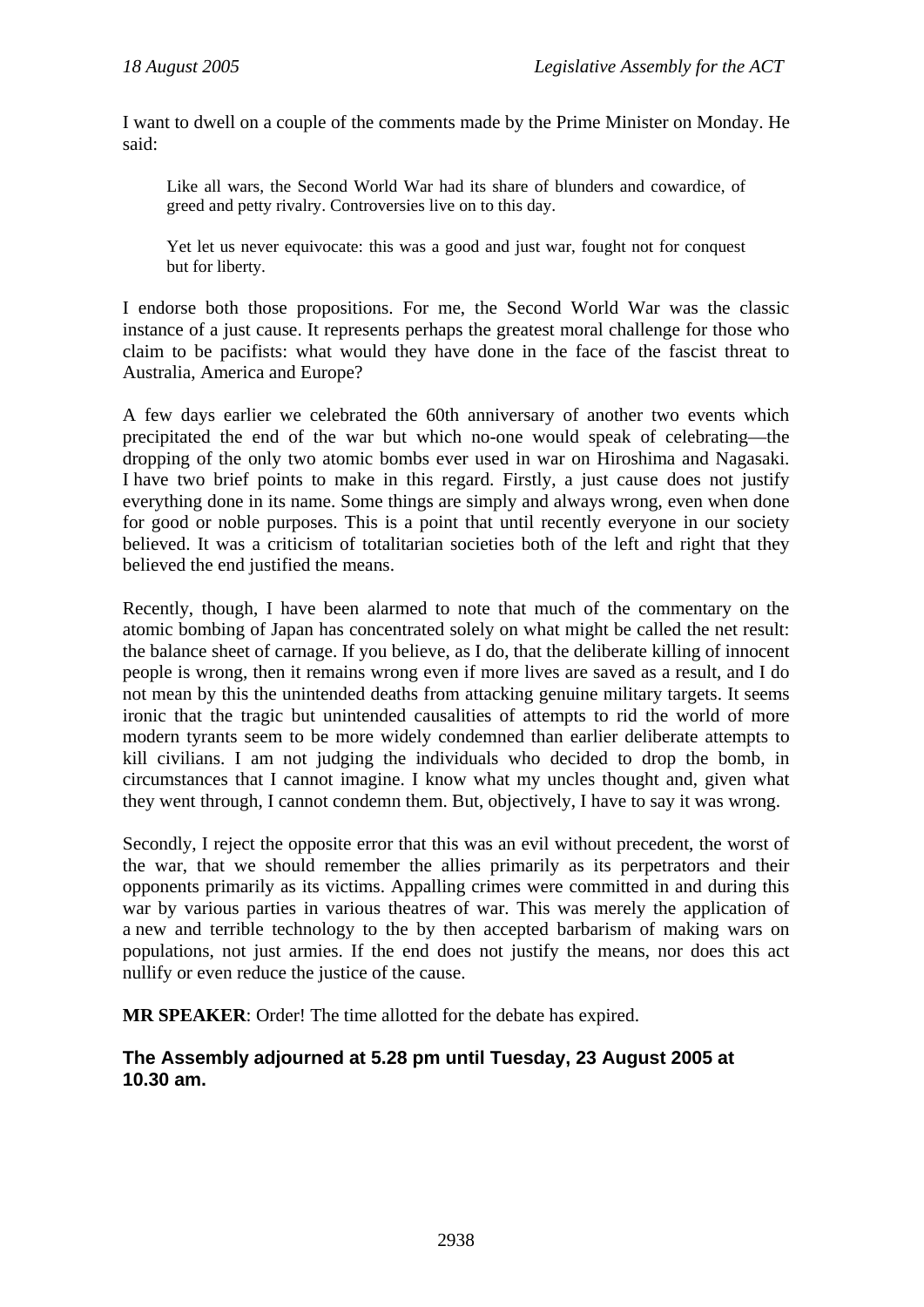I want to dwell on a couple of the comments made by the Prime Minister on Monday. He said:

> Like all wars, the Second World War had its share of blunders and cowardice, of greed and petty rivalry. Controversies live on to this day.
>
> Yet let us never equivocate: this was a good and just war, fought not for conquest but for liberty.

I endorse both those propositions. For me, the Second World War was the classic instance of a just cause. It represents perhaps the greatest moral challenge for those who claim to be pacifists: what would they have done in the face of the fascist threat to Australia, America and Europe?

A few days earlier we celebrated the 60th anniversary of another two events which precipitated the end of the war but which no-one would speak of celebrating—the dropping of the only two atomic bombs ever used in war on Hiroshima and Nagasaki. I have two brief points to make in this regard. Firstly, a just cause does not justify everything done in its name. Some things are simply and always wrong, even when done for good or noble purposes. This is a point that until recently everyone in our society believed. It was a criticism of totalitarian societies both of the left and right that they believed the end justified the means.

Recently, though, I have been alarmed to note that much of the commentary on the atomic bombing of Japan has concentrated solely on what might be called the net result: the balance sheet of carnage. If you believe, as I do, that the deliberate killing of innocent people is wrong, then it remains wrong even if more lives are saved as a result, and I do not mean by this the unintended deaths from attacking genuine military targets. It seems ironic that the tragic but unintended causalities of attempts to rid the world of more modern tyrants seem to be more widely condemned than earlier deliberate attempts to kill civilians. I am not judging the individuals who decided to drop the bomb, in circumstances that I cannot imagine. I know what my uncles thought and, given what they went through, I cannot condemn them. But, objectively, I have to say it was wrong.

Secondly, I reject the opposite error that this was an evil without precedent, the worst of the war, that we should remember the allies primarily as its perpetrators and their opponents primarily as its victims. Appalling crimes were committed in and during this war by various parties in various theatres of war. This was merely the application of a new and terrible technology to the by then accepted barbarism of making wars on populations, not just armies. If the end does not justify the means, nor does this act nullify or even reduce the justice of the cause.

**MR SPEAKER**: Order! The time allotted for the debate has expired.

**The Assembly adjourned at 5.28 pm until Tuesday, 23 August 2005 at 10.30 am.**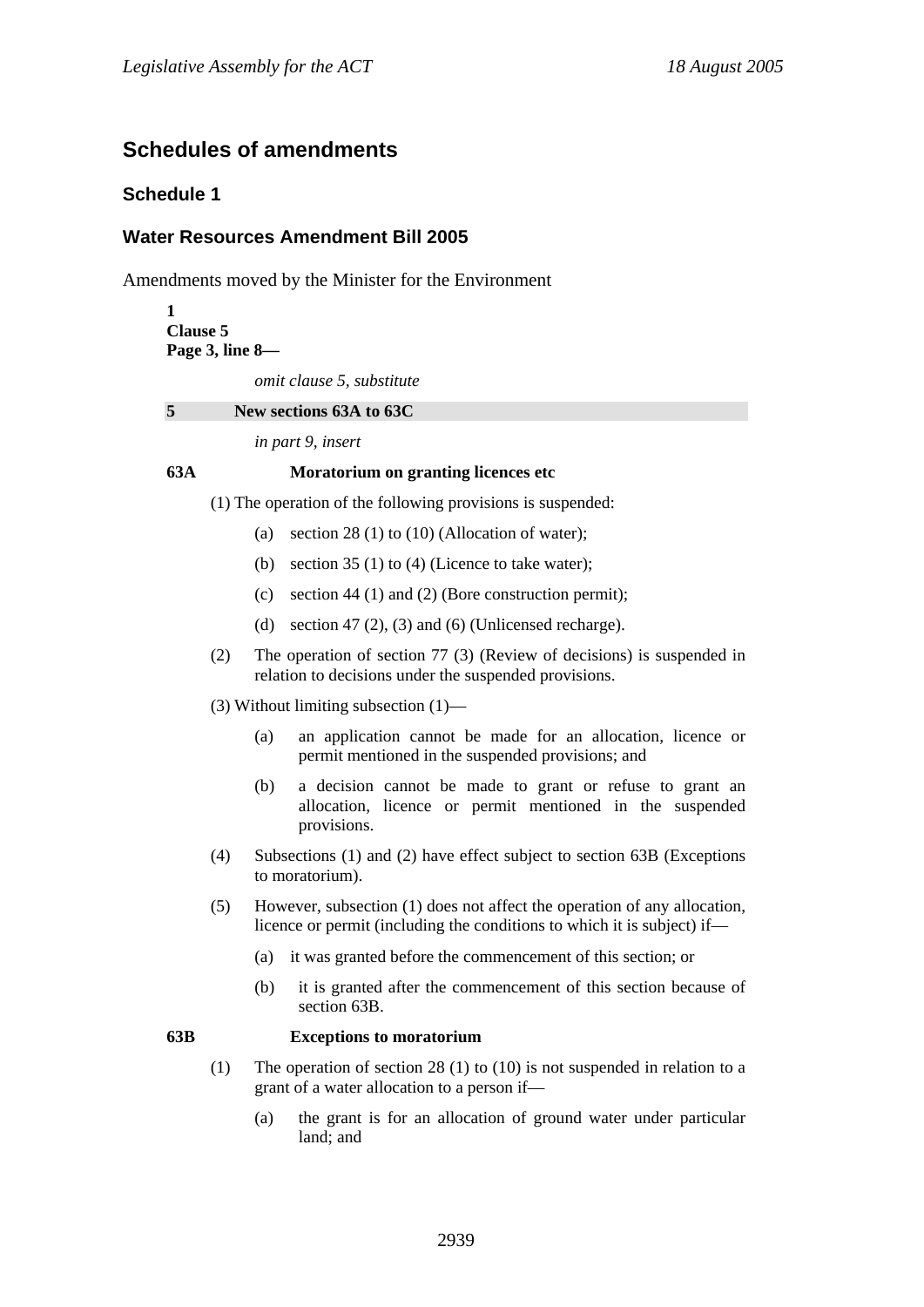## Schedules of amendments

### Schedule 1

### Water Resources Amendment Bill 2005

Amendments moved by the Minister for the Environment

**1**
**Clause 5**
**Page 3, line 8—**

*omit clause 5, substitute*

**5 New sections 63A to 63C**

*in part 9, insert*

**63A Moratorium on granting licences etc**

(1) The operation of the following provisions is suspended:

(a) section 28 (1) to (10) (Allocation of water);

(b) section 35 (1) to (4) (Licence to take water);

(c) section 44 (1) and (2) (Bore construction permit);

(d) section 47 (2), (3) and (6) (Unlicensed recharge).

(2) The operation of section 77 (3) (Review of decisions) is suspended in relation to decisions under the suspended provisions.

(3) Without limiting subsection (1)—

(a) an application cannot be made for an allocation, licence or permit mentioned in the suspended provisions; and

(b) a decision cannot be made to grant or refuse to grant an allocation, licence or permit mentioned in the suspended provisions.

(4) Subsections (1) and (2) have effect subject to section 63B (Exceptions to moratorium).

(5) However, subsection (1) does not affect the operation of any allocation, licence or permit (including the conditions to which it is subject) if—

(a) it was granted before the commencement of this section; or

(b) it is granted after the commencement of this section because of section 63B.

**63B Exceptions to moratorium**

(1) The operation of section 28 (1) to (10) is not suspended in relation to a grant of a water allocation to a person if—

(a) the grant is for an allocation of ground water under particular land; and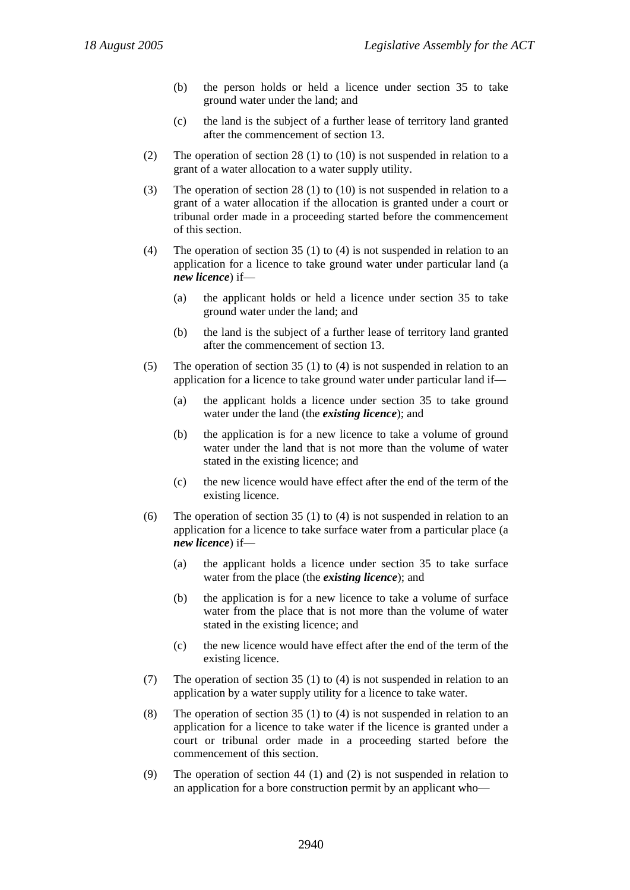(b) the person holds or held a licence under section 35 to take ground water under the land; and

(c) the land is the subject of a further lease of territory land granted after the commencement of section 13.

(2) The operation of section 28 (1) to (10) is not suspended in relation to a grant of a water allocation to a water supply utility.

(3) The operation of section 28 (1) to (10) is not suspended in relation to a grant of a water allocation if the allocation is granted under a court or tribunal order made in a proceeding started before the commencement of this section.

(4) The operation of section 35 (1) to (4) is not suspended in relation to an application for a licence to take ground water under particular land (a ***new licence***) if—

(a) the applicant holds or held a licence under section 35 to take ground water under the land; and

(b) the land is the subject of a further lease of territory land granted after the commencement of section 13.

(5) The operation of section 35 (1) to (4) is not suspended in relation to an application for a licence to take ground water under particular land if—

(a) the applicant holds a licence under section 35 to take ground water under the land (the ***existing licence***); and

(b) the application is for a new licence to take a volume of ground water under the land that is not more than the volume of water stated in the existing licence; and

(c) the new licence would have effect after the end of the term of the existing licence.

(6) The operation of section 35 (1) to (4) is not suspended in relation to an application for a licence to take surface water from a particular place (a ***new licence***) if—

(a) the applicant holds a licence under section 35 to take surface water from the place (the ***existing licence***); and

(b) the application is for a new licence to take a volume of surface water from the place that is not more than the volume of water stated in the existing licence; and

(c) the new licence would have effect after the end of the term of the existing licence.

(7) The operation of section 35 (1) to (4) is not suspended in relation to an application by a water supply utility for a licence to take water.

(8) The operation of section 35 (1) to (4) is not suspended in relation to an application for a licence to take water if the licence is granted under a court or tribunal order made in a proceeding started before the commencement of this section.

(9) The operation of section 44 (1) and (2) is not suspended in relation to an application for a bore construction permit by an applicant who—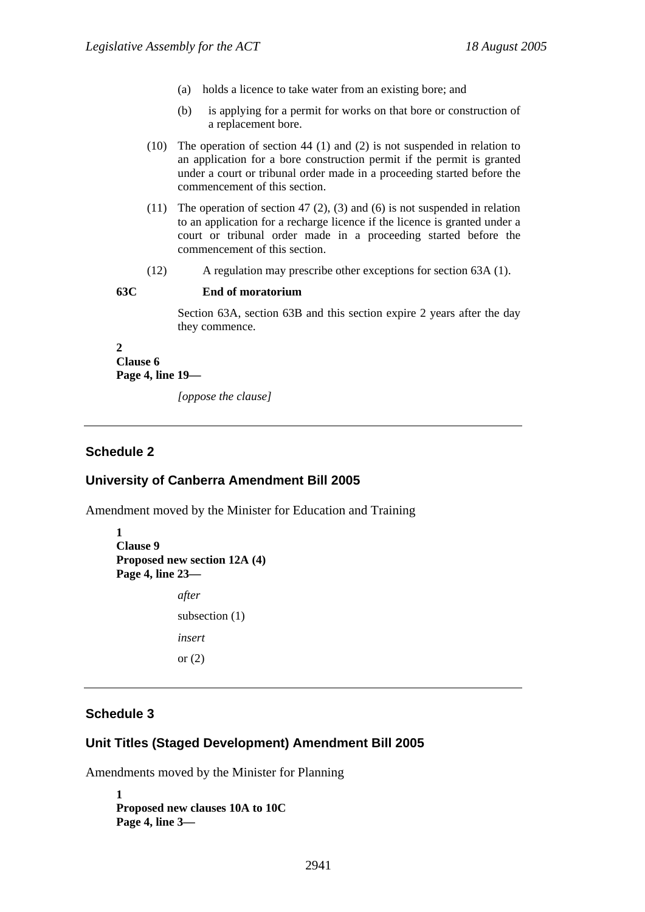(a) holds a licence to take water from an existing bore; and

(b) is applying for a permit for works on that bore or construction of a replacement bore.

(10) The operation of section 44 (1) and (2) is not suspended in relation to an application for a bore construction permit if the permit is granted under a court or tribunal order made in a proceeding started before the commencement of this section.

(11) The operation of section 47 (2), (3) and (6) is not suspended in relation to an application for a recharge licence if the licence is granted under a court or tribunal order made in a proceeding started before the commencement of this section.

(12) A regulation may prescribe other exceptions for section 63A (1).

**63C End of moratorium**

Section 63A, section 63B and this section expire 2 years after the day they commence.

**2**
**Clause 6**
**Page 4, line 19—**

*[oppose the clause]*

---

## Schedule 2

## University of Canberra Amendment Bill 2005

Amendment moved by the Minister for Education and Training

**1**
**Clause 9**
**Proposed new section 12A (4)**
**Page 4, line 23—**

*after*

subsection (1)

*insert*

or (2)

---

## Schedule 3

## Unit Titles (Staged Development) Amendment Bill 2005

Amendments moved by the Minister for Planning

**1**
**Proposed new clauses 10A to 10C**
**Page 4, line 3—**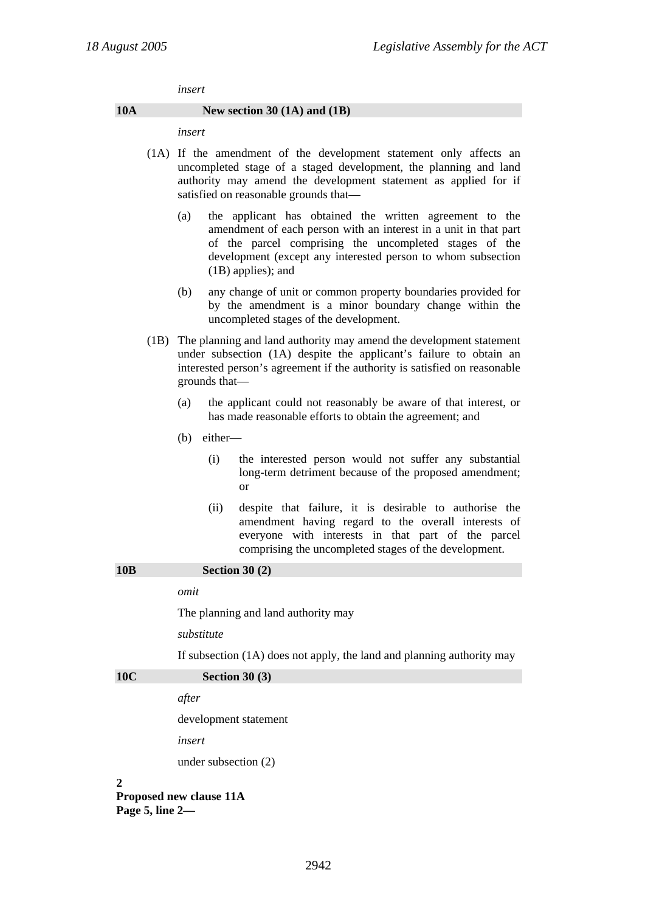*insert*

**10A New section 30 (1A) and (1B)**

*insert*

(1A) If the amendment of the development statement only affects an uncompleted stage of a staged development, the planning and land authority may amend the development statement as applied for if satisfied on reasonable grounds that—

(a) the applicant has obtained the written agreement to the amendment of each person with an interest in a unit in that part of the parcel comprising the uncompleted stages of the development (except any interested person to whom subsection (1B) applies); and

(b) any change of unit or common property boundaries provided for by the amendment is a minor boundary change within the uncompleted stages of the development.

(1B) The planning and land authority may amend the development statement under subsection (1A) despite the applicant's failure to obtain an interested person's agreement if the authority is satisfied on reasonable grounds that—

(a) the applicant could not reasonably be aware of that interest, or has made reasonable efforts to obtain the agreement; and

(b) either—

(i) the interested person would not suffer any substantial long-term detriment because of the proposed amendment; or

(ii) despite that failure, it is desirable to authorise the amendment having regard to the overall interests of everyone with interests in that part of the parcel comprising the uncompleted stages of the development.

**10B Section 30 (2)**

*omit*

The planning and land authority may

*substitute*

If subsection (1A) does not apply, the land and planning authority may

**10C Section 30 (3)**

*after*

development statement

*insert*

under subsection (2)

**2**
**Proposed new clause 11A**
**Page 5, line 2—**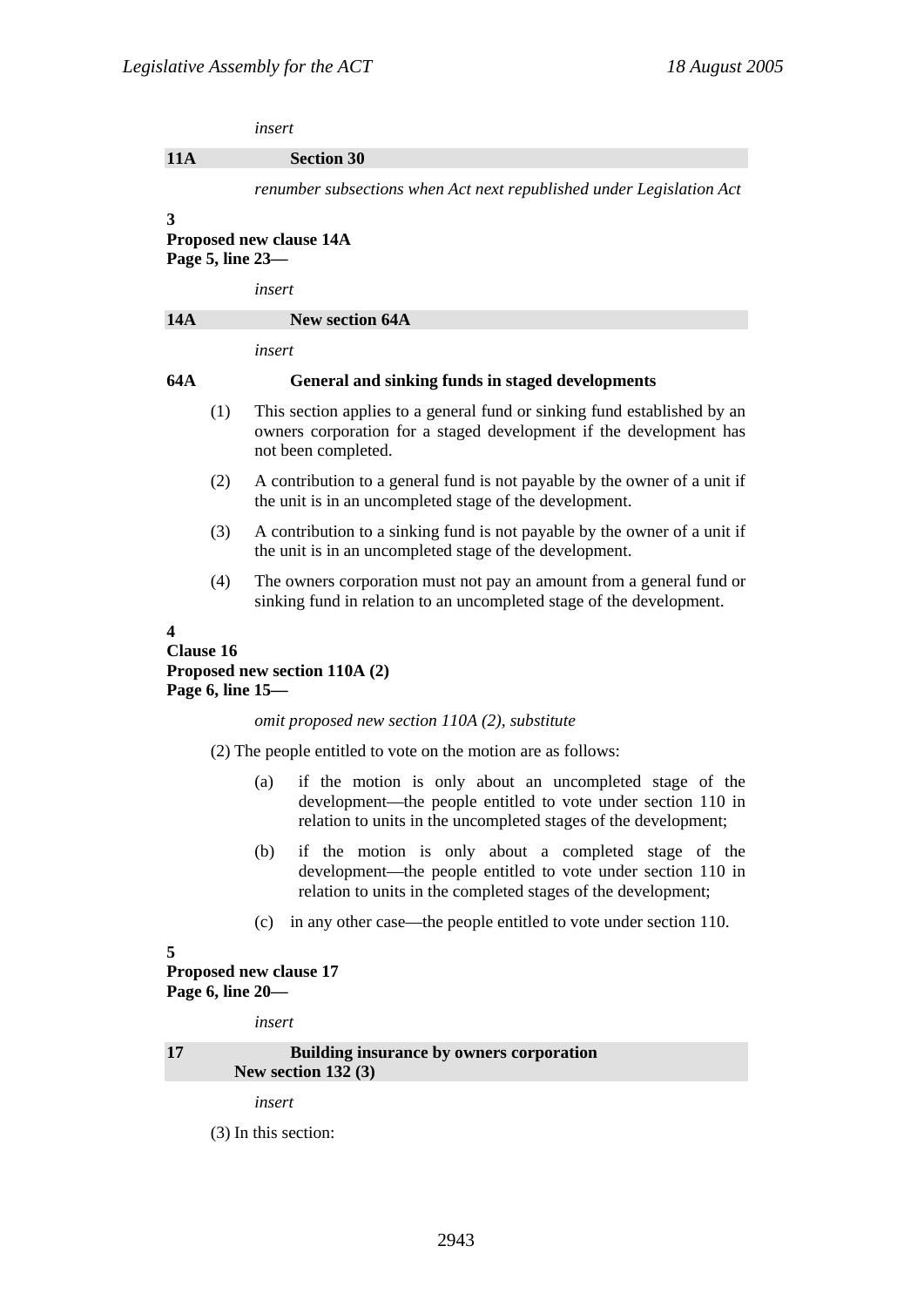*insert*

**11A Section 30**

*renumber subsections when Act next republished under Legislation Act*

**3**
**Proposed new clause 14A**
**Page 5, line 23—**

*insert*

**14A New section 64A**

*insert*

**64A General and sinking funds in staged developments**

(1) This section applies to a general fund or sinking fund established by an owners corporation for a staged development if the development has not been completed.

(2) A contribution to a general fund is not payable by the owner of a unit if the unit is in an uncompleted stage of the development.

(3) A contribution to a sinking fund is not payable by the owner of a unit if the unit is in an uncompleted stage of the development.

(4) The owners corporation must not pay an amount from a general fund or sinking fund in relation to an uncompleted stage of the development.

**4**
**Clause 16**
**Proposed new section 110A (2)**
**Page 6, line 15—**

*omit proposed new section 110A (2), substitute*

(2) The people entitled to vote on the motion are as follows:

(a) if the motion is only about an uncompleted stage of the development—the people entitled to vote under section 110 in relation to units in the uncompleted stages of the development;

(b) if the motion is only about a completed stage of the development—the people entitled to vote under section 110 in relation to units in the completed stages of the development;

(c) in any other case—the people entitled to vote under section 110.

**5**
**Proposed new clause 17**
**Page 6, line 20—**

*insert*

**17 Building insurance by owners corporation**
**New section 132 (3)**

*insert*

(3) In this section: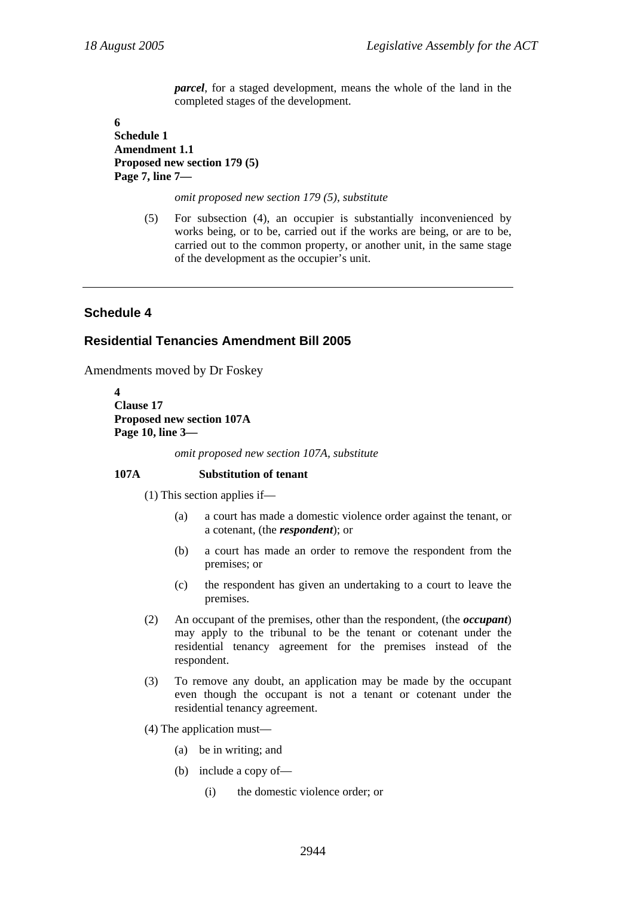***parcel***, for a staged development, means the whole of the land in the completed stages of the development.

**6**
**Schedule 1**
**Amendment 1.1**
**Proposed new section 179 (5)**
**Page 7, line 7—**

*omit proposed new section 179 (5), substitute*

(5) For subsection (4), an occupier is substantially inconvenienced by works being, or to be, carried out if the works are being, or are to be, carried out to the common property, or another unit, in the same stage of the development as the occupier's unit.

---

## Schedule 4

### Residential Tenancies Amendment Bill 2005

Amendments moved by Dr Foskey

**4**
**Clause 17**
**Proposed new section 107A**
**Page 10, line 3—**

*omit proposed new section 107A, substitute*

**107A Substitution of tenant**

(1) This section applies if—

(a) a court has made a domestic violence order against the tenant, or a cotenant, (the ***respondent***); or

(b) a court has made an order to remove the respondent from the premises; or

(c) the respondent has given an undertaking to a court to leave the premises.

(2) An occupant of the premises, other than the respondent, (the ***occupant***) may apply to the tribunal to be the tenant or cotenant under the residential tenancy agreement for the premises instead of the respondent.

(3) To remove any doubt, an application may be made by the occupant even though the occupant is not a tenant or cotenant under the residential tenancy agreement.

(4) The application must—

(a) be in writing; and

(b) include a copy of—

(i) the domestic violence order; or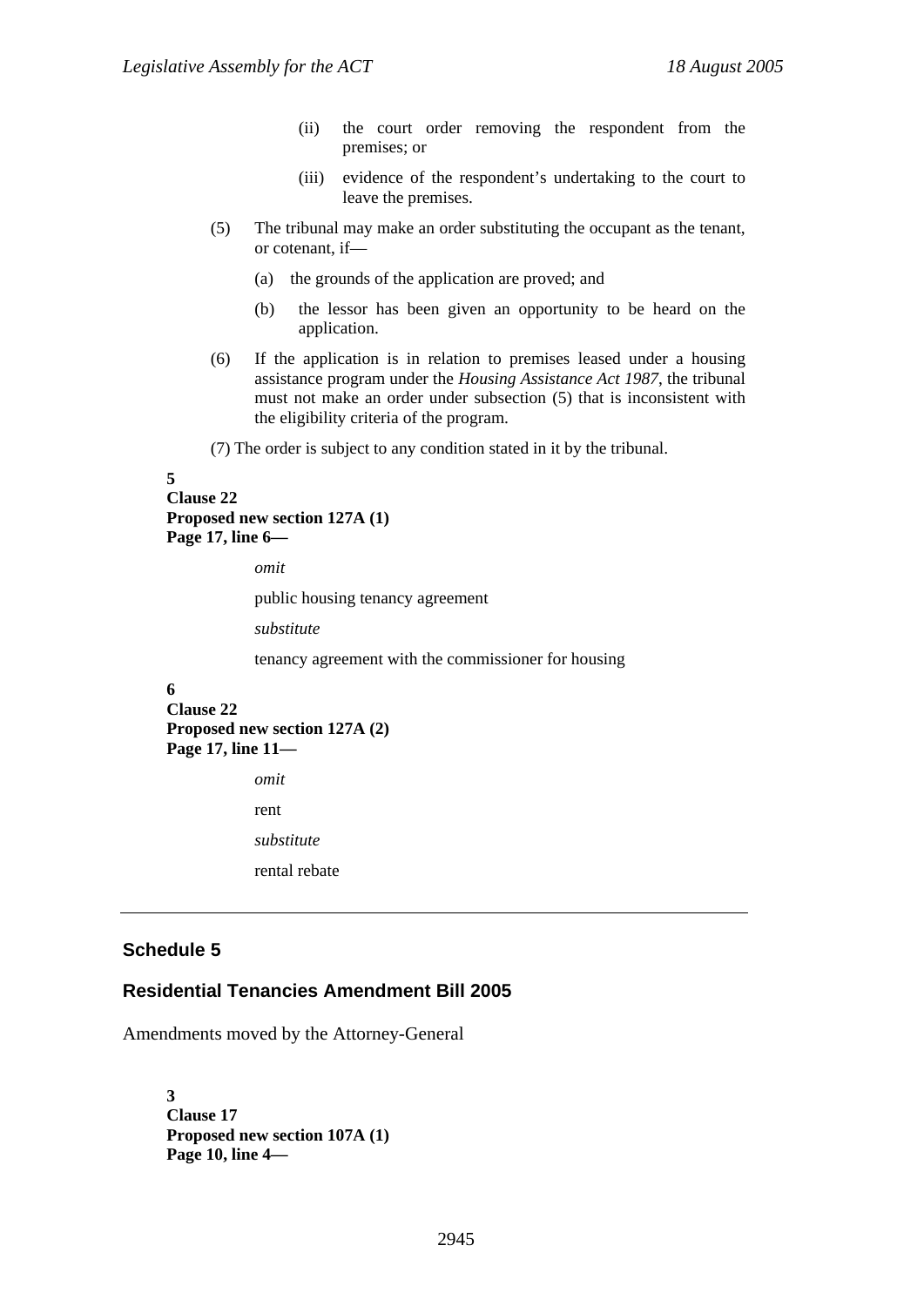(ii) the court order removing the respondent from the premises; or

(iii) evidence of the respondent's undertaking to the court to leave the premises.

(5) The tribunal may make an order substituting the occupant as the tenant, or cotenant, if—

(a) the grounds of the application are proved; and

(b) the lessor has been given an opportunity to be heard on the application.

(6) If the application is in relation to premises leased under a housing assistance program under the *Housing Assistance Act 1987*, the tribunal must not make an order under subsection (5) that is inconsistent with the eligibility criteria of the program.

(7) The order is subject to any condition stated in it by the tribunal.

**5**
**Clause 22**
**Proposed new section 127A (1)**
**Page 17, line 6—**

*omit*

public housing tenancy agreement

*substitute*

tenancy agreement with the commissioner for housing

**6**
**Clause 22**
**Proposed new section 127A (2)**
**Page 17, line 11—**

*omit*

rent

*substitute*

rental rebate

---

## Schedule 5

## Residential Tenancies Amendment Bill 2005

Amendments moved by the Attorney-General

**3**
**Clause 17**
**Proposed new section 107A (1)**
**Page 10, line 4—**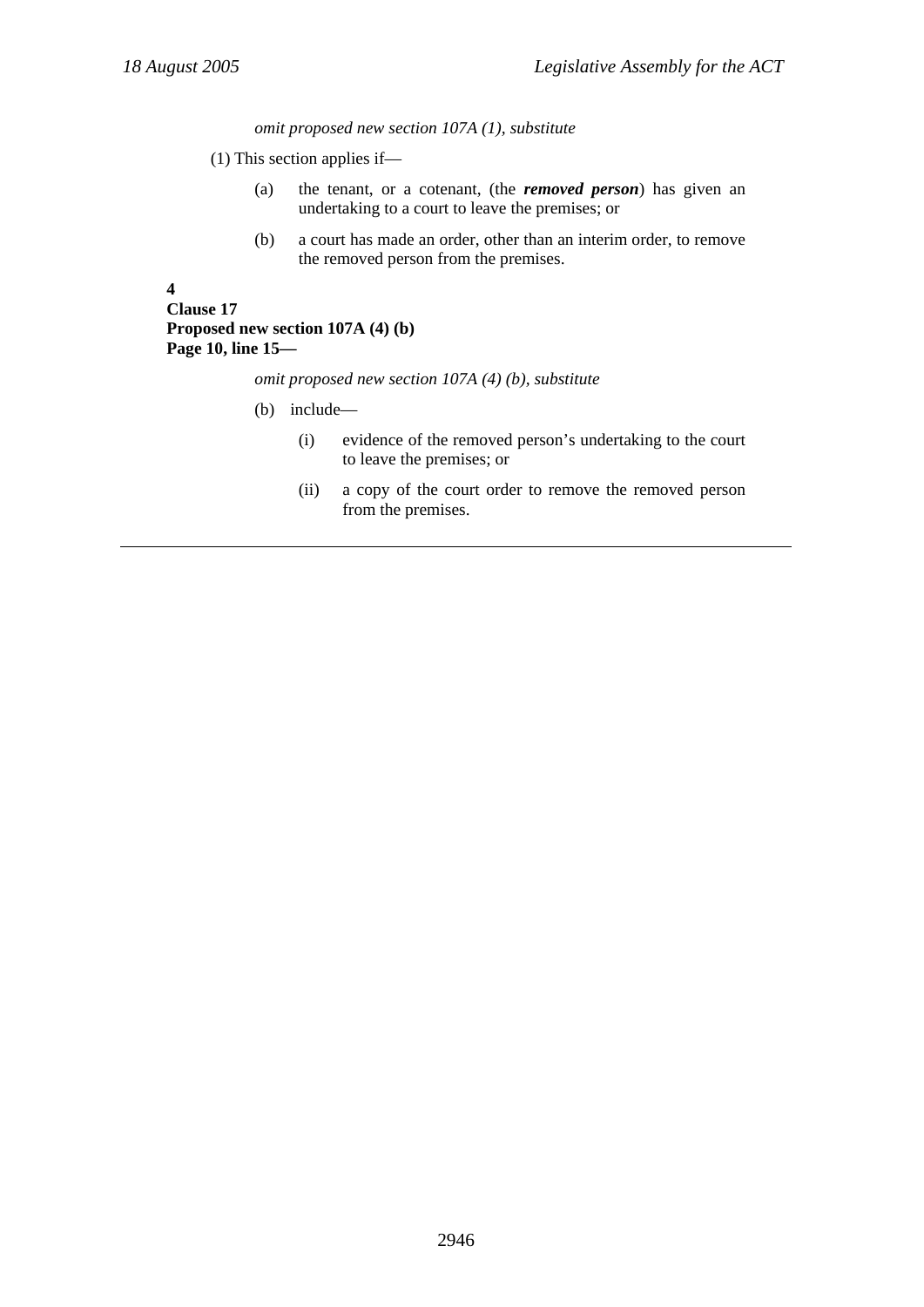*omit proposed new section 107A (1), substitute*

(1) This section applies if—

(a) the tenant, or a cotenant, (the ***removed person***) has given an undertaking to a court to leave the premises; or

(b) a court has made an order, other than an interim order, to remove the removed person from the premises.

**4**
**Clause 17**
**Proposed new section 107A (4) (b)**
**Page 10, line 15—**

*omit proposed new section 107A (4) (b), substitute*

(b) include—

(i) evidence of the removed person's undertaking to the court to leave the premises; or

(ii) a copy of the court order to remove the removed person from the premises.

---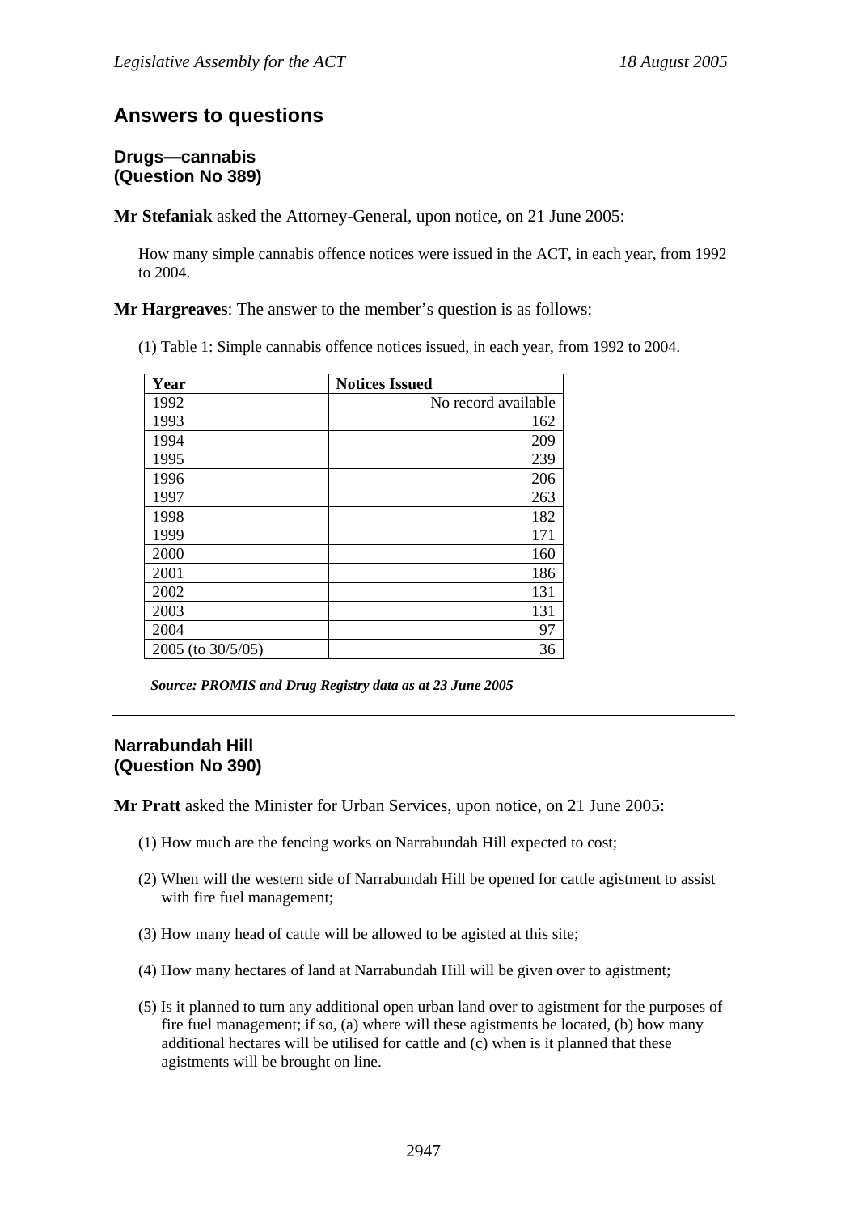## Answers to questions

### Drugs—cannabis (Question No 389)

**Mr Stefaniak** asked the Attorney-General, upon notice, on 21 June 2005:

How many simple cannabis offence notices were issued in the ACT, in each year, from 1992 to 2004.

**Mr Hargreaves**: The answer to the member's question is as follows:

(1) Table 1: Simple cannabis offence notices issued, in each year, from 1992 to 2004.

| Year | Notices Issued |
|---|---|
| 1992 | No record available |
| 1993 | 162 |
| 1994 | 209 |
| 1995 | 239 |
| 1996 | 206 |
| 1997 | 263 |
| 1998 | 182 |
| 1999 | 171 |
| 2000 | 160 |
| 2001 | 186 |
| 2002 | 131 |
| 2003 | 131 |
| 2004 | 97 |
| 2005 (to 30/5/05) | 36 |

***Source: PROMIS and Drug Registry data as at 23 June 2005***

---

### Narrabundah Hill (Question No 390)

**Mr Pratt** asked the Minister for Urban Services, upon notice, on 21 June 2005:

(1) How much are the fencing works on Narrabundah Hill expected to cost;

(2) When will the western side of Narrabundah Hill be opened for cattle agistment to assist with fire fuel management;

(3) How many head of cattle will be allowed to be agisted at this site;

(4) How many hectares of land at Narrabundah Hill will be given over to agistment;

(5) Is it planned to turn any additional open urban land over to agistment for the purposes of fire fuel management; if so, (a) where will these agistments be located, (b) how many additional hectares will be utilised for cattle and (c) when is it planned that these agistments will be brought on line.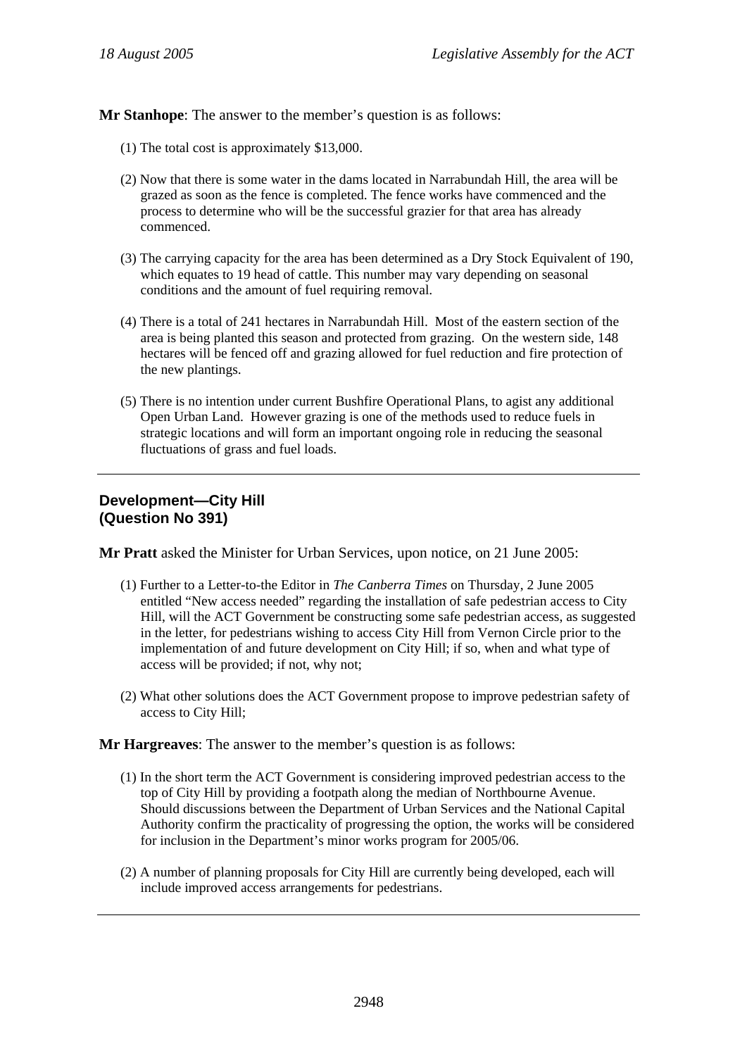**Mr Stanhope**: The answer to the member's question is as follows:

(1) The total cost is approximately $13,000.

(2) Now that there is some water in the dams located in Narrabundah Hill, the area will be grazed as soon as the fence is completed. The fence works have commenced and the process to determine who will be the successful grazier for that area has already commenced.

(3) The carrying capacity for the area has been determined as a Dry Stock Equivalent of 190, which equates to 19 head of cattle. This number may vary depending on seasonal conditions and the amount of fuel requiring removal.

(4) There is a total of 241 hectares in Narrabundah Hill. Most of the eastern section of the area is being planted this season and protected from grazing. On the western side, 148 hectares will be fenced off and grazing allowed for fuel reduction and fire protection of the new plantings.

(5) There is no intention under current Bushfire Operational Plans, to agist any additional Open Urban Land. However grazing is one of the methods used to reduce fuels in strategic locations and will form an important ongoing role in reducing the seasonal fluctuations of grass and fuel loads.

---

## Development—City Hill
## (Question No 391)

**Mr Pratt** asked the Minister for Urban Services, upon notice, on 21 June 2005:

(1) Further to a Letter-to-the Editor in *The Canberra Times* on Thursday, 2 June 2005 entitled "New access needed" regarding the installation of safe pedestrian access to City Hill, will the ACT Government be constructing some safe pedestrian access, as suggested in the letter, for pedestrians wishing to access City Hill from Vernon Circle prior to the implementation of and future development on City Hill; if so, when and what type of access will be provided; if not, why not;

(2) What other solutions does the ACT Government propose to improve pedestrian safety of access to City Hill;

**Mr Hargreaves**: The answer to the member's question is as follows:

(1) In the short term the ACT Government is considering improved pedestrian access to the top of City Hill by providing a footpath along the median of Northbourne Avenue. Should discussions between the Department of Urban Services and the National Capital Authority confirm the practicality of progressing the option, the works will be considered for inclusion in the Department's minor works program for 2005/06.

(2) A number of planning proposals for City Hill are currently being developed, each will include improved access arrangements for pedestrians.

---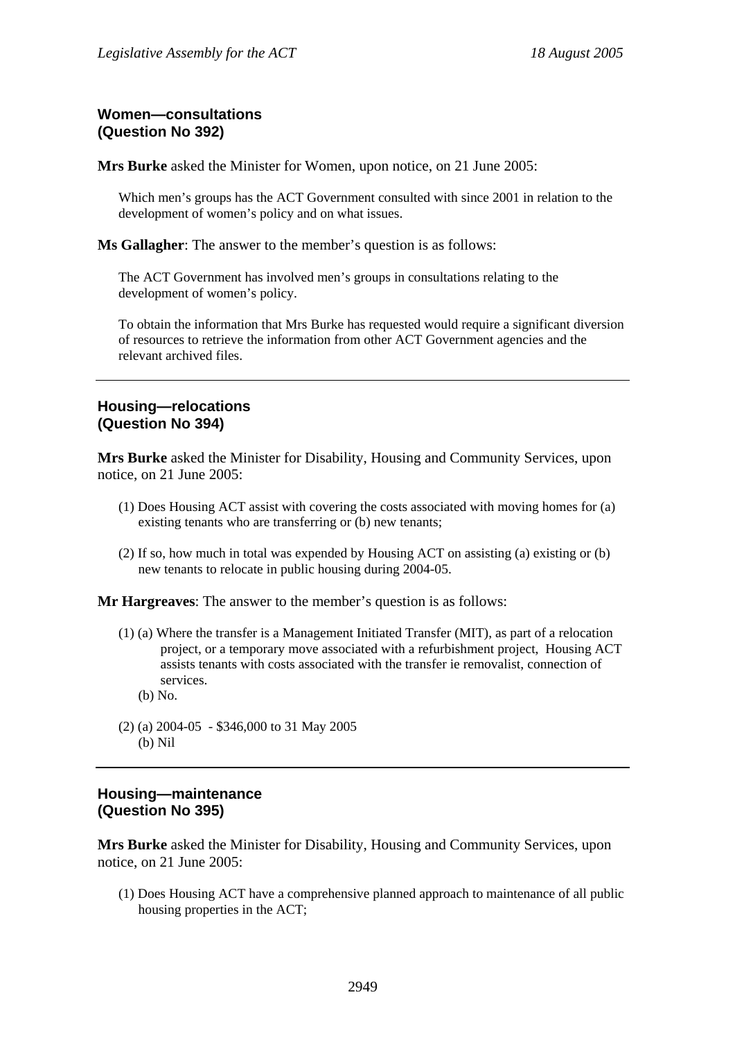### Women—consultations
### (Question No 392)

**Mrs Burke** asked the Minister for Women, upon notice, on 21 June 2005:

> Which men's groups has the ACT Government consulted with since 2001 in relation to the development of women's policy and on what issues.

**Ms Gallagher**: The answer to the member's question is as follows:

> The ACT Government has involved men's groups in consultations relating to the development of women's policy.
>
> To obtain the information that Mrs Burke has requested would require a significant diversion of resources to retrieve the information from other ACT Government agencies and the relevant archived files.

---

### Housing—relocations
### (Question No 394)

**Mrs Burke** asked the Minister for Disability, Housing and Community Services, upon notice, on 21 June 2005:

> (1) Does Housing ACT assist with covering the costs associated with moving homes for (a) existing tenants who are transferring or (b) new tenants;
>
> (2) If so, how much in total was expended by Housing ACT on assisting (a) existing or (b) new tenants to relocate in public housing during 2004-05.

**Mr Hargreaves**: The answer to the member's question is as follows:

> (1) (a) Where the transfer is a Management Initiated Transfer (MIT), as part of a relocation project, or a temporary move associated with a refurbishment project, Housing ACT assists tenants with costs associated with the transfer ie removalist, connection of services.
>
> (b) No.
>
> (2) (a) 2004-05 - $346,000 to 31 May 2005
>
> (b) Nil

---

### Housing—maintenance
### (Question No 395)

**Mrs Burke** asked the Minister for Disability, Housing and Community Services, upon notice, on 21 June 2005:

> (1) Does Housing ACT have a comprehensive planned approach to maintenance of all public housing properties in the ACT;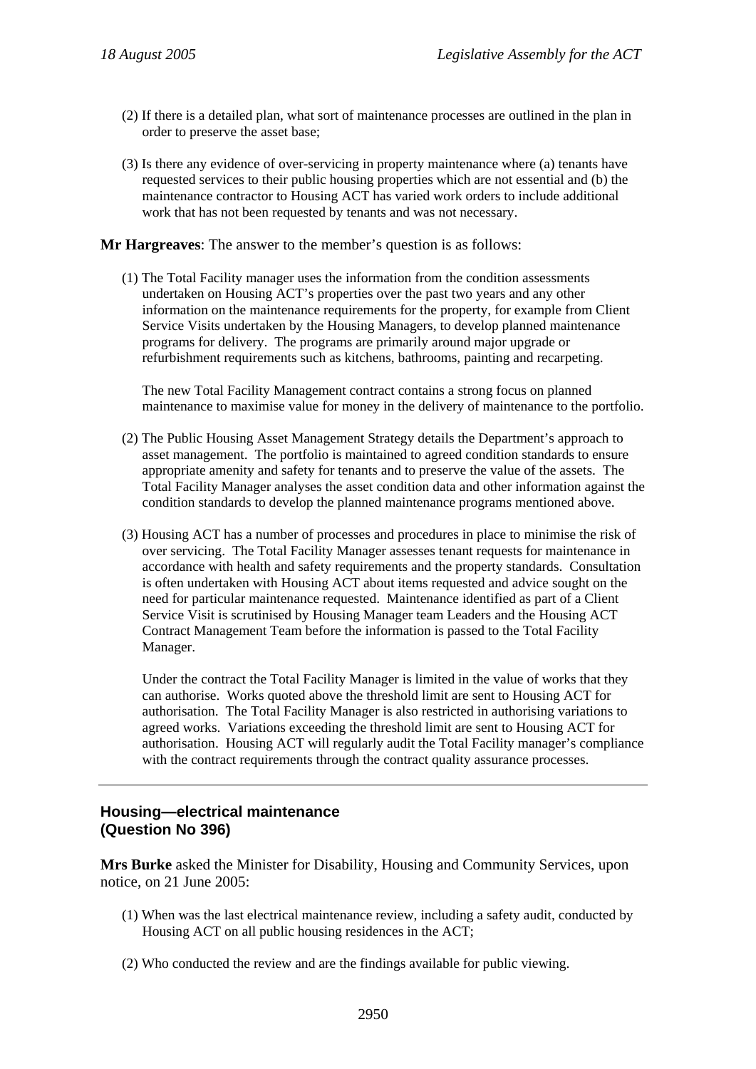(2) If there is a detailed plan, what sort of maintenance processes are outlined in the plan in order to preserve the asset base;

(3) Is there any evidence of over-servicing in property maintenance where (a) tenants have requested services to their public housing properties which are not essential and (b) the maintenance contractor to Housing ACT has varied work orders to include additional work that has not been requested by tenants and was not necessary.

**Mr Hargreaves**: The answer to the member's question is as follows:

(1) The Total Facility manager uses the information from the condition assessments undertaken on Housing ACT's properties over the past two years and any other information on the maintenance requirements for the property, for example from Client Service Visits undertaken by the Housing Managers, to develop planned maintenance programs for delivery. The programs are primarily around major upgrade or refurbishment requirements such as kitchens, bathrooms, painting and recarpeting.

The new Total Facility Management contract contains a strong focus on planned maintenance to maximise value for money in the delivery of maintenance to the portfolio.

(2) The Public Housing Asset Management Strategy details the Department's approach to asset management. The portfolio is maintained to agreed condition standards to ensure appropriate amenity and safety for tenants and to preserve the value of the assets. The Total Facility Manager analyses the asset condition data and other information against the condition standards to develop the planned maintenance programs mentioned above.

(3) Housing ACT has a number of processes and procedures in place to minimise the risk of over servicing. The Total Facility Manager assesses tenant requests for maintenance in accordance with health and safety requirements and the property standards. Consultation is often undertaken with Housing ACT about items requested and advice sought on the need for particular maintenance requested. Maintenance identified as part of a Client Service Visit is scrutinised by Housing Manager team Leaders and the Housing ACT Contract Management Team before the information is passed to the Total Facility Manager.

Under the contract the Total Facility Manager is limited in the value of works that they can authorise. Works quoted above the threshold limit are sent to Housing ACT for authorisation. The Total Facility Manager is also restricted in authorising variations to agreed works. Variations exceeding the threshold limit are sent to Housing ACT for authorisation. Housing ACT will regularly audit the Total Facility manager's compliance with the contract requirements through the contract quality assurance processes.

---

## Housing—electrical maintenance (Question No 396)

**Mrs Burke** asked the Minister for Disability, Housing and Community Services, upon notice, on 21 June 2005:

(1) When was the last electrical maintenance review, including a safety audit, conducted by Housing ACT on all public housing residences in the ACT;

(2) Who conducted the review and are the findings available for public viewing.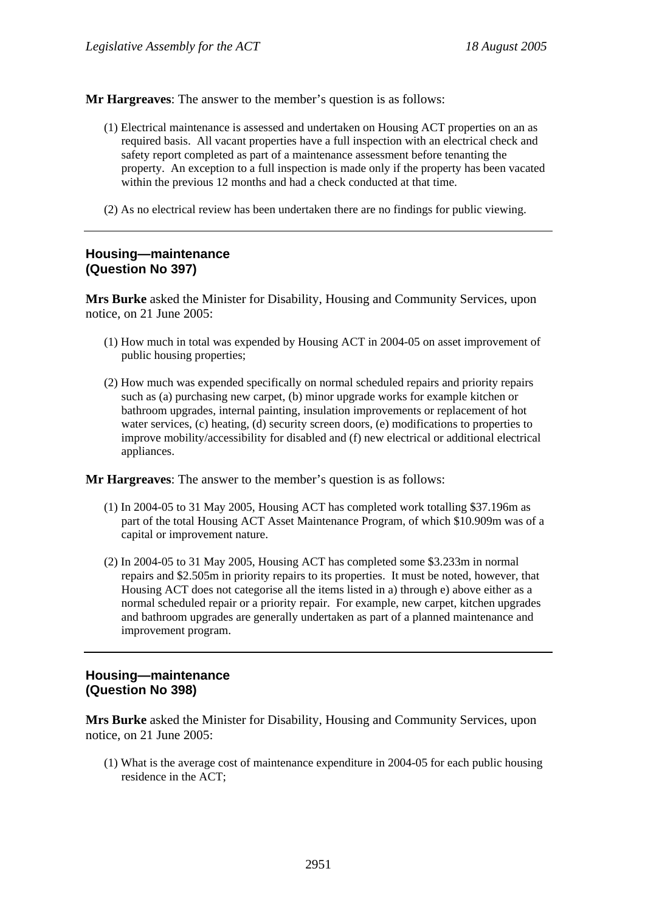**Mr Hargreaves**: The answer to the member's question is as follows:

(1) Electrical maintenance is assessed and undertaken on Housing ACT properties on an as required basis. All vacant properties have a full inspection with an electrical check and safety report completed as part of a maintenance assessment before tenanting the property. An exception to a full inspection is made only if the property has been vacated within the previous 12 months and had a check conducted at that time.

(2) As no electrical review has been undertaken there are no findings for public viewing.

---

## Housing—maintenance
## (Question No 397)

**Mrs Burke** asked the Minister for Disability, Housing and Community Services, upon notice, on 21 June 2005:

(1) How much in total was expended by Housing ACT in 2004-05 on asset improvement of public housing properties;

(2) How much was expended specifically on normal scheduled repairs and priority repairs such as (a) purchasing new carpet, (b) minor upgrade works for example kitchen or bathroom upgrades, internal painting, insulation improvements or replacement of hot water services, (c) heating, (d) security screen doors, (e) modifications to properties to improve mobility/accessibility for disabled and (f) new electrical or additional electrical appliances.

**Mr Hargreaves**: The answer to the member's question is as follows:

(1) In 2004-05 to 31 May 2005, Housing ACT has completed work totalling $37.196m as part of the total Housing ACT Asset Maintenance Program, of which $10.909m was of a capital or improvement nature.

(2) In 2004-05 to 31 May 2005, Housing ACT has completed some $3.233m in normal repairs and $2.505m in priority repairs to its properties. It must be noted, however, that Housing ACT does not categorise all the items listed in a) through e) above either as a normal scheduled repair or a priority repair. For example, new carpet, kitchen upgrades and bathroom upgrades are generally undertaken as part of a planned maintenance and improvement program.

---

## Housing—maintenance
## (Question No 398)

**Mrs Burke** asked the Minister for Disability, Housing and Community Services, upon notice, on 21 June 2005:

(1) What is the average cost of maintenance expenditure in 2004-05 for each public housing residence in the ACT;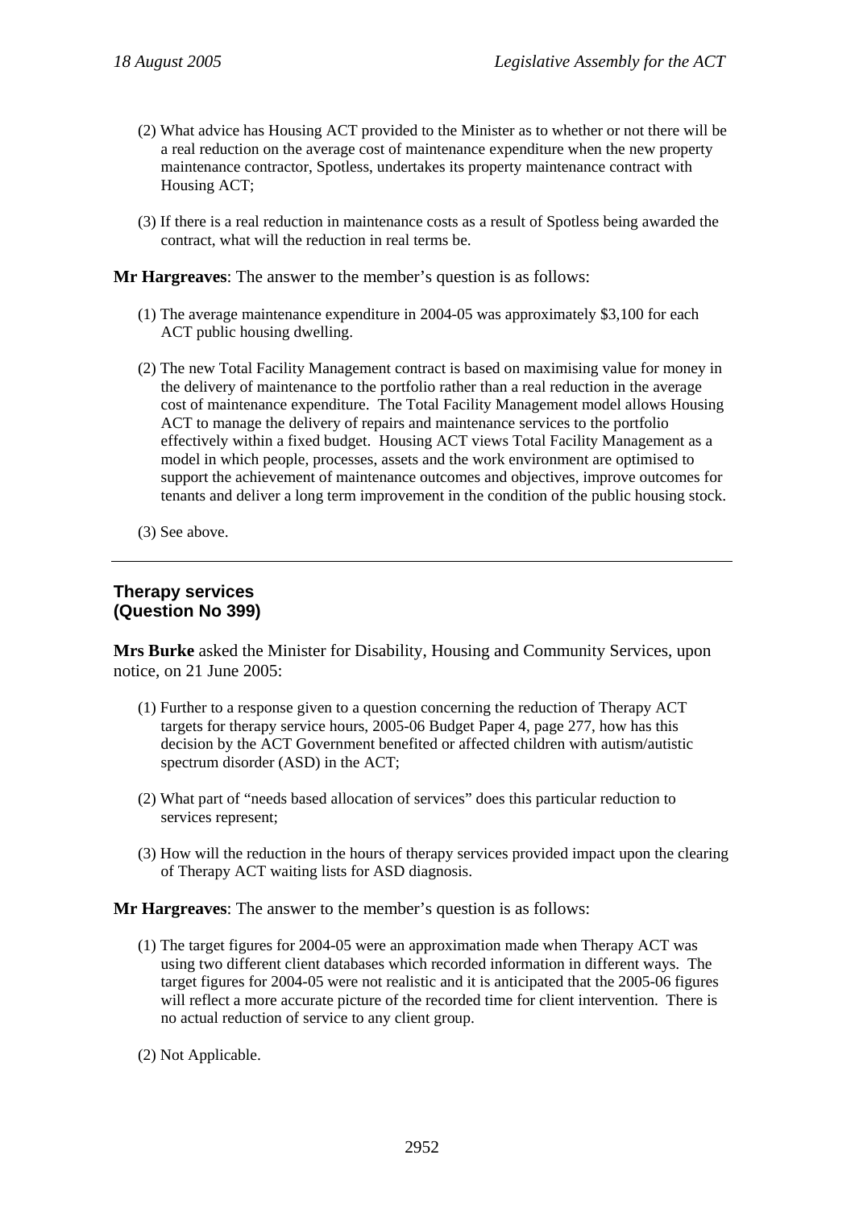(2) What advice has Housing ACT provided to the Minister as to whether or not there will be a real reduction on the average cost of maintenance expenditure when the new property maintenance contractor, Spotless, undertakes its property maintenance contract with Housing ACT;

(3) If there is a real reduction in maintenance costs as a result of Spotless being awarded the contract, what will the reduction in real terms be.

**Mr Hargreaves**: The answer to the member's question is as follows:

(1) The average maintenance expenditure in 2004-05 was approximately $3,100 for each ACT public housing dwelling.

(2) The new Total Facility Management contract is based on maximising value for money in the delivery of maintenance to the portfolio rather than a real reduction in the average cost of maintenance expenditure. The Total Facility Management model allows Housing ACT to manage the delivery of repairs and maintenance services to the portfolio effectively within a fixed budget. Housing ACT views Total Facility Management as a model in which people, processes, assets and the work environment are optimised to support the achievement of maintenance outcomes and objectives, improve outcomes for tenants and deliver a long term improvement in the condition of the public housing stock.

(3) See above.

---

## Therapy services
## (Question No 399)

**Mrs Burke** asked the Minister for Disability, Housing and Community Services, upon notice, on 21 June 2005:

(1) Further to a response given to a question concerning the reduction of Therapy ACT targets for therapy service hours, 2005-06 Budget Paper 4, page 277, how has this decision by the ACT Government benefited or affected children with autism/autistic spectrum disorder (ASD) in the ACT;

(2) What part of "needs based allocation of services" does this particular reduction to services represent;

(3) How will the reduction in the hours of therapy services provided impact upon the clearing of Therapy ACT waiting lists for ASD diagnosis.

**Mr Hargreaves**: The answer to the member's question is as follows:

(1) The target figures for 2004-05 were an approximation made when Therapy ACT was using two different client databases which recorded information in different ways. The target figures for 2004-05 were not realistic and it is anticipated that the 2005-06 figures will reflect a more accurate picture of the recorded time for client intervention. There is no actual reduction of service to any client group.

(2) Not Applicable.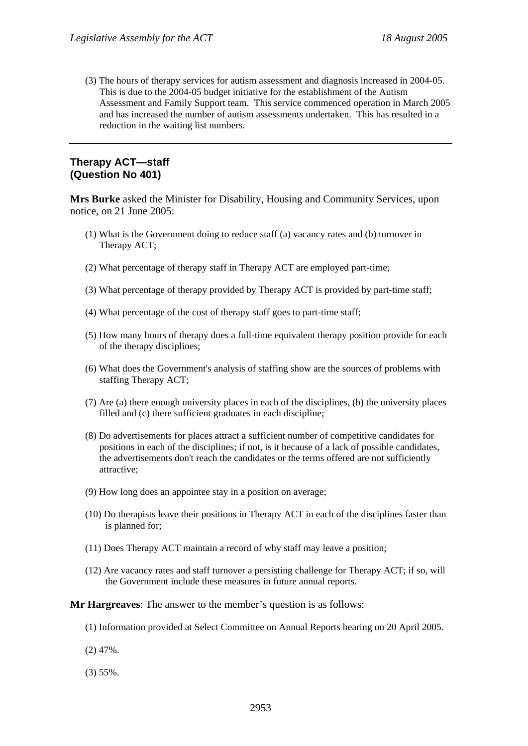(3) The hours of therapy services for autism assessment and diagnosis increased in 2004-05. This is due to the 2004-05 budget initiative for the establishment of the Autism Assessment and Family Support team. This service commenced operation in March 2005 and has increased the number of autism assessments undertaken. This has resulted in a reduction in the waiting list numbers.

---

## Therapy ACT—staff
## (Question No 401)

**Mrs Burke** asked the Minister for Disability, Housing and Community Services, upon notice, on 21 June 2005:

(1) What is the Government doing to reduce staff (a) vacancy rates and (b) turnover in Therapy ACT;

(2) What percentage of therapy staff in Therapy ACT are employed part-time;

(3) What percentage of therapy provided by Therapy ACT is provided by part-time staff;

(4) What percentage of the cost of therapy staff goes to part-time staff;

(5) How many hours of therapy does a full-time equivalent therapy position provide for each of the therapy disciplines;

(6) What does the Government's analysis of staffing show are the sources of problems with staffing Therapy ACT;

(7) Are (a) there enough university places in each of the disciplines, (b) the university places filled and (c) there sufficient graduates in each discipline;

(8) Do advertisements for places attract a sufficient number of competitive candidates for positions in each of the disciplines; if not, is it because of a lack of possible candidates, the advertisements don't reach the candidates or the terms offered are not sufficiently attractive;

(9) How long does an appointee stay in a position on average;

(10) Do therapists leave their positions in Therapy ACT in each of the disciplines faster than is planned for;

(11) Does Therapy ACT maintain a record of why staff may leave a position;

(12) Are vacancy rates and staff turnover a persisting challenge for Therapy ACT; if so, will the Government include these measures in future annual reports.

**Mr Hargreaves**: The answer to the member's question is as follows:

(1) Information provided at Select Committee on Annual Reports hearing on 20 April 2005.

(2) 47%.

(3) 55%.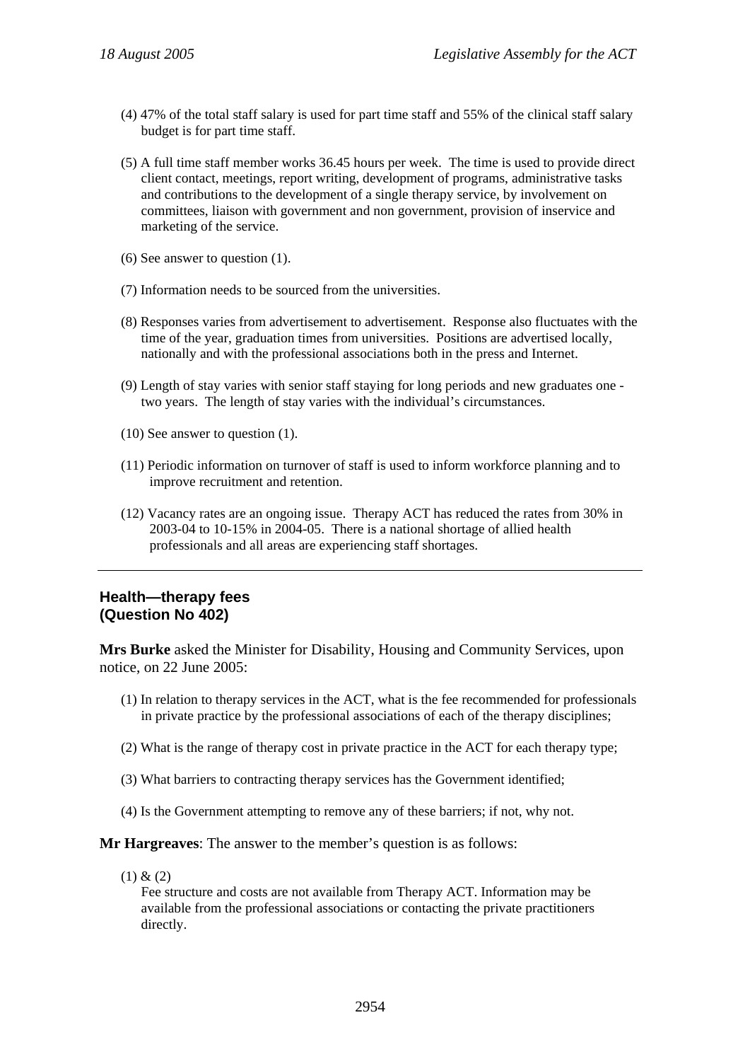(4) 47% of the total staff salary is used for part time staff and 55% of the clinical staff salary budget is for part time staff.

(5) A full time staff member works 36.45 hours per week. The time is used to provide direct client contact, meetings, report writing, development of programs, administrative tasks and contributions to the development of a single therapy service, by involvement on committees, liaison with government and non government, provision of inservice and marketing of the service.

(6) See answer to question (1).

(7) Information needs to be sourced from the universities.

(8) Responses varies from advertisement to advertisement. Response also fluctuates with the time of the year, graduation times from universities. Positions are advertised locally, nationally and with the professional associations both in the press and Internet.

(9) Length of stay varies with senior staff staying for long periods and new graduates one - two years. The length of stay varies with the individual's circumstances.

(10) See answer to question (1).

(11) Periodic information on turnover of staff is used to inform workforce planning and to improve recruitment and retention.

(12) Vacancy rates are an ongoing issue. Therapy ACT has reduced the rates from 30% in 2003-04 to 10-15% in 2004-05. There is a national shortage of allied health professionals and all areas are experiencing staff shortages.

---

### Health—therapy fees (Question No 402)

**Mrs Burke** asked the Minister for Disability, Housing and Community Services, upon notice, on 22 June 2005:

(1) In relation to therapy services in the ACT, what is the fee recommended for professionals in private practice by the professional associations of each of the therapy disciplines;

(2) What is the range of therapy cost in private practice in the ACT for each therapy type;

(3) What barriers to contracting therapy services has the Government identified;

(4) Is the Government attempting to remove any of these barriers; if not, why not.

**Mr Hargreaves**: The answer to the member's question is as follows:

(1) & (2)
Fee structure and costs are not available from Therapy ACT. Information may be available from the professional associations or contacting the private practitioners directly.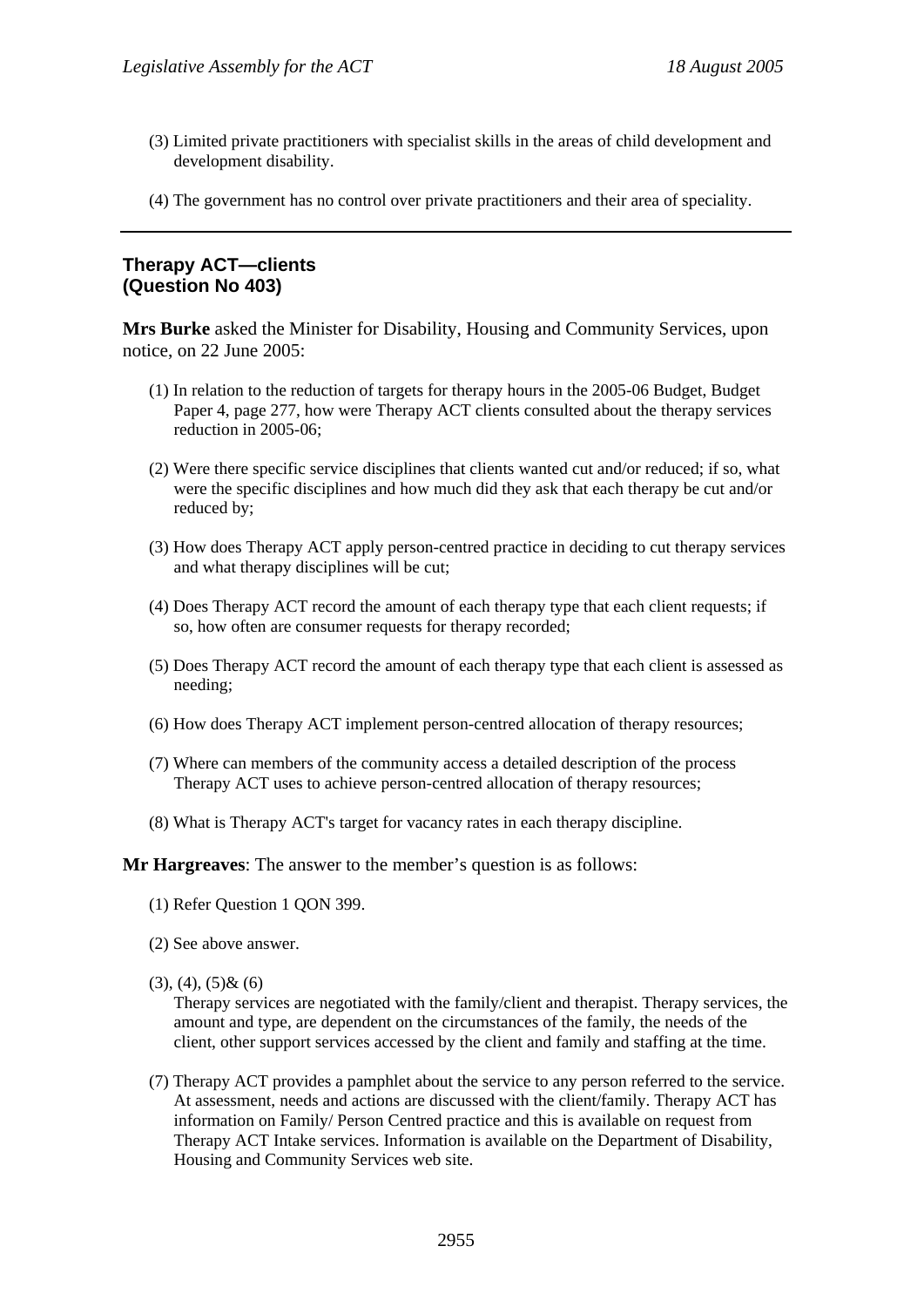(3) Limited private practitioners with specialist skills in the areas of child development and development disability.

(4) The government has no control over private practitioners and their area of speciality.

---

## Therapy ACT—clients (Question No 403)

**Mrs Burke** asked the Minister for Disability, Housing and Community Services, upon notice, on 22 June 2005:

(1) In relation to the reduction of targets for therapy hours in the 2005-06 Budget, Budget Paper 4, page 277, how were Therapy ACT clients consulted about the therapy services reduction in 2005-06;

(2) Were there specific service disciplines that clients wanted cut and/or reduced; if so, what were the specific disciplines and how much did they ask that each therapy be cut and/or reduced by;

(3) How does Therapy ACT apply person-centred practice in deciding to cut therapy services and what therapy disciplines will be cut;

(4) Does Therapy ACT record the amount of each therapy type that each client requests; if so, how often are consumer requests for therapy recorded;

(5) Does Therapy ACT record the amount of each therapy type that each client is assessed as needing;

(6) How does Therapy ACT implement person-centred allocation of therapy resources;

(7) Where can members of the community access a detailed description of the process Therapy ACT uses to achieve person-centred allocation of therapy resources;

(8) What is Therapy ACT's target for vacancy rates in each therapy discipline.

**Mr Hargreaves**: The answer to the member's question is as follows:

(1) Refer Question 1 QON 399.

(2) See above answer.

(3), (4), (5)& (6)
Therapy services are negotiated with the family/client and therapist. Therapy services, the amount and type, are dependent on the circumstances of the family, the needs of the client, other support services accessed by the client and family and staffing at the time.

(7) Therapy ACT provides a pamphlet about the service to any person referred to the service. At assessment, needs and actions are discussed with the client/family. Therapy ACT has information on Family/ Person Centred practice and this is available on request from Therapy ACT Intake services. Information is available on the Department of Disability, Housing and Community Services web site.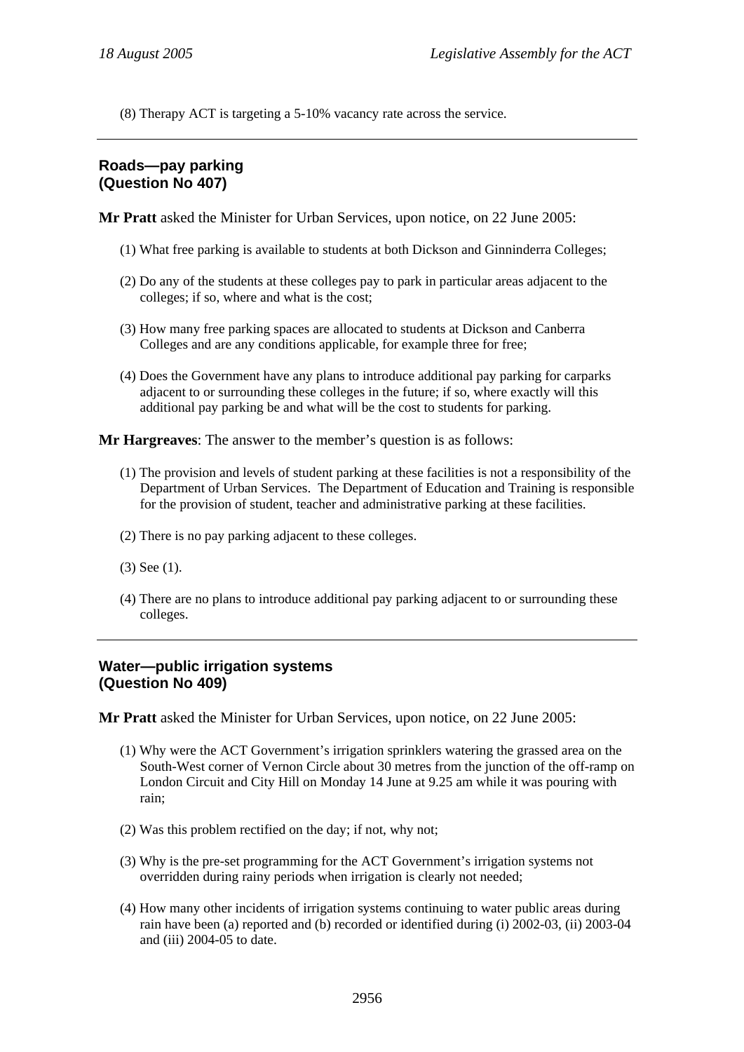(8) Therapy ACT is targeting a 5-10% vacancy rate across the service.

---

## Roads—pay parking
## (Question No 407)

**Mr Pratt** asked the Minister for Urban Services, upon notice, on 22 June 2005:

(1) What free parking is available to students at both Dickson and Ginninderra Colleges;

(2) Do any of the students at these colleges pay to park in particular areas adjacent to the colleges; if so, where and what is the cost;

(3) How many free parking spaces are allocated to students at Dickson and Canberra Colleges and are any conditions applicable, for example three for free;

(4) Does the Government have any plans to introduce additional pay parking for carparks adjacent to or surrounding these colleges in the future; if so, where exactly will this additional pay parking be and what will be the cost to students for parking.

**Mr Hargreaves**: The answer to the member's question is as follows:

(1) The provision and levels of student parking at these facilities is not a responsibility of the Department of Urban Services. The Department of Education and Training is responsible for the provision of student, teacher and administrative parking at these facilities.

(2) There is no pay parking adjacent to these colleges.

(3) See (1).

(4) There are no plans to introduce additional pay parking adjacent to or surrounding these colleges.

---

## Water—public irrigation systems
## (Question No 409)

**Mr Pratt** asked the Minister for Urban Services, upon notice, on 22 June 2005:

(1) Why were the ACT Government's irrigation sprinklers watering the grassed area on the South-West corner of Vernon Circle about 30 metres from the junction of the off-ramp on London Circuit and City Hill on Monday 14 June at 9.25 am while it was pouring with rain;

(2) Was this problem rectified on the day; if not, why not;

(3) Why is the pre-set programming for the ACT Government's irrigation systems not overridden during rainy periods when irrigation is clearly not needed;

(4) How many other incidents of irrigation systems continuing to water public areas during rain have been (a) reported and (b) recorded or identified during (i) 2002-03, (ii) 2003-04 and (iii) 2004-05 to date.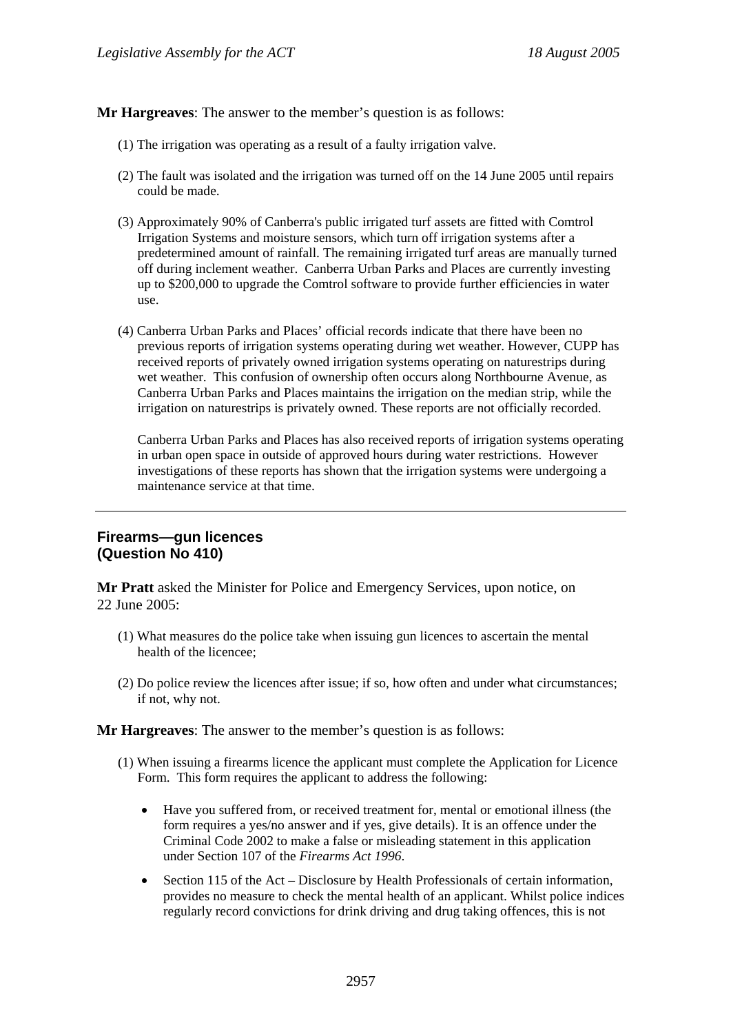**Mr Hargreaves**: The answer to the member's question is as follows:

(1) The irrigation was operating as a result of a faulty irrigation valve.

(2) The fault was isolated and the irrigation was turned off on the 14 June 2005 until repairs could be made.

(3) Approximately 90% of Canberra's public irrigated turf assets are fitted with Comtrol Irrigation Systems and moisture sensors, which turn off irrigation systems after a predetermined amount of rainfall. The remaining irrigated turf areas are manually turned off during inclement weather. Canberra Urban Parks and Places are currently investing up to $200,000 to upgrade the Comtrol software to provide further efficiencies in water use.

(4) Canberra Urban Parks and Places' official records indicate that there have been no previous reports of irrigation systems operating during wet weather. However, CUPP has received reports of privately owned irrigation systems operating on naturestrips during wet weather. This confusion of ownership often occurs along Northbourne Avenue, as Canberra Urban Parks and Places maintains the irrigation on the median strip, while the irrigation on naturestrips is privately owned. These reports are not officially recorded.

    Canberra Urban Parks and Places has also received reports of irrigation systems operating in urban open space in outside of approved hours during water restrictions. However investigations of these reports has shown that the irrigation systems were undergoing a maintenance service at that time.

---

## Firearms—gun licences
## (Question No 410)

**Mr Pratt** asked the Minister for Police and Emergency Services, upon notice, on 22 June 2005:

(1) What measures do the police take when issuing gun licences to ascertain the mental health of the licencee;

(2) Do police review the licences after issue; if so, how often and under what circumstances; if not, why not.

**Mr Hargreaves**: The answer to the member's question is as follows:

(1) When issuing a firearms licence the applicant must complete the Application for Licence Form. This form requires the applicant to address the following:

    - Have you suffered from, or received treatment for, mental or emotional illness (the form requires a yes/no answer and if yes, give details). It is an offence under the Criminal Code 2002 to make a false or misleading statement in this application under Section 107 of the *Firearms Act 1996*.
    - Section 115 of the Act – Disclosure by Health Professionals of certain information, provides no measure to check the mental health of an applicant. Whilst police indices regularly record convictions for drink driving and drug taking offences, this is not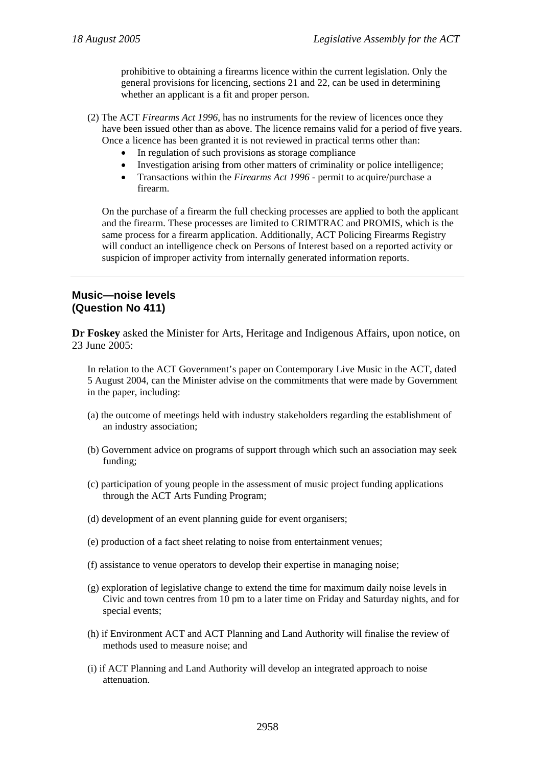prohibitive to obtaining a firearms licence within the current legislation. Only the general provisions for licencing, sections 21 and 22, can be used in determining whether an applicant is a fit and proper person.

(2) The ACT *Firearms Act 1996*, has no instruments for the review of licences once they have been issued other than as above. The licence remains valid for a period of five years. Once a licence has been granted it is not reviewed in practical terms other than:

- In regulation of such provisions as storage compliance
- Investigation arising from other matters of criminality or police intelligence;
- Transactions within the *Firearms Act 1996* - permit to acquire/purchase a firearm.

On the purchase of a firearm the full checking processes are applied to both the applicant and the firearm. These processes are limited to CRIMTRAC and PROMIS, which is the same process for a firearm application. Additionally, ACT Policing Firearms Registry will conduct an intelligence check on Persons of Interest based on a reported activity or suspicion of improper activity from internally generated information reports.

---

## Music—noise levels (Question No 411)

**Dr Foskey** asked the Minister for Arts, Heritage and Indigenous Affairs, upon notice, on 23 June 2005:

In relation to the ACT Government's paper on Contemporary Live Music in the ACT, dated 5 August 2004, can the Minister advise on the commitments that were made by Government in the paper, including:

(a) the outcome of meetings held with industry stakeholders regarding the establishment of an industry association;

(b) Government advice on programs of support through which such an association may seek funding;

(c) participation of young people in the assessment of music project funding applications through the ACT Arts Funding Program;

(d) development of an event planning guide for event organisers;

(e) production of a fact sheet relating to noise from entertainment venues;

(f) assistance to venue operators to develop their expertise in managing noise;

(g) exploration of legislative change to extend the time for maximum daily noise levels in Civic and town centres from 10 pm to a later time on Friday and Saturday nights, and for special events;

(h) if Environment ACT and ACT Planning and Land Authority will finalise the review of methods used to measure noise; and

(i) if ACT Planning and Land Authority will develop an integrated approach to noise attenuation.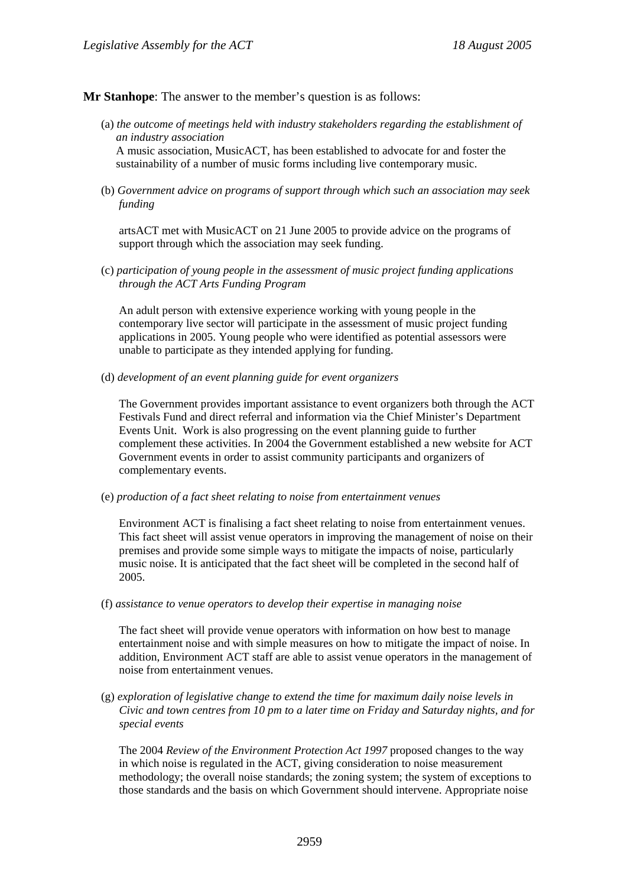**Mr Stanhope**: The answer to the member's question is as follows:

(a) *the outcome of meetings held with industry stakeholders regarding the establishment of an industry association*
A music association, MusicACT, has been established to advocate for and foster the sustainability of a number of music forms including live contemporary music.

(b) *Government advice on programs of support through which such an association may seek funding*

artsACT met with MusicACT on 21 June 2005 to provide advice on the programs of support through which the association may seek funding.

(c) *participation of young people in the assessment of music project funding applications through the ACT Arts Funding Program*

An adult person with extensive experience working with young people in the contemporary live sector will participate in the assessment of music project funding applications in 2005. Young people who were identified as potential assessors were unable to participate as they intended applying for funding.

(d) *development of an event planning guide for event organizers*

The Government provides important assistance to event organizers both through the ACT Festivals Fund and direct referral and information via the Chief Minister's Department Events Unit. Work is also progressing on the event planning guide to further complement these activities. In 2004 the Government established a new website for ACT Government events in order to assist community participants and organizers of complementary events.

(e) *production of a fact sheet relating to noise from entertainment venues*

Environment ACT is finalising a fact sheet relating to noise from entertainment venues. This fact sheet will assist venue operators in improving the management of noise on their premises and provide some simple ways to mitigate the impacts of noise, particularly music noise. It is anticipated that the fact sheet will be completed in the second half of 2005.

(f) *assistance to venue operators to develop their expertise in managing noise*

The fact sheet will provide venue operators with information on how best to manage entertainment noise and with simple measures on how to mitigate the impact of noise. In addition, Environment ACT staff are able to assist venue operators in the management of noise from entertainment venues.

(g) *exploration of legislative change to extend the time for maximum daily noise levels in Civic and town centres from 10 pm to a later time on Friday and Saturday nights, and for special events*

The 2004 *Review of the Environment Protection Act 1997* proposed changes to the way in which noise is regulated in the ACT, giving consideration to noise measurement methodology; the overall noise standards; the zoning system; the system of exceptions to those standards and the basis on which Government should intervene. Appropriate noise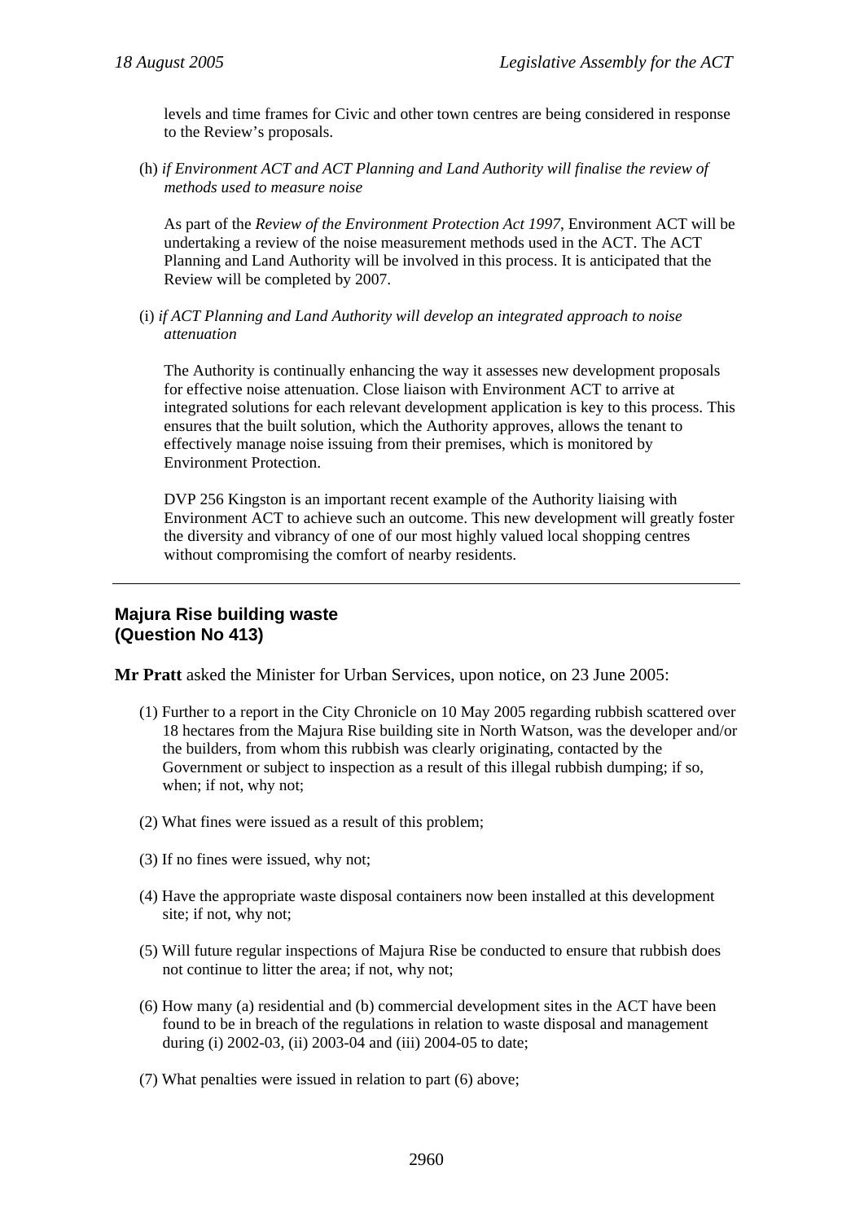levels and time frames for Civic and other town centres are being considered in response to the Review's proposals.

(h) *if Environment ACT and ACT Planning and Land Authority will finalise the review of methods used to measure noise*

As part of the *Review of the Environment Protection Act 1997*, Environment ACT will be undertaking a review of the noise measurement methods used in the ACT. The ACT Planning and Land Authority will be involved in this process. It is anticipated that the Review will be completed by 2007.

(i) *if ACT Planning and Land Authority will develop an integrated approach to noise attenuation*

The Authority is continually enhancing the way it assesses new development proposals for effective noise attenuation. Close liaison with Environment ACT to arrive at integrated solutions for each relevant development application is key to this process. This ensures that the built solution, which the Authority approves, allows the tenant to effectively manage noise issuing from their premises, which is monitored by Environment Protection.

DVP 256 Kingston is an important recent example of the Authority liaising with Environment ACT to achieve such an outcome. This new development will greatly foster the diversity and vibrancy of one of our most highly valued local shopping centres without compromising the comfort of nearby residents.

---

## Majura Rise building waste (Question No 413)

**Mr Pratt** asked the Minister for Urban Services, upon notice, on 23 June 2005:

(1) Further to a report in the City Chronicle on 10 May 2005 regarding rubbish scattered over 18 hectares from the Majura Rise building site in North Watson, was the developer and/or the builders, from whom this rubbish was clearly originating, contacted by the Government or subject to inspection as a result of this illegal rubbish dumping; if so, when; if not, why not;

(2) What fines were issued as a result of this problem;

(3) If no fines were issued, why not;

(4) Have the appropriate waste disposal containers now been installed at this development site; if not, why not;

(5) Will future regular inspections of Majura Rise be conducted to ensure that rubbish does not continue to litter the area; if not, why not;

(6) How many (a) residential and (b) commercial development sites in the ACT have been found to be in breach of the regulations in relation to waste disposal and management during (i) 2002-03, (ii) 2003-04 and (iii) 2004-05 to date;

(7) What penalties were issued in relation to part (6) above;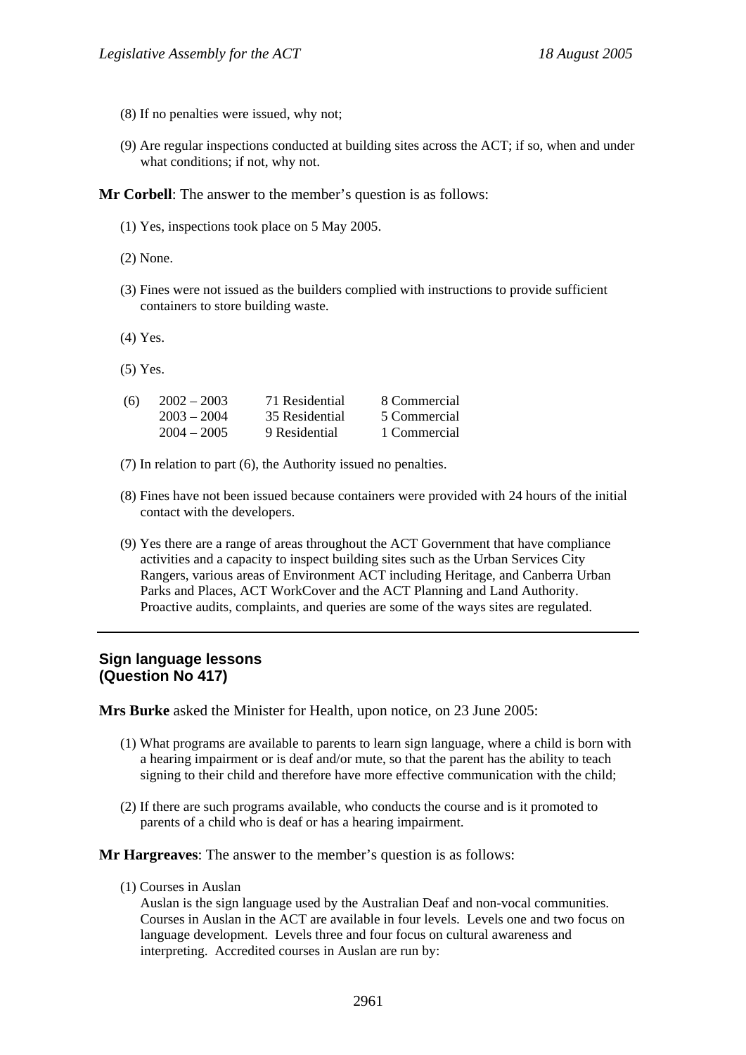(8) If no penalties were issued, why not;

(9) Are regular inspections conducted at building sites across the ACT; if so, when and under what conditions; if not, why not.

**Mr Corbell**: The answer to the member's question is as follows:

(1) Yes, inspections took place on 5 May 2005.

(2) None.

(3) Fines were not issued as the builders complied with instructions to provide sufficient containers to store building waste.

(4) Yes.

(5) Yes.

| (6) | | | |
|---|---|---|---|
| | 2002 – 2003 | 71 Residential | 8 Commercial |
| | 2003 – 2004 | 35 Residential | 5 Commercial |
| | 2004 – 2005 | 9 Residential | 1 Commercial |

(7) In relation to part (6), the Authority issued no penalties.

(8) Fines have not been issued because containers were provided with 24 hours of the initial contact with the developers.

(9) Yes there are a range of areas throughout the ACT Government that have compliance activities and a capacity to inspect building sites such as the Urban Services City Rangers, various areas of Environment ACT including Heritage, and Canberra Urban Parks and Places, ACT WorkCover and the ACT Planning and Land Authority. Proactive audits, complaints, and queries are some of the ways sites are regulated.

---

## Sign language lessons (Question No 417)

**Mrs Burke** asked the Minister for Health, upon notice, on 23 June 2005:

(1) What programs are available to parents to learn sign language, where a child is born with a hearing impairment or is deaf and/or mute, so that the parent has the ability to teach signing to their child and therefore have more effective communication with the child;

(2) If there are such programs available, who conducts the course and is it promoted to parents of a child who is deaf or has a hearing impairment.

**Mr Hargreaves**: The answer to the member's question is as follows:

(1) Courses in Auslan
Auslan is the sign language used by the Australian Deaf and non-vocal communities. Courses in Auslan in the ACT are available in four levels. Levels one and two focus on language development. Levels three and four focus on cultural awareness and interpreting. Accredited courses in Auslan are run by: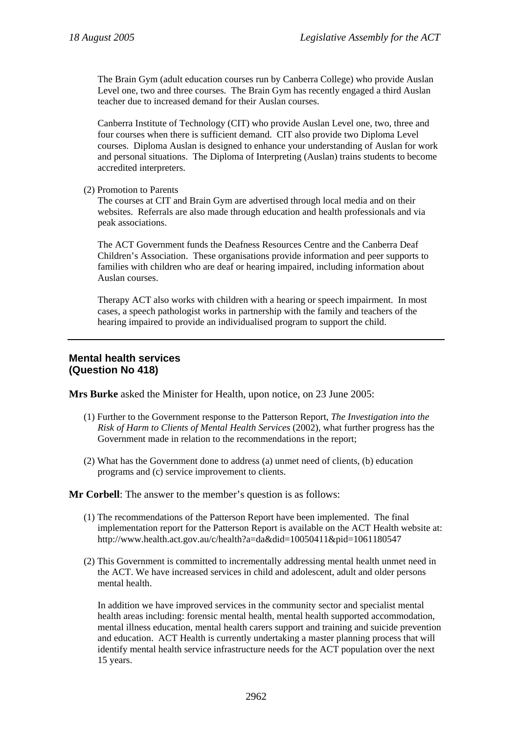The Brain Gym (adult education courses run by Canberra College) who provide Auslan Level one, two and three courses. The Brain Gym has recently engaged a third Auslan teacher due to increased demand for their Auslan courses.

Canberra Institute of Technology (CIT) who provide Auslan Level one, two, three and four courses when there is sufficient demand. CIT also provide two Diploma Level courses. Diploma Auslan is designed to enhance your understanding of Auslan for work and personal situations. The Diploma of Interpreting (Auslan) trains students to become accredited interpreters.

(2) Promotion to Parents
The courses at CIT and Brain Gym are advertised through local media and on their websites. Referrals are also made through education and health professionals and via peak associations.

The ACT Government funds the Deafness Resources Centre and the Canberra Deaf Children's Association. These organisations provide information and peer supports to families with children who are deaf or hearing impaired, including information about Auslan courses.

Therapy ACT also works with children with a hearing or speech impairment. In most cases, a speech pathologist works in partnership with the family and teachers of the hearing impaired to provide an individualised program to support the child.

---

## Mental health services
## (Question No 418)

**Mrs Burke** asked the Minister for Health, upon notice, on 23 June 2005:

(1) Further to the Government response to the Patterson Report, *The Investigation into the Risk of Harm to Clients of Mental Health Services* (2002), what further progress has the Government made in relation to the recommendations in the report;

(2) What has the Government done to address (a) unmet need of clients, (b) education programs and (c) service improvement to clients.

**Mr Corbell**: The answer to the member's question is as follows:

(1) The recommendations of the Patterson Report have been implemented. The final implementation report for the Patterson Report is available on the ACT Health website at: http://www.health.act.gov.au/c/health?a=da&did=10050411&pid=1061180547

(2) This Government is committed to incrementally addressing mental health unmet need in the ACT. We have increased services in child and adolescent, adult and older persons mental health.

In addition we have improved services in the community sector and specialist mental health areas including: forensic mental health, mental health supported accommodation, mental illness education, mental health carers support and training and suicide prevention and education. ACT Health is currently undertaking a master planning process that will identify mental health service infrastructure needs for the ACT population over the next 15 years.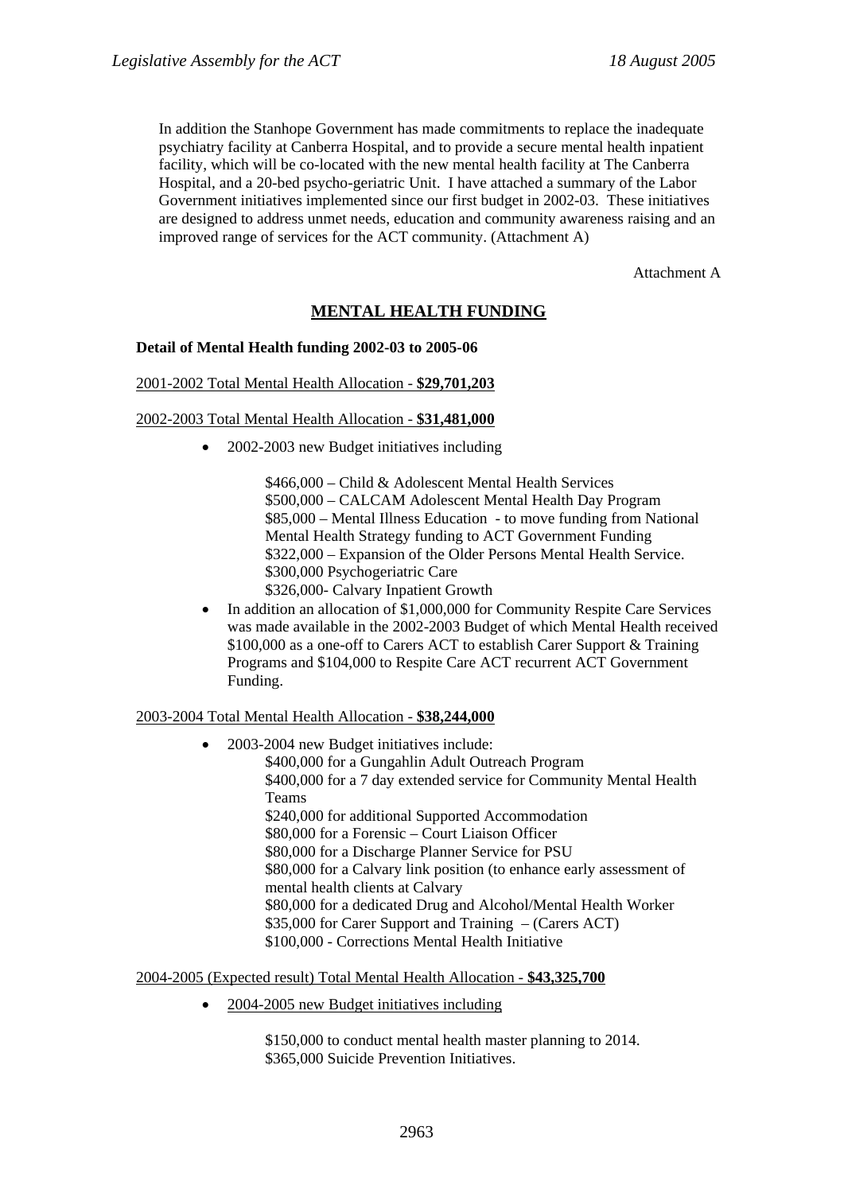In addition the Stanhope Government has made commitments to replace the inadequate psychiatry facility at Canberra Hospital, and to provide a secure mental health inpatient facility, which will be co-located with the new mental health facility at The Canberra Hospital, and a 20-bed psycho-geriatric Unit. I have attached a summary of the Labor Government initiatives implemented since our first budget in 2002-03. These initiatives are designed to address unmet needs, education and community awareness raising and an improved range of services for the ACT community. (Attachment A)

Attachment A

## MENTAL HEALTH FUNDING

**Detail of Mental Health funding 2002-03 to 2005-06**

2001-2002 Total Mental Health Allocation - **$29,701,203**

2002-2003 Total Mental Health Allocation - **$31,481,000**

- 2002-2003 new Budget initiatives including

  $466,000 – Child & Adolescent Mental Health Services
  $500,000 – CALCAM Adolescent Mental Health Day Program
  $85,000 – Mental Illness Education - to move funding from National Mental Health Strategy funding to ACT Government Funding
  $322,000 – Expansion of the Older Persons Mental Health Service.
  $300,000 Psychogeriatric Care
  $326,000- Calvary Inpatient Growth
- In addition an allocation of $1,000,000 for Community Respite Care Services was made available in the 2002-2003 Budget of which Mental Health received $100,000 as a one-off to Carers ACT to establish Carer Support & Training Programs and $104,000 to Respite Care ACT recurrent ACT Government Funding.

2003-2004 Total Mental Health Allocation - **$38,244,000**

- 2003-2004 new Budget initiatives include:
  $400,000 for a Gungahlin Adult Outreach Program
  $400,000 for a 7 day extended service for Community Mental Health Teams
  $240,000 for additional Supported Accommodation
  $80,000 for a Forensic – Court Liaison Officer
  $80,000 for a Discharge Planner Service for PSU
  $80,000 for a Calvary link position (to enhance early assessment of mental health clients at Calvary
  $80,000 for a dedicated Drug and Alcohol/Mental Health Worker
  $35,000 for Carer Support and Training – (Carers ACT)
  $100,000 - Corrections Mental Health Initiative

2004-2005 (Expected result) Total Mental Health Allocation - **$43,325,700**

- 2004-2005 new Budget initiatives including

  $150,000 to conduct mental health master planning to 2014.
  $365,000 Suicide Prevention Initiatives.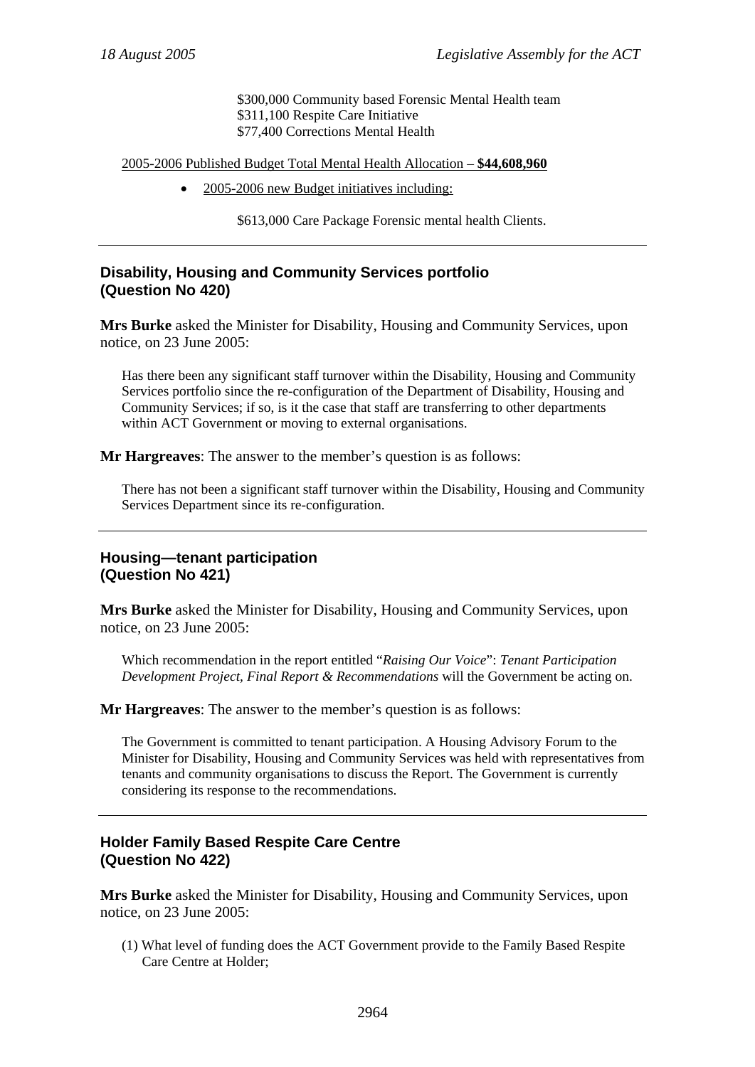$300,000 Community based Forensic Mental Health team
$311,100 Respite Care Initiative
$77,400 Corrections Mental Health

2005-2006 Published Budget Total Mental Health Allocation – **$44,608,960**

- 2005-2006 new Budget initiatives including:

$613,000 Care Package Forensic mental health Clients.

---

### Disability, Housing and Community Services portfolio (Question No 420)

**Mrs Burke** asked the Minister for Disability, Housing and Community Services, upon notice, on 23 June 2005:

Has there been any significant staff turnover within the Disability, Housing and Community Services portfolio since the re-configuration of the Department of Disability, Housing and Community Services; if so, is it the case that staff are transferring to other departments within ACT Government or moving to external organisations.

**Mr Hargreaves**: The answer to the member's question is as follows:

There has not been a significant staff turnover within the Disability, Housing and Community Services Department since its re-configuration.

---

### Housing—tenant participation (Question No 421)

**Mrs Burke** asked the Minister for Disability, Housing and Community Services, upon notice, on 23 June 2005:

Which recommendation in the report entitled "*Raising Our Voice*": *Tenant Participation Development Project, Final Report & Recommendations* will the Government be acting on.

**Mr Hargreaves**: The answer to the member's question is as follows:

The Government is committed to tenant participation. A Housing Advisory Forum to the Minister for Disability, Housing and Community Services was held with representatives from tenants and community organisations to discuss the Report. The Government is currently considering its response to the recommendations.

---

### Holder Family Based Respite Care Centre (Question No 422)

**Mrs Burke** asked the Minister for Disability, Housing and Community Services, upon notice, on 23 June 2005:

(1) What level of funding does the ACT Government provide to the Family Based Respite Care Centre at Holder;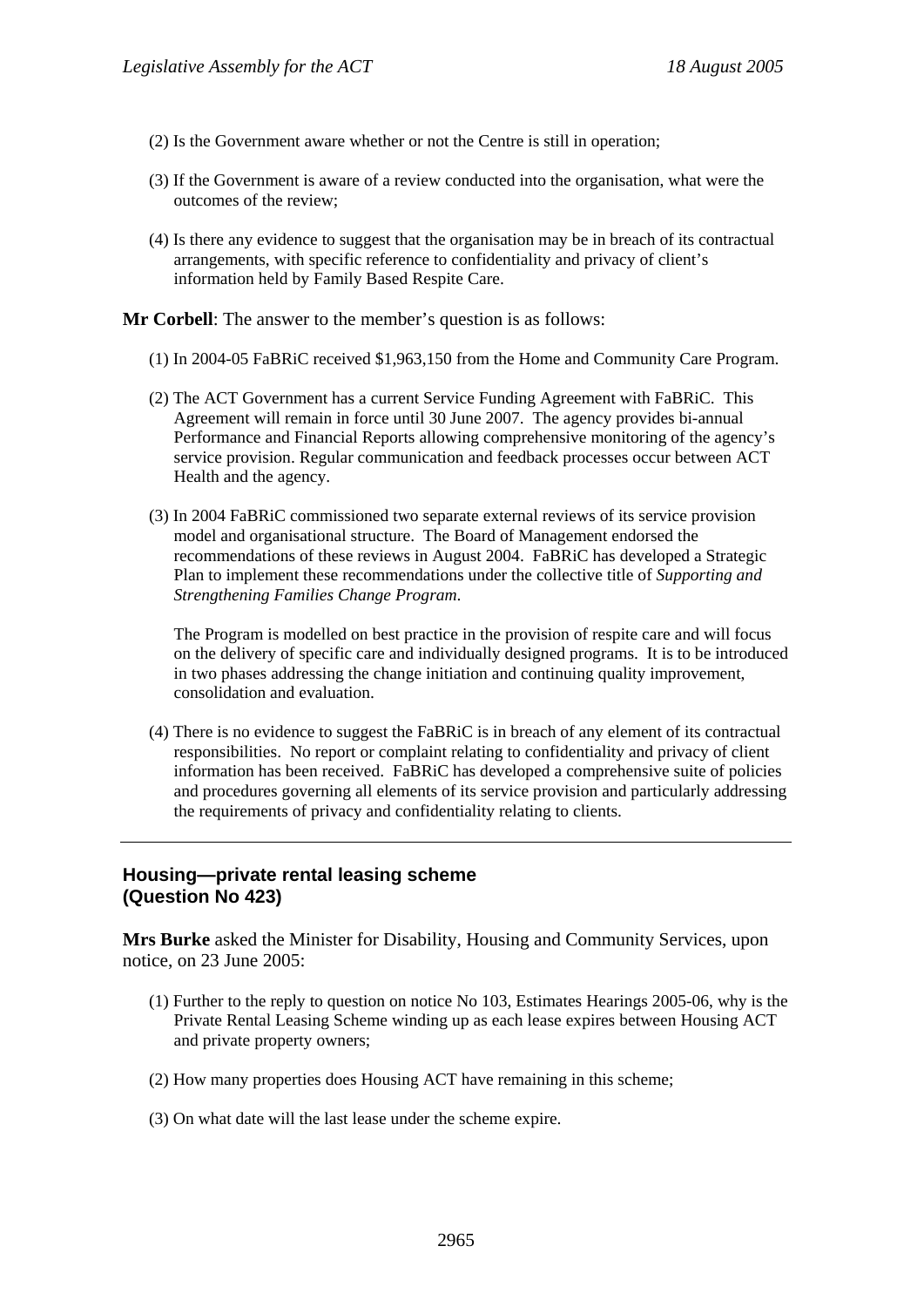(2) Is the Government aware whether or not the Centre is still in operation;

(3) If the Government is aware of a review conducted into the organisation, what were the outcomes of the review;

(4) Is there any evidence to suggest that the organisation may be in breach of its contractual arrangements, with specific reference to confidentiality and privacy of client's information held by Family Based Respite Care.

**Mr Corbell**: The answer to the member's question is as follows:

(1) In 2004-05 FaBRiC received $1,963,150 from the Home and Community Care Program.

(2) The ACT Government has a current Service Funding Agreement with FaBRiC. This Agreement will remain in force until 30 June 2007. The agency provides bi-annual Performance and Financial Reports allowing comprehensive monitoring of the agency's service provision. Regular communication and feedback processes occur between ACT Health and the agency.

(3) In 2004 FaBRiC commissioned two separate external reviews of its service provision model and organisational structure. The Board of Management endorsed the recommendations of these reviews in August 2004. FaBRiC has developed a Strategic Plan to implement these recommendations under the collective title of *Supporting and Strengthening Families Change Program*.

The Program is modelled on best practice in the provision of respite care and will focus on the delivery of specific care and individually designed programs. It is to be introduced in two phases addressing the change initiation and continuing quality improvement, consolidation and evaluation.

(4) There is no evidence to suggest the FaBRiC is in breach of any element of its contractual responsibilities. No report or complaint relating to confidentiality and privacy of client information has been received. FaBRiC has developed a comprehensive suite of policies and procedures governing all elements of its service provision and particularly addressing the requirements of privacy and confidentiality relating to clients.

---

## Housing—private rental leasing scheme (Question No 423)

**Mrs Burke** asked the Minister for Disability, Housing and Community Services, upon notice, on 23 June 2005:

(1) Further to the reply to question on notice No 103, Estimates Hearings 2005-06, why is the Private Rental Leasing Scheme winding up as each lease expires between Housing ACT and private property owners;

(2) How many properties does Housing ACT have remaining in this scheme;

(3) On what date will the last lease under the scheme expire.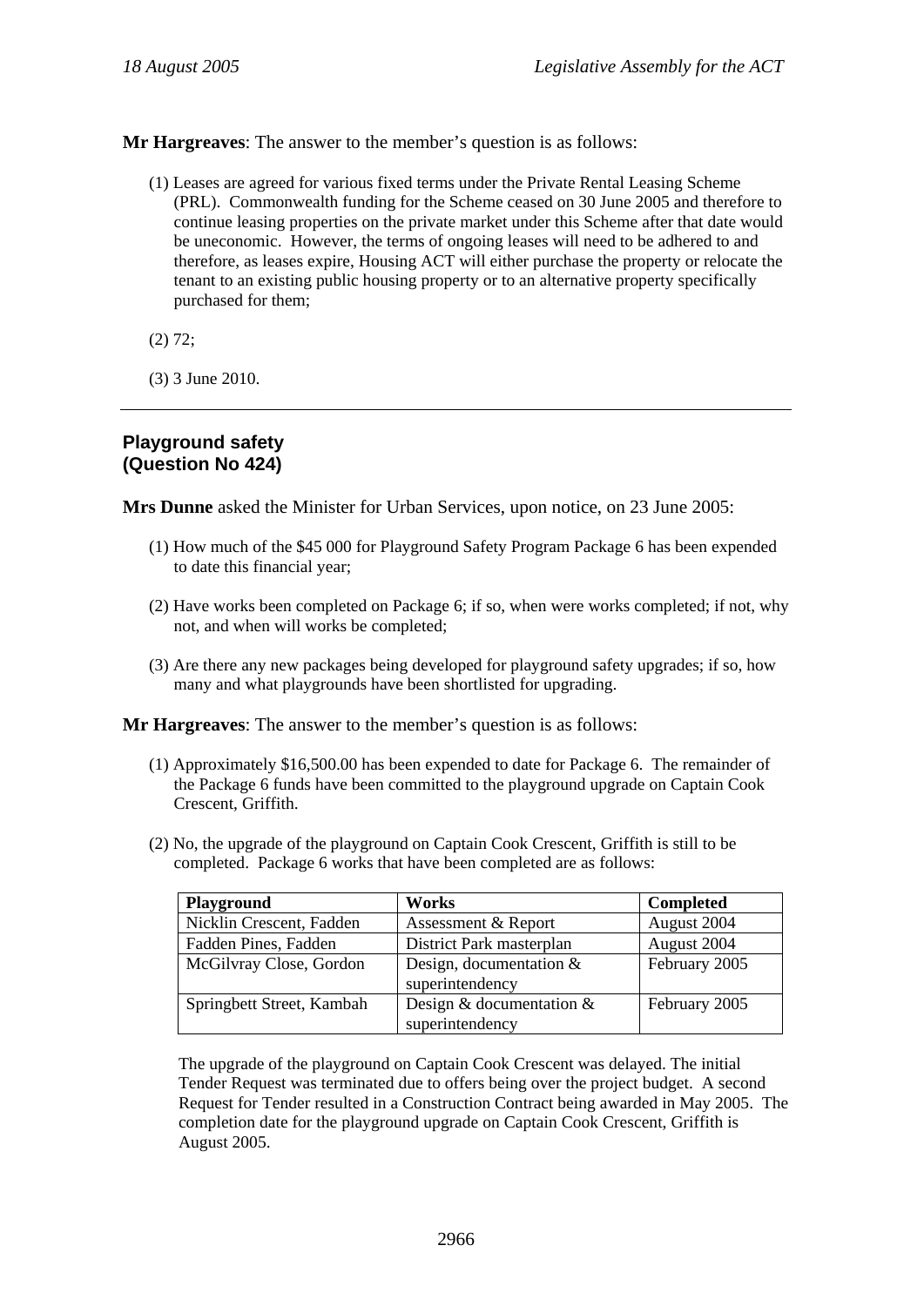**Mr Hargreaves**: The answer to the member's question is as follows:

(1) Leases are agreed for various fixed terms under the Private Rental Leasing Scheme (PRL). Commonwealth funding for the Scheme ceased on 30 June 2005 and therefore to continue leasing properties on the private market under this Scheme after that date would be uneconomic. However, the terms of ongoing leases will need to be adhered to and therefore, as leases expire, Housing ACT will either purchase the property or relocate the tenant to an existing public housing property or to an alternative property specifically purchased for them;

(2) 72;

(3) 3 June 2010.

---

## Playground safety (Question No 424)

**Mrs Dunne** asked the Minister for Urban Services, upon notice, on 23 June 2005:

(1) How much of the $45 000 for Playground Safety Program Package 6 has been expended to date this financial year;

(2) Have works been completed on Package 6; if so, when were works completed; if not, why not, and when will works be completed;

(3) Are there any new packages being developed for playground safety upgrades; if so, how many and what playgrounds have been shortlisted for upgrading.

**Mr Hargreaves**: The answer to the member's question is as follows:

(1) Approximately $16,500.00 has been expended to date for Package 6. The remainder of the Package 6 funds have been committed to the playground upgrade on Captain Cook Crescent, Griffith.

(2) No, the upgrade of the playground on Captain Cook Crescent, Griffith is still to be completed. Package 6 works that have been completed are as follows:

| Playground | Works | Completed |
|---|---|---|
| Nicklin Crescent, Fadden | Assessment & Report | August 2004 |
| Fadden Pines, Fadden | District Park masterplan | August 2004 |
| McGilvray Close, Gordon | Design, documentation & superintendency | February 2005 |
| Springbett Street, Kambah | Design & documentation & superintendency | February 2005 |

The upgrade of the playground on Captain Cook Crescent was delayed. The initial Tender Request was terminated due to offers being over the project budget. A second Request for Tender resulted in a Construction Contract being awarded in May 2005. The completion date for the playground upgrade on Captain Cook Crescent, Griffith is August 2005.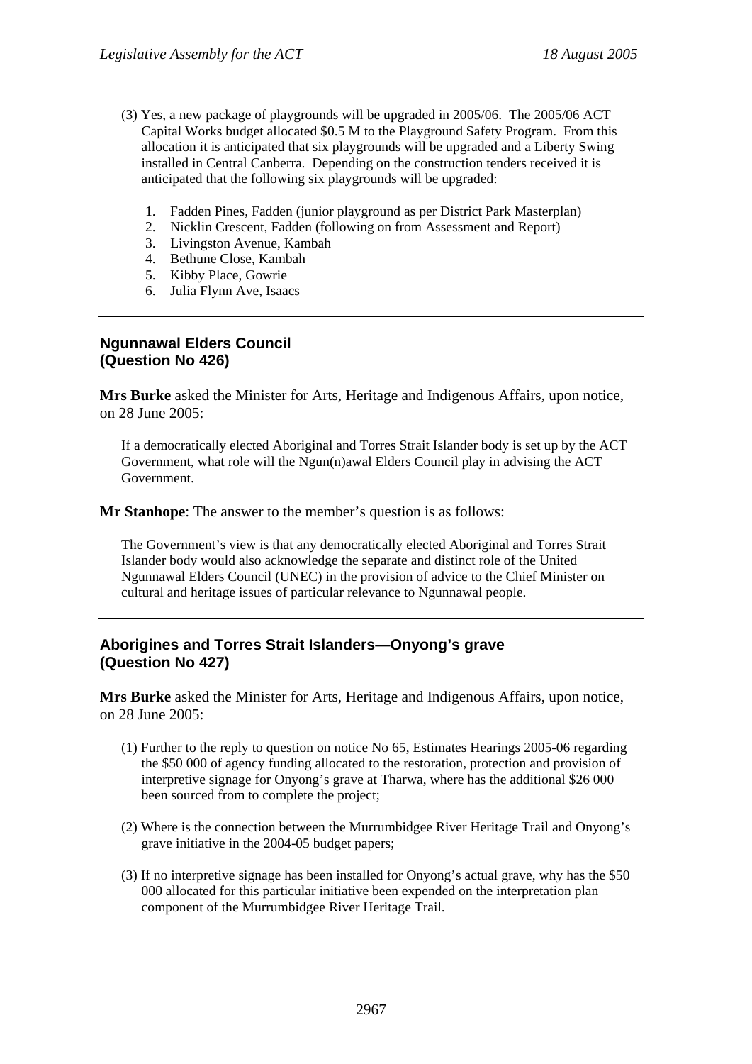(3) Yes, a new package of playgrounds will be upgraded in 2005/06. The 2005/06 ACT Capital Works budget allocated \$0.5 M to the Playground Safety Program. From this allocation it is anticipated that six playgrounds will be upgraded and a Liberty Swing installed in Central Canberra. Depending on the construction tenders received it is anticipated that the following six playgrounds will be upgraded:

1. Fadden Pines, Fadden (junior playground as per District Park Masterplan)
2. Nicklin Crescent, Fadden (following on from Assessment and Report)
3. Livingston Avenue, Kambah
4. Bethune Close, Kambah
5. Kibby Place, Gowrie
6. Julia Flynn Ave, Isaacs

---

### Ngunnawal Elders Council (Question No 426)

**Mrs Burke** asked the Minister for Arts, Heritage and Indigenous Affairs, upon notice, on 28 June 2005:

If a democratically elected Aboriginal and Torres Strait Islander body is set up by the ACT Government, what role will the Ngun(n)awal Elders Council play in advising the ACT Government.

**Mr Stanhope**: The answer to the member's question is as follows:

The Government's view is that any democratically elected Aboriginal and Torres Strait Islander body would also acknowledge the separate and distinct role of the United Ngunnawal Elders Council (UNEC) in the provision of advice to the Chief Minister on cultural and heritage issues of particular relevance to Ngunnawal people.

---

### Aborigines and Torres Strait Islanders—Onyong's grave (Question No 427)

**Mrs Burke** asked the Minister for Arts, Heritage and Indigenous Affairs, upon notice, on 28 June 2005:

(1) Further to the reply to question on notice No 65, Estimates Hearings 2005-06 regarding the \$50 000 of agency funding allocated to the restoration, protection and provision of interpretive signage for Onyong's grave at Tharwa, where has the additional \$26 000 been sourced from to complete the project;

(2) Where is the connection between the Murrumbidgee River Heritage Trail and Onyong's grave initiative in the 2004-05 budget papers;

(3) If no interpretive signage has been installed for Onyong's actual grave, why has the \$50 000 allocated for this particular initiative been expended on the interpretation plan component of the Murrumbidgee River Heritage Trail.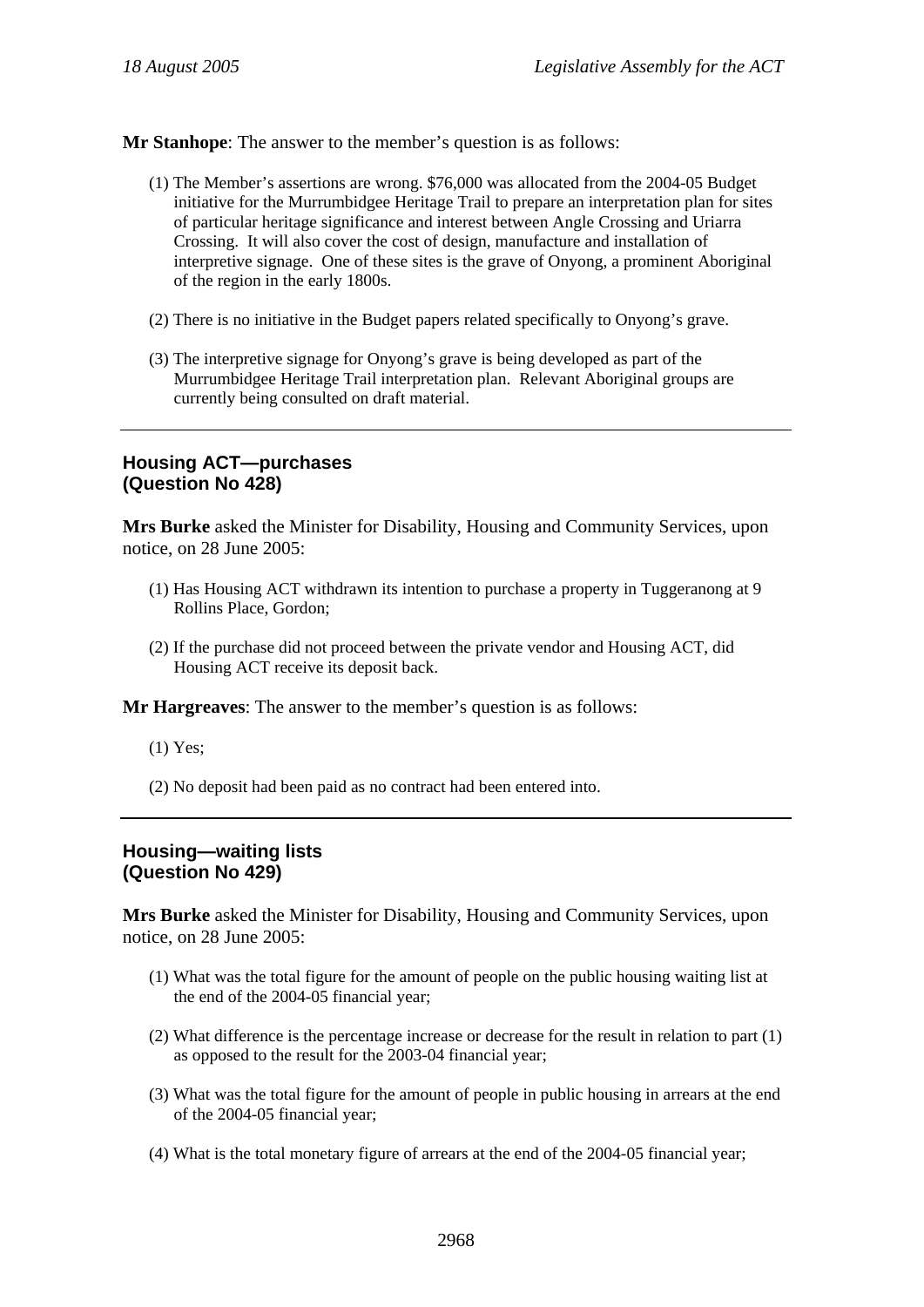**Mr Stanhope**: The answer to the member's question is as follows:

(1) The Member's assertions are wrong. $76,000 was allocated from the 2004-05 Budget initiative for the Murrumbidgee Heritage Trail to prepare an interpretation plan for sites of particular heritage significance and interest between Angle Crossing and Uriarra Crossing. It will also cover the cost of design, manufacture and installation of interpretive signage. One of these sites is the grave of Onyong, a prominent Aboriginal of the region in the early 1800s.

(2) There is no initiative in the Budget papers related specifically to Onyong's grave.

(3) The interpretive signage for Onyong's grave is being developed as part of the Murrumbidgee Heritage Trail interpretation plan. Relevant Aboriginal groups are currently being consulted on draft material.

---

## Housing ACT—purchases
## (Question No 428)

**Mrs Burke** asked the Minister for Disability, Housing and Community Services, upon notice, on 28 June 2005:

(1) Has Housing ACT withdrawn its intention to purchase a property in Tuggeranong at 9 Rollins Place, Gordon;

(2) If the purchase did not proceed between the private vendor and Housing ACT, did Housing ACT receive its deposit back.

**Mr Hargreaves**: The answer to the member's question is as follows:

(1) Yes;

(2) No deposit had been paid as no contract had been entered into.

---

## Housing—waiting lists
## (Question No 429)

**Mrs Burke** asked the Minister for Disability, Housing and Community Services, upon notice, on 28 June 2005:

(1) What was the total figure for the amount of people on the public housing waiting list at the end of the 2004-05 financial year;

(2) What difference is the percentage increase or decrease for the result in relation to part (1) as opposed to the result for the 2003-04 financial year;

(3) What was the total figure for the amount of people in public housing in arrears at the end of the 2004-05 financial year;

(4) What is the total monetary figure of arrears at the end of the 2004-05 financial year;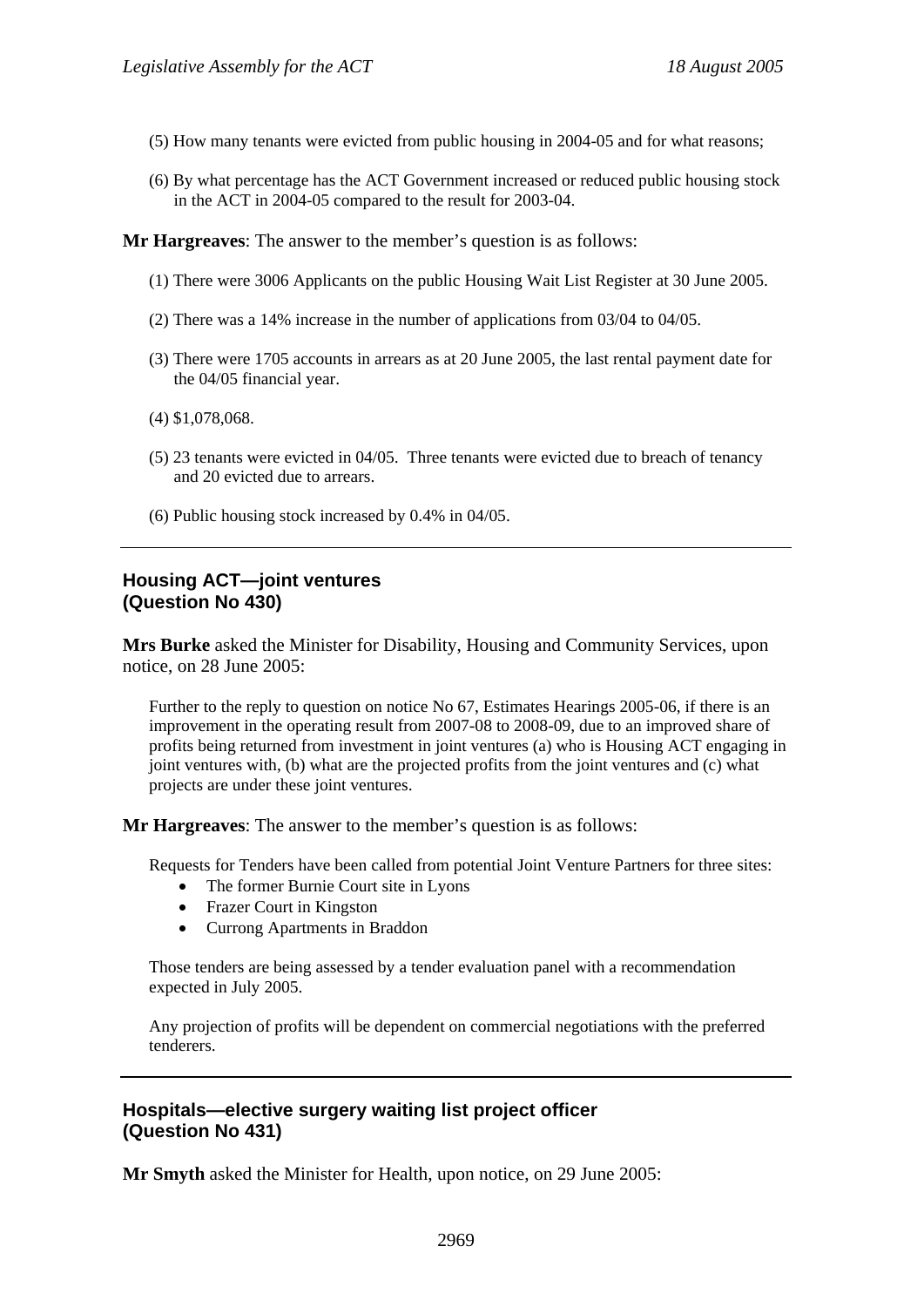(5) How many tenants were evicted from public housing in 2004-05 and for what reasons;

(6) By what percentage has the ACT Government increased or reduced public housing stock in the ACT in 2004-05 compared to the result for 2003-04.

**Mr Hargreaves**: The answer to the member's question is as follows:

(1) There were 3006 Applicants on the public Housing Wait List Register at 30 June 2005.

(2) There was a 14% increase in the number of applications from 03/04 to 04/05.

(3) There were 1705 accounts in arrears as at 20 June 2005, the last rental payment date for the 04/05 financial year.

(4) $1,078,068.

(5) 23 tenants were evicted in 04/05. Three tenants were evicted due to breach of tenancy and 20 evicted due to arrears.

(6) Public housing stock increased by 0.4% in 04/05.

---

## Housing ACT—joint ventures (Question No 430)

**Mrs Burke** asked the Minister for Disability, Housing and Community Services, upon notice, on 28 June 2005:

Further to the reply to question on notice No 67, Estimates Hearings 2005-06, if there is an improvement in the operating result from 2007-08 to 2008-09, due to an improved share of profits being returned from investment in joint ventures (a) who is Housing ACT engaging in joint ventures with, (b) what are the projected profits from the joint ventures and (c) what projects are under these joint ventures.

**Mr Hargreaves**: The answer to the member's question is as follows:

Requests for Tenders have been called from potential Joint Venture Partners for three sites:

- The former Burnie Court site in Lyons
- Frazer Court in Kingston
- Currong Apartments in Braddon

Those tenders are being assessed by a tender evaluation panel with a recommendation expected in July 2005.

Any projection of profits will be dependent on commercial negotiations with the preferred tenderers.

---

## Hospitals—elective surgery waiting list project officer (Question No 431)

**Mr Smyth** asked the Minister for Health, upon notice, on 29 June 2005: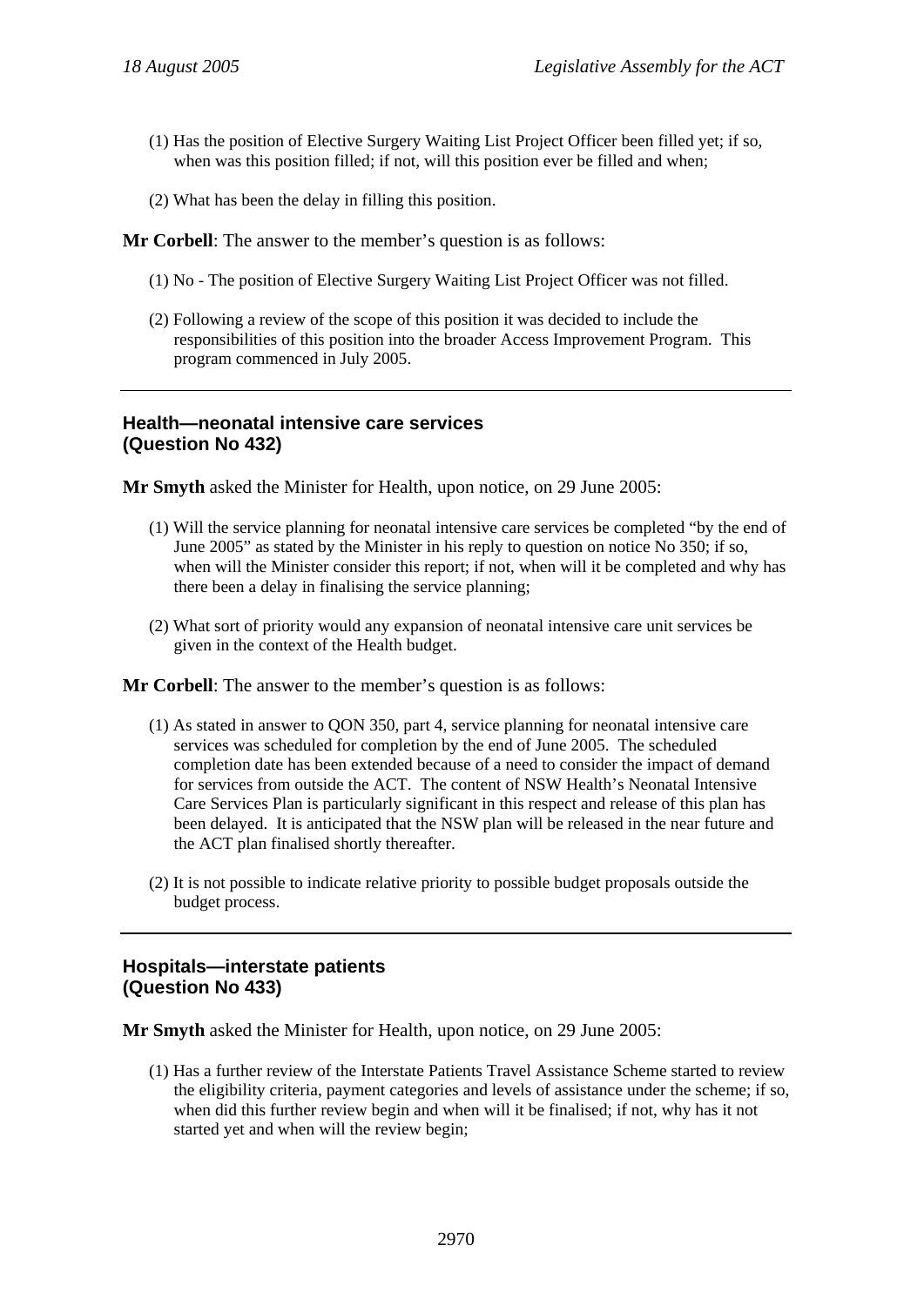(1) Has the position of Elective Surgery Waiting List Project Officer been filled yet; if so, when was this position filled; if not, will this position ever be filled and when;

(2) What has been the delay in filling this position.

**Mr Corbell**: The answer to the member's question is as follows:

(1) No - The position of Elective Surgery Waiting List Project Officer was not filled.

(2) Following a review of the scope of this position it was decided to include the responsibilities of this position into the broader Access Improvement Program. This program commenced in July 2005.

---

### Health—neonatal intensive care services (Question No 432)

**Mr Smyth** asked the Minister for Health, upon notice, on 29 June 2005:

(1) Will the service planning for neonatal intensive care services be completed "by the end of June 2005" as stated by the Minister in his reply to question on notice No 350; if so, when will the Minister consider this report; if not, when will it be completed and why has there been a delay in finalising the service planning;

(2) What sort of priority would any expansion of neonatal intensive care unit services be given in the context of the Health budget.

**Mr Corbell**: The answer to the member's question is as follows:

(1) As stated in answer to QON 350, part 4, service planning for neonatal intensive care services was scheduled for completion by the end of June 2005. The scheduled completion date has been extended because of a need to consider the impact of demand for services from outside the ACT. The content of NSW Health's Neonatal Intensive Care Services Plan is particularly significant in this respect and release of this plan has been delayed. It is anticipated that the NSW plan will be released in the near future and the ACT plan finalised shortly thereafter.

(2) It is not possible to indicate relative priority to possible budget proposals outside the budget process.

---

### Hospitals—interstate patients (Question No 433)

**Mr Smyth** asked the Minister for Health, upon notice, on 29 June 2005:

(1) Has a further review of the Interstate Patients Travel Assistance Scheme started to review the eligibility criteria, payment categories and levels of assistance under the scheme; if so, when did this further review begin and when will it be finalised; if not, why has it not started yet and when will the review begin;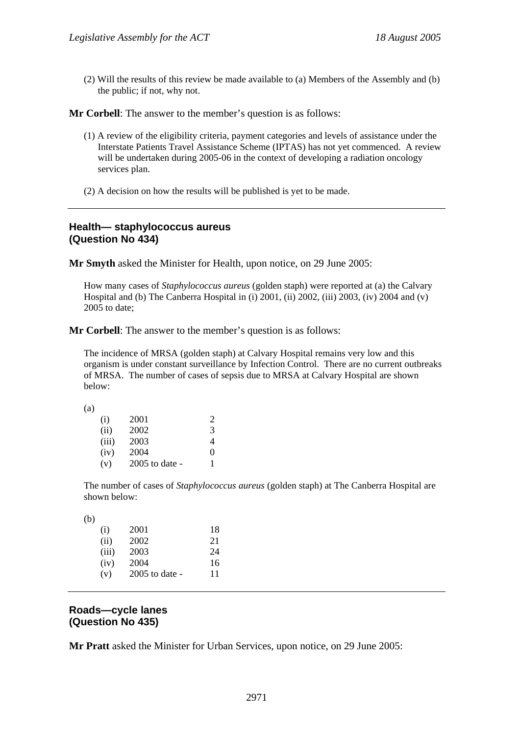(2) Will the results of this review be made available to (a) Members of the Assembly and (b) the public; if not, why not.

**Mr Corbell**: The answer to the member's question is as follows:

(1) A review of the eligibility criteria, payment categories and levels of assistance under the Interstate Patients Travel Assistance Scheme (IPTAS) has not yet commenced. A review will be undertaken during 2005-06 in the context of developing a radiation oncology services plan.

(2) A decision on how the results will be published is yet to be made.

---

## Health— staphylococcus aureus (Question No 434)

**Mr Smyth** asked the Minister for Health, upon notice, on 29 June 2005:

How many cases of *Staphylococcus aureus* (golden staph) were reported at (a) the Calvary Hospital and (b) The Canberra Hospital in (i) 2001, (ii) 2002, (iii) 2003, (iv) 2004 and (v) 2005 to date;

**Mr Corbell**: The answer to the member's question is as follows:

The incidence of MRSA (golden staph) at Calvary Hospital remains very low and this organism is under constant surveillance by Infection Control. There are no current outbreaks of MRSA. The number of cases of sepsis due to MRSA at Calvary Hospital are shown below:

(a)

| | | |
|---|---|---|
| (i) | 2001 | 2 |
| (ii) | 2002 | 3 |
| (iii) | 2003 | 4 |
| (iv) | 2004 | 0 |
| (v) | 2005 to date - | 1 |

The number of cases of *Staphylococcus aureus* (golden staph) at The Canberra Hospital are shown below:

(b)

| | | |
|---|---|---|
| (i) | 2001 | 18 |
| (ii) | 2002 | 21 |
| (iii) | 2003 | 24 |
| (iv) | 2004 | 16 |
| (v) | 2005 to date - | 11 |

---

## Roads—cycle lanes (Question No 435)

**Mr Pratt** asked the Minister for Urban Services, upon notice, on 29 June 2005: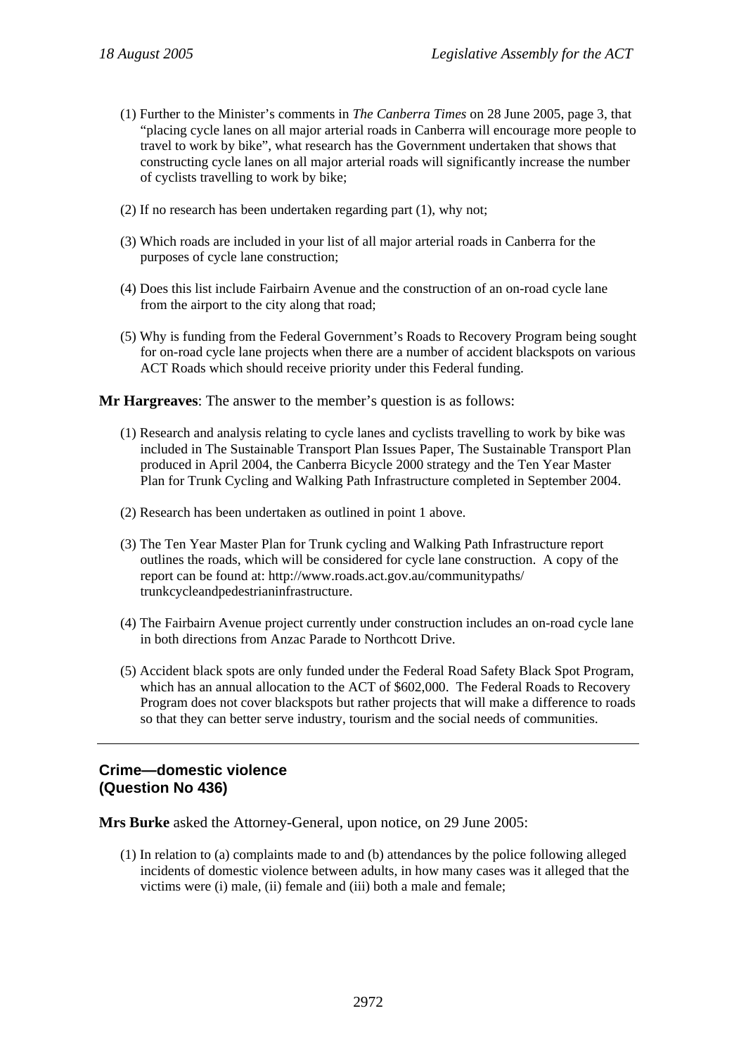(1) Further to the Minister's comments in *The Canberra Times* on 28 June 2005, page 3, that "placing cycle lanes on all major arterial roads in Canberra will encourage more people to travel to work by bike", what research has the Government undertaken that shows that constructing cycle lanes on all major arterial roads will significantly increase the number of cyclists travelling to work by bike;

(2) If no research has been undertaken regarding part (1), why not;

(3) Which roads are included in your list of all major arterial roads in Canberra for the purposes of cycle lane construction;

(4) Does this list include Fairbairn Avenue and the construction of an on-road cycle lane from the airport to the city along that road;

(5) Why is funding from the Federal Government's Roads to Recovery Program being sought for on-road cycle lane projects when there are a number of accident blackspots on various ACT Roads which should receive priority under this Federal funding.

**Mr Hargreaves**: The answer to the member's question is as follows:

(1) Research and analysis relating to cycle lanes and cyclists travelling to work by bike was included in The Sustainable Transport Plan Issues Paper, The Sustainable Transport Plan produced in April 2004, the Canberra Bicycle 2000 strategy and the Ten Year Master Plan for Trunk Cycling and Walking Path Infrastructure completed in September 2004.

(2) Research has been undertaken as outlined in point 1 above.

(3) The Ten Year Master Plan for Trunk cycling and Walking Path Infrastructure report outlines the roads, which will be considered for cycle lane construction. A copy of the report can be found at: http://www.roads.act.gov.au/communitypaths/trunkcycleandpedestrianinfrastructure.

(4) The Fairbairn Avenue project currently under construction includes an on-road cycle lane in both directions from Anzac Parade to Northcott Drive.

(5) Accident black spots are only funded under the Federal Road Safety Black Spot Program, which has an annual allocation to the ACT of $602,000. The Federal Roads to Recovery Program does not cover blackspots but rather projects that will make a difference to roads so that they can better serve industry, tourism and the social needs of communities.

---

## Crime—domestic violence (Question No 436)

**Mrs Burke** asked the Attorney-General, upon notice, on 29 June 2005:

(1) In relation to (a) complaints made to and (b) attendances by the police following alleged incidents of domestic violence between adults, in how many cases was it alleged that the victims were (i) male, (ii) female and (iii) both a male and female;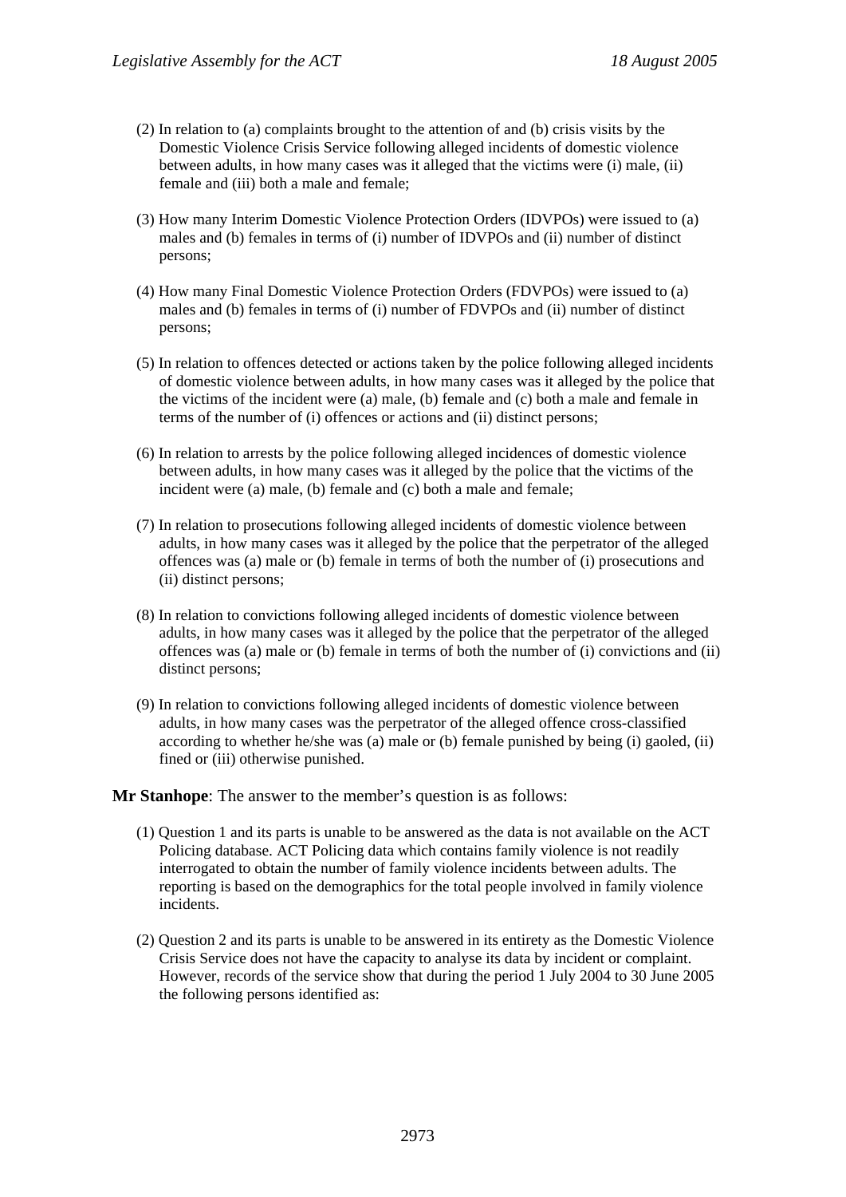(2) In relation to (a) complaints brought to the attention of and (b) crisis visits by the Domestic Violence Crisis Service following alleged incidents of domestic violence between adults, in how many cases was it alleged that the victims were (i) male, (ii) female and (iii) both a male and female;

(3) How many Interim Domestic Violence Protection Orders (IDVPOs) were issued to (a) males and (b) females in terms of (i) number of IDVPOs and (ii) number of distinct persons;

(4) How many Final Domestic Violence Protection Orders (FDVPOs) were issued to (a) males and (b) females in terms of (i) number of FDVPOs and (ii) number of distinct persons;

(5) In relation to offences detected or actions taken by the police following alleged incidents of domestic violence between adults, in how many cases was it alleged by the police that the victims of the incident were (a) male, (b) female and (c) both a male and female in terms of the number of (i) offences or actions and (ii) distinct persons;

(6) In relation to arrests by the police following alleged incidences of domestic violence between adults, in how many cases was it alleged by the police that the victims of the incident were (a) male, (b) female and (c) both a male and female;

(7) In relation to prosecutions following alleged incidents of domestic violence between adults, in how many cases was it alleged by the police that the perpetrator of the alleged offences was (a) male or (b) female in terms of both the number of (i) prosecutions and (ii) distinct persons;

(8) In relation to convictions following alleged incidents of domestic violence between adults, in how many cases was it alleged by the police that the perpetrator of the alleged offences was (a) male or (b) female in terms of both the number of (i) convictions and (ii) distinct persons;

(9) In relation to convictions following alleged incidents of domestic violence between adults, in how many cases was the perpetrator of the alleged offence cross-classified according to whether he/she was (a) male or (b) female punished by being (i) gaoled, (ii) fined or (iii) otherwise punished.

**Mr Stanhope**: The answer to the member's question is as follows:

(1) Question 1 and its parts is unable to be answered as the data is not available on the ACT Policing database. ACT Policing data which contains family violence is not readily interrogated to obtain the number of family violence incidents between adults. The reporting is based on the demographics for the total people involved in family violence incidents.

(2) Question 2 and its parts is unable to be answered in its entirety as the Domestic Violence Crisis Service does not have the capacity to analyse its data by incident or complaint. However, records of the service show that during the period 1 July 2004 to 30 June 2005 the following persons identified as: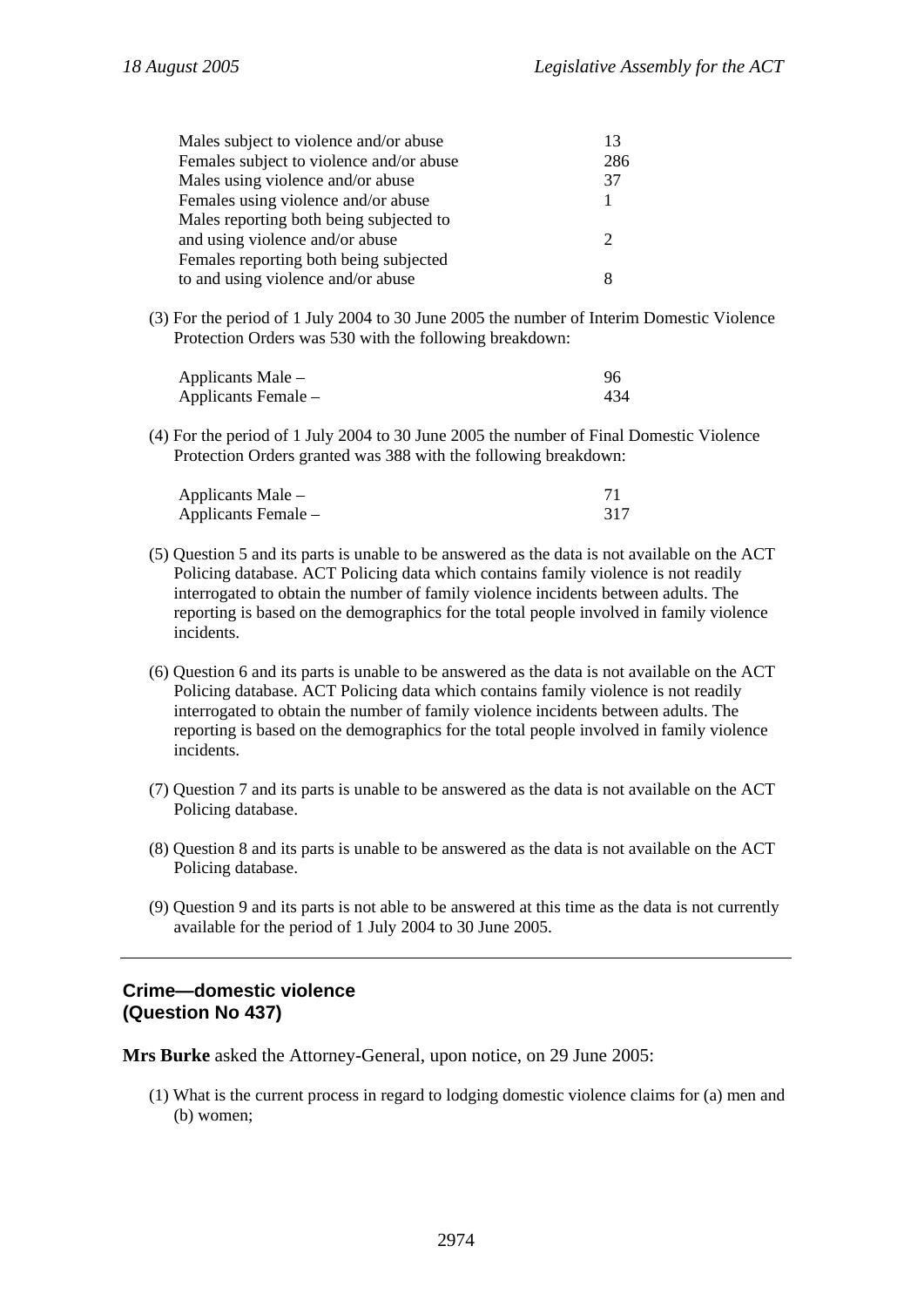| | |
|---|---|
| Males subject to violence and/or abuse | 13 |
| Females subject to violence and/or abuse | 286 |
| Males using violence and/or abuse | 37 |
| Females using violence and/or abuse | 1 |
| Males reporting both being subjected to and using violence and/or abuse | 2 |
| Females reporting both being subjected to and using violence and/or abuse | 8 |

(3) For the period of 1 July 2004 to 30 June 2005 the number of Interim Domestic Violence Protection Orders was 530 with the following breakdown:

| | |
|---|---|
| Applicants Male – | 96 |
| Applicants Female – | 434 |

(4) For the period of 1 July 2004 to 30 June 2005 the number of Final Domestic Violence Protection Orders granted was 388 with the following breakdown:

| | |
|---|---|
| Applicants Male – | 71 |
| Applicants Female – | 317 |

(5) Question 5 and its parts is unable to be answered as the data is not available on the ACT Policing database. ACT Policing data which contains family violence is not readily interrogated to obtain the number of family violence incidents between adults. The reporting is based on the demographics for the total people involved in family violence incidents.

(6) Question 6 and its parts is unable to be answered as the data is not available on the ACT Policing database. ACT Policing data which contains family violence is not readily interrogated to obtain the number of family violence incidents between adults. The reporting is based on the demographics for the total people involved in family violence incidents.

(7) Question 7 and its parts is unable to be answered as the data is not available on the ACT Policing database.

(8) Question 8 and its parts is unable to be answered as the data is not available on the ACT Policing database.

(9) Question 9 and its parts is not able to be answered at this time as the data is not currently available for the period of 1 July 2004 to 30 June 2005.

---

## Crime—domestic violence (Question No 437)

**Mrs Burke** asked the Attorney-General, upon notice, on 29 June 2005:

(1) What is the current process in regard to lodging domestic violence claims for (a) men and (b) women;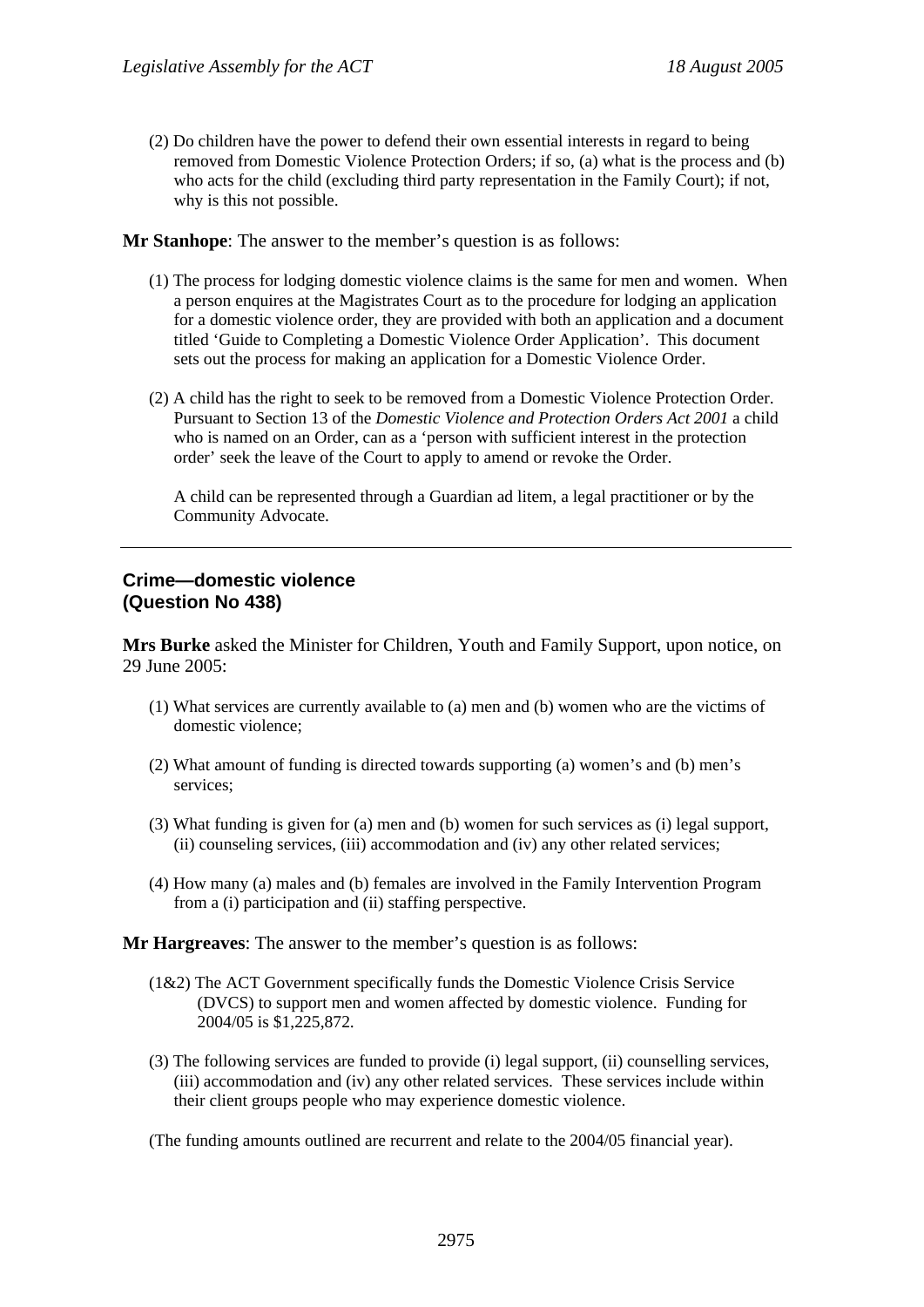(2) Do children have the power to defend their own essential interests in regard to being removed from Domestic Violence Protection Orders; if so, (a) what is the process and (b) who acts for the child (excluding third party representation in the Family Court); if not, why is this not possible.

**Mr Stanhope**: The answer to the member's question is as follows:

(1) The process for lodging domestic violence claims is the same for men and women. When a person enquires at the Magistrates Court as to the procedure for lodging an application for a domestic violence order, they are provided with both an application and a document titled 'Guide to Completing a Domestic Violence Order Application'. This document sets out the process for making an application for a Domestic Violence Order.

(2) A child has the right to seek to be removed from a Domestic Violence Protection Order. Pursuant to Section 13 of the *Domestic Violence and Protection Orders Act 2001* a child who is named on an Order, can as a 'person with sufficient interest in the protection order' seek the leave of the Court to apply to amend or revoke the Order.

A child can be represented through a Guardian ad litem, a legal practitioner or by the Community Advocate.

---

## Crime—domestic violence (Question No 438)

**Mrs Burke** asked the Minister for Children, Youth and Family Support, upon notice, on 29 June 2005:

(1) What services are currently available to (a) men and (b) women who are the victims of domestic violence;

(2) What amount of funding is directed towards supporting (a) women's and (b) men's services;

(3) What funding is given for (a) men and (b) women for such services as (i) legal support, (ii) counseling services, (iii) accommodation and (iv) any other related services;

(4) How many (a) males and (b) females are involved in the Family Intervention Program from a (i) participation and (ii) staffing perspective.

**Mr Hargreaves**: The answer to the member's question is as follows:

(1&2) The ACT Government specifically funds the Domestic Violence Crisis Service (DVCS) to support men and women affected by domestic violence. Funding for 2004/05 is $1,225,872.

(3) The following services are funded to provide (i) legal support, (ii) counselling services, (iii) accommodation and (iv) any other related services. These services include within their client groups people who may experience domestic violence.

(The funding amounts outlined are recurrent and relate to the 2004/05 financial year).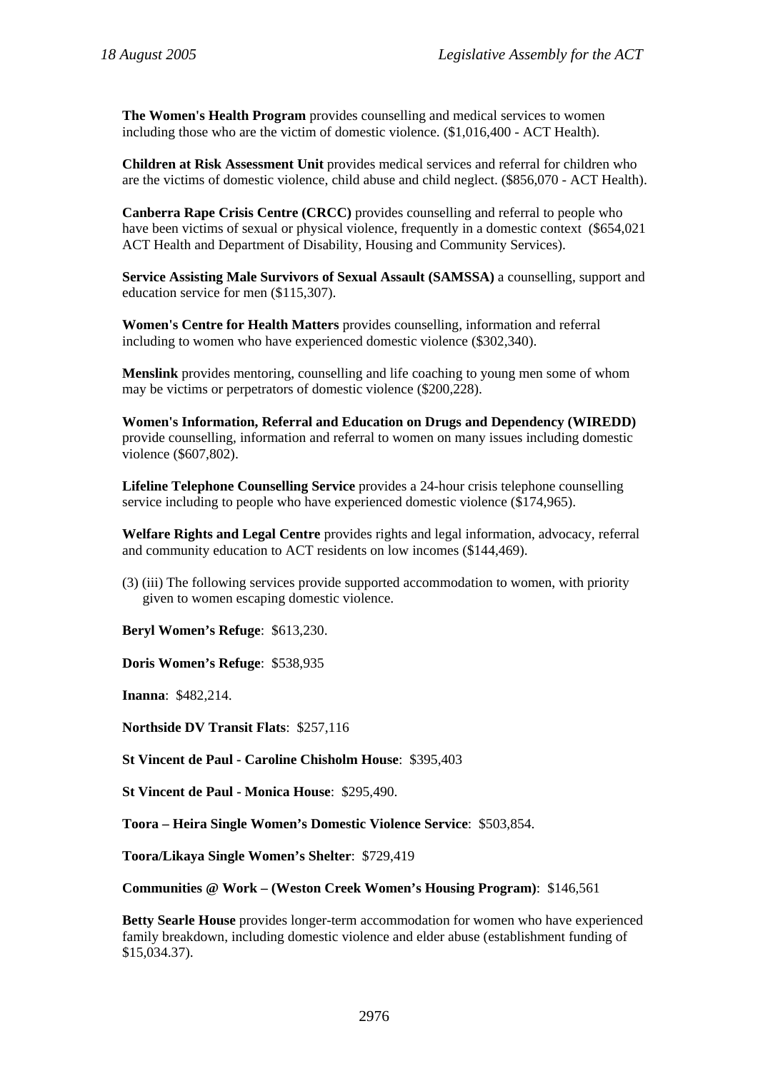**The Women's Health Program** provides counselling and medical services to women including those who are the victim of domestic violence. ($1,016,400 - ACT Health).

**Children at Risk Assessment Unit** provides medical services and referral for children who are the victims of domestic violence, child abuse and child neglect. ($856,070 - ACT Health).

**Canberra Rape Crisis Centre (CRCC)** provides counselling and referral to people who have been victims of sexual or physical violence, frequently in a domestic context ($654,021 ACT Health and Department of Disability, Housing and Community Services).

**Service Assisting Male Survivors of Sexual Assault (SAMSSA)** a counselling, support and education service for men ($115,307).

**Women's Centre for Health Matters** provides counselling, information and referral including to women who have experienced domestic violence ($302,340).

**Menslink** provides mentoring, counselling and life coaching to young men some of whom may be victims or perpetrators of domestic violence ($200,228).

**Women's Information, Referral and Education on Drugs and Dependency (WIREDD)** provide counselling, information and referral to women on many issues including domestic violence ($607,802).

**Lifeline Telephone Counselling Service** provides a 24-hour crisis telephone counselling service including to people who have experienced domestic violence ($174,965).

**Welfare Rights and Legal Centre** provides rights and legal information, advocacy, referral and community education to ACT residents on low incomes ($144,469).

(3) (iii) The following services provide supported accommodation to women, with priority given to women escaping domestic violence.

**Beryl Women's Refuge**: $613,230.

**Doris Women's Refuge**: $538,935

**Inanna**: $482,214.

**Northside DV Transit Flats**: $257,116

**St Vincent de Paul - Caroline Chisholm House**: $395,403

**St Vincent de Paul - Monica House**: $295,490.

**Toora – Heira Single Women's Domestic Violence Service**: $503,854.

**Toora/Likaya Single Women's Shelter**: $729,419

**Communities @ Work – (Weston Creek Women's Housing Program)**: $146,561

**Betty Searle House** provides longer-term accommodation for women who have experienced family breakdown, including domestic violence and elder abuse (establishment funding of $15,034.37).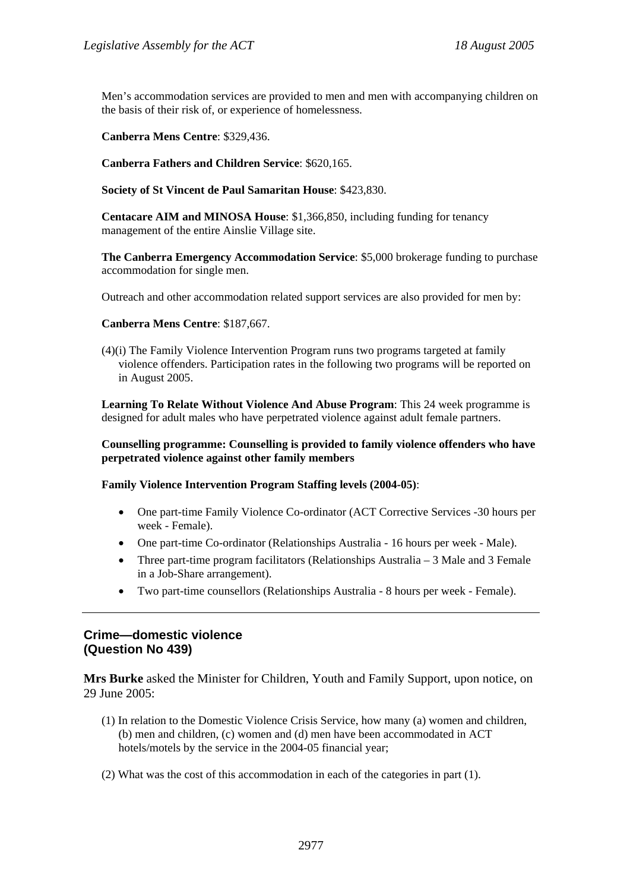Men's accommodation services are provided to men and men with accompanying children on the basis of their risk of, or experience of homelessness.

**Canberra Mens Centre**: $329,436.

**Canberra Fathers and Children Service**: $620,165.

**Society of St Vincent de Paul Samaritan House**: $423,830.

**Centacare AIM and MINOSA House**: $1,366,850, including funding for tenancy management of the entire Ainslie Village site.

**The Canberra Emergency Accommodation Service**: $5,000 brokerage funding to purchase accommodation for single men.

Outreach and other accommodation related support services are also provided for men by:

**Canberra Mens Centre**: $187,667.

(4)(i) The Family Violence Intervention Program runs two programs targeted at family violence offenders. Participation rates in the following two programs will be reported on in August 2005.

**Learning To Relate Without Violence And Abuse Program**: This 24 week programme is designed for adult males who have perpetrated violence against adult female partners.

**Counselling programme: Counselling is provided to family violence offenders who have perpetrated violence against other family members**

**Family Violence Intervention Program Staffing levels (2004-05)**:

- One part-time Family Violence Co-ordinator (ACT Corrective Services -30 hours per week - Female).
- One part-time Co-ordinator (Relationships Australia - 16 hours per week - Male).
- Three part-time program facilitators (Relationships Australia – 3 Male and 3 Female in a Job-Share arrangement).
- Two part-time counsellors (Relationships Australia - 8 hours per week - Female).

---

## Crime—domestic violence (Question No 439)

**Mrs Burke** asked the Minister for Children, Youth and Family Support, upon notice, on 29 June 2005:

(1) In relation to the Domestic Violence Crisis Service, how many (a) women and children, (b) men and children, (c) women and (d) men have been accommodated in ACT hotels/motels by the service in the 2004-05 financial year;

(2) What was the cost of this accommodation in each of the categories in part (1).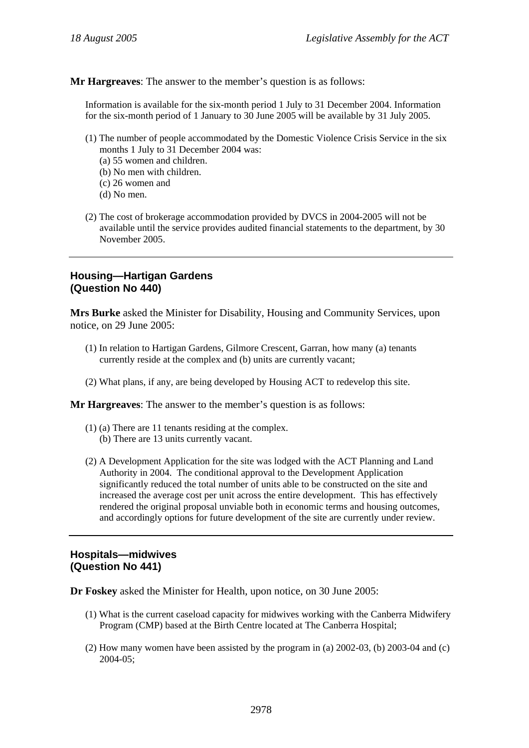**Mr Hargreaves**: The answer to the member's question is as follows:

Information is available for the six-month period 1 July to 31 December 2004. Information for the six-month period of 1 January to 30 June 2005 will be available by 31 July 2005.

(1) The number of people accommodated by the Domestic Violence Crisis Service in the six months 1 July to 31 December 2004 was:
   (a) 55 women and children.
   (b) No men with children.
   (c) 26 women and
   (d) No men.

(2) The cost of brokerage accommodation provided by DVCS in 2004-2005 will not be available until the service provides audited financial statements to the department, by 30 November 2005.

---

### Housing—Hartigan Gardens
### (Question No 440)

**Mrs Burke** asked the Minister for Disability, Housing and Community Services, upon notice, on 29 June 2005:

(1) In relation to Hartigan Gardens, Gilmore Crescent, Garran, how many (a) tenants currently reside at the complex and (b) units are currently vacant;

(2) What plans, if any, are being developed by Housing ACT to redevelop this site.

**Mr Hargreaves**: The answer to the member's question is as follows:

(1) (a) There are 11 tenants residing at the complex.
   (b) There are 13 units currently vacant.

(2) A Development Application for the site was lodged with the ACT Planning and Land Authority in 2004. The conditional approval to the Development Application significantly reduced the total number of units able to be constructed on the site and increased the average cost per unit across the entire development. This has effectively rendered the original proposal unviable both in economic terms and housing outcomes, and accordingly options for future development of the site are currently under review.

---

### Hospitals—midwives
### (Question No 441)

**Dr Foskey** asked the Minister for Health, upon notice, on 30 June 2005:

(1) What is the current caseload capacity for midwives working with the Canberra Midwifery Program (CMP) based at the Birth Centre located at The Canberra Hospital;

(2) How many women have been assisted by the program in (a) 2002-03, (b) 2003-04 and (c) 2004-05;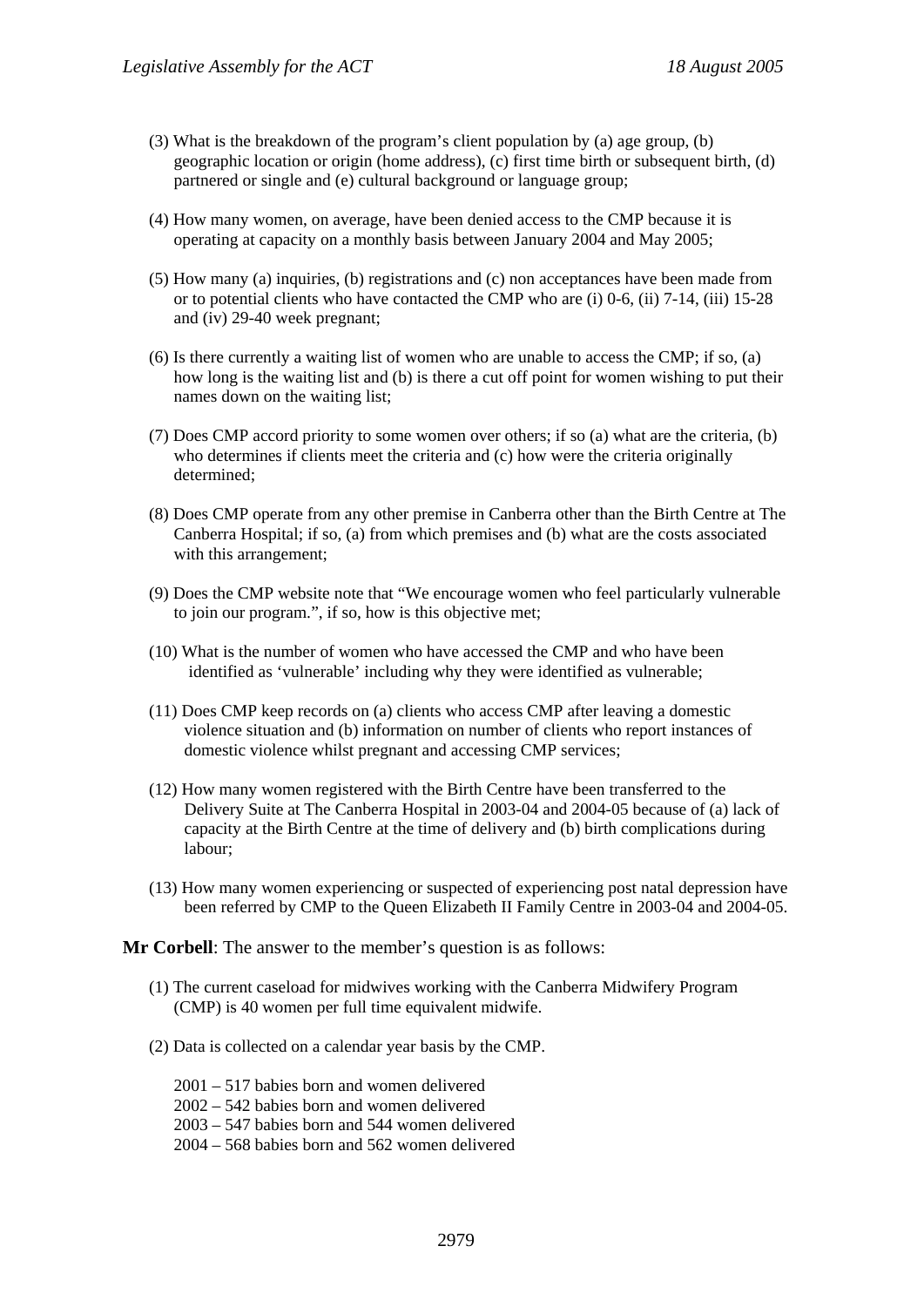(3) What is the breakdown of the program's client population by (a) age group, (b) geographic location or origin (home address), (c) first time birth or subsequent birth, (d) partnered or single and (e) cultural background or language group;

(4) How many women, on average, have been denied access to the CMP because it is operating at capacity on a monthly basis between January 2004 and May 2005;

(5) How many (a) inquiries, (b) registrations and (c) non acceptances have been made from or to potential clients who have contacted the CMP who are (i) 0-6, (ii) 7-14, (iii) 15-28 and (iv) 29-40 week pregnant;

(6) Is there currently a waiting list of women who are unable to access the CMP; if so, (a) how long is the waiting list and (b) is there a cut off point for women wishing to put their names down on the waiting list;

(7) Does CMP accord priority to some women over others; if so (a) what are the criteria, (b) who determines if clients meet the criteria and (c) how were the criteria originally determined;

(8) Does CMP operate from any other premise in Canberra other than the Birth Centre at The Canberra Hospital; if so, (a) from which premises and (b) what are the costs associated with this arrangement;

(9) Does the CMP website note that "We encourage women who feel particularly vulnerable to join our program.", if so, how is this objective met;

(10) What is the number of women who have accessed the CMP and who have been identified as 'vulnerable' including why they were identified as vulnerable;

(11) Does CMP keep records on (a) clients who access CMP after leaving a domestic violence situation and (b) information on number of clients who report instances of domestic violence whilst pregnant and accessing CMP services;

(12) How many women registered with the Birth Centre have been transferred to the Delivery Suite at The Canberra Hospital in 2003-04 and 2004-05 because of (a) lack of capacity at the Birth Centre at the time of delivery and (b) birth complications during labour;

(13) How many women experiencing or suspected of experiencing post natal depression have been referred by CMP to the Queen Elizabeth II Family Centre in 2003-04 and 2004-05.

**Mr Corbell**: The answer to the member's question is as follows:

(1) The current caseload for midwives working with the Canberra Midwifery Program (CMP) is 40 women per full time equivalent midwife.

(2) Data is collected on a calendar year basis by the CMP.

2001 – 517 babies born and women delivered
2002 – 542 babies born and women delivered
2003 – 547 babies born and 544 women delivered
2004 – 568 babies born and 562 women delivered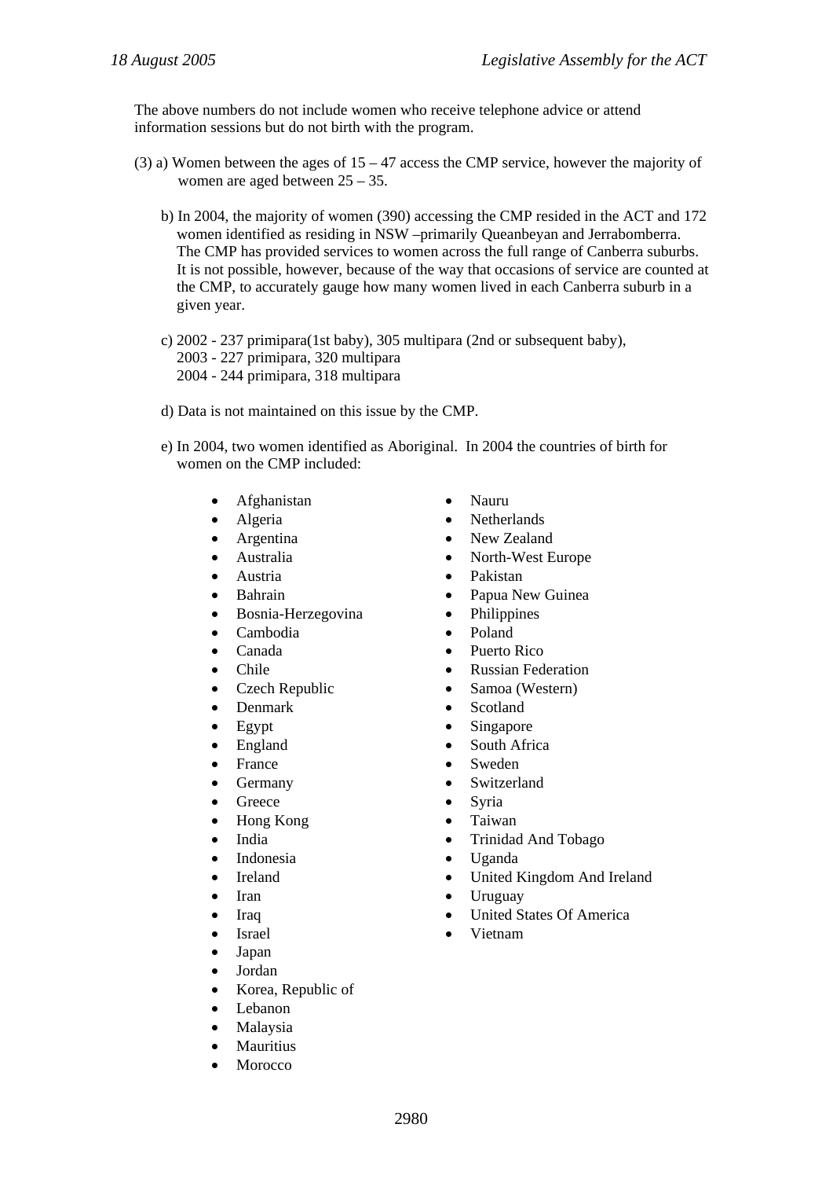The above numbers do not include women who receive telephone advice or attend information sessions but do not birth with the program.

(3) a) Women between the ages of 15 – 47 access the CMP service, however the majority of women are aged between 25 – 35.

b) In 2004, the majority of women (390) accessing the CMP resided in the ACT and 172 women identified as residing in NSW –primarily Queanbeyan and Jerrabomberra. The CMP has provided services to women across the full range of Canberra suburbs. It is not possible, however, because of the way that occasions of service are counted at the CMP, to accurately gauge how many women lived in each Canberra suburb in a given year.

c) 2002 - 237 primipara(1st baby), 305 multipara (2nd or subsequent baby),
2003 - 227 primipara, 320 multipara
2004 - 244 primipara, 318 multipara

d) Data is not maintained on this issue by the CMP.

e) In 2004, two women identified as Aboriginal. In 2004 the countries of birth for women on the CMP included:

- Afghanistan
- Algeria
- Argentina
- Australia
- Austria
- Bahrain
- Bosnia-Herzegovina
- Cambodia
- Canada
- Chile
- Czech Republic
- Denmark
- Egypt
- England
- France
- Germany
- Greece
- Hong Kong
- India
- Indonesia
- Ireland
- Iran
- Iraq
- Israel
- Japan
- Jordan
- Korea, Republic of
- Lebanon
- Malaysia
- Mauritius
- Morocco
- Nauru
- Netherlands
- New Zealand
- North-West Europe
- Pakistan
- Papua New Guinea
- Philippines
- Poland
- Puerto Rico
- Russian Federation
- Samoa (Western)
- Scotland
- Singapore
- South Africa
- Sweden
- Switzerland
- Syria
- Taiwan
- Trinidad And Tobago
- Uganda
- United Kingdom And Ireland
- Uruguay
- United States Of America
- Vietnam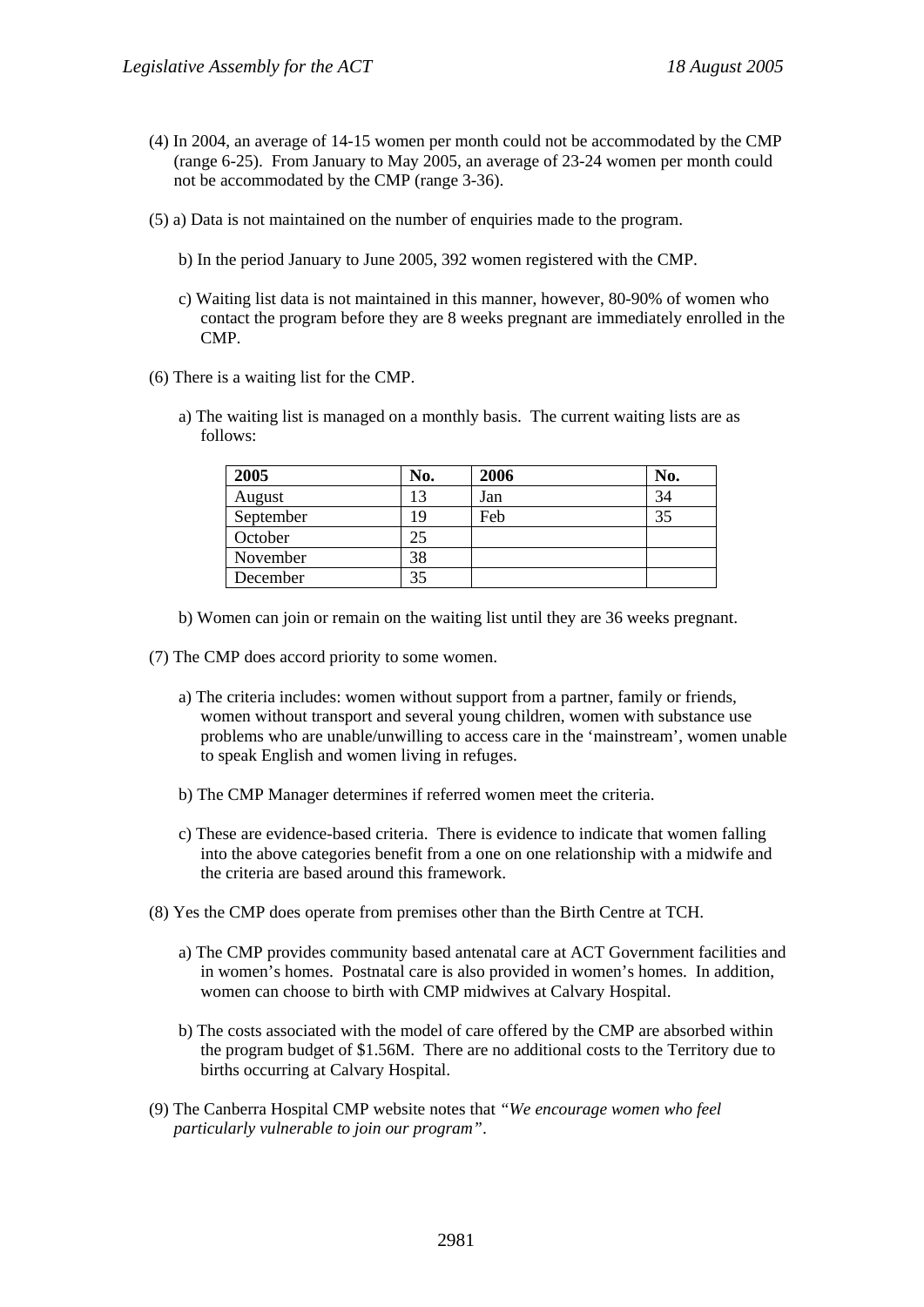(4) In 2004, an average of 14-15 women per month could not be accommodated by the CMP (range 6-25). From January to May 2005, an average of 23-24 women per month could not be accommodated by the CMP (range 3-36).

(5) a) Data is not maintained on the number of enquiries made to the program.

b) In the period January to June 2005, 392 women registered with the CMP.

c) Waiting list data is not maintained in this manner, however, 80-90% of women who contact the program before they are 8 weeks pregnant are immediately enrolled in the CMP.

(6) There is a waiting list for the CMP.

a) The waiting list is managed on a monthly basis. The current waiting lists are as follows:

| 2005 | No. | 2006 | No. |
|---|---|---|---|
| August | 13 | Jan | 34 |
| September | 19 | Feb | 35 |
| October | 25 | | |
| November | 38 | | |
| December | 35 | | |

b) Women can join or remain on the waiting list until they are 36 weeks pregnant.

(7) The CMP does accord priority to some women.

a) The criteria includes: women without support from a partner, family or friends, women without transport and several young children, women with substance use problems who are unable/unwilling to access care in the 'mainstream', women unable to speak English and women living in refuges.

b) The CMP Manager determines if referred women meet the criteria.

c) These are evidence-based criteria. There is evidence to indicate that women falling into the above categories benefit from a one on one relationship with a midwife and the criteria are based around this framework.

(8) Yes the CMP does operate from premises other than the Birth Centre at TCH.

a) The CMP provides community based antenatal care at ACT Government facilities and in women's homes. Postnatal care is also provided in women's homes. In addition, women can choose to birth with CMP midwives at Calvary Hospital.

b) The costs associated with the model of care offered by the CMP are absorbed within the program budget of $1.56M. There are no additional costs to the Territory due to births occurring at Calvary Hospital.

(9) The Canberra Hospital CMP website notes that *"We encourage women who feel particularly vulnerable to join our program"*.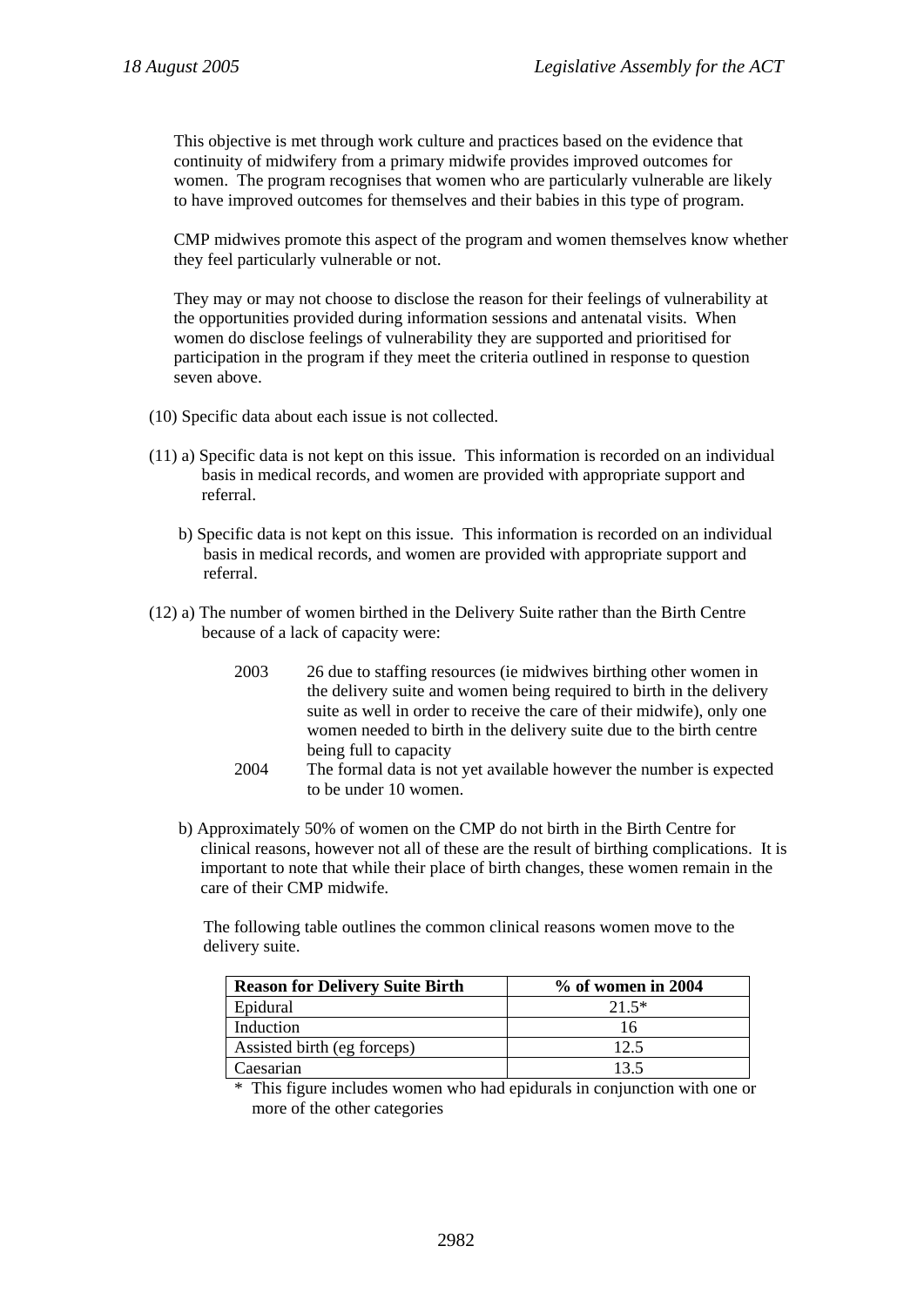This objective is met through work culture and practices based on the evidence that continuity of midwifery from a primary midwife provides improved outcomes for women. The program recognises that women who are particularly vulnerable are likely to have improved outcomes for themselves and their babies in this type of program.

CMP midwives promote this aspect of the program and women themselves know whether they feel particularly vulnerable or not.

They may or may not choose to disclose the reason for their feelings of vulnerability at the opportunities provided during information sessions and antenatal visits. When women do disclose feelings of vulnerability they are supported and prioritised for participation in the program if they meet the criteria outlined in response to question seven above.

(10) Specific data about each issue is not collected.

(11) a) Specific data is not kept on this issue. This information is recorded on an individual basis in medical records, and women are provided with appropriate support and referral.

b) Specific data is not kept on this issue. This information is recorded on an individual basis in medical records, and women are provided with appropriate support and referral.

(12) a) The number of women birthed in the Delivery Suite rather than the Birth Centre because of a lack of capacity were:

2003 — 26 due to staffing resources (ie midwives birthing other women in the delivery suite and women being required to birth in the delivery suite as well in order to receive the care of their midwife), only one women needed to birth in the delivery suite due to the birth centre being full to capacity

2004 — The formal data is not yet available however the number is expected to be under 10 women.

b) Approximately 50% of women on the CMP do not birth in the Birth Centre for clinical reasons, however not all of these are the result of birthing complications. It is important to note that while their place of birth changes, these women remain in the care of their CMP midwife.

The following table outlines the common clinical reasons women move to the delivery suite.

| Reason for Delivery Suite Birth | % of women in 2004 |
|---|---|
| Epidural | 21.5* |
| Induction | 16 |
| Assisted birth (eg forceps) | 12.5 |
| Caesarian | 13.5 |

\* This figure includes women who had epidurals in conjunction with one or more of the other categories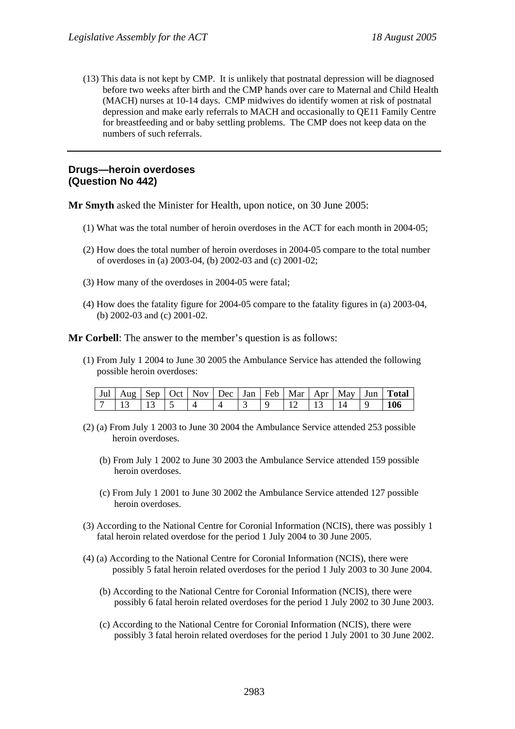(13) This data is not kept by CMP. It is unlikely that postnatal depression will be diagnosed before two weeks after birth and the CMP hands over care to Maternal and Child Health (MACH) nurses at 10-14 days. CMP midwives do identify women at risk of postnatal depression and make early referrals to MACH and occasionally to QE11 Family Centre for breastfeeding and or baby settling problems. The CMP does not keep data on the numbers of such referrals.

---

## Drugs—heroin overdoses (Question No 442)

**Mr Smyth** asked the Minister for Health, upon notice, on 30 June 2005:

(1) What was the total number of heroin overdoses in the ACT for each month in 2004-05;

(2) How does the total number of heroin overdoses in 2004-05 compare to the total number of overdoses in (a) 2003-04, (b) 2002-03 and (c) 2001-02;

(3) How many of the overdoses in 2004-05 were fatal;

(4) How does the fatality figure for 2004-05 compare to the fatality figures in (a) 2003-04, (b) 2002-03 and (c) 2001-02.

**Mr Corbell**: The answer to the member's question is as follows:

(1) From July 1 2004 to June 30 2005 the Ambulance Service has attended the following possible heroin overdoses:

| Jul | Aug | Sep | Oct | Nov | Dec | Jan | Feb | Mar | Apr | May | Jun | **Total** |
|---|---|---|---|---|---|---|---|---|---|---|---|---|
| 7 | 13 | 13 | 5 | 4 | 4 | 3 | 9 | 12 | 13 | 14 | 9 | **106** |

(2) (a) From July 1 2003 to June 30 2004 the Ambulance Service attended 253 possible heroin overdoses.

(b) From July 1 2002 to June 30 2003 the Ambulance Service attended 159 possible heroin overdoses.

(c) From July 1 2001 to June 30 2002 the Ambulance Service attended 127 possible heroin overdoses.

(3) According to the National Centre for Coronial Information (NCIS), there was possibly 1 fatal heroin related overdose for the period 1 July 2004 to 30 June 2005.

(4) (a) According to the National Centre for Coronial Information (NCIS), there were possibly 5 fatal heroin related overdoses for the period 1 July 2003 to 30 June 2004.

(b) According to the National Centre for Coronial Information (NCIS), there were possibly 6 fatal heroin related overdoses for the period 1 July 2002 to 30 June 2003.

(c) According to the National Centre for Coronial Information (NCIS), there were possibly 3 fatal heroin related overdoses for the period 1 July 2001 to 30 June 2002.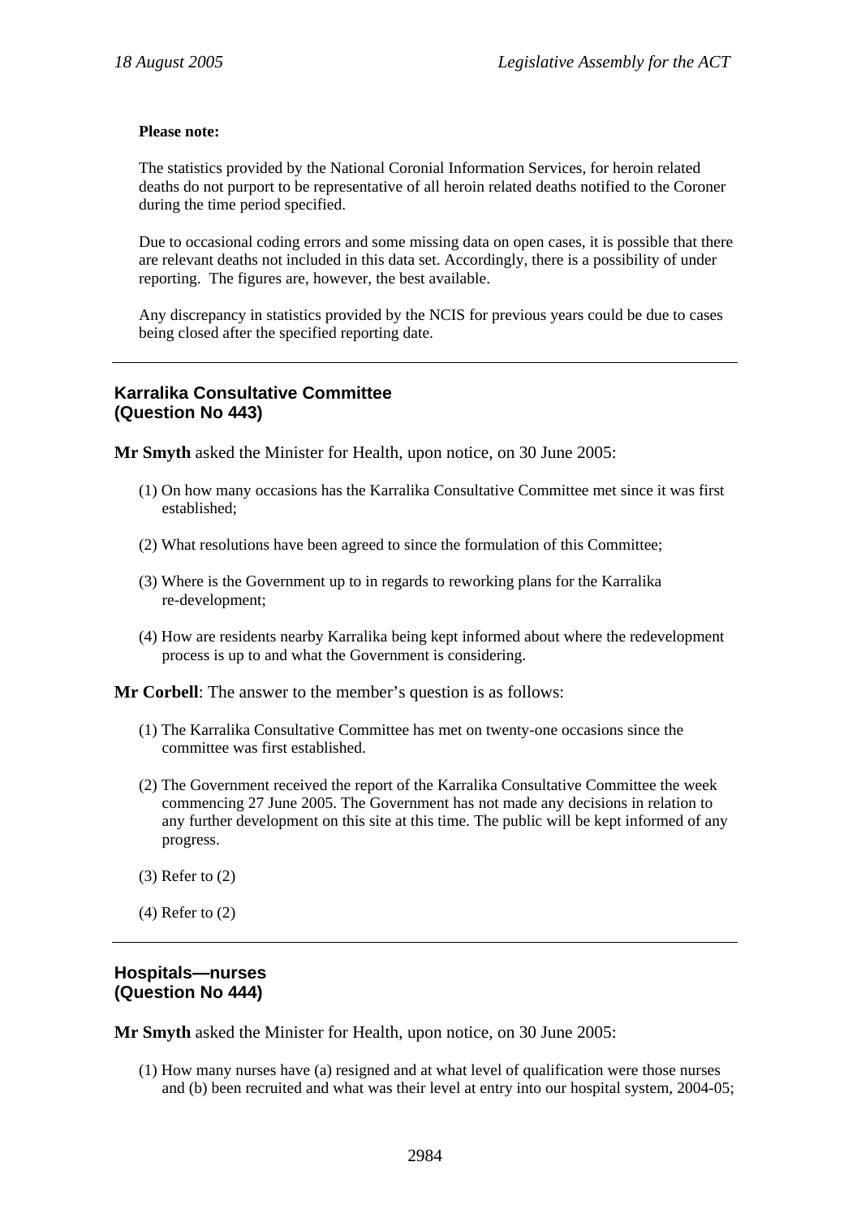**Please note:**

The statistics provided by the National Coronial Information Services, for heroin related deaths do not purport to be representative of all heroin related deaths notified to the Coroner during the time period specified.

Due to occasional coding errors and some missing data on open cases, it is possible that there are relevant deaths not included in this data set. Accordingly, there is a possibility of under reporting. The figures are, however, the best available.

Any discrepancy in statistics provided by the NCIS for previous years could be due to cases being closed after the specified reporting date.

---

## Karralika Consultative Committee (Question No 443)

**Mr Smyth** asked the Minister for Health, upon notice, on 30 June 2005:

(1) On how many occasions has the Karralika Consultative Committee met since it was first established;

(2) What resolutions have been agreed to since the formulation of this Committee;

(3) Where is the Government up to in regards to reworking plans for the Karralika re-development;

(4) How are residents nearby Karralika being kept informed about where the redevelopment process is up to and what the Government is considering.

**Mr Corbell**: The answer to the member's question is as follows:

(1) The Karralika Consultative Committee has met on twenty-one occasions since the committee was first established.

(2) The Government received the report of the Karralika Consultative Committee the week commencing 27 June 2005. The Government has not made any decisions in relation to any further development on this site at this time. The public will be kept informed of any progress.

(3) Refer to (2)

(4) Refer to (2)

---

## Hospitals—nurses (Question No 444)

**Mr Smyth** asked the Minister for Health, upon notice, on 30 June 2005:

(1) How many nurses have (a) resigned and at what level of qualification were those nurses and (b) been recruited and what was their level at entry into our hospital system, 2004-05;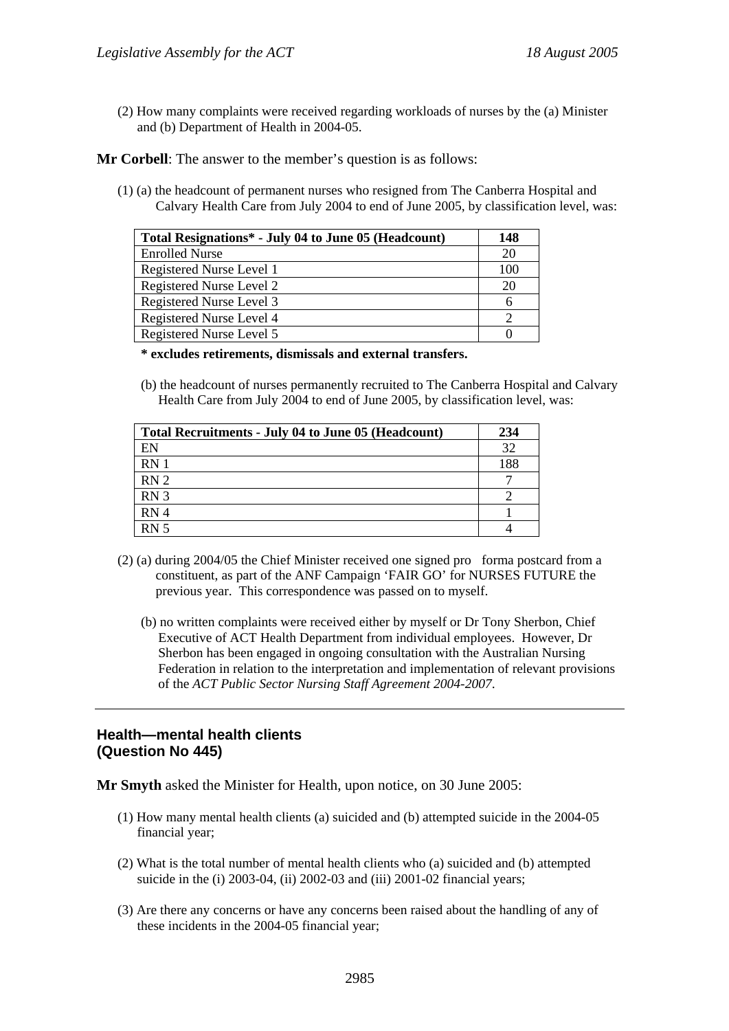(2) How many complaints were received regarding workloads of nurses by the (a) Minister and (b) Department of Health in 2004-05.

**Mr Corbell**: The answer to the member's question is as follows:

(1) (a) the headcount of permanent nurses who resigned from The Canberra Hospital and Calvary Health Care from July 2004 to end of June 2005, by classification level, was:

| **Total Resignations* - July 04 to June 05 (Headcount)** | **148** |
|---|---|
| Enrolled Nurse | 20 |
| Registered Nurse Level 1 | 100 |
| Registered Nurse Level 2 | 20 |
| Registered Nurse Level 3 | 6 |
| Registered Nurse Level 4 | 2 |
| Registered Nurse Level 5 | 0 |

**\* excludes retirements, dismissals and external transfers.**

(b) the headcount of nurses permanently recruited to The Canberra Hospital and Calvary Health Care from July 2004 to end of June 2005, by classification level, was:

| **Total Recruitments - July 04 to June 05 (Headcount)** | **234** |
|---|---|
| EN | 32 |
| RN 1 | 188 |
| RN 2 | 7 |
| RN 3 | 2 |
| RN 4 | 1 |
| RN 5 | 4 |

(2) (a) during 2004/05 the Chief Minister received one signed pro forma postcard from a constituent, as part of the ANF Campaign 'FAIR GO' for NURSES FUTURE the previous year. This correspondence was passed on to myself.

(b) no written complaints were received either by myself or Dr Tony Sherbon, Chief Executive of ACT Health Department from individual employees. However, Dr Sherbon has been engaged in ongoing consultation with the Australian Nursing Federation in relation to the interpretation and implementation of relevant provisions of the *ACT Public Sector Nursing Staff Agreement 2004-2007*.

---

## Health—mental health clients (Question No 445)

**Mr Smyth** asked the Minister for Health, upon notice, on 30 June 2005:

(1) How many mental health clients (a) suicided and (b) attempted suicide in the 2004-05 financial year;

(2) What is the total number of mental health clients who (a) suicided and (b) attempted suicide in the (i) 2003-04, (ii) 2002-03 and (iii) 2001-02 financial years;

(3) Are there any concerns or have any concerns been raised about the handling of any of these incidents in the 2004-05 financial year;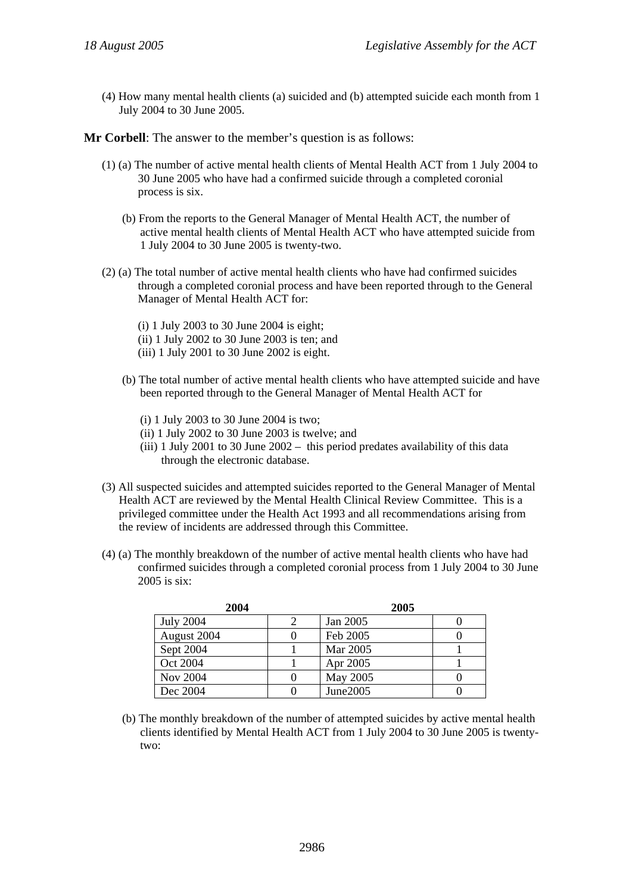(4) How many mental health clients (a) suicided and (b) attempted suicide each month from 1 July 2004 to 30 June 2005.

**Mr Corbell**: The answer to the member's question is as follows:

(1) (a) The number of active mental health clients of Mental Health ACT from 1 July 2004 to 30 June 2005 who have had a confirmed suicide through a completed coronial process is six.

(b) From the reports to the General Manager of Mental Health ACT, the number of active mental health clients of Mental Health ACT who have attempted suicide from 1 July 2004 to 30 June 2005 is twenty-two.

(2) (a) The total number of active mental health clients who have had confirmed suicides through a completed coronial process and have been reported through to the General Manager of Mental Health ACT for:

(i) 1 July 2003 to 30 June 2004 is eight;
(ii) 1 July 2002 to 30 June 2003 is ten; and
(iii) 1 July 2001 to 30 June 2002 is eight.

(b) The total number of active mental health clients who have attempted suicide and have been reported through to the General Manager of Mental Health ACT for

(i) 1 July 2003 to 30 June 2004 is two;
(ii) 1 July 2002 to 30 June 2003 is twelve; and
(iii) 1 July 2001 to 30 June 2002 – this period predates availability of this data through the electronic database.

(3) All suspected suicides and attempted suicides reported to the General Manager of Mental Health ACT are reviewed by the Mental Health Clinical Review Committee. This is a privileged committee under the Health Act 1993 and all recommendations arising from the review of incidents are addressed through this Committee.

(4) (a) The monthly breakdown of the number of active mental health clients who have had confirmed suicides through a completed coronial process from 1 July 2004 to 30 June 2005 is six:

| 2004 | | 2005 | |
|---|---|---|---|
| July 2004 | 2 | Jan 2005 | 0 |
| August 2004 | 0 | Feb 2005 | 0 |
| Sept 2004 | 1 | Mar 2005 | 1 |
| Oct 2004 | 1 | Apr 2005 | 1 |
| Nov 2004 | 0 | May 2005 | 0 |
| Dec 2004 | 0 | June2005 | 0 |

(b) The monthly breakdown of the number of attempted suicides by active mental health clients identified by Mental Health ACT from 1 July 2004 to 30 June 2005 is twenty-two: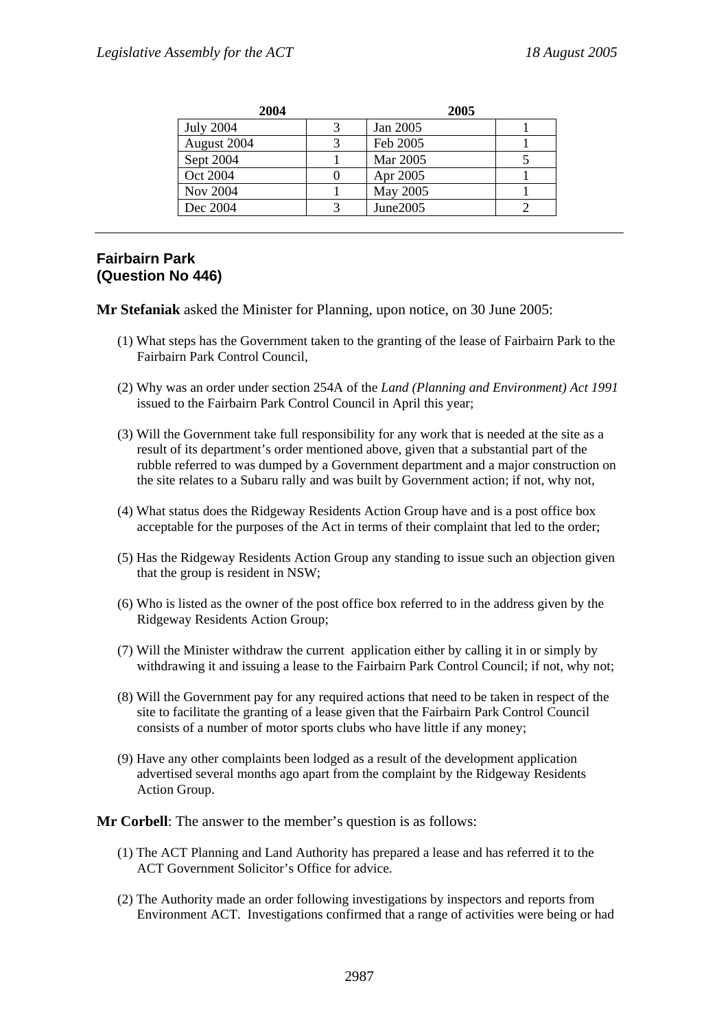| 2004 | | 2005 | |
|---|---|---|---|
| July 2004 | 3 | Jan 2005 | 1 |
| August 2004 | 3 | Feb 2005 | 1 |
| Sept 2004 | 1 | Mar 2005 | 5 |
| Oct 2004 | 0 | Apr 2005 | 1 |
| Nov 2004 | 1 | May 2005 | 1 |
| Dec 2004 | 3 | June2005 | 2 |

---

## Fairbairn Park
## (Question No 446)

**Mr Stefaniak** asked the Minister for Planning, upon notice, on 30 June 2005:

(1) What steps has the Government taken to the granting of the lease of Fairbairn Park to the Fairbairn Park Control Council,

(2) Why was an order under section 254A of the *Land (Planning and Environment) Act 1991* issued to the Fairbairn Park Control Council in April this year;

(3) Will the Government take full responsibility for any work that is needed at the site as a result of its department's order mentioned above, given that a substantial part of the rubble referred to was dumped by a Government department and a major construction on the site relates to a Subaru rally and was built by Government action; if not, why not,

(4) What status does the Ridgeway Residents Action Group have and is a post office box acceptable for the purposes of the Act in terms of their complaint that led to the order;

(5) Has the Ridgeway Residents Action Group any standing to issue such an objection given that the group is resident in NSW;

(6) Who is listed as the owner of the post office box referred to in the address given by the Ridgeway Residents Action Group;

(7) Will the Minister withdraw the current application either by calling it in or simply by withdrawing it and issuing a lease to the Fairbairn Park Control Council; if not, why not;

(8) Will the Government pay for any required actions that need to be taken in respect of the site to facilitate the granting of a lease given that the Fairbairn Park Control Council consists of a number of motor sports clubs who have little if any money;

(9) Have any other complaints been lodged as a result of the development application advertised several months ago apart from the complaint by the Ridgeway Residents Action Group.

**Mr Corbell**: The answer to the member's question is as follows:

(1) The ACT Planning and Land Authority has prepared a lease and has referred it to the ACT Government Solicitor's Office for advice.

(2) The Authority made an order following investigations by inspectors and reports from Environment ACT. Investigations confirmed that a range of activities were being or had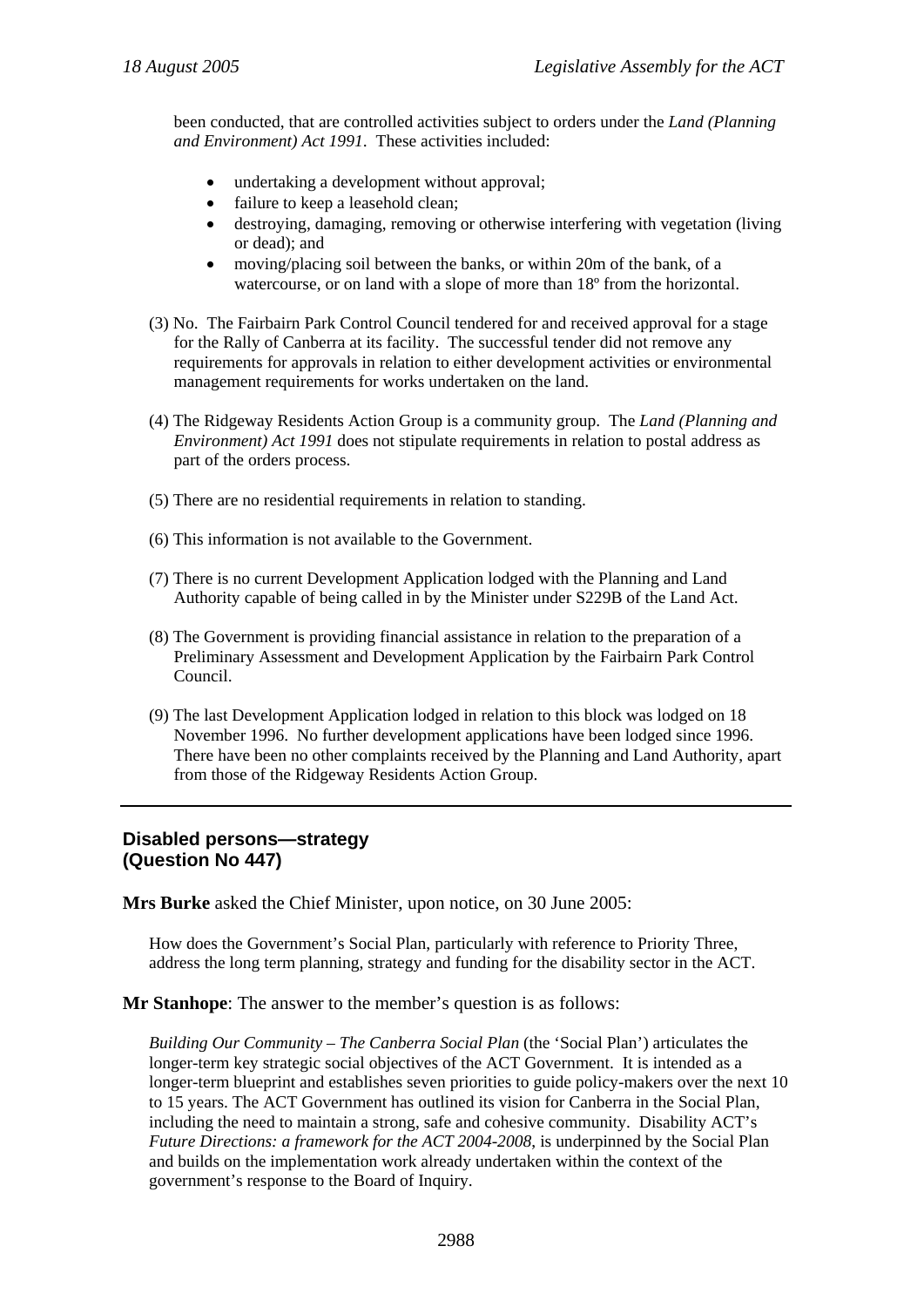been conducted, that are controlled activities subject to orders under the *Land (Planning and Environment) Act 1991*. These activities included:

- undertaking a development without approval;
- failure to keep a leasehold clean;
- destroying, damaging, removing or otherwise interfering with vegetation (living or dead); and
- moving/placing soil between the banks, or within 20m of the bank, of a watercourse, or on land with a slope of more than 18º from the horizontal.

(3) No. The Fairbairn Park Control Council tendered for and received approval for a stage for the Rally of Canberra at its facility. The successful tender did not remove any requirements for approvals in relation to either development activities or environmental management requirements for works undertaken on the land.

(4) The Ridgeway Residents Action Group is a community group. The *Land (Planning and Environment) Act 1991* does not stipulate requirements in relation to postal address as part of the orders process.

(5) There are no residential requirements in relation to standing.

(6) This information is not available to the Government.

(7) There is no current Development Application lodged with the Planning and Land Authority capable of being called in by the Minister under S229B of the Land Act.

(8) The Government is providing financial assistance in relation to the preparation of a Preliminary Assessment and Development Application by the Fairbairn Park Control Council.

(9) The last Development Application lodged in relation to this block was lodged on 18 November 1996. No further development applications have been lodged since 1996. There have been no other complaints received by the Planning and Land Authority, apart from those of the Ridgeway Residents Action Group.

---

## Disabled persons—strategy (Question No 447)

**Mrs Burke** asked the Chief Minister, upon notice, on 30 June 2005:

How does the Government's Social Plan, particularly with reference to Priority Three, address the long term planning, strategy and funding for the disability sector in the ACT.

**Mr Stanhope**: The answer to the member's question is as follows:

*Building Our Community – The Canberra Social Plan* (the 'Social Plan') articulates the longer-term key strategic social objectives of the ACT Government. It is intended as a longer-term blueprint and establishes seven priorities to guide policy-makers over the next 10 to 15 years. The ACT Government has outlined its vision for Canberra in the Social Plan, including the need to maintain a strong, safe and cohesive community. Disability ACT's *Future Directions: a framework for the ACT 2004-2008*, is underpinned by the Social Plan and builds on the implementation work already undertaken within the context of the government's response to the Board of Inquiry.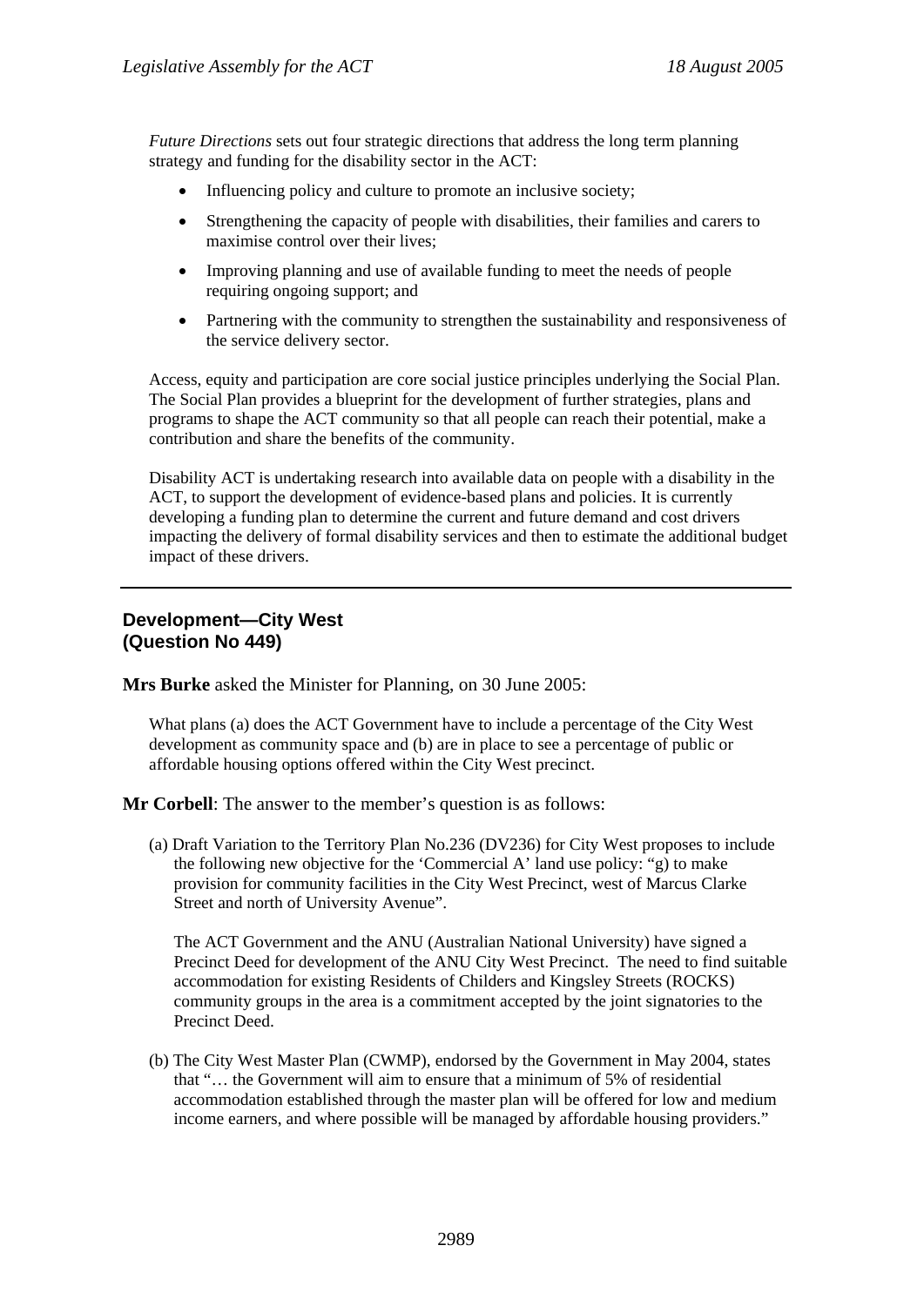*Future Directions* sets out four strategic directions that address the long term planning strategy and funding for the disability sector in the ACT:

- Influencing policy and culture to promote an inclusive society;
- Strengthening the capacity of people with disabilities, their families and carers to maximise control over their lives;
- Improving planning and use of available funding to meet the needs of people requiring ongoing support; and
- Partnering with the community to strengthen the sustainability and responsiveness of the service delivery sector.

Access, equity and participation are core social justice principles underlying the Social Plan. The Social Plan provides a blueprint for the development of further strategies, plans and programs to shape the ACT community so that all people can reach their potential, make a contribution and share the benefits of the community.

Disability ACT is undertaking research into available data on people with a disability in the ACT, to support the development of evidence-based plans and policies. It is currently developing a funding plan to determine the current and future demand and cost drivers impacting the delivery of formal disability services and then to estimate the additional budget impact of these drivers.

---

### Development—City West
### (Question No 449)

**Mrs Burke** asked the Minister for Planning, on 30 June 2005:

What plans (a) does the ACT Government have to include a percentage of the City West development as community space and (b) are in place to see a percentage of public or affordable housing options offered within the City West precinct.

**Mr Corbell**: The answer to the member's question is as follows:

(a) Draft Variation to the Territory Plan No.236 (DV236) for City West proposes to include the following new objective for the 'Commercial A' land use policy: "g) to make provision for community facilities in the City West Precinct, west of Marcus Clarke Street and north of University Avenue".

The ACT Government and the ANU (Australian National University) have signed a Precinct Deed for development of the ANU City West Precinct. The need to find suitable accommodation for existing Residents of Childers and Kingsley Streets (ROCKS) community groups in the area is a commitment accepted by the joint signatories to the Precinct Deed.

(b) The City West Master Plan (CWMP), endorsed by the Government in May 2004, states that "… the Government will aim to ensure that a minimum of 5% of residential accommodation established through the master plan will be offered for low and medium income earners, and where possible will be managed by affordable housing providers."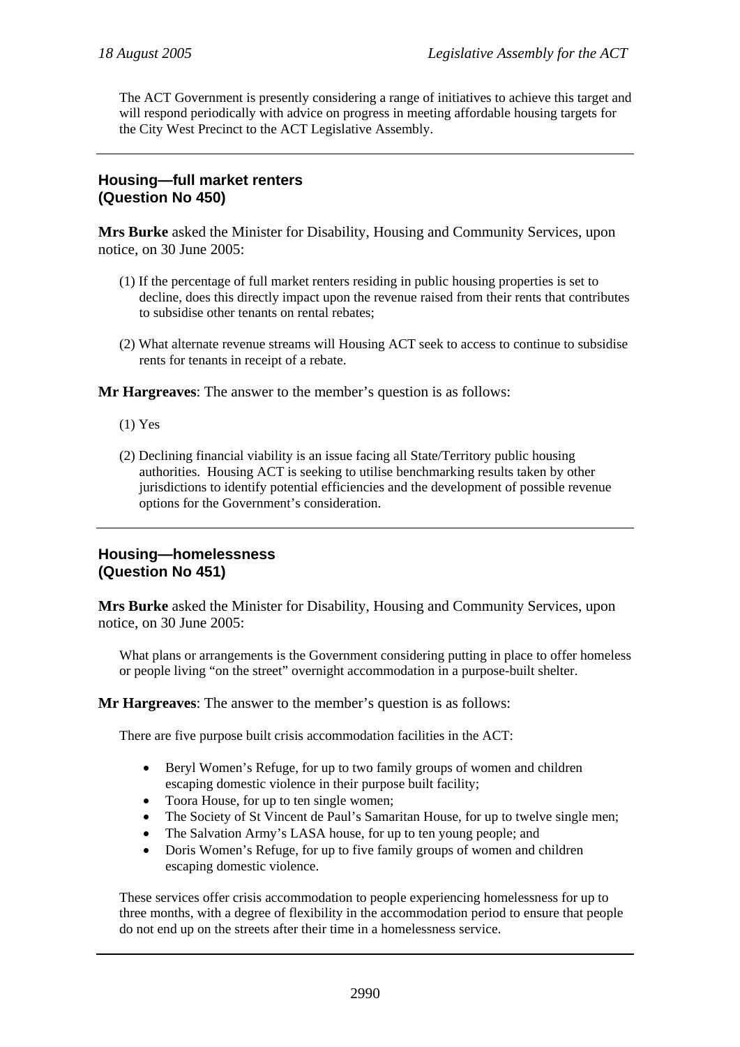The ACT Government is presently considering a range of initiatives to achieve this target and will respond periodically with advice on progress in meeting affordable housing targets for the City West Precinct to the ACT Legislative Assembly.

---

### Housing—full market renters (Question No 450)

**Mrs Burke** asked the Minister for Disability, Housing and Community Services, upon notice, on 30 June 2005:

(1) If the percentage of full market renters residing in public housing properties is set to decline, does this directly impact upon the revenue raised from their rents that contributes to subsidise other tenants on rental rebates;

(2) What alternate revenue streams will Housing ACT seek to access to continue to subsidise rents for tenants in receipt of a rebate.

**Mr Hargreaves**: The answer to the member's question is as follows:

(1) Yes

(2) Declining financial viability is an issue facing all State/Territory public housing authorities. Housing ACT is seeking to utilise benchmarking results taken by other jurisdictions to identify potential efficiencies and the development of possible revenue options for the Government's consideration.

---

### Housing—homelessness (Question No 451)

**Mrs Burke** asked the Minister for Disability, Housing and Community Services, upon notice, on 30 June 2005:

What plans or arrangements is the Government considering putting in place to offer homeless or people living "on the street" overnight accommodation in a purpose-built shelter.

**Mr Hargreaves**: The answer to the member's question is as follows:

There are five purpose built crisis accommodation facilities in the ACT:

- Beryl Women's Refuge, for up to two family groups of women and children escaping domestic violence in their purpose built facility;
- Toora House, for up to ten single women;
- The Society of St Vincent de Paul's Samaritan House, for up to twelve single men;
- The Salvation Army's LASA house, for up to ten young people; and
- Doris Women's Refuge, for up to five family groups of women and children escaping domestic violence.

These services offer crisis accommodation to people experiencing homelessness for up to three months, with a degree of flexibility in the accommodation period to ensure that people do not end up on the streets after their time in a homelessness service.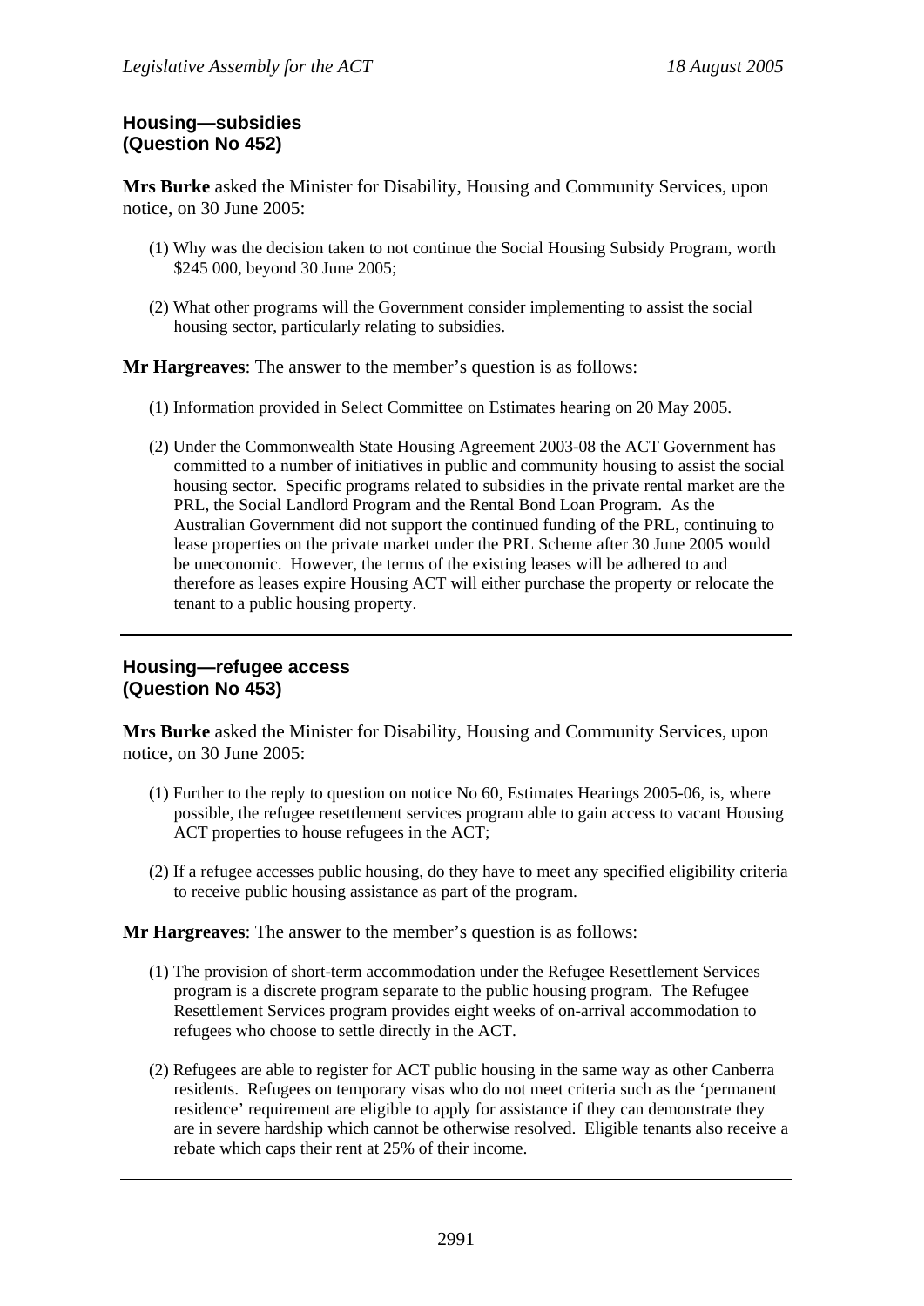### Housing—subsidies
### (Question No 452)

**Mrs Burke** asked the Minister for Disability, Housing and Community Services, upon notice, on 30 June 2005:

(1) Why was the decision taken to not continue the Social Housing Subsidy Program, worth $245 000, beyond 30 June 2005;

(2) What other programs will the Government consider implementing to assist the social housing sector, particularly relating to subsidies.

**Mr Hargreaves**: The answer to the member's question is as follows:

(1) Information provided in Select Committee on Estimates hearing on 20 May 2005.

(2) Under the Commonwealth State Housing Agreement 2003-08 the ACT Government has committed to a number of initiatives in public and community housing to assist the social housing sector. Specific programs related to subsidies in the private rental market are the PRL, the Social Landlord Program and the Rental Bond Loan Program. As the Australian Government did not support the continued funding of the PRL, continuing to lease properties on the private market under the PRL Scheme after 30 June 2005 would be uneconomic. However, the terms of the existing leases will be adhered to and therefore as leases expire Housing ACT will either purchase the property or relocate the tenant to a public housing property.

---

### Housing—refugee access
### (Question No 453)

**Mrs Burke** asked the Minister for Disability, Housing and Community Services, upon notice, on 30 June 2005:

(1) Further to the reply to question on notice No 60, Estimates Hearings 2005-06, is, where possible, the refugee resettlement services program able to gain access to vacant Housing ACT properties to house refugees in the ACT;

(2) If a refugee accesses public housing, do they have to meet any specified eligibility criteria to receive public housing assistance as part of the program.

**Mr Hargreaves**: The answer to the member's question is as follows:

(1) The provision of short-term accommodation under the Refugee Resettlement Services program is a discrete program separate to the public housing program. The Refugee Resettlement Services program provides eight weeks of on-arrival accommodation to refugees who choose to settle directly in the ACT.

(2) Refugees are able to register for ACT public housing in the same way as other Canberra residents. Refugees on temporary visas who do not meet criteria such as the 'permanent residence' requirement are eligible to apply for assistance if they can demonstrate they are in severe hardship which cannot be otherwise resolved. Eligible tenants also receive a rebate which caps their rent at 25% of their income.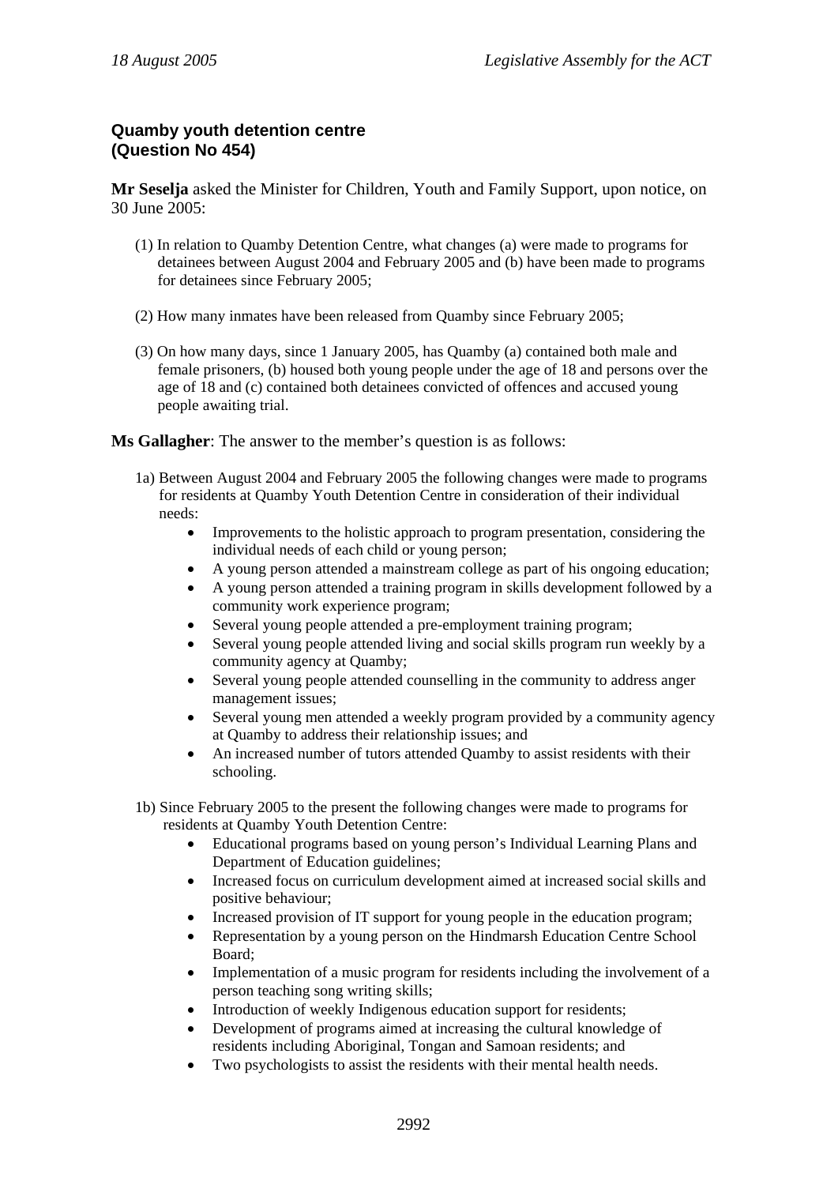## Quamby youth detention centre (Question No 454)

**Mr Seselja** asked the Minister for Children, Youth and Family Support, upon notice, on 30 June 2005:

(1) In relation to Quamby Detention Centre, what changes (a) were made to programs for detainees between August 2004 and February 2005 and (b) have been made to programs for detainees since February 2005;

(2) How many inmates have been released from Quamby since February 2005;

(3) On how many days, since 1 January 2005, has Quamby (a) contained both male and female prisoners, (b) housed both young people under the age of 18 and persons over the age of 18 and (c) contained both detainees convicted of offences and accused young people awaiting trial.

**Ms Gallagher**: The answer to the member's question is as follows:

1a) Between August 2004 and February 2005 the following changes were made to programs for residents at Quamby Youth Detention Centre in consideration of their individual needs:

- Improvements to the holistic approach to program presentation, considering the individual needs of each child or young person;
- A young person attended a mainstream college as part of his ongoing education;
- A young person attended a training program in skills development followed by a community work experience program;
- Several young people attended a pre-employment training program;
- Several young people attended living and social skills program run weekly by a community agency at Quamby;
- Several young people attended counselling in the community to address anger management issues;
- Several young men attended a weekly program provided by a community agency at Quamby to address their relationship issues; and
- An increased number of tutors attended Quamby to assist residents with their schooling.

1b) Since February 2005 to the present the following changes were made to programs for residents at Quamby Youth Detention Centre:

- Educational programs based on young person's Individual Learning Plans and Department of Education guidelines;
- Increased focus on curriculum development aimed at increased social skills and positive behaviour;
- Increased provision of IT support for young people in the education program;
- Representation by a young person on the Hindmarsh Education Centre School Board;
- Implementation of a music program for residents including the involvement of a person teaching song writing skills;
- Introduction of weekly Indigenous education support for residents;
- Development of programs aimed at increasing the cultural knowledge of residents including Aboriginal, Tongan and Samoan residents; and
- Two psychologists to assist the residents with their mental health needs.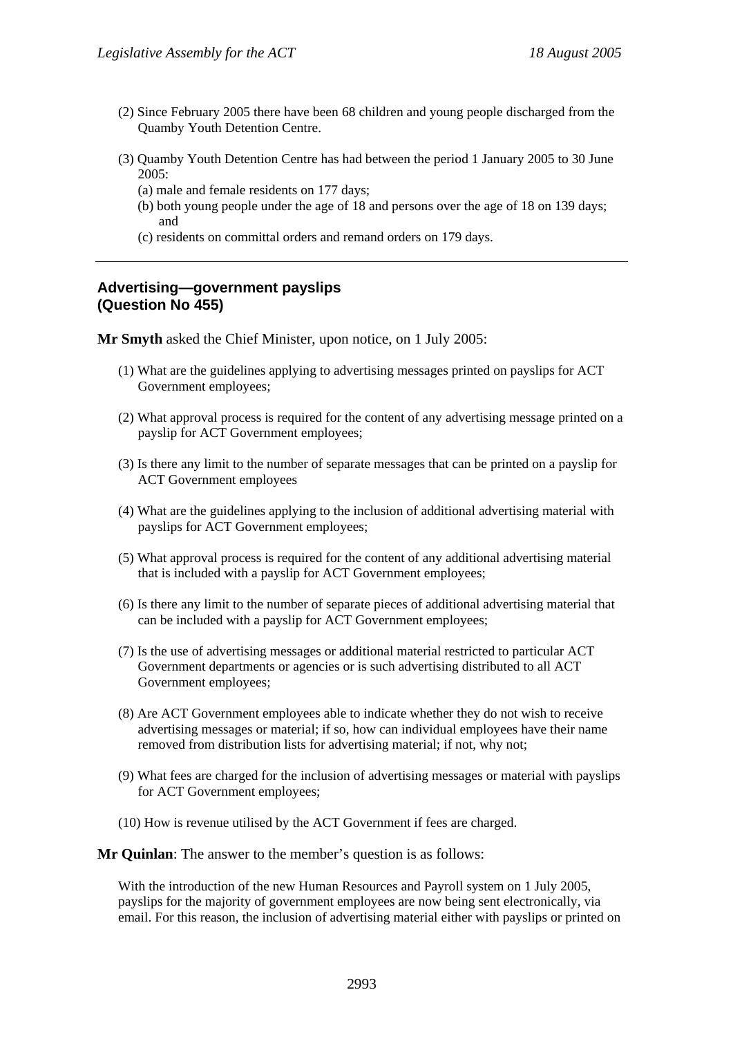(2) Since February 2005 there have been 68 children and young people discharged from the Quamby Youth Detention Centre.

(3) Quamby Youth Detention Centre has had between the period 1 January 2005 to 30 June 2005:

(a) male and female residents on 177 days;

(b) both young people under the age of 18 and persons over the age of 18 on 139 days; and

(c) residents on committal orders and remand orders on 179 days.

---

### Advertising—government payslips (Question No 455)

**Mr Smyth** asked the Chief Minister, upon notice, on 1 July 2005:

(1) What are the guidelines applying to advertising messages printed on payslips for ACT Government employees;

(2) What approval process is required for the content of any advertising message printed on a payslip for ACT Government employees;

(3) Is there any limit to the number of separate messages that can be printed on a payslip for ACT Government employees

(4) What are the guidelines applying to the inclusion of additional advertising material with payslips for ACT Government employees;

(5) What approval process is required for the content of any additional advertising material that is included with a payslip for ACT Government employees;

(6) Is there any limit to the number of separate pieces of additional advertising material that can be included with a payslip for ACT Government employees;

(7) Is the use of advertising messages or additional material restricted to particular ACT Government departments or agencies or is such advertising distributed to all ACT Government employees;

(8) Are ACT Government employees able to indicate whether they do not wish to receive advertising messages or material; if so, how can individual employees have their name removed from distribution lists for advertising material; if not, why not;

(9) What fees are charged for the inclusion of advertising messages or material with payslips for ACT Government employees;

(10) How is revenue utilised by the ACT Government if fees are charged.

**Mr Quinlan**: The answer to the member's question is as follows:

With the introduction of the new Human Resources and Payroll system on 1 July 2005, payslips for the majority of government employees are now being sent electronically, via email. For this reason, the inclusion of advertising material either with payslips or printed on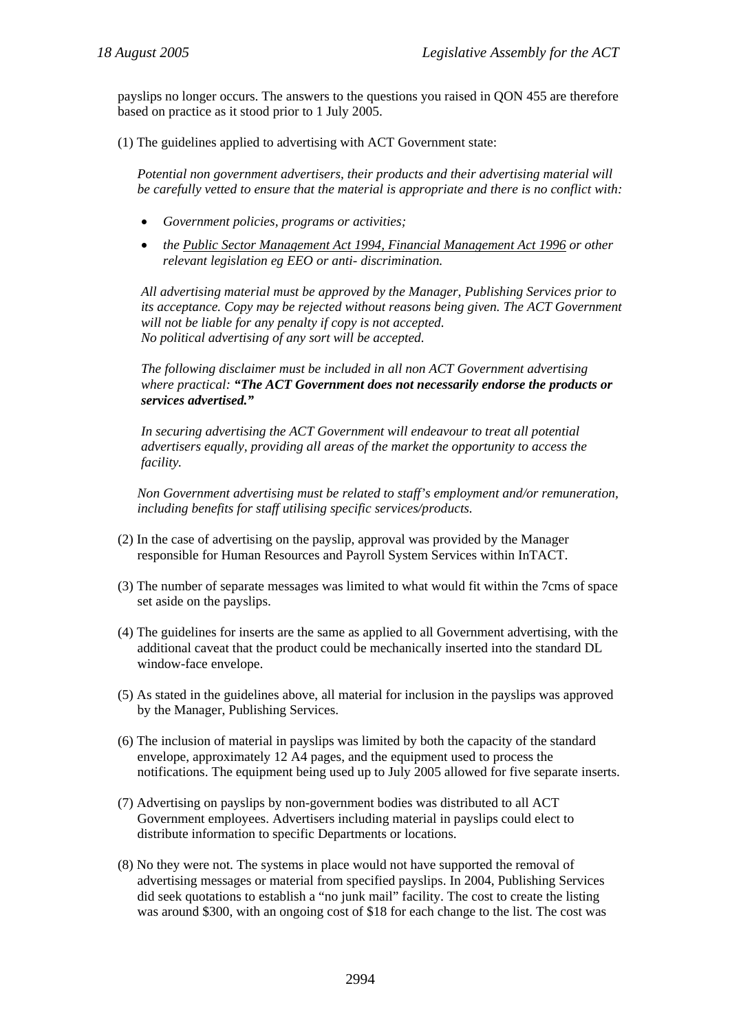payslips no longer occurs. The answers to the questions you raised in QON 455 are therefore based on practice as it stood prior to 1 July 2005.

(1) The guidelines applied to advertising with ACT Government state:

*Potential non government advertisers, their products and their advertising material will be carefully vetted to ensure that the material is appropriate and there is no conflict with:*

- *Government policies, programs or activities;*
- *the Public Sector Management Act 1994, Financial Management Act 1996 or other relevant legislation eg EEO or anti- discrimination.*

*All advertising material must be approved by the Manager, Publishing Services prior to its acceptance. Copy may be rejected without reasons being given. The ACT Government will not be liable for any penalty if copy is not accepted.*
*No political advertising of any sort will be accepted.*

*The following disclaimer must be included in all non ACT Government advertising where practical:* ***"The ACT Government does not necessarily endorse the products or services advertised."***

*In securing advertising the ACT Government will endeavour to treat all potential advertisers equally, providing all areas of the market the opportunity to access the facility.*

*Non Government advertising must be related to staff's employment and/or remuneration, including benefits for staff utilising specific services/products.*

(2) In the case of advertising on the payslip, approval was provided by the Manager responsible for Human Resources and Payroll System Services within InTACT.

(3) The number of separate messages was limited to what would fit within the 7cms of space set aside on the payslips.

(4) The guidelines for inserts are the same as applied to all Government advertising, with the additional caveat that the product could be mechanically inserted into the standard DL window-face envelope.

(5) As stated in the guidelines above, all material for inclusion in the payslips was approved by the Manager, Publishing Services.

(6) The inclusion of material in payslips was limited by both the capacity of the standard envelope, approximately 12 A4 pages, and the equipment used to process the notifications. The equipment being used up to July 2005 allowed for five separate inserts.

(7) Advertising on payslips by non-government bodies was distributed to all ACT Government employees. Advertisers including material in payslips could elect to distribute information to specific Departments or locations.

(8) No they were not. The systems in place would not have supported the removal of advertising messages or material from specified payslips. In 2004, Publishing Services did seek quotations to establish a "no junk mail" facility. The cost to create the listing was around $300, with an ongoing cost of $18 for each change to the list. The cost was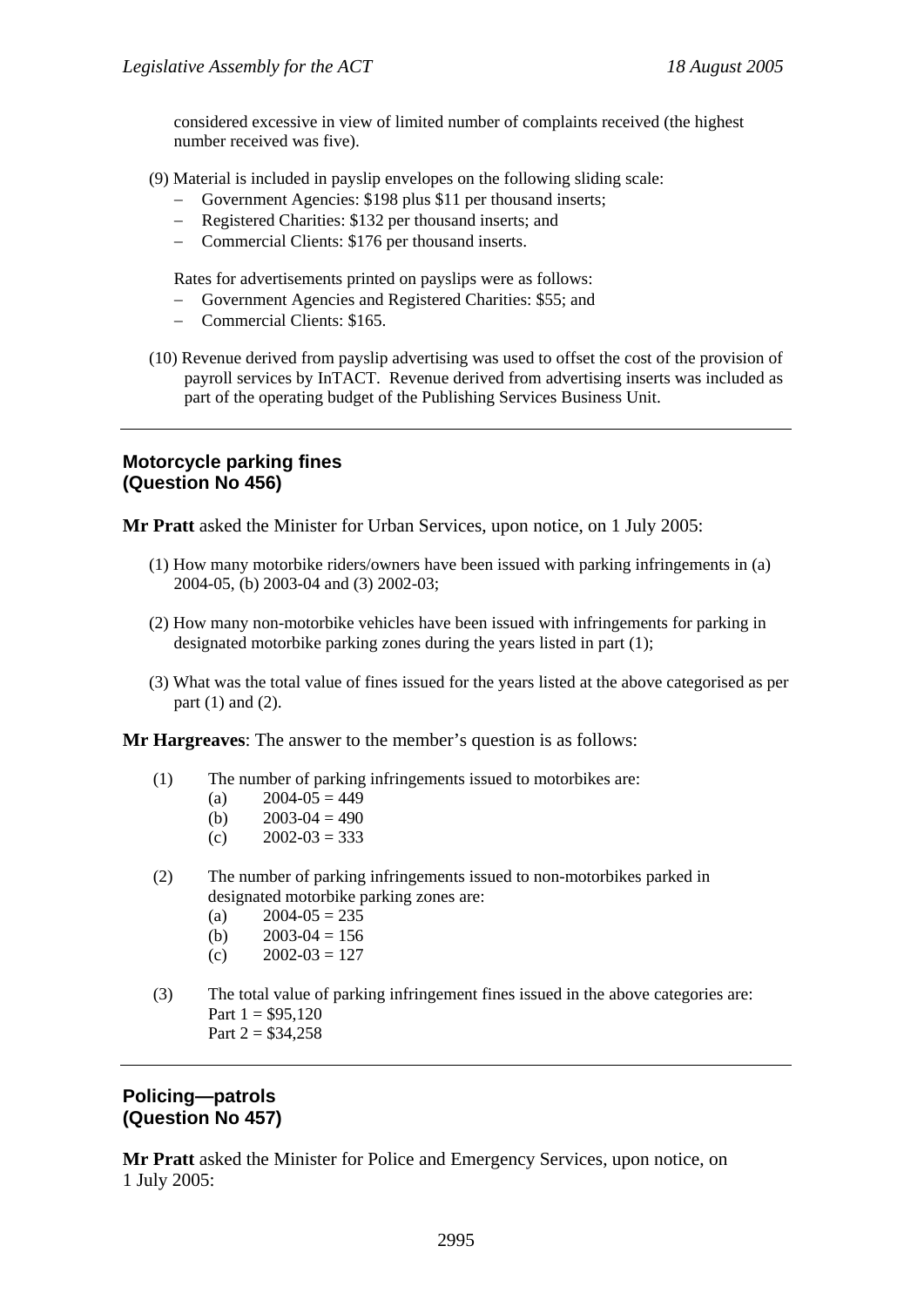considered excessive in view of limited number of complaints received (the highest number received was five).

(9) Material is included in payslip envelopes on the following sliding scale:

- Government Agencies: $198 plus $11 per thousand inserts;
- Registered Charities: $132 per thousand inserts; and
- Commercial Clients: $176 per thousand inserts.

Rates for advertisements printed on payslips were as follows:

- Government Agencies and Registered Charities: $55; and
- Commercial Clients: $165.

(10) Revenue derived from payslip advertising was used to offset the cost of the provision of payroll services by InTACT. Revenue derived from advertising inserts was included as part of the operating budget of the Publishing Services Business Unit.

---

## Motorcycle parking fines (Question No 456)

**Mr Pratt** asked the Minister for Urban Services, upon notice, on 1 July 2005:

(1) How many motorbike riders/owners have been issued with parking infringements in (a) 2004-05, (b) 2003-04 and (3) 2002-03;

(2) How many non-motorbike vehicles have been issued with infringements for parking in designated motorbike parking zones during the years listed in part (1);

(3) What was the total value of fines issued for the years listed at the above categorised as per part (1) and (2).

**Mr Hargreaves**: The answer to the member's question is as follows:

(1) The number of parking infringements issued to motorbikes are:
 (a) 2004-05 = 449
 (b) 2003-04 = 490
 (c) 2002-03 = 333

(2) The number of parking infringements issued to non-motorbikes parked in designated motorbike parking zones are:
 (a) 2004-05 = 235
 (b) 2003-04 = 156
 (c) 2002-03 = 127

(3) The total value of parking infringement fines issued in the above categories are:
 Part 1 = $95,120
 Part 2 = $34,258

---

## Policing—patrols (Question No 457)

**Mr Pratt** asked the Minister for Police and Emergency Services, upon notice, on 1 July 2005: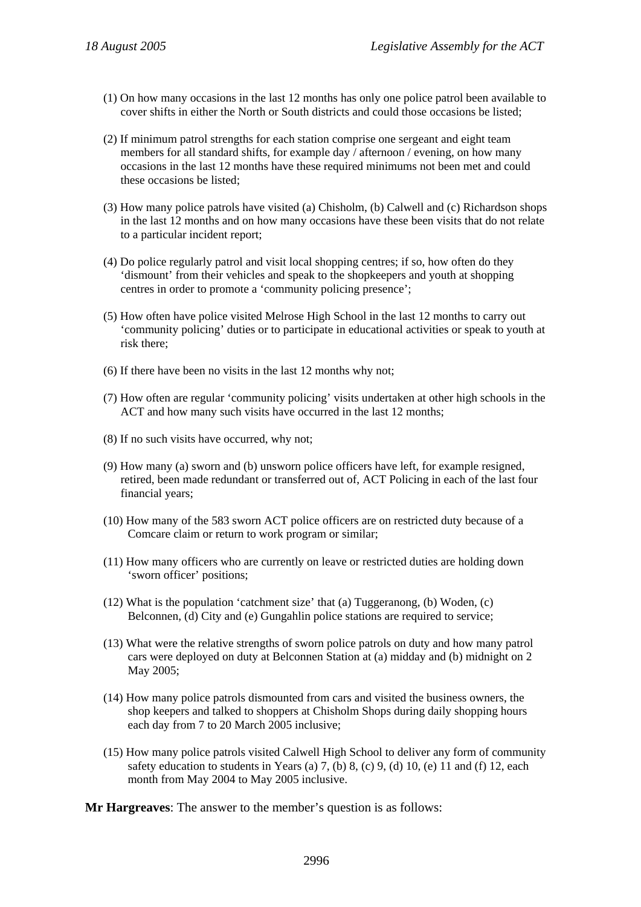(1) On how many occasions in the last 12 months has only one police patrol been available to cover shifts in either the North or South districts and could those occasions be listed;

(2) If minimum patrol strengths for each station comprise one sergeant and eight team members for all standard shifts, for example day / afternoon / evening, on how many occasions in the last 12 months have these required minimums not been met and could these occasions be listed;

(3) How many police patrols have visited (a) Chisholm, (b) Calwell and (c) Richardson shops in the last 12 months and on how many occasions have these been visits that do not relate to a particular incident report;

(4) Do police regularly patrol and visit local shopping centres; if so, how often do they 'dismount' from their vehicles and speak to the shopkeepers and youth at shopping centres in order to promote a 'community policing presence';

(5) How often have police visited Melrose High School in the last 12 months to carry out 'community policing' duties or to participate in educational activities or speak to youth at risk there;

(6) If there have been no visits in the last 12 months why not;

(7) How often are regular 'community policing' visits undertaken at other high schools in the ACT and how many such visits have occurred in the last 12 months;

(8) If no such visits have occurred, why not;

(9) How many (a) sworn and (b) unsworn police officers have left, for example resigned, retired, been made redundant or transferred out of, ACT Policing in each of the last four financial years;

(10) How many of the 583 sworn ACT police officers are on restricted duty because of a Comcare claim or return to work program or similar;

(11) How many officers who are currently on leave or restricted duties are holding down 'sworn officer' positions;

(12) What is the population 'catchment size' that (a) Tuggeranong, (b) Woden, (c) Belconnen, (d) City and (e) Gungahlin police stations are required to service;

(13) What were the relative strengths of sworn police patrols on duty and how many patrol cars were deployed on duty at Belconnen Station at (a) midday and (b) midnight on 2 May 2005;

(14) How many police patrols dismounted from cars and visited the business owners, the shop keepers and talked to shoppers at Chisholm Shops during daily shopping hours each day from 7 to 20 March 2005 inclusive;

(15) How many police patrols visited Calwell High School to deliver any form of community safety education to students in Years (a) 7, (b) 8, (c) 9, (d) 10, (e) 11 and (f) 12, each month from May 2004 to May 2005 inclusive.

**Mr Hargreaves**: The answer to the member's question is as follows: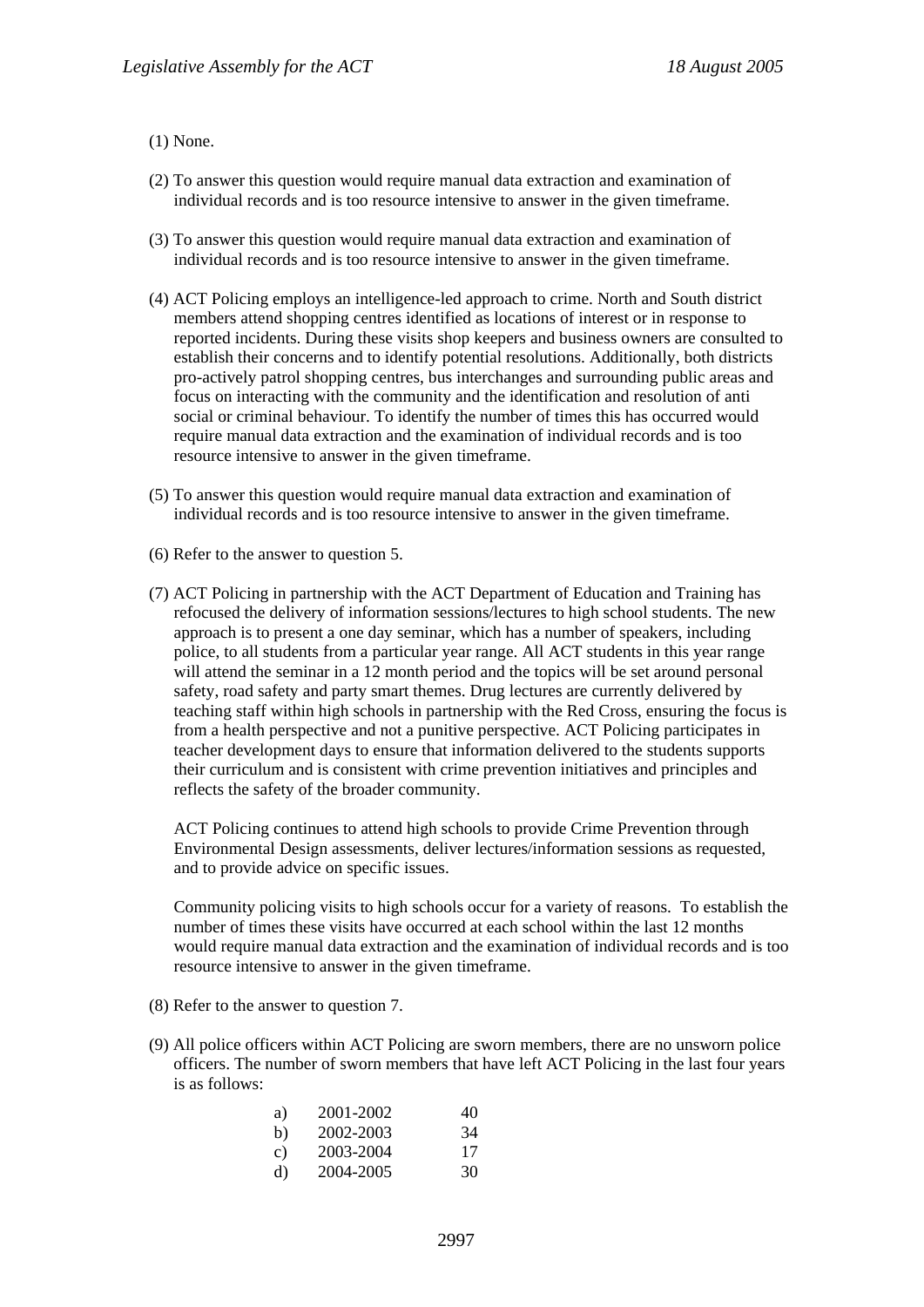(1) None.

(2) To answer this question would require manual data extraction and examination of individual records and is too resource intensive to answer in the given timeframe.

(3) To answer this question would require manual data extraction and examination of individual records and is too resource intensive to answer in the given timeframe.

(4) ACT Policing employs an intelligence-led approach to crime. North and South district members attend shopping centres identified as locations of interest or in response to reported incidents. During these visits shop keepers and business owners are consulted to establish their concerns and to identify potential resolutions. Additionally, both districts pro-actively patrol shopping centres, bus interchanges and surrounding public areas and focus on interacting with the community and the identification and resolution of anti social or criminal behaviour. To identify the number of times this has occurred would require manual data extraction and the examination of individual records and is too resource intensive to answer in the given timeframe.

(5) To answer this question would require manual data extraction and examination of individual records and is too resource intensive to answer in the given timeframe.

(6) Refer to the answer to question 5.

(7) ACT Policing in partnership with the ACT Department of Education and Training has refocused the delivery of information sessions/lectures to high school students. The new approach is to present a one day seminar, which has a number of speakers, including police, to all students from a particular year range. All ACT students in this year range will attend the seminar in a 12 month period and the topics will be set around personal safety, road safety and party smart themes. Drug lectures are currently delivered by teaching staff within high schools in partnership with the Red Cross, ensuring the focus is from a health perspective and not a punitive perspective. ACT Policing participates in teacher development days to ensure that information delivered to the students supports their curriculum and is consistent with crime prevention initiatives and principles and reflects the safety of the broader community.

ACT Policing continues to attend high schools to provide Crime Prevention through Environmental Design assessments, deliver lectures/information sessions as requested, and to provide advice on specific issues.

Community policing visits to high schools occur for a variety of reasons. To establish the number of times these visits have occurred at each school within the last 12 months would require manual data extraction and the examination of individual records and is too resource intensive to answer in the given timeframe.

(8) Refer to the answer to question 7.

(9) All police officers within ACT Policing are sworn members, there are no unsworn police officers. The number of sworn members that have left ACT Policing in the last four years is as follows:

| | | |
|---|---|---|
| a) | 2001-2002 | 40 |
| b) | 2002-2003 | 34 |
| c) | 2003-2004 | 17 |
| d) | 2004-2005 | 30 |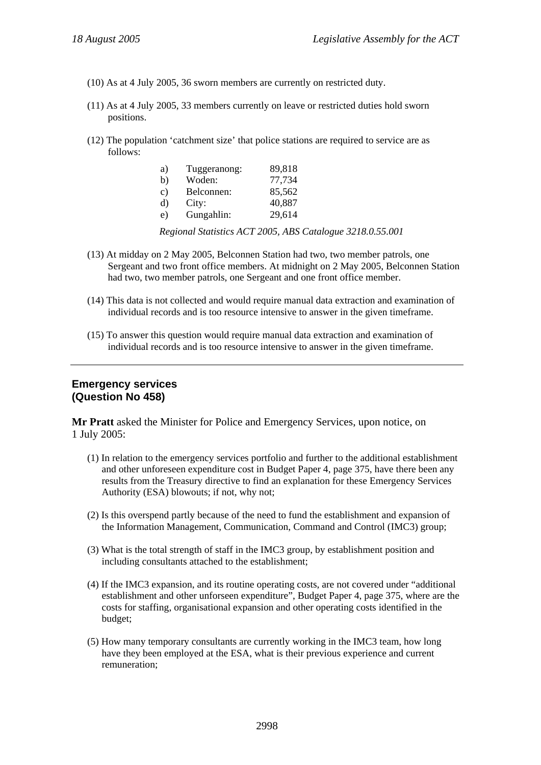(10) As at 4 July 2005, 36 sworn members are currently on restricted duty.

(11) As at 4 July 2005, 33 members currently on leave or restricted duties hold sworn positions.

(12) The population 'catchment size' that police stations are required to service are as follows:

| | | |
|---|---|---|
| a) | Tuggeranong: | 89,818 |
| b) | Woden: | 77,734 |
| c) | Belconnen: | 85,562 |
| d) | City: | 40,887 |
| e) | Gungahlin: | 29,614 |

*Regional Statistics ACT 2005, ABS Catalogue 3218.0.55.001*

(13) At midday on 2 May 2005, Belconnen Station had two, two member patrols, one Sergeant and two front office members. At midnight on 2 May 2005, Belconnen Station had two, two member patrols, one Sergeant and one front office member.

(14) This data is not collected and would require manual data extraction and examination of individual records and is too resource intensive to answer in the given timeframe.

(15) To answer this question would require manual data extraction and examination of individual records and is too resource intensive to answer in the given timeframe.

---

## Emergency services (Question No 458)

**Mr Pratt** asked the Minister for Police and Emergency Services, upon notice, on 1 July 2005:

(1) In relation to the emergency services portfolio and further to the additional establishment and other unforeseen expenditure cost in Budget Paper 4, page 375, have there been any results from the Treasury directive to find an explanation for these Emergency Services Authority (ESA) blowouts; if not, why not;

(2) Is this overspend partly because of the need to fund the establishment and expansion of the Information Management, Communication, Command and Control (IMC3) group;

(3) What is the total strength of staff in the IMC3 group, by establishment position and including consultants attached to the establishment;

(4) If the IMC3 expansion, and its routine operating costs, are not covered under "additional establishment and other unforseen expenditure", Budget Paper 4, page 375, where are the costs for staffing, organisational expansion and other operating costs identified in the budget;

(5) How many temporary consultants are currently working in the IMC3 team, how long have they been employed at the ESA, what is their previous experience and current remuneration;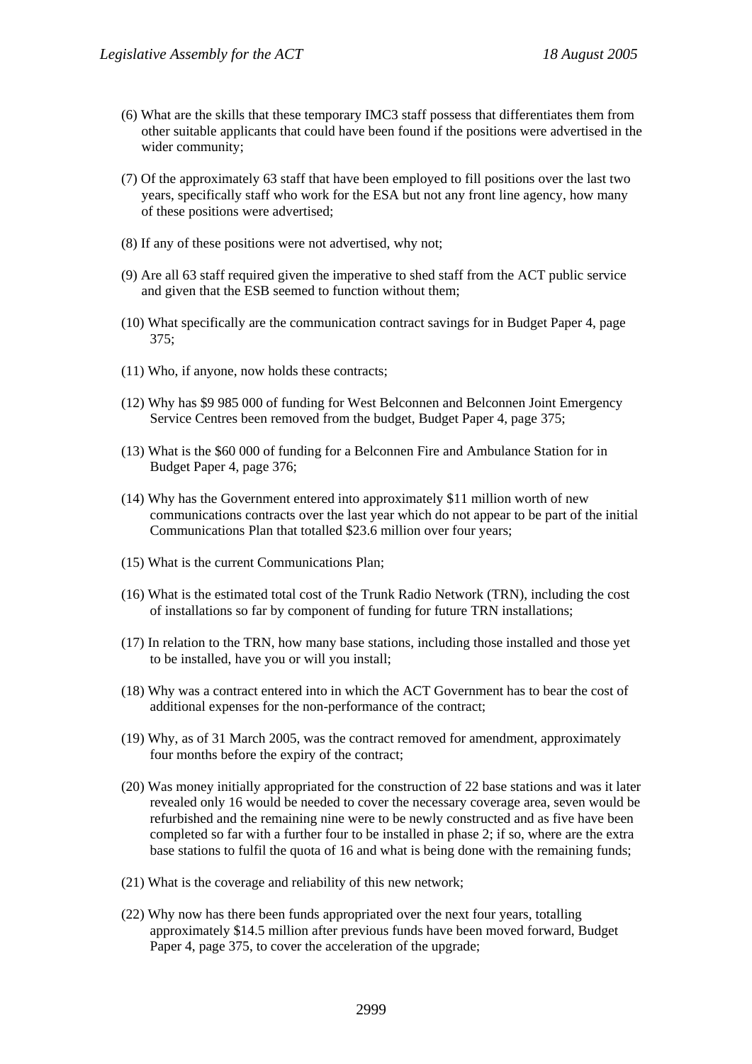(6) What are the skills that these temporary IMC3 staff possess that differentiates them from other suitable applicants that could have been found if the positions were advertised in the wider community;

(7) Of the approximately 63 staff that have been employed to fill positions over the last two years, specifically staff who work for the ESA but not any front line agency, how many of these positions were advertised;

(8) If any of these positions were not advertised, why not;

(9) Are all 63 staff required given the imperative to shed staff from the ACT public service and given that the ESB seemed to function without them;

(10) What specifically are the communication contract savings for in Budget Paper 4, page 375;

(11) Who, if anyone, now holds these contracts;

(12) Why has $9 985 000 of funding for West Belconnen and Belconnen Joint Emergency Service Centres been removed from the budget, Budget Paper 4, page 375;

(13) What is the $60 000 of funding for a Belconnen Fire and Ambulance Station for in Budget Paper 4, page 376;

(14) Why has the Government entered into approximately $11 million worth of new communications contracts over the last year which do not appear to be part of the initial Communications Plan that totalled $23.6 million over four years;

(15) What is the current Communications Plan;

(16) What is the estimated total cost of the Trunk Radio Network (TRN), including the cost of installations so far by component of funding for future TRN installations;

(17) In relation to the TRN, how many base stations, including those installed and those yet to be installed, have you or will you install;

(18) Why was a contract entered into in which the ACT Government has to bear the cost of additional expenses for the non-performance of the contract;

(19) Why, as of 31 March 2005, was the contract removed for amendment, approximately four months before the expiry of the contract;

(20) Was money initially appropriated for the construction of 22 base stations and was it later revealed only 16 would be needed to cover the necessary coverage area, seven would be refurbished and the remaining nine were to be newly constructed and as five have been completed so far with a further four to be installed in phase 2; if so, where are the extra base stations to fulfil the quota of 16 and what is being done with the remaining funds;

(21) What is the coverage and reliability of this new network;

(22) Why now has there been funds appropriated over the next four years, totalling approximately $14.5 million after previous funds have been moved forward, Budget Paper 4, page 375, to cover the acceleration of the upgrade;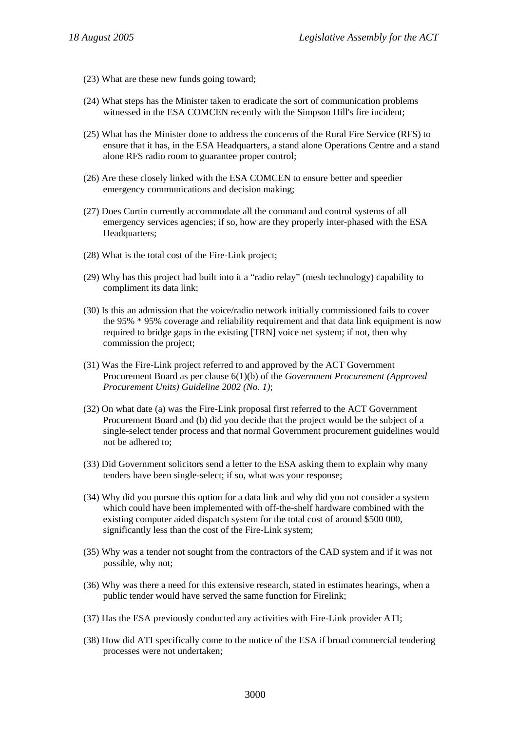(23) What are these new funds going toward;

(24) What steps has the Minister taken to eradicate the sort of communication problems witnessed in the ESA COMCEN recently with the Simpson Hill's fire incident;

(25) What has the Minister done to address the concerns of the Rural Fire Service (RFS) to ensure that it has, in the ESA Headquarters, a stand alone Operations Centre and a stand alone RFS radio room to guarantee proper control;

(26) Are these closely linked with the ESA COMCEN to ensure better and speedier emergency communications and decision making;

(27) Does Curtin currently accommodate all the command and control systems of all emergency services agencies; if so, how are they properly inter-phased with the ESA Headquarters;

(28) What is the total cost of the Fire-Link project;

(29) Why has this project had built into it a "radio relay" (mesh technology) capability to compliment its data link;

(30) Is this an admission that the voice/radio network initially commissioned fails to cover the 95% * 95% coverage and reliability requirement and that data link equipment is now required to bridge gaps in the existing [TRN] voice net system; if not, then why commission the project;

(31) Was the Fire-Link project referred to and approved by the ACT Government Procurement Board as per clause 6(1)(b) of the *Government Procurement (Approved Procurement Units) Guideline 2002 (No. 1)*;

(32) On what date (a) was the Fire-Link proposal first referred to the ACT Government Procurement Board and (b) did you decide that the project would be the subject of a single-select tender process and that normal Government procurement guidelines would not be adhered to;

(33) Did Government solicitors send a letter to the ESA asking them to explain why many tenders have been single-select; if so, what was your response;

(34) Why did you pursue this option for a data link and why did you not consider a system which could have been implemented with off-the-shelf hardware combined with the existing computer aided dispatch system for the total cost of around $500 000, significantly less than the cost of the Fire-Link system;

(35) Why was a tender not sought from the contractors of the CAD system and if it was not possible, why not;

(36) Why was there a need for this extensive research, stated in estimates hearings, when a public tender would have served the same function for Firelink;

(37) Has the ESA previously conducted any activities with Fire-Link provider ATI;

(38) How did ATI specifically come to the notice of the ESA if broad commercial tendering processes were not undertaken;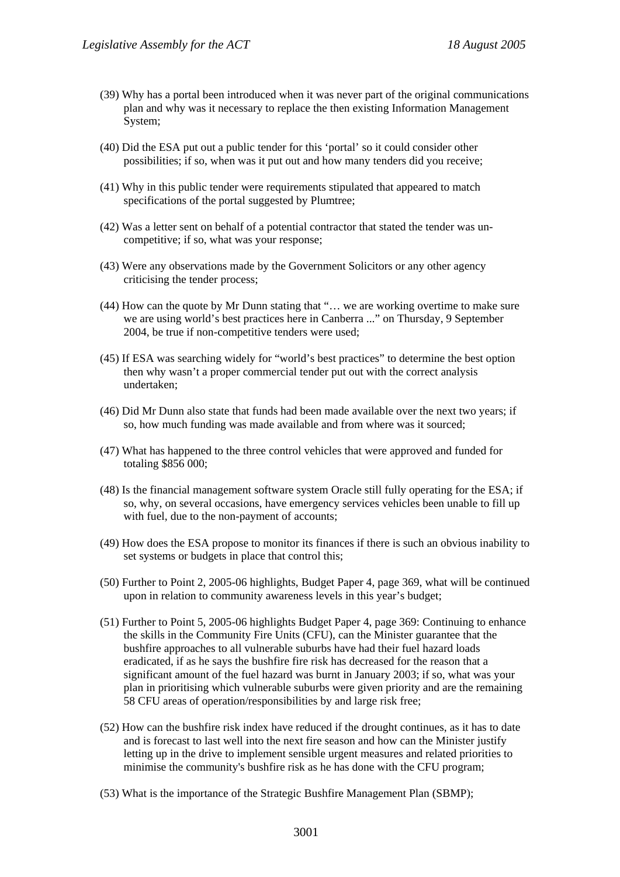(39) Why has a portal been introduced when it was never part of the original communications plan and why was it necessary to replace the then existing Information Management System;

(40) Did the ESA put out a public tender for this 'portal' so it could consider other possibilities; if so, when was it put out and how many tenders did you receive;

(41) Why in this public tender were requirements stipulated that appeared to match specifications of the portal suggested by Plumtree;

(42) Was a letter sent on behalf of a potential contractor that stated the tender was un-competitive; if so, what was your response;

(43) Were any observations made by the Government Solicitors or any other agency criticising the tender process;

(44) How can the quote by Mr Dunn stating that "… we are working overtime to make sure we are using world's best practices here in Canberra ..." on Thursday, 9 September 2004, be true if non-competitive tenders were used;

(45) If ESA was searching widely for "world's best practices" to determine the best option then why wasn't a proper commercial tender put out with the correct analysis undertaken;

(46) Did Mr Dunn also state that funds had been made available over the next two years; if so, how much funding was made available and from where was it sourced;

(47) What has happened to the three control vehicles that were approved and funded for totaling $856 000;

(48) Is the financial management software system Oracle still fully operating for the ESA; if so, why, on several occasions, have emergency services vehicles been unable to fill up with fuel, due to the non-payment of accounts;

(49) How does the ESA propose to monitor its finances if there is such an obvious inability to set systems or budgets in place that control this;

(50) Further to Point 2, 2005-06 highlights, Budget Paper 4, page 369, what will be continued upon in relation to community awareness levels in this year's budget;

(51) Further to Point 5, 2005-06 highlights Budget Paper 4, page 369: Continuing to enhance the skills in the Community Fire Units (CFU), can the Minister guarantee that the bushfire approaches to all vulnerable suburbs have had their fuel hazard loads eradicated, if as he says the bushfire fire risk has decreased for the reason that a significant amount of the fuel hazard was burnt in January 2003; if so, what was your plan in prioritising which vulnerable suburbs were given priority and are the remaining 58 CFU areas of operation/responsibilities by and large risk free;

(52) How can the bushfire risk index have reduced if the drought continues, as it has to date and is forecast to last well into the next fire season and how can the Minister justify letting up in the drive to implement sensible urgent measures and related priorities to minimise the community's bushfire risk as he has done with the CFU program;

(53) What is the importance of the Strategic Bushfire Management Plan (SBMP);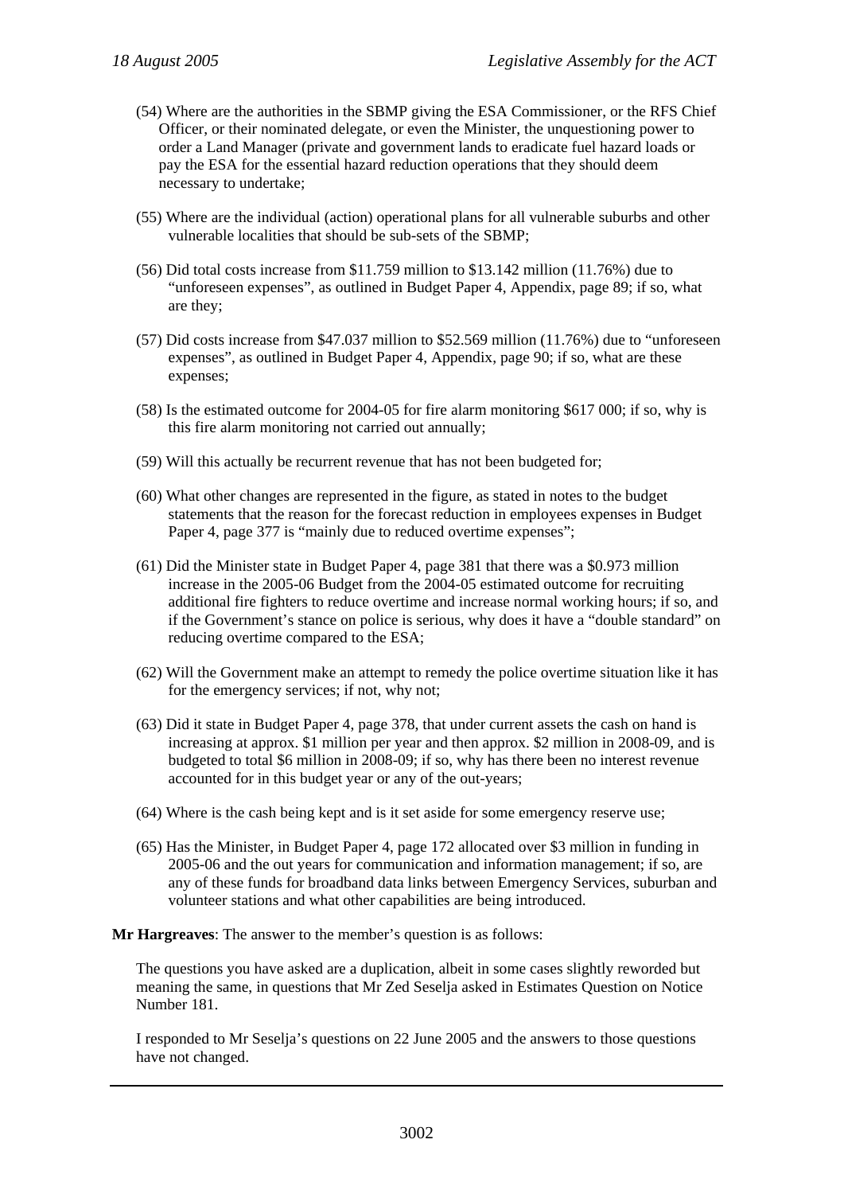(54) Where are the authorities in the SBMP giving the ESA Commissioner, or the RFS Chief Officer, or their nominated delegate, or even the Minister, the unquestioning power to order a Land Manager (private and government lands to eradicate fuel hazard loads or pay the ESA for the essential hazard reduction operations that they should deem necessary to undertake;

(55) Where are the individual (action) operational plans for all vulnerable suburbs and other vulnerable localities that should be sub-sets of the SBMP;

(56) Did total costs increase from $11.759 million to $13.142 million (11.76%) due to "unforeseen expenses", as outlined in Budget Paper 4, Appendix, page 89; if so, what are they;

(57) Did costs increase from $47.037 million to $52.569 million (11.76%) due to "unforeseen expenses", as outlined in Budget Paper 4, Appendix, page 90; if so, what are these expenses;

(58) Is the estimated outcome for 2004-05 for fire alarm monitoring $617 000; if so, why is this fire alarm monitoring not carried out annually;

(59) Will this actually be recurrent revenue that has not been budgeted for;

(60) What other changes are represented in the figure, as stated in notes to the budget statements that the reason for the forecast reduction in employees expenses in Budget Paper 4, page 377 is "mainly due to reduced overtime expenses";

(61) Did the Minister state in Budget Paper 4, page 381 that there was a $0.973 million increase in the 2005-06 Budget from the 2004-05 estimated outcome for recruiting additional fire fighters to reduce overtime and increase normal working hours; if so, and if the Government's stance on police is serious, why does it have a "double standard" on reducing overtime compared to the ESA;

(62) Will the Government make an attempt to remedy the police overtime situation like it has for the emergency services; if not, why not;

(63) Did it state in Budget Paper 4, page 378, that under current assets the cash on hand is increasing at approx. $1 million per year and then approx. $2 million in 2008-09, and is budgeted to total $6 million in 2008-09; if so, why has there been no interest revenue accounted for in this budget year or any of the out-years;

(64) Where is the cash being kept and is it set aside for some emergency reserve use;

(65) Has the Minister, in Budget Paper 4, page 172 allocated over $3 million in funding in 2005-06 and the out years for communication and information management; if so, are any of these funds for broadband data links between Emergency Services, suburban and volunteer stations and what other capabilities are being introduced.

**Mr Hargreaves**: The answer to the member's question is as follows:

The questions you have asked are a duplication, albeit in some cases slightly reworded but meaning the same, in questions that Mr Zed Seselja asked in Estimates Question on Notice Number 181.

I responded to Mr Seselja's questions on 22 June 2005 and the answers to those questions have not changed.